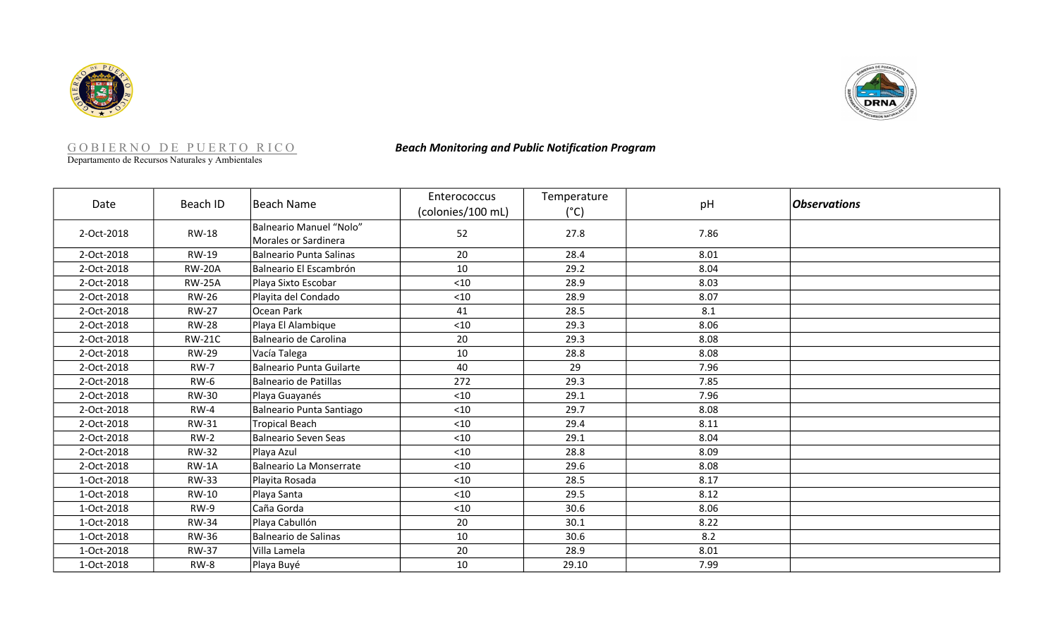GOBIERNO DE PUERTO RICO
Departamento de Recursos Naturales y Ambientales

***Beach Monitoring and Public Notification Program***

| Date | Beach ID | Beach Name | Enterococcus (colonies/100 mL) | Temperature (°C) | pH | ***Observations*** |
|---|---|---|---|---|---|---|
| 2-Oct-2018 | RW-18 | Balneario Manuel "Nolo" Morales or Sardinera | 52 | 27.8 | 7.86 | |
| 2-Oct-2018 | RW-19 | Balneario Punta Salinas | 20 | 28.4 | 8.01 | |
| 2-Oct-2018 | RW-20A | Balneario El Escambrón | 10 | 29.2 | 8.04 | |
| 2-Oct-2018 | RW-25A | Playa Sixto Escobar | <10 | 28.9 | 8.03 | |
| 2-Oct-2018 | RW-26 | Playita del Condado | <10 | 28.9 | 8.07 | |
| 2-Oct-2018 | RW-27 | Ocean Park | 41 | 28.5 | 8.1 | |
| 2-Oct-2018 | RW-28 | Playa El Alambique | <10 | 29.3 | 8.06 | |
| 2-Oct-2018 | RW-21C | Balneario de Carolina | 20 | 29.3 | 8.08 | |
| 2-Oct-2018 | RW-29 | Vacía Talega | 10 | 28.8 | 8.08 | |
| 2-Oct-2018 | RW-7 | Balneario Punta Guilarte | 40 | 29 | 7.96 | |
| 2-Oct-2018 | RW-6 | Balneario de Patillas | 272 | 29.3 | 7.85 | |
| 2-Oct-2018 | RW-30 | Playa Guayanés | <10 | 29.1 | 7.96 | |
| 2-Oct-2018 | RW-4 | Balneario Punta Santiago | <10 | 29.7 | 8.08 | |
| 2-Oct-2018 | RW-31 | Tropical Beach | <10 | 29.4 | 8.11 | |
| 2-Oct-2018 | RW-2 | Balneario Seven Seas | <10 | 29.1 | 8.04 | |
| 2-Oct-2018 | RW-32 | Playa Azul | <10 | 28.8 | 8.09 | |
| 2-Oct-2018 | RW-1A | Balneario La Monserrate | <10 | 29.6 | 8.08 | |
| 1-Oct-2018 | RW-33 | Playita Rosada | <10 | 28.5 | 8.17 | |
| 1-Oct-2018 | RW-10 | Playa Santa | <10 | 29.5 | 8.12 | |
| 1-Oct-2018 | RW-9 | Caña Gorda | <10 | 30.6 | 8.06 | |
| 1-Oct-2018 | RW-34 | Playa Cabullón | 20 | 30.1 | 8.22 | |
| 1-Oct-2018 | RW-36 | Balneario de Salinas | 10 | 30.6 | 8.2 | |
| 1-Oct-2018 | RW-37 | Villa Lamela | 20 | 28.9 | 8.01 | |
| 1-Oct-2018 | RW-8 | Playa Buyé | 10 | 29.10 | 7.99 | |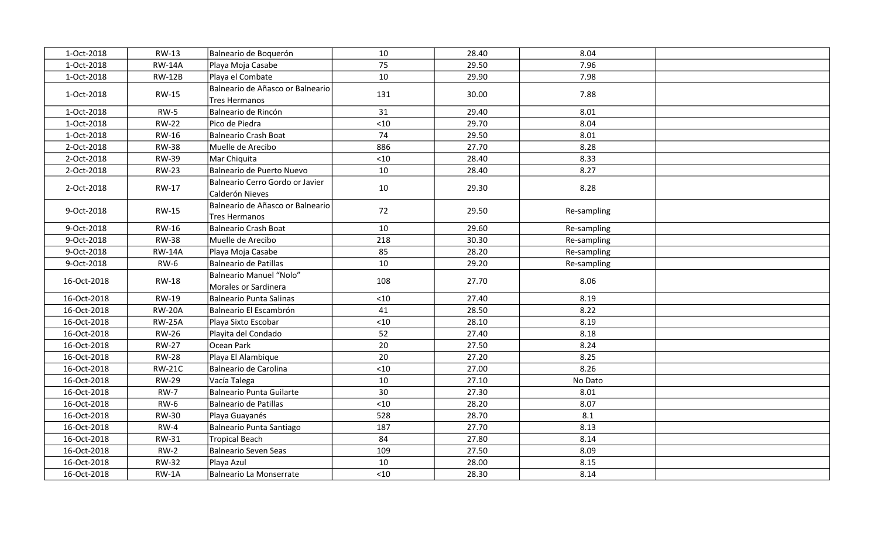| | | | | | | |
|---|---|---|---|---|---|---|
| 1-Oct-2018 | RW-13 | Balneario de Boquerón | 10 | 28.40 | 8.04 | |
| 1-Oct-2018 | RW-14A | Playa Moja Casabe | 75 | 29.50 | 7.96 | |
| 1-Oct-2018 | RW-12B | Playa el Combate | 10 | 29.90 | 7.98 | |
| 1-Oct-2018 | RW-15 | Balneario de Añasco or Balneario Tres Hermanos | 131 | 30.00 | 7.88 | |
| 1-Oct-2018 | RW-5 | Balneario de Rincón | 31 | 29.40 | 8.01 | |
| 1-Oct-2018 | RW-22 | Pico de Piedra | <10 | 29.70 | 8.04 | |
| 1-Oct-2018 | RW-16 | Balneario Crash Boat | 74 | 29.50 | 8.01 | |
| 2-Oct-2018 | RW-38 | Muelle de Arecibo | 886 | 27.70 | 8.28 | |
| 2-Oct-2018 | RW-39 | Mar Chiquita | <10 | 28.40 | 8.33 | |
| 2-Oct-2018 | RW-23 | Balneario de Puerto Nuevo | 10 | 28.40 | 8.27 | |
| 2-Oct-2018 | RW-17 | Balneario Cerro Gordo or Javier Calderón Nieves | 10 | 29.30 | 8.28 | |
| 9-Oct-2018 | RW-15 | Balneario de Añasco or Balneario Tres Hermanos | 72 | 29.50 | Re-sampling | |
| 9-Oct-2018 | RW-16 | Balneario Crash Boat | 10 | 29.60 | Re-sampling | |
| 9-Oct-2018 | RW-38 | Muelle de Arecibo | 218 | 30.30 | Re-sampling | |
| 9-Oct-2018 | RW-14A | Playa Moja Casabe | 85 | 28.20 | Re-sampling | |
| 9-Oct-2018 | RW-6 | Balneario de Patillas | 10 | 29.20 | Re-sampling | |
| 16-Oct-2018 | RW-18 | Balneario Manuel "Nolo" Morales or Sardinera | 108 | 27.70 | 8.06 | |
| 16-Oct-2018 | RW-19 | Balneario Punta Salinas | <10 | 27.40 | 8.19 | |
| 16-Oct-2018 | RW-20A | Balneario El Escambrón | 41 | 28.50 | 8.22 | |
| 16-Oct-2018 | RW-25A | Playa Sixto Escobar | <10 | 28.10 | 8.19 | |
| 16-Oct-2018 | RW-26 | Playita del Condado | 52 | 27.40 | 8.18 | |
| 16-Oct-2018 | RW-27 | Ocean Park | 20 | 27.50 | 8.24 | |
| 16-Oct-2018 | RW-28 | Playa El Alambique | 20 | 27.20 | 8.25 | |
| 16-Oct-2018 | RW-21C | Balneario de Carolina | <10 | 27.00 | 8.26 | |
| 16-Oct-2018 | RW-29 | Vacía Talega | 10 | 27.10 | No Dato | |
| 16-Oct-2018 | RW-7 | Balneario Punta Guilarte | 30 | 27.30 | 8.01 | |
| 16-Oct-2018 | RW-6 | Balneario de Patillas | <10 | 28.20 | 8.07 | |
| 16-Oct-2018 | RW-30 | Playa Guayanés | 528 | 28.70 | 8.1 | |
| 16-Oct-2018 | RW-4 | Balneario Punta Santiago | 187 | 27.70 | 8.13 | |
| 16-Oct-2018 | RW-31 | Tropical Beach | 84 | 27.80 | 8.14 | |
| 16-Oct-2018 | RW-2 | Balneario Seven Seas | 109 | 27.50 | 8.09 | |
| 16-Oct-2018 | RW-32 | Playa Azul | 10 | 28.00 | 8.15 | |
| 16-Oct-2018 | RW-1A | Balneario La Monserrate | <10 | 28.30 | 8.14 | |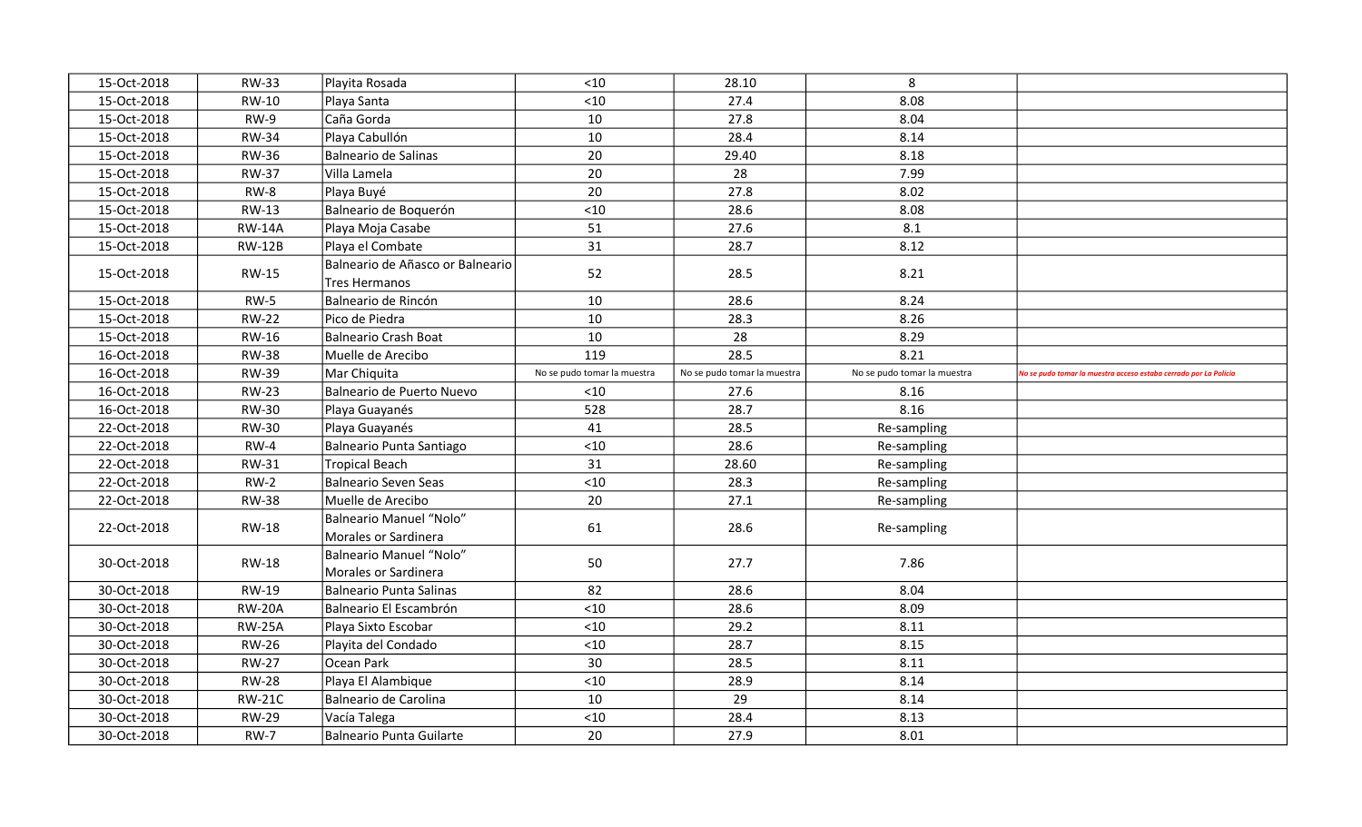|  |  |  |  |  |  |  |
|---|---|---|---|---|---|---|
| 15-Oct-2018 | RW-33 | Playita Rosada | <10 | 28.10 | 8 |  |
| 15-Oct-2018 | RW-10 | Playa Santa | <10 | 27.4 | 8.08 |  |
| 15-Oct-2018 | RW-9 | Caña Gorda | 10 | 27.8 | 8.04 |  |
| 15-Oct-2018 | RW-34 | Playa Cabullón | 10 | 28.4 | 8.14 |  |
| 15-Oct-2018 | RW-36 | Balneario de Salinas | 20 | 29.40 | 8.18 |  |
| 15-Oct-2018 | RW-37 | Villa Lamela | 20 | 28 | 7.99 |  |
| 15-Oct-2018 | RW-8 | Playa Buyé | 20 | 27.8 | 8.02 |  |
| 15-Oct-2018 | RW-13 | Balneario de Boquerón | <10 | 28.6 | 8.08 |  |
| 15-Oct-2018 | RW-14A | Playa Moja Casabe | 51 | 27.6 | 8.1 |  |
| 15-Oct-2018 | RW-12B | Playa el Combate | 31 | 28.7 | 8.12 |  |
| 15-Oct-2018 | RW-15 | Balneario de Añasco or Balneario Tres Hermanos | 52 | 28.5 | 8.21 |  |
| 15-Oct-2018 | RW-5 | Balneario de Rincón | 10 | 28.6 | 8.24 |  |
| 15-Oct-2018 | RW-22 | Pico de Piedra | 10 | 28.3 | 8.26 |  |
| 15-Oct-2018 | RW-16 | Balneario Crash Boat | 10 | 28 | 8.29 |  |
| 16-Oct-2018 | RW-38 | Muelle de Arecibo | 119 | 28.5 | 8.21 |  |
| 16-Oct-2018 | RW-39 | Mar Chiquita | No se pudo tomar la muestra | No se pudo tomar la muestra | No se pudo tomar la muestra | No se pudo tomar la muestra acceso estaba cerrado por La Policia |
| 16-Oct-2018 | RW-23 | Balneario de Puerto Nuevo | <10 | 27.6 | 8.16 |  |
| 16-Oct-2018 | RW-30 | Playa Guayanés | 528 | 28.7 | 8.16 |  |
| 22-Oct-2018 | RW-30 | Playa Guayanés | 41 | 28.5 | Re-sampling |  |
| 22-Oct-2018 | RW-4 | Balneario Punta Santiago | <10 | 28.6 | Re-sampling |  |
| 22-Oct-2018 | RW-31 | Tropical Beach | 31 | 28.60 | Re-sampling |  |
| 22-Oct-2018 | RW-2 | Balneario Seven Seas | <10 | 28.3 | Re-sampling |  |
| 22-Oct-2018 | RW-38 | Muelle de Arecibo | 20 | 27.1 | Re-sampling |  |
| 22-Oct-2018 | RW-18 | Balneario Manuel "Nolo" Morales or Sardinera | 61 | 28.6 | Re-sampling |  |
| 30-Oct-2018 | RW-18 | Balneario Manuel "Nolo" Morales or Sardinera | 50 | 27.7 | 7.86 |  |
| 30-Oct-2018 | RW-19 | Balneario Punta Salinas | 82 | 28.6 | 8.04 |  |
| 30-Oct-2018 | RW-20A | Balneario El Escambrón | <10 | 28.6 | 8.09 |  |
| 30-Oct-2018 | RW-25A | Playa Sixto Escobar | <10 | 29.2 | 8.11 |  |
| 30-Oct-2018 | RW-26 | Playita del Condado | <10 | 28.7 | 8.15 |  |
| 30-Oct-2018 | RW-27 | Ocean Park | 30 | 28.5 | 8.11 |  |
| 30-Oct-2018 | RW-28 | Playa El Alambique | <10 | 28.9 | 8.14 |  |
| 30-Oct-2018 | RW-21C | Balneario de Carolina | 10 | 29 | 8.14 |  |
| 30-Oct-2018 | RW-29 | Vacía Talega | <10 | 28.4 | 8.13 |  |
| 30-Oct-2018 | RW-7 | Balneario Punta Guilarte | 20 | 27.9 | 8.01 |  |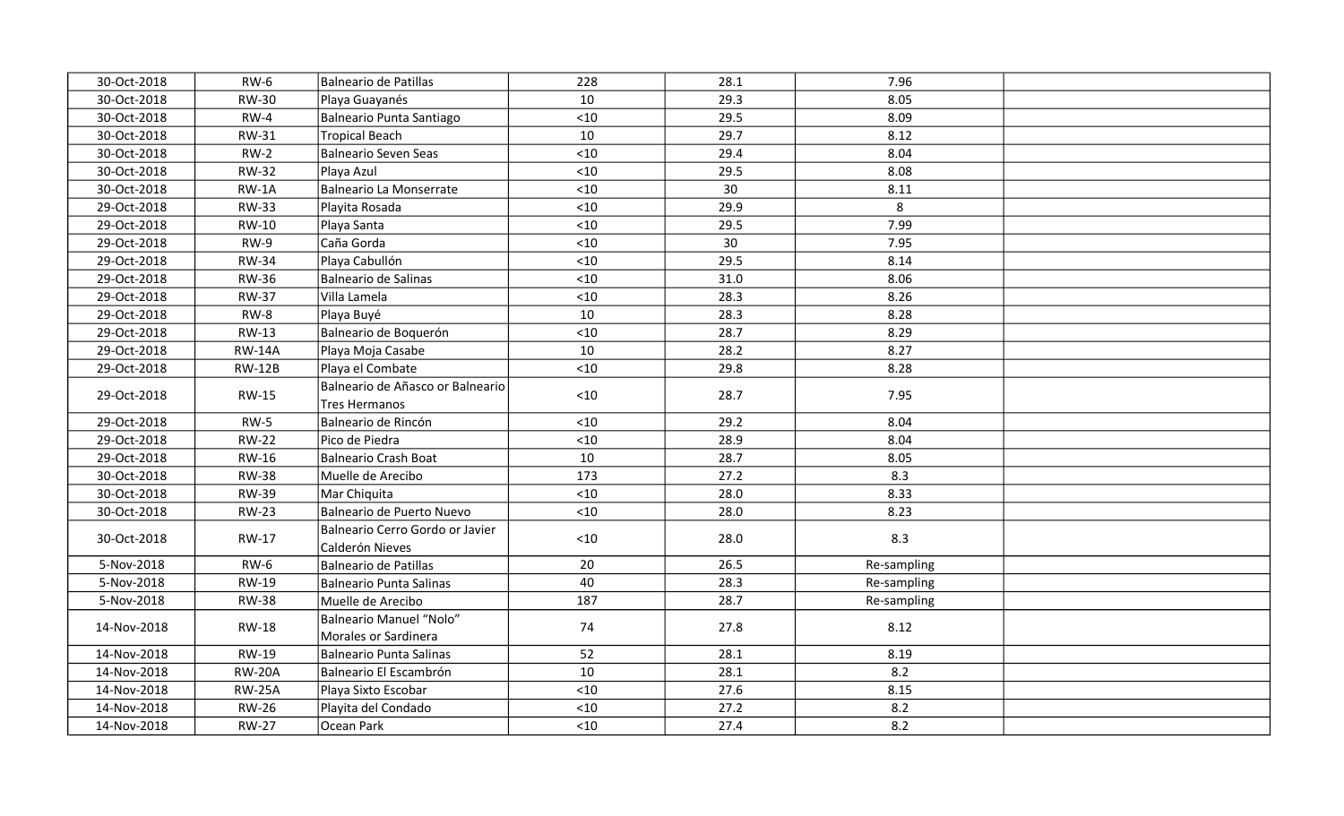| | | | | | | |
|---|---|---|---|---|---|---|
| 30-Oct-2018 | RW-6 | Balneario de Patillas | 228 | 28.1 | 7.96 | |
| 30-Oct-2018 | RW-30 | Playa Guayanés | 10 | 29.3 | 8.05 | |
| 30-Oct-2018 | RW-4 | Balneario Punta Santiago | <10 | 29.5 | 8.09 | |
| 30-Oct-2018 | RW-31 | Tropical Beach | 10 | 29.7 | 8.12 | |
| 30-Oct-2018 | RW-2 | Balneario Seven Seas | <10 | 29.4 | 8.04 | |
| 30-Oct-2018 | RW-32 | Playa Azul | <10 | 29.5 | 8.08 | |
| 30-Oct-2018 | RW-1A | Balneario La Monserrate | <10 | 30 | 8.11 | |
| 29-Oct-2018 | RW-33 | Playita Rosada | <10 | 29.9 | 8 | |
| 29-Oct-2018 | RW-10 | Playa Santa | <10 | 29.5 | 7.99 | |
| 29-Oct-2018 | RW-9 | Caña Gorda | <10 | 30 | 7.95 | |
| 29-Oct-2018 | RW-34 | Playa Cabullón | <10 | 29.5 | 8.14 | |
| 29-Oct-2018 | RW-36 | Balneario de Salinas | <10 | 31.0 | 8.06 | |
| 29-Oct-2018 | RW-37 | Villa Lamela | <10 | 28.3 | 8.26 | |
| 29-Oct-2018 | RW-8 | Playa Buyé | 10 | 28.3 | 8.28 | |
| 29-Oct-2018 | RW-13 | Balneario de Boquerón | <10 | 28.7 | 8.29 | |
| 29-Oct-2018 | RW-14A | Playa Moja Casabe | 10 | 28.2 | 8.27 | |
| 29-Oct-2018 | RW-12B | Playa el Combate | <10 | 29.8 | 8.28 | |
| 29-Oct-2018 | RW-15 | Balneario de Añasco or Balneario Tres Hermanos | <10 | 28.7 | 7.95 | |
| 29-Oct-2018 | RW-5 | Balneario de Rincón | <10 | 29.2 | 8.04 | |
| 29-Oct-2018 | RW-22 | Pico de Piedra | <10 | 28.9 | 8.04 | |
| 29-Oct-2018 | RW-16 | Balneario Crash Boat | 10 | 28.7 | 8.05 | |
| 30-Oct-2018 | RW-38 | Muelle de Arecibo | 173 | 27.2 | 8.3 | |
| 30-Oct-2018 | RW-39 | Mar Chiquita | <10 | 28.0 | 8.33 | |
| 30-Oct-2018 | RW-23 | Balneario de Puerto Nuevo | <10 | 28.0 | 8.23 | |
| 30-Oct-2018 | RW-17 | Balneario Cerro Gordo or Javier Calderón Nieves | <10 | 28.0 | 8.3 | |
| 5-Nov-2018 | RW-6 | Balneario de Patillas | 20 | 26.5 | Re-sampling | |
| 5-Nov-2018 | RW-19 | Balneario Punta Salinas | 40 | 28.3 | Re-sampling | |
| 5-Nov-2018 | RW-38 | Muelle de Arecibo | 187 | 28.7 | Re-sampling | |
| 14-Nov-2018 | RW-18 | Balneario Manuel “Nolo” Morales or Sardinera | 74 | 27.8 | 8.12 | |
| 14-Nov-2018 | RW-19 | Balneario Punta Salinas | 52 | 28.1 | 8.19 | |
| 14-Nov-2018 | RW-20A | Balneario El Escambrón | 10 | 28.1 | 8.2 | |
| 14-Nov-2018 | RW-25A | Playa Sixto Escobar | <10 | 27.6 | 8.15 | |
| 14-Nov-2018 | RW-26 | Playita del Condado | <10 | 27.2 | 8.2 | |
| 14-Nov-2018 | RW-27 | Ocean Park | <10 | 27.4 | 8.2 | |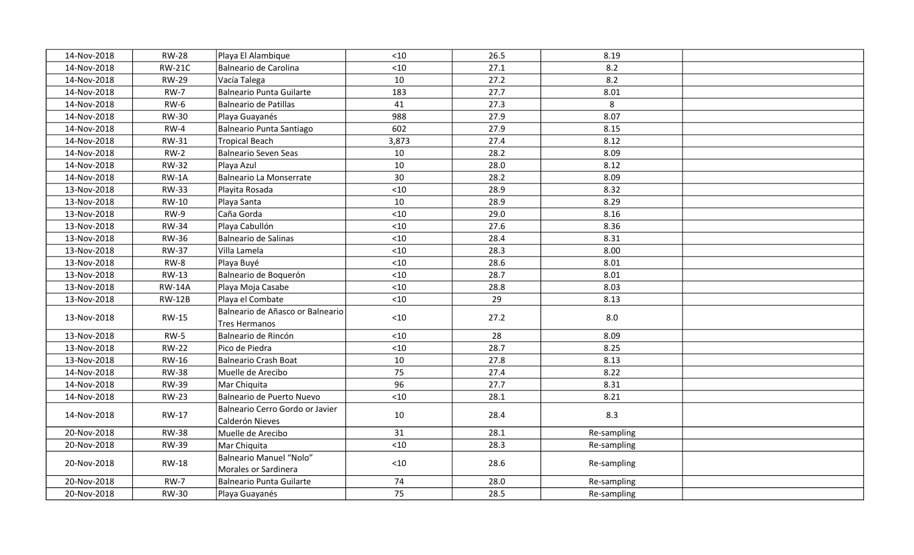| | | | | | | |
|---|---|---|---|---|---|---|
| 14-Nov-2018 | RW-28 | Playa El Alambique | <10 | 26.5 | 8.19 | |
| 14-Nov-2018 | RW-21C | Balneario de Carolina | <10 | 27.1 | 8.2 | |
| 14-Nov-2018 | RW-29 | Vacía Talega | 10 | 27.2 | 8.2 | |
| 14-Nov-2018 | RW-7 | Balneario Punta Guilarte | 183 | 27.7 | 8.01 | |
| 14-Nov-2018 | RW-6 | Balneario de Patillas | 41 | 27.3 | 8 | |
| 14-Nov-2018 | RW-30 | Playa Guayanés | 988 | 27.9 | 8.07 | |
| 14-Nov-2018 | RW-4 | Balneario Punta Santiago | 602 | 27.9 | 8.15 | |
| 14-Nov-2018 | RW-31 | Tropical Beach | 3,873 | 27.4 | 8.12 | |
| 14-Nov-2018 | RW-2 | Balneario Seven Seas | 10 | 28.2 | 8.09 | |
| 14-Nov-2018 | RW-32 | Playa Azul | 10 | 28.0 | 8.12 | |
| 14-Nov-2018 | RW-1A | Balneario La Monserrate | 30 | 28.2 | 8.09 | |
| 13-Nov-2018 | RW-33 | Playita Rosada | <10 | 28.9 | 8.32 | |
| 13-Nov-2018 | RW-10 | Playa Santa | 10 | 28.9 | 8.29 | |
| 13-Nov-2018 | RW-9 | Caña Gorda | <10 | 29.0 | 8.16 | |
| 13-Nov-2018 | RW-34 | Playa Cabullón | <10 | 27.6 | 8.36 | |
| 13-Nov-2018 | RW-36 | Balneario de Salinas | <10 | 28.4 | 8.31 | |
| 13-Nov-2018 | RW-37 | Villa Lamela | <10 | 28.3 | 8.00 | |
| 13-Nov-2018 | RW-8 | Playa Buyé | <10 | 28.6 | 8.01 | |
| 13-Nov-2018 | RW-13 | Balneario de Boquerón | <10 | 28.7 | 8.01 | |
| 13-Nov-2018 | RW-14A | Playa Moja Casabe | <10 | 28.8 | 8.03 | |
| 13-Nov-2018 | RW-12B | Playa el Combate | <10 | 29 | 8.13 | |
| 13-Nov-2018 | RW-15 | Balneario de Añasco or Balneario Tres Hermanos | <10 | 27.2 | 8.0 | |
| 13-Nov-2018 | RW-5 | Balneario de Rincón | <10 | 28 | 8.09 | |
| 13-Nov-2018 | RW-22 | Pico de Piedra | <10 | 28.7 | 8.25 | |
| 13-Nov-2018 | RW-16 | Balneario Crash Boat | 10 | 27.8 | 8.13 | |
| 14-Nov-2018 | RW-38 | Muelle de Arecibo | 75 | 27.4 | 8.22 | |
| 14-Nov-2018 | RW-39 | Mar Chiquita | 96 | 27.7 | 8.31 | |
| 14-Nov-2018 | RW-23 | Balneario de Puerto Nuevo | <10 | 28.1 | 8.21 | |
| 14-Nov-2018 | RW-17 | Balneario Cerro Gordo or Javier Calderón Nieves | 10 | 28.4 | 8.3 | |
| 20-Nov-2018 | RW-38 | Muelle de Arecibo | 31 | 28.1 | Re-sampling | |
| 20-Nov-2018 | RW-39 | Mar Chiquita | <10 | 28.3 | Re-sampling | |
| 20-Nov-2018 | RW-18 | Balneario Manuel "Nolo" Morales or Sardinera | <10 | 28.6 | Re-sampling | |
| 20-Nov-2018 | RW-7 | Balneario Punta Guilarte | 74 | 28.0 | Re-sampling | |
| 20-Nov-2018 | RW-30 | Playa Guayanés | 75 | 28.5 | Re-sampling | |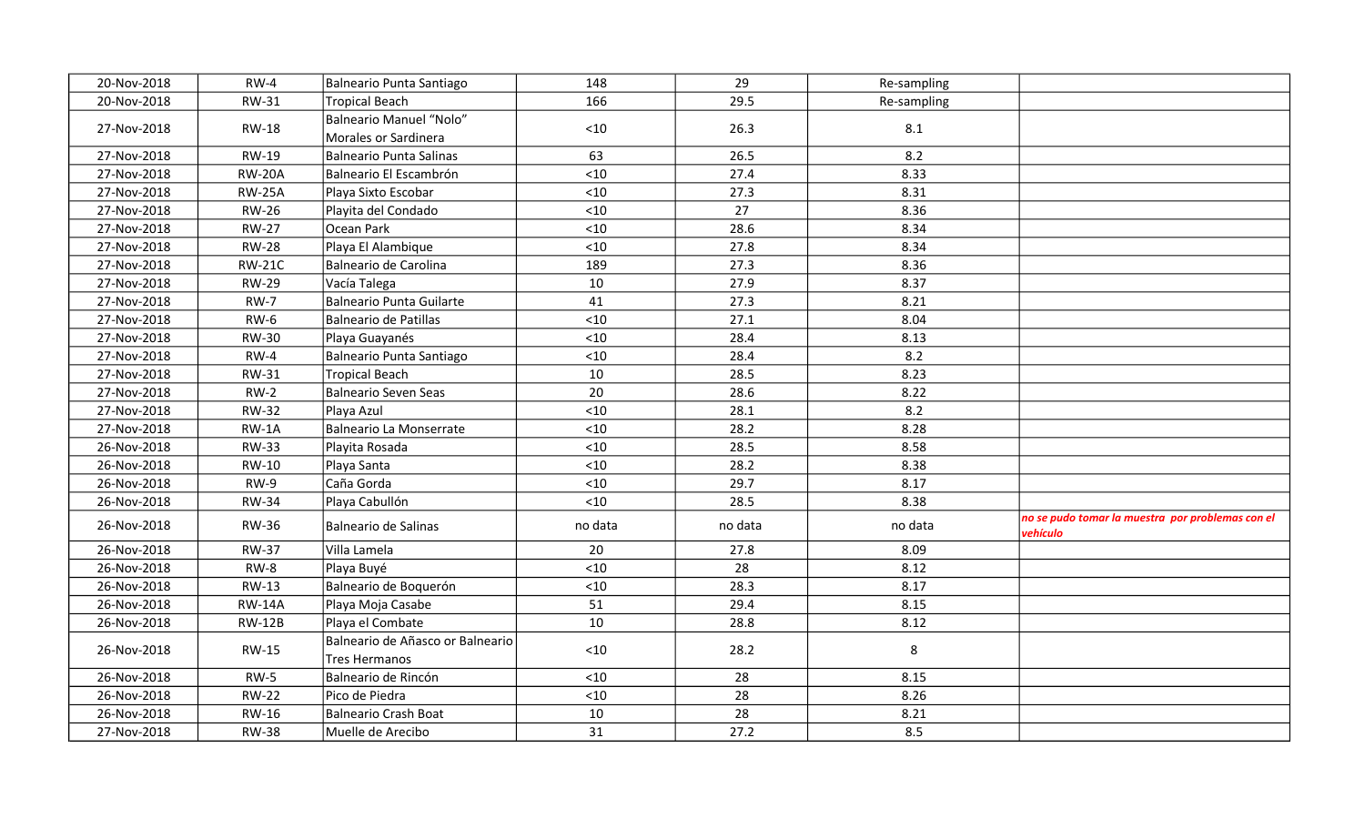| | | | | | | |
|---|---|---|---|---|---|---|
| 20-Nov-2018 | RW-4 | Balneario Punta Santiago | 148 | 29 | Re-sampling | |
| 20-Nov-2018 | RW-31 | Tropical Beach | 166 | 29.5 | Re-sampling | |
| 27-Nov-2018 | RW-18 | Balneario Manuel “Nolo” Morales or Sardinera | <10 | 26.3 | 8.1 | |
| 27-Nov-2018 | RW-19 | Balneario Punta Salinas | 63 | 26.5 | 8.2 | |
| 27-Nov-2018 | RW-20A | Balneario El Escambrón | <10 | 27.4 | 8.33 | |
| 27-Nov-2018 | RW-25A | Playa Sixto Escobar | <10 | 27.3 | 8.31 | |
| 27-Nov-2018 | RW-26 | Playita del Condado | <10 | 27 | 8.36 | |
| 27-Nov-2018 | RW-27 | Ocean Park | <10 | 28.6 | 8.34 | |
| 27-Nov-2018 | RW-28 | Playa El Alambique | <10 | 27.8 | 8.34 | |
| 27-Nov-2018 | RW-21C | Balneario de Carolina | 189 | 27.3 | 8.36 | |
| 27-Nov-2018 | RW-29 | Vacía Talega | 10 | 27.9 | 8.37 | |
| 27-Nov-2018 | RW-7 | Balneario Punta Guilarte | 41 | 27.3 | 8.21 | |
| 27-Nov-2018 | RW-6 | Balneario de Patillas | <10 | 27.1 | 8.04 | |
| 27-Nov-2018 | RW-30 | Playa Guayanés | <10 | 28.4 | 8.13 | |
| 27-Nov-2018 | RW-4 | Balneario Punta Santiago | <10 | 28.4 | 8.2 | |
| 27-Nov-2018 | RW-31 | Tropical Beach | 10 | 28.5 | 8.23 | |
| 27-Nov-2018 | RW-2 | Balneario Seven Seas | 20 | 28.6 | 8.22 | |
| 27-Nov-2018 | RW-32 | Playa Azul | <10 | 28.1 | 8.2 | |
| 27-Nov-2018 | RW-1A | Balneario La Monserrate | <10 | 28.2 | 8.28 | |
| 26-Nov-2018 | RW-33 | Playita Rosada | <10 | 28.5 | 8.58 | |
| 26-Nov-2018 | RW-10 | Playa Santa | <10 | 28.2 | 8.38 | |
| 26-Nov-2018 | RW-9 | Caña Gorda | <10 | 29.7 | 8.17 | |
| 26-Nov-2018 | RW-34 | Playa Cabullón | <10 | 28.5 | 8.38 | |
| 26-Nov-2018 | RW-36 | Balneario de Salinas | no data | no data | no data | *no se pudo tomar la muestra por problemas con el vehículo* |
| 26-Nov-2018 | RW-37 | Villa Lamela | 20 | 27.8 | 8.09 | |
| 26-Nov-2018 | RW-8 | Playa Buyé | <10 | 28 | 8.12 | |
| 26-Nov-2018 | RW-13 | Balneario de Boquerón | <10 | 28.3 | 8.17 | |
| 26-Nov-2018 | RW-14A | Playa Moja Casabe | 51 | 29.4 | 8.15 | |
| 26-Nov-2018 | RW-12B | Playa el Combate | 10 | 28.8 | 8.12 | |
| 26-Nov-2018 | RW-15 | Balneario de Añasco or Balneario Tres Hermanos | <10 | 28.2 | 8 | |
| 26-Nov-2018 | RW-5 | Balneario de Rincón | <10 | 28 | 8.15 | |
| 26-Nov-2018 | RW-22 | Pico de Piedra | <10 | 28 | 8.26 | |
| 26-Nov-2018 | RW-16 | Balneario Crash Boat | 10 | 28 | 8.21 | |
| 27-Nov-2018 | RW-38 | Muelle de Arecibo | 31 | 27.2 | 8.5 | |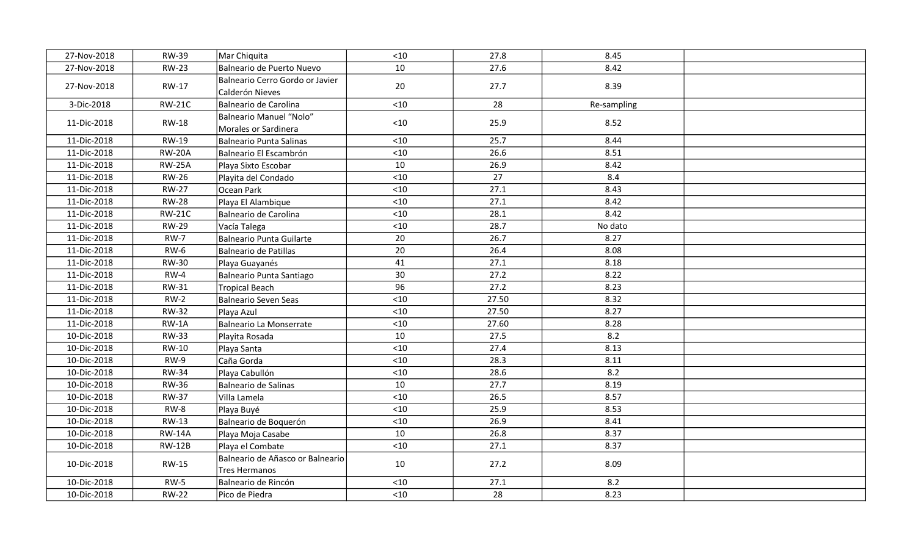| | | | | | | |
|---|---|---|---|---|---|---|
| 27-Nov-2018 | RW-39 | Mar Chiquita | <10 | 27.8 | 8.45 | |
| 27-Nov-2018 | RW-23 | Balneario de Puerto Nuevo | 10 | 27.6 | 8.42 | |
| 27-Nov-2018 | RW-17 | Balneario Cerro Gordo or Javier Calderón Nieves | 20 | 27.7 | 8.39 | |
| 3-Dic-2018 | RW-21C | Balneario de Carolina | <10 | 28 | Re-sampling | |
| 11-Dic-2018 | RW-18 | Balneario Manuel "Nolo" Morales or Sardinera | <10 | 25.9 | 8.52 | |
| 11-Dic-2018 | RW-19 | Balneario Punta Salinas | <10 | 25.7 | 8.44 | |
| 11-Dic-2018 | RW-20A | Balneario El Escambrón | <10 | 26.6 | 8.51 | |
| 11-Dic-2018 | RW-25A | Playa Sixto Escobar | 10 | 26.9 | 8.42 | |
| 11-Dic-2018 | RW-26 | Playita del Condado | <10 | 27 | 8.4 | |
| 11-Dic-2018 | RW-27 | Ocean Park | <10 | 27.1 | 8.43 | |
| 11-Dic-2018 | RW-28 | Playa El Alambique | <10 | 27.1 | 8.42 | |
| 11-Dic-2018 | RW-21C | Balneario de Carolina | <10 | 28.1 | 8.42 | |
| 11-Dic-2018 | RW-29 | Vacía Talega | <10 | 28.7 | No dato | |
| 11-Dic-2018 | RW-7 | Balneario Punta Guilarte | 20 | 26.7 | 8.27 | |
| 11-Dic-2018 | RW-6 | Balneario de Patillas | 20 | 26.4 | 8.08 | |
| 11-Dic-2018 | RW-30 | Playa Guayanés | 41 | 27.1 | 8.18 | |
| 11-Dic-2018 | RW-4 | Balneario Punta Santiago | 30 | 27.2 | 8.22 | |
| 11-Dic-2018 | RW-31 | Tropical Beach | 96 | 27.2 | 8.23 | |
| 11-Dic-2018 | RW-2 | Balneario Seven Seas | <10 | 27.50 | 8.32 | |
| 11-Dic-2018 | RW-32 | Playa Azul | <10 | 27.50 | 8.27 | |
| 11-Dic-2018 | RW-1A | Balneario La Monserrate | <10 | 27.60 | 8.28 | |
| 10-Dic-2018 | RW-33 | Playita Rosada | 10 | 27.5 | 8.2 | |
| 10-Dic-2018 | RW-10 | Playa Santa | <10 | 27.4 | 8.13 | |
| 10-Dic-2018 | RW-9 | Caña Gorda | <10 | 28.3 | 8.11 | |
| 10-Dic-2018 | RW-34 | Playa Cabullón | <10 | 28.6 | 8.2 | |
| 10-Dic-2018 | RW-36 | Balneario de Salinas | 10 | 27.7 | 8.19 | |
| 10-Dic-2018 | RW-37 | Villa Lamela | <10 | 26.5 | 8.57 | |
| 10-Dic-2018 | RW-8 | Playa Buyé | <10 | 25.9 | 8.53 | |
| 10-Dic-2018 | RW-13 | Balneario de Boquerón | <10 | 26.9 | 8.41 | |
| 10-Dic-2018 | RW-14A | Playa Moja Casabe | 10 | 26.8 | 8.37 | |
| 10-Dic-2018 | RW-12B | Playa el Combate | <10 | 27.1 | 8.37 | |
| 10-Dic-2018 | RW-15 | Balneario de Añasco or Balneario Tres Hermanos | 10 | 27.2 | 8.09 | |
| 10-Dic-2018 | RW-5 | Balneario de Rincón | <10 | 27.1 | 8.2 | |
| 10-Dic-2018 | RW-22 | Pico de Piedra | <10 | 28 | 8.23 | |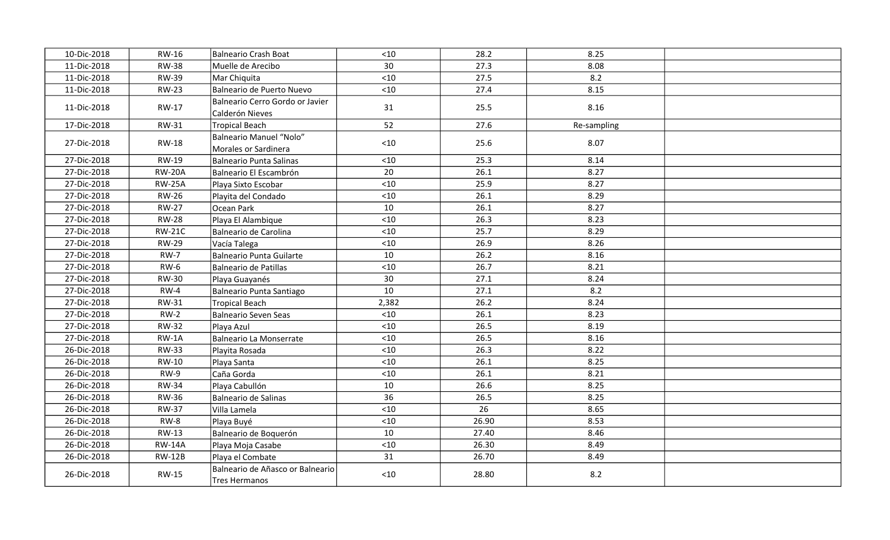| | | | | | | |
|---|---|---|---|---|---|---|
| 10-Dic-2018 | RW-16 | Balneario Crash Boat | <10 | 28.2 | 8.25 | |
| 11-Dic-2018 | RW-38 | Muelle de Arecibo | 30 | 27.3 | 8.08 | |
| 11-Dic-2018 | RW-39 | Mar Chiquita | <10 | 27.5 | 8.2 | |
| 11-Dic-2018 | RW-23 | Balneario de Puerto Nuevo | <10 | 27.4 | 8.15 | |
| 11-Dic-2018 | RW-17 | Balneario Cerro Gordo or Javier Calderón Nieves | 31 | 25.5 | 8.16 | |
| 17-Dic-2018 | RW-31 | Tropical Beach | 52 | 27.6 | Re-sampling | |
| 27-Dic-2018 | RW-18 | Balneario Manuel "Nolo" Morales or Sardinera | <10 | 25.6 | 8.07 | |
| 27-Dic-2018 | RW-19 | Balneario Punta Salinas | <10 | 25.3 | 8.14 | |
| 27-Dic-2018 | RW-20A | Balneario El Escambrón | 20 | 26.1 | 8.27 | |
| 27-Dic-2018 | RW-25A | Playa Sixto Escobar | <10 | 25.9 | 8.27 | |
| 27-Dic-2018 | RW-26 | Playita del Condado | <10 | 26.1 | 8.29 | |
| 27-Dic-2018 | RW-27 | Ocean Park | 10 | 26.1 | 8.27 | |
| 27-Dic-2018 | RW-28 | Playa El Alambique | <10 | 26.3 | 8.23 | |
| 27-Dic-2018 | RW-21C | Balneario de Carolina | <10 | 25.7 | 8.29 | |
| 27-Dic-2018 | RW-29 | Vacía Talega | <10 | 26.9 | 8.26 | |
| 27-Dic-2018 | RW-7 | Balneario Punta Guilarte | 10 | 26.2 | 8.16 | |
| 27-Dic-2018 | RW-6 | Balneario de Patillas | <10 | 26.7 | 8.21 | |
| 27-Dic-2018 | RW-30 | Playa Guayanés | 30 | 27.1 | 8.24 | |
| 27-Dic-2018 | RW-4 | Balneario Punta Santiago | 10 | 27.1 | 8.2 | |
| 27-Dic-2018 | RW-31 | Tropical Beach | 2,382 | 26.2 | 8.24 | |
| 27-Dic-2018 | RW-2 | Balneario Seven Seas | <10 | 26.1 | 8.23 | |
| 27-Dic-2018 | RW-32 | Playa Azul | <10 | 26.5 | 8.19 | |
| 27-Dic-2018 | RW-1A | Balneario La Monserrate | <10 | 26.5 | 8.16 | |
| 26-Dic-2018 | RW-33 | Playita Rosada | <10 | 26.3 | 8.22 | |
| 26-Dic-2018 | RW-10 | Playa Santa | <10 | 26.1 | 8.25 | |
| 26-Dic-2018 | RW-9 | Caña Gorda | <10 | 26.1 | 8.21 | |
| 26-Dic-2018 | RW-34 | Playa Cabullón | 10 | 26.6 | 8.25 | |
| 26-Dic-2018 | RW-36 | Balneario de Salinas | 36 | 26.5 | 8.25 | |
| 26-Dic-2018 | RW-37 | Villa Lamela | <10 | 26 | 8.65 | |
| 26-Dic-2018 | RW-8 | Playa Buyé | <10 | 26.90 | 8.53 | |
| 26-Dic-2018 | RW-13 | Balneario de Boquerón | 10 | 27.40 | 8.46 | |
| 26-Dic-2018 | RW-14A | Playa Moja Casabe | <10 | 26.30 | 8.49 | |
| 26-Dic-2018 | RW-12B | Playa el Combate | 31 | 26.70 | 8.49 | |
| 26-Dic-2018 | RW-15 | Balneario de Añasco or Balneario Tres Hermanos | <10 | 28.80 | 8.2 | |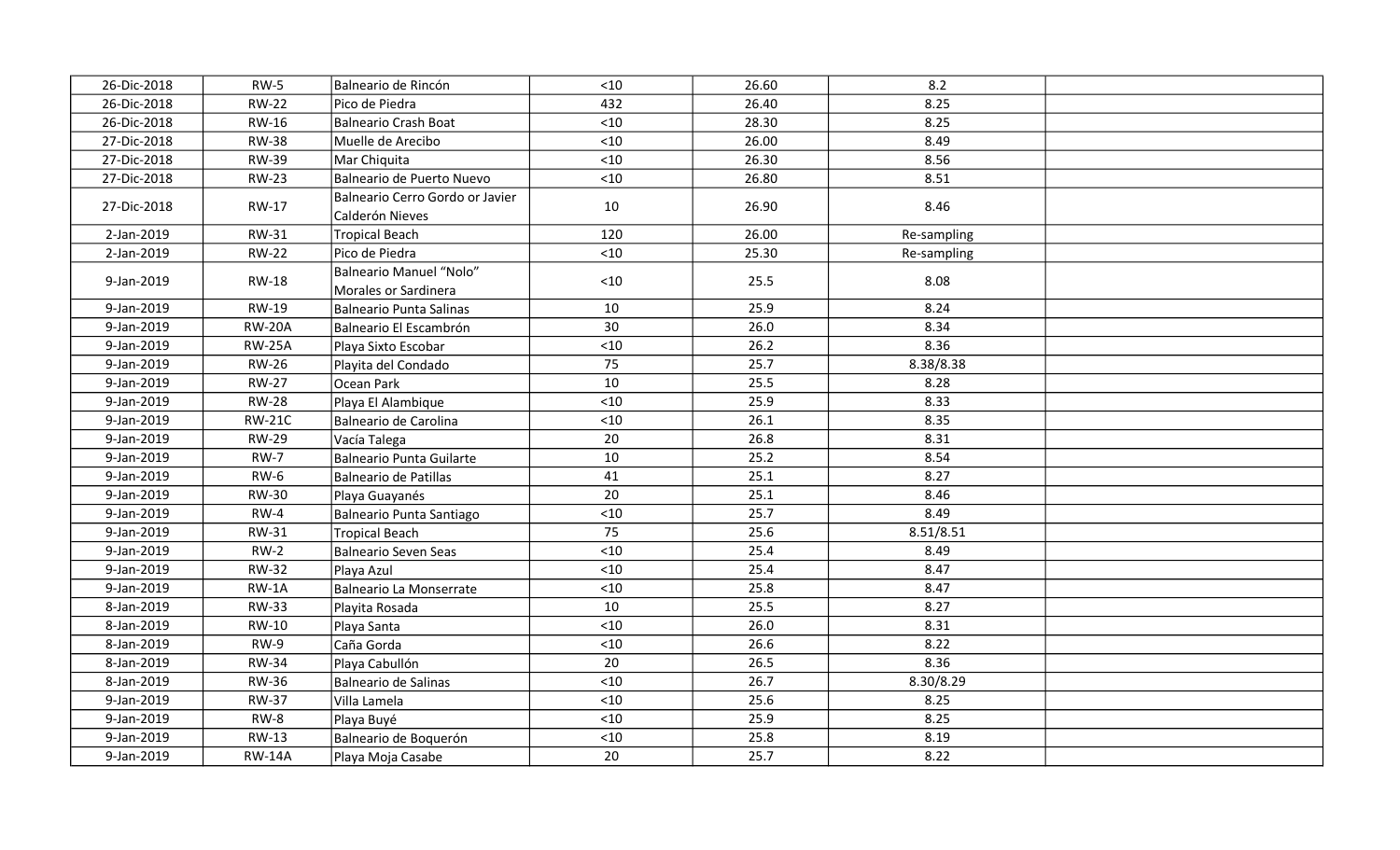| | | | | | | |
|---|---|---|---|---|---|---|
| 26-Dic-2018 | RW-5 | Balneario de Rincón | <10 | 26.60 | 8.2 | |
| 26-Dic-2018 | RW-22 | Pico de Piedra | 432 | 26.40 | 8.25 | |
| 26-Dic-2018 | RW-16 | Balneario Crash Boat | <10 | 28.30 | 8.25 | |
| 27-Dic-2018 | RW-38 | Muelle de Arecibo | <10 | 26.00 | 8.49 | |
| 27-Dic-2018 | RW-39 | Mar Chiquita | <10 | 26.30 | 8.56 | |
| 27-Dic-2018 | RW-23 | Balneario de Puerto Nuevo | <10 | 26.80 | 8.51 | |
| 27-Dic-2018 | RW-17 | Balneario Cerro Gordo or Javier Calderón Nieves | 10 | 26.90 | 8.46 | |
| 2-Jan-2019 | RW-31 | Tropical Beach | 120 | 26.00 | Re-sampling | |
| 2-Jan-2019 | RW-22 | Pico de Piedra | <10 | 25.30 | Re-sampling | |
| 9-Jan-2019 | RW-18 | Balneario Manuel "Nolo" Morales or Sardinera | <10 | 25.5 | 8.08 | |
| 9-Jan-2019 | RW-19 | Balneario Punta Salinas | 10 | 25.9 | 8.24 | |
| 9-Jan-2019 | RW-20A | Balneario El Escambrón | 30 | 26.0 | 8.34 | |
| 9-Jan-2019 | RW-25A | Playa Sixto Escobar | <10 | 26.2 | 8.36 | |
| 9-Jan-2019 | RW-26 | Playita del Condado | 75 | 25.7 | 8.38/8.38 | |
| 9-Jan-2019 | RW-27 | Ocean Park | 10 | 25.5 | 8.28 | |
| 9-Jan-2019 | RW-28 | Playa El Alambique | <10 | 25.9 | 8.33 | |
| 9-Jan-2019 | RW-21C | Balneario de Carolina | <10 | 26.1 | 8.35 | |
| 9-Jan-2019 | RW-29 | Vacía Talega | 20 | 26.8 | 8.31 | |
| 9-Jan-2019 | RW-7 | Balneario Punta Guilarte | 10 | 25.2 | 8.54 | |
| 9-Jan-2019 | RW-6 | Balneario de Patillas | 41 | 25.1 | 8.27 | |
| 9-Jan-2019 | RW-30 | Playa Guayanés | 20 | 25.1 | 8.46 | |
| 9-Jan-2019 | RW-4 | Balneario Punta Santiago | <10 | 25.7 | 8.49 | |
| 9-Jan-2019 | RW-31 | Tropical Beach | 75 | 25.6 | 8.51/8.51 | |
| 9-Jan-2019 | RW-2 | Balneario Seven Seas | <10 | 25.4 | 8.49 | |
| 9-Jan-2019 | RW-32 | Playa Azul | <10 | 25.4 | 8.47 | |
| 9-Jan-2019 | RW-1A | Balneario La Monserrate | <10 | 25.8 | 8.47 | |
| 8-Jan-2019 | RW-33 | Playita Rosada | 10 | 25.5 | 8.27 | |
| 8-Jan-2019 | RW-10 | Playa Santa | <10 | 26.0 | 8.31 | |
| 8-Jan-2019 | RW-9 | Caña Gorda | <10 | 26.6 | 8.22 | |
| 8-Jan-2019 | RW-34 | Playa Cabullón | 20 | 26.5 | 8.36 | |
| 8-Jan-2019 | RW-36 | Balneario de Salinas | <10 | 26.7 | 8.30/8.29 | |
| 9-Jan-2019 | RW-37 | Villa Lamela | <10 | 25.6 | 8.25 | |
| 9-Jan-2019 | RW-8 | Playa Buyé | <10 | 25.9 | 8.25 | |
| 9-Jan-2019 | RW-13 | Balneario de Boquerón | <10 | 25.8 | 8.19 | |
| 9-Jan-2019 | RW-14A | Playa Moja Casabe | 20 | 25.7 | 8.22 | |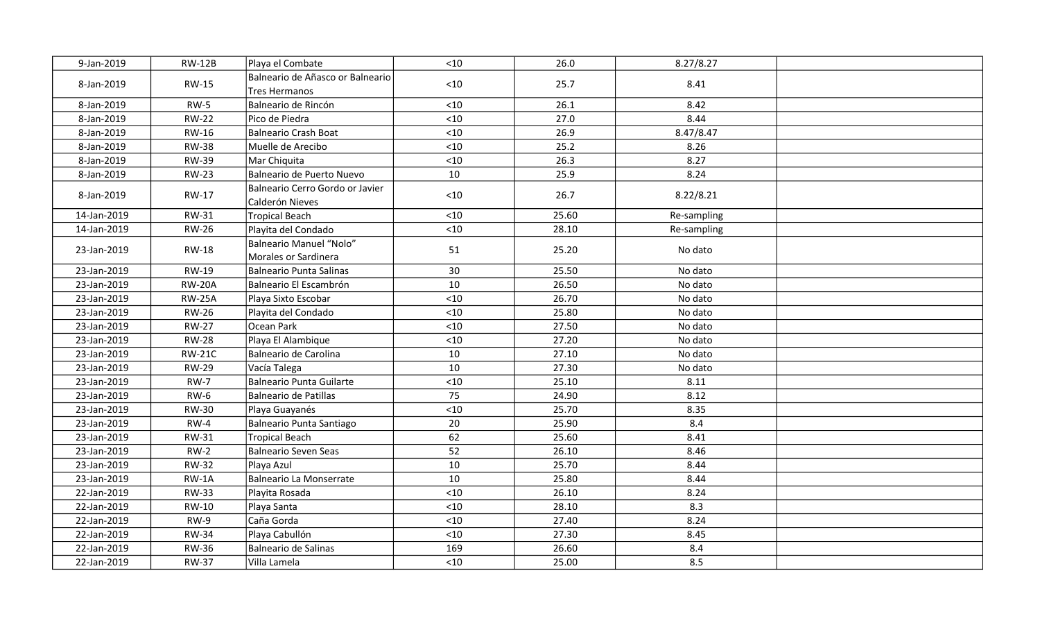| | | | | | | |
|---|---|---|---|---|---|---|
| 9-Jan-2019 | RW-12B | Playa el Combate | <10 | 26.0 | 8.27/8.27 | |
| 8-Jan-2019 | RW-15 | Balneario de Añasco or Balneario Tres Hermanos | <10 | 25.7 | 8.41 | |
| 8-Jan-2019 | RW-5 | Balneario de Rincón | <10 | 26.1 | 8.42 | |
| 8-Jan-2019 | RW-22 | Pico de Piedra | <10 | 27.0 | 8.44 | |
| 8-Jan-2019 | RW-16 | Balneario Crash Boat | <10 | 26.9 | 8.47/8.47 | |
| 8-Jan-2019 | RW-38 | Muelle de Arecibo | <10 | 25.2 | 8.26 | |
| 8-Jan-2019 | RW-39 | Mar Chiquita | <10 | 26.3 | 8.27 | |
| 8-Jan-2019 | RW-23 | Balneario de Puerto Nuevo | 10 | 25.9 | 8.24 | |
| 8-Jan-2019 | RW-17 | Balneario Cerro Gordo or Javier Calderón Nieves | <10 | 26.7 | 8.22/8.21 | |
| 14-Jan-2019 | RW-31 | Tropical Beach | <10 | 25.60 | Re-sampling | |
| 14-Jan-2019 | RW-26 | Playita del Condado | <10 | 28.10 | Re-sampling | |
| 23-Jan-2019 | RW-18 | Balneario Manuel "Nolo" Morales or Sardinera | 51 | 25.20 | No dato | |
| 23-Jan-2019 | RW-19 | Balneario Punta Salinas | 30 | 25.50 | No dato | |
| 23-Jan-2019 | RW-20A | Balneario El Escambrón | 10 | 26.50 | No dato | |
| 23-Jan-2019 | RW-25A | Playa Sixto Escobar | <10 | 26.70 | No dato | |
| 23-Jan-2019 | RW-26 | Playita del Condado | <10 | 25.80 | No dato | |
| 23-Jan-2019 | RW-27 | Ocean Park | <10 | 27.50 | No dato | |
| 23-Jan-2019 | RW-28 | Playa El Alambique | <10 | 27.20 | No dato | |
| 23-Jan-2019 | RW-21C | Balneario de Carolina | 10 | 27.10 | No dato | |
| 23-Jan-2019 | RW-29 | Vacía Talega | 10 | 27.30 | No dato | |
| 23-Jan-2019 | RW-7 | Balneario Punta Guilarte | <10 | 25.10 | 8.11 | |
| 23-Jan-2019 | RW-6 | Balneario de Patillas | 75 | 24.90 | 8.12 | |
| 23-Jan-2019 | RW-30 | Playa Guayanés | <10 | 25.70 | 8.35 | |
| 23-Jan-2019 | RW-4 | Balneario Punta Santiago | 20 | 25.90 | 8.4 | |
| 23-Jan-2019 | RW-31 | Tropical Beach | 62 | 25.60 | 8.41 | |
| 23-Jan-2019 | RW-2 | Balneario Seven Seas | 52 | 26.10 | 8.46 | |
| 23-Jan-2019 | RW-32 | Playa Azul | 10 | 25.70 | 8.44 | |
| 23-Jan-2019 | RW-1A | Balneario La Monserrate | 10 | 25.80 | 8.44 | |
| 22-Jan-2019 | RW-33 | Playita Rosada | <10 | 26.10 | 8.24 | |
| 22-Jan-2019 | RW-10 | Playa Santa | <10 | 28.10 | 8.3 | |
| 22-Jan-2019 | RW-9 | Caña Gorda | <10 | 27.40 | 8.24 | |
| 22-Jan-2019 | RW-34 | Playa Cabullón | <10 | 27.30 | 8.45 | |
| 22-Jan-2019 | RW-36 | Balneario de Salinas | 169 | 26.60 | 8.4 | |
| 22-Jan-2019 | RW-37 | Villa Lamela | <10 | 25.00 | 8.5 | |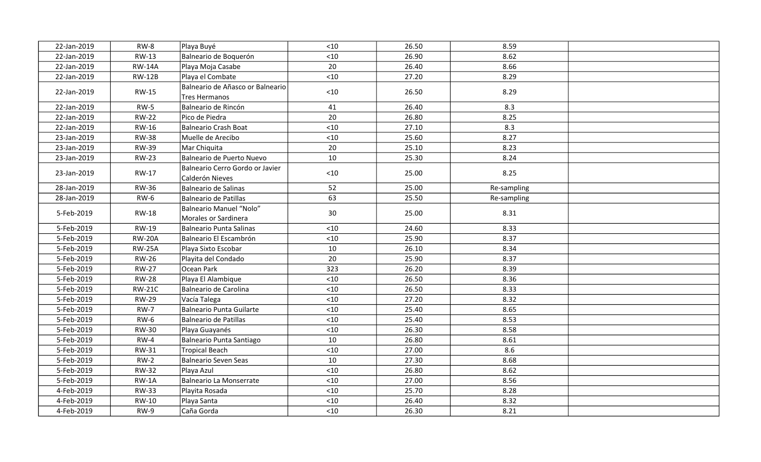| | | | | | | |
|---|---|---|---|---|---|---|
| 22-Jan-2019 | RW-8 | Playa Buyé | <10 | 26.50 | 8.59 | |
| 22-Jan-2019 | RW-13 | Balneario de Boquerón | <10 | 26.90 | 8.62 | |
| 22-Jan-2019 | RW-14A | Playa Moja Casabe | 20 | 26.40 | 8.66 | |
| 22-Jan-2019 | RW-12B | Playa el Combate | <10 | 27.20 | 8.29 | |
| 22-Jan-2019 | RW-15 | Balneario de Añasco or Balneario Tres Hermanos | <10 | 26.50 | 8.29 | |
| 22-Jan-2019 | RW-5 | Balneario de Rincón | 41 | 26.40 | 8.3 | |
| 22-Jan-2019 | RW-22 | Pico de Piedra | 20 | 26.80 | 8.25 | |
| 22-Jan-2019 | RW-16 | Balneario Crash Boat | <10 | 27.10 | 8.3 | |
| 23-Jan-2019 | RW-38 | Muelle de Arecibo | <10 | 25.60 | 8.27 | |
| 23-Jan-2019 | RW-39 | Mar Chiquita | 20 | 25.10 | 8.23 | |
| 23-Jan-2019 | RW-23 | Balneario de Puerto Nuevo | 10 | 25.30 | 8.24 | |
| 23-Jan-2019 | RW-17 | Balneario Cerro Gordo or Javier Calderón Nieves | <10 | 25.00 | 8.25 | |
| 28-Jan-2019 | RW-36 | Balneario de Salinas | 52 | 25.00 | Re-sampling | |
| 28-Jan-2019 | RW-6 | Balneario de Patillas | 63 | 25.50 | Re-sampling | |
| 5-Feb-2019 | RW-18 | Balneario Manuel “Nolo” Morales or Sardinera | 30 | 25.00 | 8.31 | |
| 5-Feb-2019 | RW-19 | Balneario Punta Salinas | <10 | 24.60 | 8.33 | |
| 5-Feb-2019 | RW-20A | Balneario El Escambrón | <10 | 25.90 | 8.37 | |
| 5-Feb-2019 | RW-25A | Playa Sixto Escobar | 10 | 26.10 | 8.34 | |
| 5-Feb-2019 | RW-26 | Playita del Condado | 20 | 25.90 | 8.37 | |
| 5-Feb-2019 | RW-27 | Ocean Park | 323 | 26.20 | 8.39 | |
| 5-Feb-2019 | RW-28 | Playa El Alambique | <10 | 26.50 | 8.36 | |
| 5-Feb-2019 | RW-21C | Balneario de Carolina | <10 | 26.50 | 8.33 | |
| 5-Feb-2019 | RW-29 | Vacía Talega | <10 | 27.20 | 8.32 | |
| 5-Feb-2019 | RW-7 | Balneario Punta Guilarte | <10 | 25.40 | 8.65 | |
| 5-Feb-2019 | RW-6 | Balneario de Patillas | <10 | 25.40 | 8.53 | |
| 5-Feb-2019 | RW-30 | Playa Guayanés | <10 | 26.30 | 8.58 | |
| 5-Feb-2019 | RW-4 | Balneario Punta Santiago | 10 | 26.80 | 8.61 | |
| 5-Feb-2019 | RW-31 | Tropical Beach | <10 | 27.00 | 8.6 | |
| 5-Feb-2019 | RW-2 | Balneario Seven Seas | 10 | 27.30 | 8.68 | |
| 5-Feb-2019 | RW-32 | Playa Azul | <10 | 26.80 | 8.62 | |
| 5-Feb-2019 | RW-1A | Balneario La Monserrate | <10 | 27.00 | 8.56 | |
| 4-Feb-2019 | RW-33 | Playita Rosada | <10 | 25.70 | 8.28 | |
| 4-Feb-2019 | RW-10 | Playa Santa | <10 | 26.40 | 8.32 | |
| 4-Feb-2019 | RW-9 | Caña Gorda | <10 | 26.30 | 8.21 | |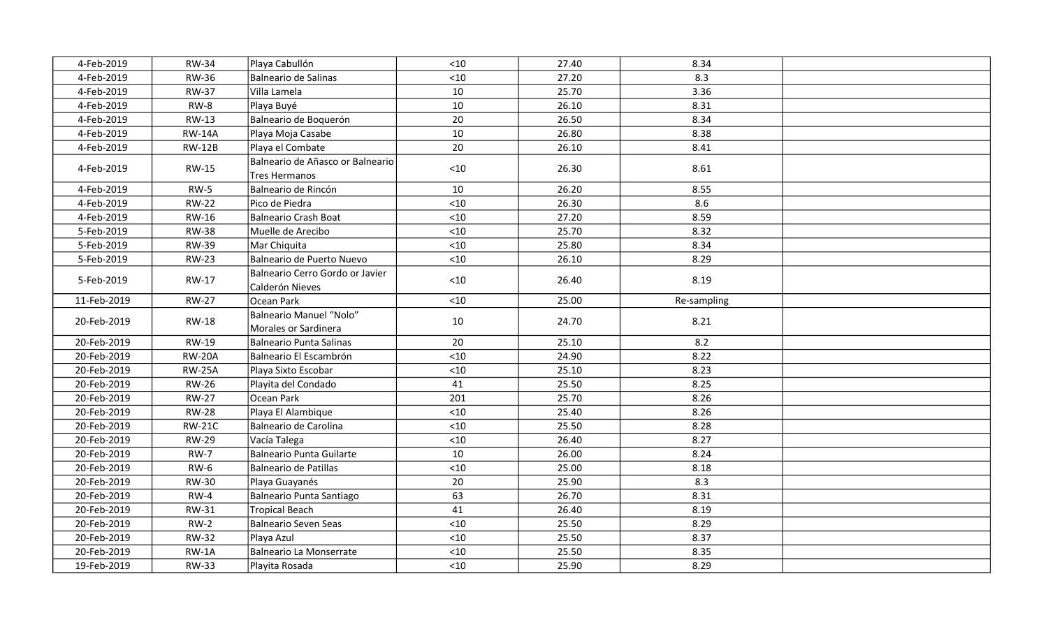|  |  |  |  |  |  |  |
|---|---|---|---|---|---|---|
| 4-Feb-2019 | RW-34 | Playa Cabullón | <10 | 27.40 | 8.34 |  |
| 4-Feb-2019 | RW-36 | Balneario de Salinas | <10 | 27.20 | 8.3 |  |
| 4-Feb-2019 | RW-37 | Villa Lamela | 10 | 25.70 | 3.36 |  |
| 4-Feb-2019 | RW-8 | Playa Buyé | 10 | 26.10 | 8.31 |  |
| 4-Feb-2019 | RW-13 | Balneario de Boquerón | 20 | 26.50 | 8.34 |  |
| 4-Feb-2019 | RW-14A | Playa Moja Casabe | 10 | 26.80 | 8.38 |  |
| 4-Feb-2019 | RW-12B | Playa el Combate | 20 | 26.10 | 8.41 |  |
| 4-Feb-2019 | RW-15 | Balneario de Añasco or Balneario Tres Hermanos | <10 | 26.30 | 8.61 |  |
| 4-Feb-2019 | RW-5 | Balneario de Rincón | 10 | 26.20 | 8.55 |  |
| 4-Feb-2019 | RW-22 | Pico de Piedra | <10 | 26.30 | 8.6 |  |
| 4-Feb-2019 | RW-16 | Balneario Crash Boat | <10 | 27.20 | 8.59 |  |
| 5-Feb-2019 | RW-38 | Muelle de Arecibo | <10 | 25.70 | 8.32 |  |
| 5-Feb-2019 | RW-39 | Mar Chiquita | <10 | 25.80 | 8.34 |  |
| 5-Feb-2019 | RW-23 | Balneario de Puerto Nuevo | <10 | 26.10 | 8.29 |  |
| 5-Feb-2019 | RW-17 | Balneario Cerro Gordo or Javier Calderón Nieves | <10 | 26.40 | 8.19 |  |
| 11-Feb-2019 | RW-27 | Ocean Park | <10 | 25.00 | Re-sampling |  |
| 20-Feb-2019 | RW-18 | Balneario Manuel "Nolo" Morales or Sardinera | 10 | 24.70 | 8.21 |  |
| 20-Feb-2019 | RW-19 | Balneario Punta Salinas | 20 | 25.10 | 8.2 |  |
| 20-Feb-2019 | RW-20A | Balneario El Escambrón | <10 | 24.90 | 8.22 |  |
| 20-Feb-2019 | RW-25A | Playa Sixto Escobar | <10 | 25.10 | 8.23 |  |
| 20-Feb-2019 | RW-26 | Playita del Condado | 41 | 25.50 | 8.25 |  |
| 20-Feb-2019 | RW-27 | Ocean Park | 201 | 25.70 | 8.26 |  |
| 20-Feb-2019 | RW-28 | Playa El Alambique | <10 | 25.40 | 8.26 |  |
| 20-Feb-2019 | RW-21C | Balneario de Carolina | <10 | 25.50 | 8.28 |  |
| 20-Feb-2019 | RW-29 | Vacía Talega | <10 | 26.40 | 8.27 |  |
| 20-Feb-2019 | RW-7 | Balneario Punta Guilarte | 10 | 26.00 | 8.24 |  |
| 20-Feb-2019 | RW-6 | Balneario de Patillas | <10 | 25.00 | 8.18 |  |
| 20-Feb-2019 | RW-30 | Playa Guayanés | 20 | 25.90 | 8.3 |  |
| 20-Feb-2019 | RW-4 | Balneario Punta Santiago | 63 | 26.70 | 8.31 |  |
| 20-Feb-2019 | RW-31 | Tropical Beach | 41 | 26.40 | 8.19 |  |
| 20-Feb-2019 | RW-2 | Balneario Seven Seas | <10 | 25.50 | 8.29 |  |
| 20-Feb-2019 | RW-32 | Playa Azul | <10 | 25.50 | 8.37 |  |
| 20-Feb-2019 | RW-1A | Balneario La Monserrate | <10 | 25.50 | 8.35 |  |
| 19-Feb-2019 | RW-33 | Playita Rosada | <10 | 25.90 | 8.29 |  |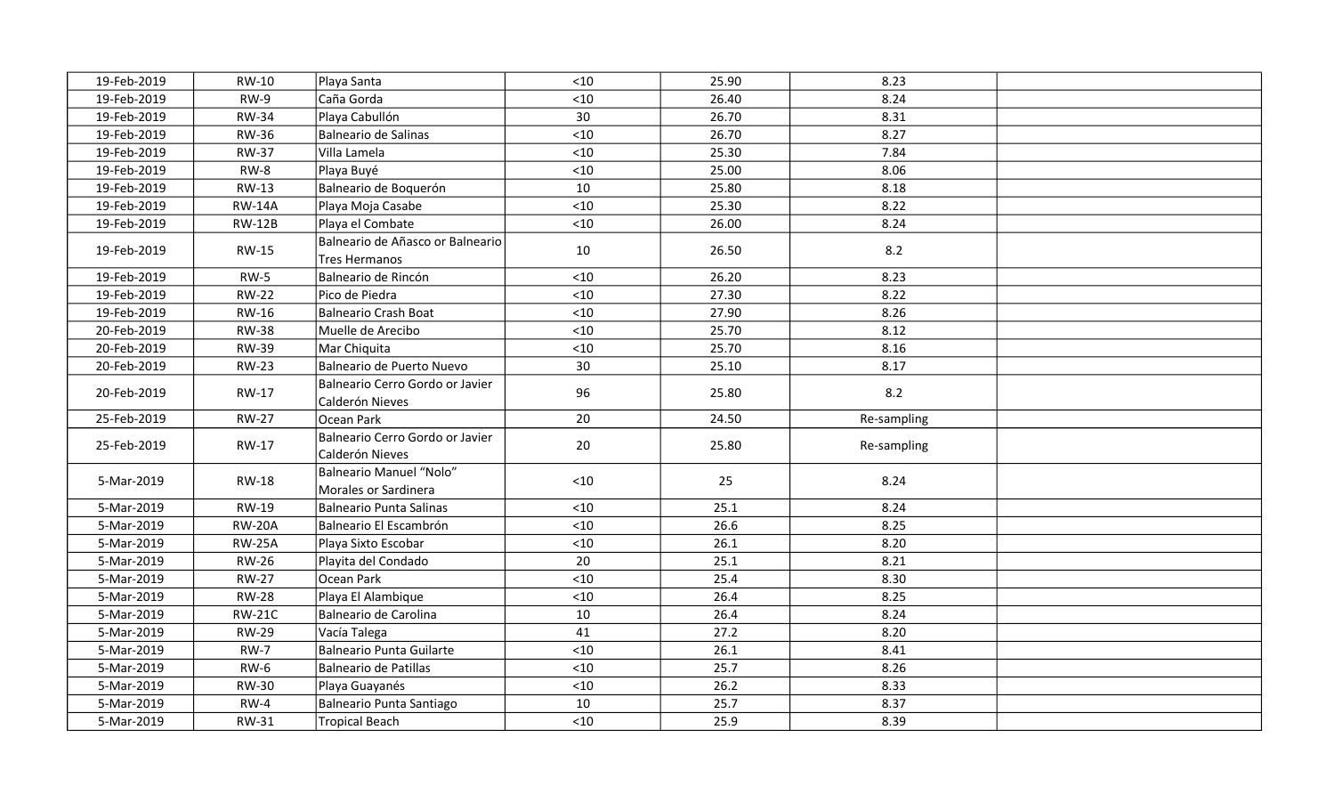| | | | | | | |
|---|---|---|---|---|---|---|
| 19-Feb-2019 | RW-10 | Playa Santa | <10 | 25.90 | 8.23 | |
| 19-Feb-2019 | RW-9 | Caña Gorda | <10 | 26.40 | 8.24 | |
| 19-Feb-2019 | RW-34 | Playa Cabullón | 30 | 26.70 | 8.31 | |
| 19-Feb-2019 | RW-36 | Balneario de Salinas | <10 | 26.70 | 8.27 | |
| 19-Feb-2019 | RW-37 | Villa Lamela | <10 | 25.30 | 7.84 | |
| 19-Feb-2019 | RW-8 | Playa Buyé | <10 | 25.00 | 8.06 | |
| 19-Feb-2019 | RW-13 | Balneario de Boquerón | 10 | 25.80 | 8.18 | |
| 19-Feb-2019 | RW-14A | Playa Moja Casabe | <10 | 25.30 | 8.22 | |
| 19-Feb-2019 | RW-12B | Playa el Combate | <10 | 26.00 | 8.24 | |
| 19-Feb-2019 | RW-15 | Balneario de Añasco or Balneario Tres Hermanos | 10 | 26.50 | 8.2 | |
| 19-Feb-2019 | RW-5 | Balneario de Rincón | <10 | 26.20 | 8.23 | |
| 19-Feb-2019 | RW-22 | Pico de Piedra | <10 | 27.30 | 8.22 | |
| 19-Feb-2019 | RW-16 | Balneario Crash Boat | <10 | 27.90 | 8.26 | |
| 20-Feb-2019 | RW-38 | Muelle de Arecibo | <10 | 25.70 | 8.12 | |
| 20-Feb-2019 | RW-39 | Mar Chiquita | <10 | 25.70 | 8.16 | |
| 20-Feb-2019 | RW-23 | Balneario de Puerto Nuevo | 30 | 25.10 | 8.17 | |
| 20-Feb-2019 | RW-17 | Balneario Cerro Gordo or Javier Calderón Nieves | 96 | 25.80 | 8.2 | |
| 25-Feb-2019 | RW-27 | Ocean Park | 20 | 24.50 | Re-sampling | |
| 25-Feb-2019 | RW-17 | Balneario Cerro Gordo or Javier Calderón Nieves | 20 | 25.80 | Re-sampling | |
| 5-Mar-2019 | RW-18 | Balneario Manuel "Nolo" Morales or Sardinera | <10 | 25 | 8.24 | |
| 5-Mar-2019 | RW-19 | Balneario Punta Salinas | <10 | 25.1 | 8.24 | |
| 5-Mar-2019 | RW-20A | Balneario El Escambrón | <10 | 26.6 | 8.25 | |
| 5-Mar-2019 | RW-25A | Playa Sixto Escobar | <10 | 26.1 | 8.20 | |
| 5-Mar-2019 | RW-26 | Playita del Condado | 20 | 25.1 | 8.21 | |
| 5-Mar-2019 | RW-27 | Ocean Park | <10 | 25.4 | 8.30 | |
| 5-Mar-2019 | RW-28 | Playa El Alambique | <10 | 26.4 | 8.25 | |
| 5-Mar-2019 | RW-21C | Balneario de Carolina | 10 | 26.4 | 8.24 | |
| 5-Mar-2019 | RW-29 | Vacía Talega | 41 | 27.2 | 8.20 | |
| 5-Mar-2019 | RW-7 | Balneario Punta Guilarte | <10 | 26.1 | 8.41 | |
| 5-Mar-2019 | RW-6 | Balneario de Patillas | <10 | 25.7 | 8.26 | |
| 5-Mar-2019 | RW-30 | Playa Guayanés | <10 | 26.2 | 8.33 | |
| 5-Mar-2019 | RW-4 | Balneario Punta Santiago | 10 | 25.7 | 8.37 | |
| 5-Mar-2019 | RW-31 | Tropical Beach | <10 | 25.9 | 8.39 | |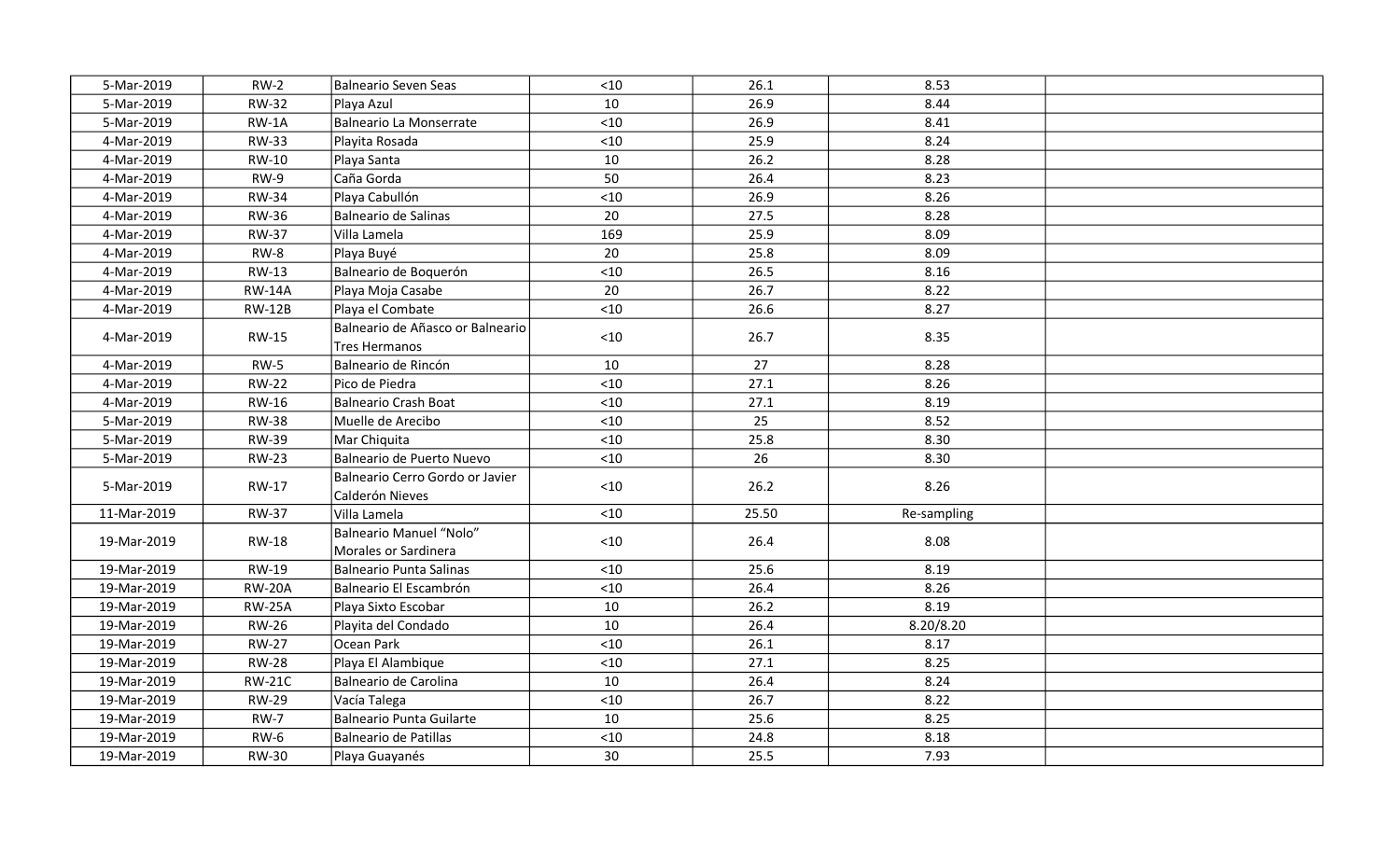| | | | | | | |
|---|---|---|---|---|---|---|
| 5-Mar-2019 | RW-2 | Balneario Seven Seas | <10 | 26.1 | 8.53 | |
| 5-Mar-2019 | RW-32 | Playa Azul | 10 | 26.9 | 8.44 | |
| 5-Mar-2019 | RW-1A | Balneario La Monserrate | <10 | 26.9 | 8.41 | |
| 4-Mar-2019 | RW-33 | Playita Rosada | <10 | 25.9 | 8.24 | |
| 4-Mar-2019 | RW-10 | Playa Santa | 10 | 26.2 | 8.28 | |
| 4-Mar-2019 | RW-9 | Caña Gorda | 50 | 26.4 | 8.23 | |
| 4-Mar-2019 | RW-34 | Playa Cabullón | <10 | 26.9 | 8.26 | |
| 4-Mar-2019 | RW-36 | Balneario de Salinas | 20 | 27.5 | 8.28 | |
| 4-Mar-2019 | RW-37 | Villa Lamela | 169 | 25.9 | 8.09 | |
| 4-Mar-2019 | RW-8 | Playa Buyé | 20 | 25.8 | 8.09 | |
| 4-Mar-2019 | RW-13 | Balneario de Boquerón | <10 | 26.5 | 8.16 | |
| 4-Mar-2019 | RW-14A | Playa Moja Casabe | 20 | 26.7 | 8.22 | |
| 4-Mar-2019 | RW-12B | Playa el Combate | <10 | 26.6 | 8.27 | |
| 4-Mar-2019 | RW-15 | Balneario de Añasco or Balneario Tres Hermanos | <10 | 26.7 | 8.35 | |
| 4-Mar-2019 | RW-5 | Balneario de Rincón | 10 | 27 | 8.28 | |
| 4-Mar-2019 | RW-22 | Pico de Piedra | <10 | 27.1 | 8.26 | |
| 4-Mar-2019 | RW-16 | Balneario Crash Boat | <10 | 27.1 | 8.19 | |
| 5-Mar-2019 | RW-38 | Muelle de Arecibo | <10 | 25 | 8.52 | |
| 5-Mar-2019 | RW-39 | Mar Chiquita | <10 | 25.8 | 8.30 | |
| 5-Mar-2019 | RW-23 | Balneario de Puerto Nuevo | <10 | 26 | 8.30 | |
| 5-Mar-2019 | RW-17 | Balneario Cerro Gordo or Javier Calderón Nieves | <10 | 26.2 | 8.26 | |
| 11-Mar-2019 | RW-37 | Villa Lamela | <10 | 25.50 | Re-sampling | |
| 19-Mar-2019 | RW-18 | Balneario Manuel "Nolo" Morales or Sardinera | <10 | 26.4 | 8.08 | |
| 19-Mar-2019 | RW-19 | Balneario Punta Salinas | <10 | 25.6 | 8.19 | |
| 19-Mar-2019 | RW-20A | Balneario El Escambrón | <10 | 26.4 | 8.26 | |
| 19-Mar-2019 | RW-25A | Playa Sixto Escobar | 10 | 26.2 | 8.19 | |
| 19-Mar-2019 | RW-26 | Playita del Condado | 10 | 26.4 | 8.20/8.20 | |
| 19-Mar-2019 | RW-27 | Ocean Park | <10 | 26.1 | 8.17 | |
| 19-Mar-2019 | RW-28 | Playa El Alambique | <10 | 27.1 | 8.25 | |
| 19-Mar-2019 | RW-21C | Balneario de Carolina | 10 | 26.4 | 8.24 | |
| 19-Mar-2019 | RW-29 | Vacía Talega | <10 | 26.7 | 8.22 | |
| 19-Mar-2019 | RW-7 | Balneario Punta Guilarte | 10 | 25.6 | 8.25 | |
| 19-Mar-2019 | RW-6 | Balneario de Patillas | <10 | 24.8 | 8.18 | |
| 19-Mar-2019 | RW-30 | Playa Guayanés | 30 | 25.5 | 7.93 | |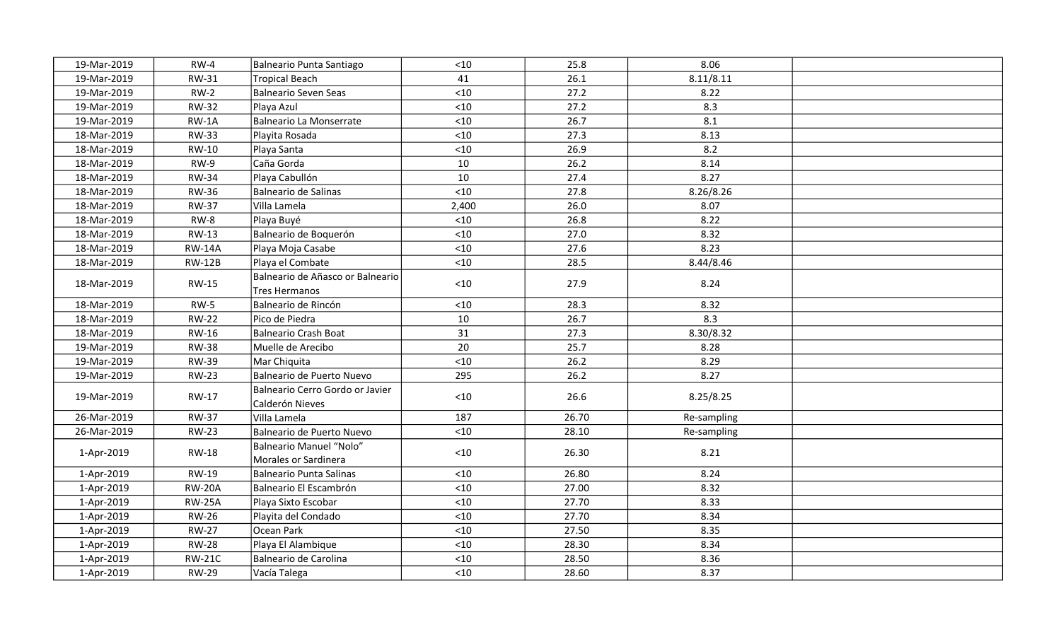| | | | | | | |
|---|---|---|---|---|---|---|
| 19-Mar-2019 | RW-4 | Balneario Punta Santiago | <10 | 25.8 | 8.06 | |
| 19-Mar-2019 | RW-31 | Tropical Beach | 41 | 26.1 | 8.11/8.11 | |
| 19-Mar-2019 | RW-2 | Balneario Seven Seas | <10 | 27.2 | 8.22 | |
| 19-Mar-2019 | RW-32 | Playa Azul | <10 | 27.2 | 8.3 | |
| 19-Mar-2019 | RW-1A | Balneario La Monserrate | <10 | 26.7 | 8.1 | |
| 18-Mar-2019 | RW-33 | Playita Rosada | <10 | 27.3 | 8.13 | |
| 18-Mar-2019 | RW-10 | Playa Santa | <10 | 26.9 | 8.2 | |
| 18-Mar-2019 | RW-9 | Caña Gorda | 10 | 26.2 | 8.14 | |
| 18-Mar-2019 | RW-34 | Playa Cabullón | 10 | 27.4 | 8.27 | |
| 18-Mar-2019 | RW-36 | Balneario de Salinas | <10 | 27.8 | 8.26/8.26 | |
| 18-Mar-2019 | RW-37 | Villa Lamela | 2,400 | 26.0 | 8.07 | |
| 18-Mar-2019 | RW-8 | Playa Buyé | <10 | 26.8 | 8.22 | |
| 18-Mar-2019 | RW-13 | Balneario de Boquerón | <10 | 27.0 | 8.32 | |
| 18-Mar-2019 | RW-14A | Playa Moja Casabe | <10 | 27.6 | 8.23 | |
| 18-Mar-2019 | RW-12B | Playa el Combate | <10 | 28.5 | 8.44/8.46 | |
| 18-Mar-2019 | RW-15 | Balneario de Añasco or Balneario Tres Hermanos | <10 | 27.9 | 8.24 | |
| 18-Mar-2019 | RW-5 | Balneario de Rincón | <10 | 28.3 | 8.32 | |
| 18-Mar-2019 | RW-22 | Pico de Piedra | 10 | 26.7 | 8.3 | |
| 18-Mar-2019 | RW-16 | Balneario Crash Boat | 31 | 27.3 | 8.30/8.32 | |
| 19-Mar-2019 | RW-38 | Muelle de Arecibo | 20 | 25.7 | 8.28 | |
| 19-Mar-2019 | RW-39 | Mar Chiquita | <10 | 26.2 | 8.29 | |
| 19-Mar-2019 | RW-23 | Balneario de Puerto Nuevo | 295 | 26.2 | 8.27 | |
| 19-Mar-2019 | RW-17 | Balneario Cerro Gordo or Javier Calderón Nieves | <10 | 26.6 | 8.25/8.25 | |
| 26-Mar-2019 | RW-37 | Villa Lamela | 187 | 26.70 | Re-sampling | |
| 26-Mar-2019 | RW-23 | Balneario de Puerto Nuevo | <10 | 28.10 | Re-sampling | |
| 1-Apr-2019 | RW-18 | Balneario Manuel “Nolo” Morales or Sardinera | <10 | 26.30 | 8.21 | |
| 1-Apr-2019 | RW-19 | Balneario Punta Salinas | <10 | 26.80 | 8.24 | |
| 1-Apr-2019 | RW-20A | Balneario El Escambrón | <10 | 27.00 | 8.32 | |
| 1-Apr-2019 | RW-25A | Playa Sixto Escobar | <10 | 27.70 | 8.33 | |
| 1-Apr-2019 | RW-26 | Playita del Condado | <10 | 27.70 | 8.34 | |
| 1-Apr-2019 | RW-27 | Ocean Park | <10 | 27.50 | 8.35 | |
| 1-Apr-2019 | RW-28 | Playa El Alambique | <10 | 28.30 | 8.34 | |
| 1-Apr-2019 | RW-21C | Balneario de Carolina | <10 | 28.50 | 8.36 | |
| 1-Apr-2019 | RW-29 | Vacía Talega | <10 | 28.60 | 8.37 | |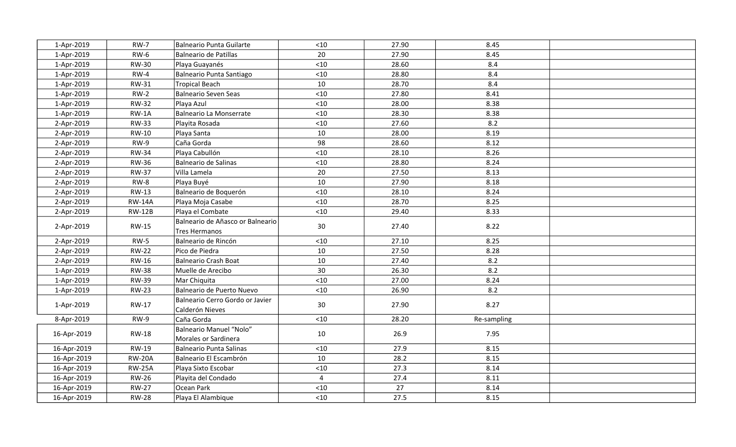| | | | | | | |
|---|---|---|---|---|---|---|
| 1-Apr-2019 | RW-7 | Balneario Punta Guilarte | <10 | 27.90 | 8.45 | |
| 1-Apr-2019 | RW-6 | Balneario de Patillas | 20 | 27.90 | 8.45 | |
| 1-Apr-2019 | RW-30 | Playa Guayanés | <10 | 28.60 | 8.4 | |
| 1-Apr-2019 | RW-4 | Balneario Punta Santiago | <10 | 28.80 | 8.4 | |
| 1-Apr-2019 | RW-31 | Tropical Beach | 10 | 28.70 | 8.4 | |
| 1-Apr-2019 | RW-2 | Balneario Seven Seas | <10 | 27.80 | 8.41 | |
| 1-Apr-2019 | RW-32 | Playa Azul | <10 | 28.00 | 8.38 | |
| 1-Apr-2019 | RW-1A | Balneario La Monserrate | <10 | 28.30 | 8.38 | |
| 2-Apr-2019 | RW-33 | Playita Rosada | <10 | 27.60 | 8.2 | |
| 2-Apr-2019 | RW-10 | Playa Santa | 10 | 28.00 | 8.19 | |
| 2-Apr-2019 | RW-9 | Caña Gorda | 98 | 28.60 | 8.12 | |
| 2-Apr-2019 | RW-34 | Playa Cabullón | <10 | 28.10 | 8.26 | |
| 2-Apr-2019 | RW-36 | Balneario de Salinas | <10 | 28.80 | 8.24 | |
| 2-Apr-2019 | RW-37 | Villa Lamela | 20 | 27.50 | 8.13 | |
| 2-Apr-2019 | RW-8 | Playa Buyé | 10 | 27.90 | 8.18 | |
| 2-Apr-2019 | RW-13 | Balneario de Boquerón | <10 | 28.10 | 8.24 | |
| 2-Apr-2019 | RW-14A | Playa Moja Casabe | <10 | 28.70 | 8.25 | |
| 2-Apr-2019 | RW-12B | Playa el Combate | <10 | 29.40 | 8.33 | |
| 2-Apr-2019 | RW-15 | Balneario de Añasco or Balneario Tres Hermanos | 30 | 27.40 | 8.22 | |
| 2-Apr-2019 | RW-5 | Balneario de Rincón | <10 | 27.10 | 8.25 | |
| 2-Apr-2019 | RW-22 | Pico de Piedra | 10 | 27.50 | 8.28 | |
| 2-Apr-2019 | RW-16 | Balneario Crash Boat | 10 | 27.40 | 8.2 | |
| 1-Apr-2019 | RW-38 | Muelle de Arecibo | 30 | 26.30 | 8.2 | |
| 1-Apr-2019 | RW-39 | Mar Chiquita | <10 | 27.00 | 8.24 | |
| 1-Apr-2019 | RW-23 | Balneario de Puerto Nuevo | <10 | 26.90 | 8.2 | |
| 1-Apr-2019 | RW-17 | Balneario Cerro Gordo or Javier Calderón Nieves | 30 | 27.90 | 8.27 | |
| 8-Apr-2019 | RW-9 | Caña Gorda | <10 | 28.20 | Re-sampling | |
| 16-Apr-2019 | RW-18 | Balneario Manuel "Nolo" Morales or Sardinera | 10 | 26.9 | 7.95 | |
| 16-Apr-2019 | RW-19 | Balneario Punta Salinas | <10 | 27.9 | 8.15 | |
| 16-Apr-2019 | RW-20A | Balneario El Escambrón | 10 | 28.2 | 8.15 | |
| 16-Apr-2019 | RW-25A | Playa Sixto Escobar | <10 | 27.3 | 8.14 | |
| 16-Apr-2019 | RW-26 | Playita del Condado | 4 | 27.4 | 8.11 | |
| 16-Apr-2019 | RW-27 | Ocean Park | <10 | 27 | 8.14 | |
| 16-Apr-2019 | RW-28 | Playa El Alambique | <10 | 27.5 | 8.15 | |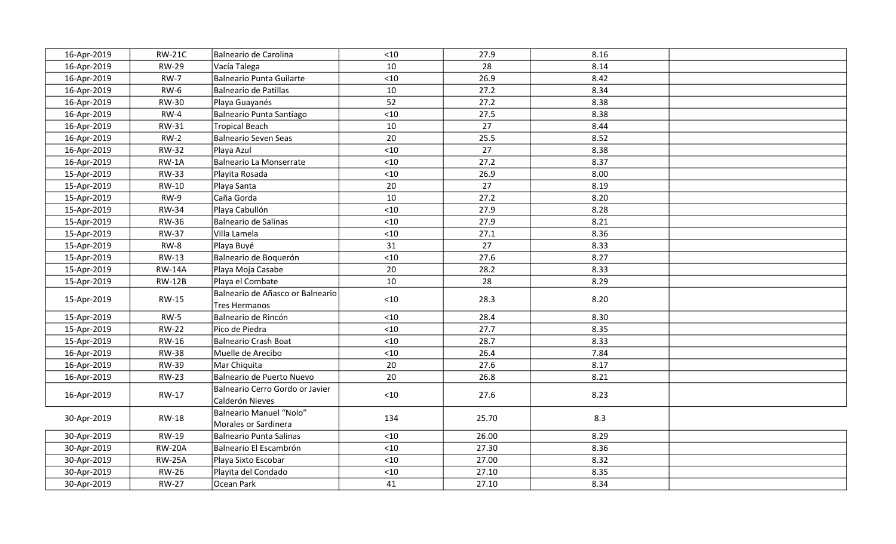| | | | | | | |
|---|---|---|---|---|---|---|
| 16-Apr-2019 | RW-21C | Balneario de Carolina | <10 | 27.9 | 8.16 | |
| 16-Apr-2019 | RW-29 | Vacía Talega | 10 | 28 | 8.14 | |
| 16-Apr-2019 | RW-7 | Balneario Punta Guilarte | <10 | 26.9 | 8.42 | |
| 16-Apr-2019 | RW-6 | Balneario de Patillas | 10 | 27.2 | 8.34 | |
| 16-Apr-2019 | RW-30 | Playa Guayanés | 52 | 27.2 | 8.38 | |
| 16-Apr-2019 | RW-4 | Balneario Punta Santiago | <10 | 27.5 | 8.38 | |
| 16-Apr-2019 | RW-31 | Tropical Beach | 10 | 27 | 8.44 | |
| 16-Apr-2019 | RW-2 | Balneario Seven Seas | 20 | 25.5 | 8.52 | |
| 16-Apr-2019 | RW-32 | Playa Azul | <10 | 27 | 8.38 | |
| 16-Apr-2019 | RW-1A | Balneario La Monserrate | <10 | 27.2 | 8.37 | |
| 15-Apr-2019 | RW-33 | Playita Rosada | <10 | 26.9 | 8.00 | |
| 15-Apr-2019 | RW-10 | Playa Santa | 20 | 27 | 8.19 | |
| 15-Apr-2019 | RW-9 | Caña Gorda | 10 | 27.2 | 8.20 | |
| 15-Apr-2019 | RW-34 | Playa Cabullón | <10 | 27.9 | 8.28 | |
| 15-Apr-2019 | RW-36 | Balneario de Salinas | <10 | 27.9 | 8.21 | |
| 15-Apr-2019 | RW-37 | Villa Lamela | <10 | 27.1 | 8.36 | |
| 15-Apr-2019 | RW-8 | Playa Buyé | 31 | 27 | 8.33 | |
| 15-Apr-2019 | RW-13 | Balneario de Boquerón | <10 | 27.6 | 8.27 | |
| 15-Apr-2019 | RW-14A | Playa Moja Casabe | 20 | 28.2 | 8.33 | |
| 15-Apr-2019 | RW-12B | Playa el Combate | 10 | 28 | 8.29 | |
| 15-Apr-2019 | RW-15 | Balneario de Añasco or Balneario Tres Hermanos | <10 | 28.3 | 8.20 | |
| 15-Apr-2019 | RW-5 | Balneario de Rincón | <10 | 28.4 | 8.30 | |
| 15-Apr-2019 | RW-22 | Pico de Piedra | <10 | 27.7 | 8.35 | |
| 15-Apr-2019 | RW-16 | Balneario Crash Boat | <10 | 28.7 | 8.33 | |
| 16-Apr-2019 | RW-38 | Muelle de Arecibo | <10 | 26.4 | 7.84 | |
| 16-Apr-2019 | RW-39 | Mar Chiquita | 20 | 27.6 | 8.17 | |
| 16-Apr-2019 | RW-23 | Balneario de Puerto Nuevo | 20 | 26.8 | 8.21 | |
| 16-Apr-2019 | RW-17 | Balneario Cerro Gordo or Javier Calderón Nieves | <10 | 27.6 | 8.23 | |
| 30-Apr-2019 | RW-18 | Balneario Manuel "Nolo" Morales or Sardinera | 134 | 25.70 | 8.3 | |
| 30-Apr-2019 | RW-19 | Balneario Punta Salinas | <10 | 26.00 | 8.29 | |
| 30-Apr-2019 | RW-20A | Balneario El Escambrón | <10 | 27.30 | 8.36 | |
| 30-Apr-2019 | RW-25A | Playa Sixto Escobar | <10 | 27.00 | 8.32 | |
| 30-Apr-2019 | RW-26 | Playita del Condado | <10 | 27.10 | 8.35 | |
| 30-Apr-2019 | RW-27 | Ocean Park | 41 | 27.10 | 8.34 | |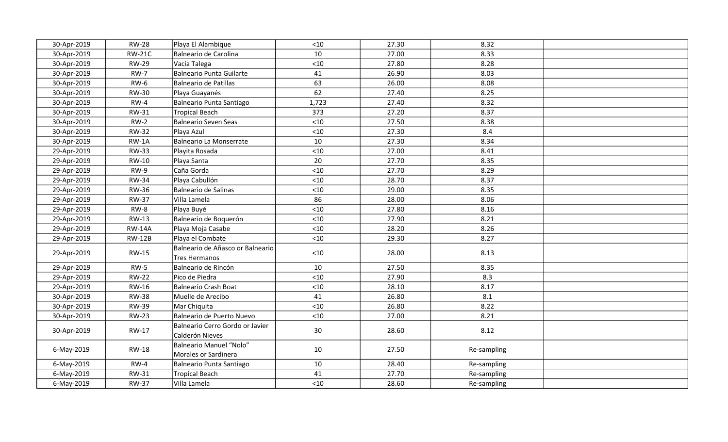| | | | | | | |
|---|---|---|---|---|---|---|
| 30-Apr-2019 | RW-28 | Playa El Alambique | <10 | 27.30 | 8.32 | |
| 30-Apr-2019 | RW-21C | Balneario de Carolina | 10 | 27.00 | 8.33 | |
| 30-Apr-2019 | RW-29 | Vacía Talega | <10 | 27.80 | 8.28 | |
| 30-Apr-2019 | RW-7 | Balneario Punta Guilarte | 41 | 26.90 | 8.03 | |
| 30-Apr-2019 | RW-6 | Balneario de Patillas | 63 | 26.00 | 8.08 | |
| 30-Apr-2019 | RW-30 | Playa Guayanés | 62 | 27.40 | 8.25 | |
| 30-Apr-2019 | RW-4 | Balneario Punta Santiago | 1,723 | 27.40 | 8.32 | |
| 30-Apr-2019 | RW-31 | Tropical Beach | 373 | 27.20 | 8.37 | |
| 30-Apr-2019 | RW-2 | Balneario Seven Seas | <10 | 27.50 | 8.38 | |
| 30-Apr-2019 | RW-32 | Playa Azul | <10 | 27.30 | 8.4 | |
| 30-Apr-2019 | RW-1A | Balneario La Monserrate | 10 | 27.30 | 8.34 | |
| 29-Apr-2019 | RW-33 | Playita Rosada | <10 | 27.00 | 8.41 | |
| 29-Apr-2019 | RW-10 | Playa Santa | 20 | 27.70 | 8.35 | |
| 29-Apr-2019 | RW-9 | Caña Gorda | <10 | 27.70 | 8.29 | |
| 29-Apr-2019 | RW-34 | Playa Cabullón | <10 | 28.70 | 8.37 | |
| 29-Apr-2019 | RW-36 | Balneario de Salinas | <10 | 29.00 | 8.35 | |
| 29-Apr-2019 | RW-37 | Villa Lamela | 86 | 28.00 | 8.06 | |
| 29-Apr-2019 | RW-8 | Playa Buyé | <10 | 27.80 | 8.16 | |
| 29-Apr-2019 | RW-13 | Balneario de Boquerón | <10 | 27.90 | 8.21 | |
| 29-Apr-2019 | RW-14A | Playa Moja Casabe | <10 | 28.20 | 8.26 | |
| 29-Apr-2019 | RW-12B | Playa el Combate | <10 | 29.30 | 8.27 | |
| 29-Apr-2019 | RW-15 | Balneario de Añasco or Balneario Tres Hermanos | <10 | 28.00 | 8.13 | |
| 29-Apr-2019 | RW-5 | Balneario de Rincón | 10 | 27.50 | 8.35 | |
| 29-Apr-2019 | RW-22 | Pico de Piedra | <10 | 27.90 | 8.3 | |
| 29-Apr-2019 | RW-16 | Balneario Crash Boat | <10 | 28.10 | 8.17 | |
| 30-Apr-2019 | RW-38 | Muelle de Arecibo | 41 | 26.80 | 8.1 | |
| 30-Apr-2019 | RW-39 | Mar Chiquita | <10 | 26.80 | 8.22 | |
| 30-Apr-2019 | RW-23 | Balneario de Puerto Nuevo | <10 | 27.00 | 8.21 | |
| 30-Apr-2019 | RW-17 | Balneario Cerro Gordo or Javier Calderón Nieves | 30 | 28.60 | 8.12 | |
| 6-May-2019 | RW-18 | Balneario Manuel “Nolo” Morales or Sardinera | 10 | 27.50 | Re-sampling | |
| 6-May-2019 | RW-4 | Balneario Punta Santiago | 10 | 28.40 | Re-sampling | |
| 6-May-2019 | RW-31 | Tropical Beach | 41 | 27.70 | Re-sampling | |
| 6-May-2019 | RW-37 | Villa Lamela | <10 | 28.60 | Re-sampling | |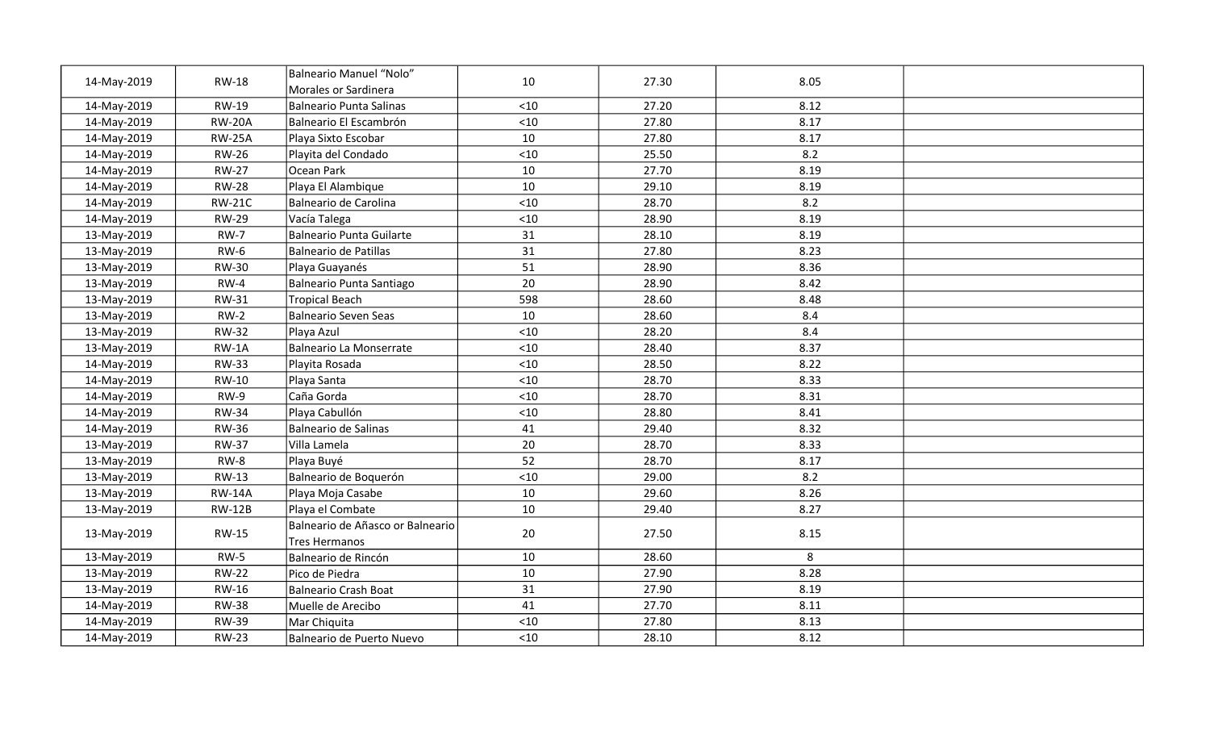| | | | | | | |
|---|---|---|---|---|---|---|
| 14-May-2019 | RW-18 | Balneario Manuel “Nolo” Morales or Sardinera | 10 | 27.30 | 8.05 | |
| 14-May-2019 | RW-19 | Balneario Punta Salinas | <10 | 27.20 | 8.12 | |
| 14-May-2019 | RW-20A | Balneario El Escambrón | <10 | 27.80 | 8.17 | |
| 14-May-2019 | RW-25A | Playa Sixto Escobar | 10 | 27.80 | 8.17 | |
| 14-May-2019 | RW-26 | Playita del Condado | <10 | 25.50 | 8.2 | |
| 14-May-2019 | RW-27 | Ocean Park | 10 | 27.70 | 8.19 | |
| 14-May-2019 | RW-28 | Playa El Alambique | 10 | 29.10 | 8.19 | |
| 14-May-2019 | RW-21C | Balneario de Carolina | <10 | 28.70 | 8.2 | |
| 14-May-2019 | RW-29 | Vacía Talega | <10 | 28.90 | 8.19 | |
| 13-May-2019 | RW-7 | Balneario Punta Guilarte | 31 | 28.10 | 8.19 | |
| 13-May-2019 | RW-6 | Balneario de Patillas | 31 | 27.80 | 8.23 | |
| 13-May-2019 | RW-30 | Playa Guayanés | 51 | 28.90 | 8.36 | |
| 13-May-2019 | RW-4 | Balneario Punta Santiago | 20 | 28.90 | 8.42 | |
| 13-May-2019 | RW-31 | Tropical Beach | 598 | 28.60 | 8.48 | |
| 13-May-2019 | RW-2 | Balneario Seven Seas | 10 | 28.60 | 8.4 | |
| 13-May-2019 | RW-32 | Playa Azul | <10 | 28.20 | 8.4 | |
| 13-May-2019 | RW-1A | Balneario La Monserrate | <10 | 28.40 | 8.37 | |
| 14-May-2019 | RW-33 | Playita Rosada | <10 | 28.50 | 8.22 | |
| 14-May-2019 | RW-10 | Playa Santa | <10 | 28.70 | 8.33 | |
| 14-May-2019 | RW-9 | Caña Gorda | <10 | 28.70 | 8.31 | |
| 14-May-2019 | RW-34 | Playa Cabullón | <10 | 28.80 | 8.41 | |
| 14-May-2019 | RW-36 | Balneario de Salinas | 41 | 29.40 | 8.32 | |
| 13-May-2019 | RW-37 | Villa Lamela | 20 | 28.70 | 8.33 | |
| 13-May-2019 | RW-8 | Playa Buyé | 52 | 28.70 | 8.17 | |
| 13-May-2019 | RW-13 | Balneario de Boquerón | <10 | 29.00 | 8.2 | |
| 13-May-2019 | RW-14A | Playa Moja Casabe | 10 | 29.60 | 8.26 | |
| 13-May-2019 | RW-12B | Playa el Combate | 10 | 29.40 | 8.27 | |
| 13-May-2019 | RW-15 | Balneario de Añasco or Balneario Tres Hermanos | 20 | 27.50 | 8.15 | |
| 13-May-2019 | RW-5 | Balneario de Rincón | 10 | 28.60 | 8 | |
| 13-May-2019 | RW-22 | Pico de Piedra | 10 | 27.90 | 8.28 | |
| 13-May-2019 | RW-16 | Balneario Crash Boat | 31 | 27.90 | 8.19 | |
| 14-May-2019 | RW-38 | Muelle de Arecibo | 41 | 27.70 | 8.11 | |
| 14-May-2019 | RW-39 | Mar Chiquita | <10 | 27.80 | 8.13 | |
| 14-May-2019 | RW-23 | Balneario de Puerto Nuevo | <10 | 28.10 | 8.12 | |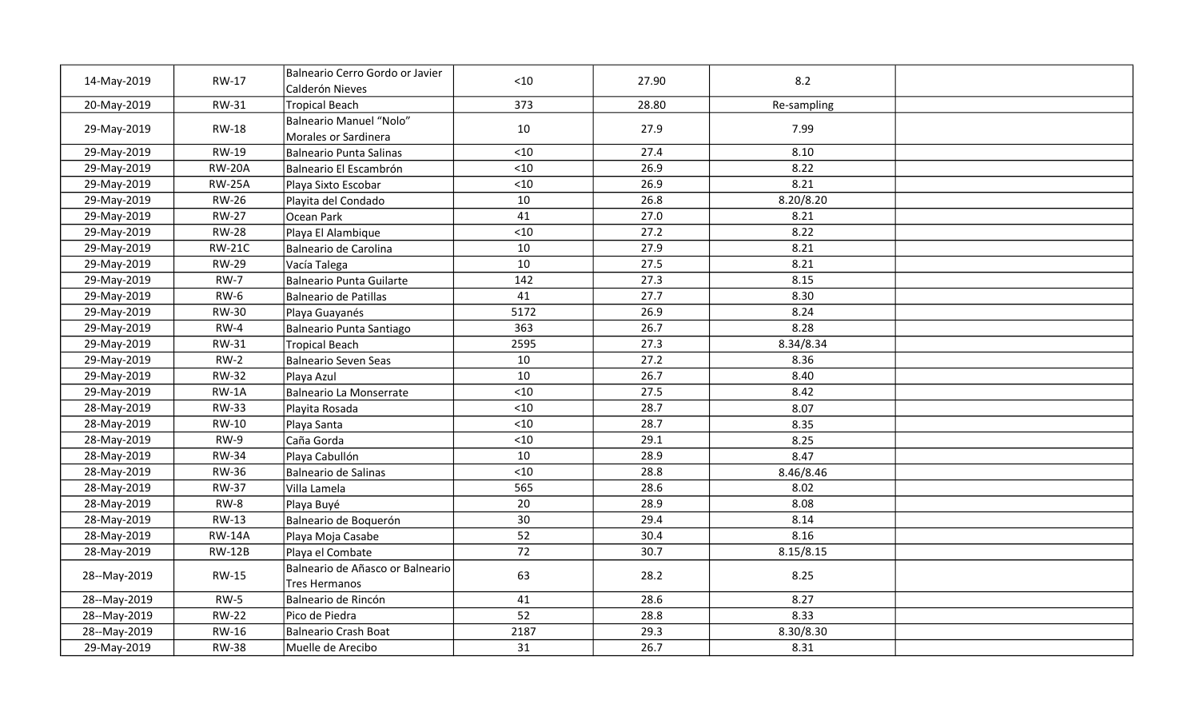| 14-May-2019 | RW-17 | Balneario Cerro Gordo or Javier Calderón Nieves | <10 | 27.90 | 8.2 | |
|---|---|---|---|---|---|---|
| 20-May-2019 | RW-31 | Tropical Beach | 373 | 28.80 | Re-sampling | |
| 29-May-2019 | RW-18 | Balneario Manuel "Nolo" Morales or Sardinera | 10 | 27.9 | 7.99 | |
| 29-May-2019 | RW-19 | Balneario Punta Salinas | <10 | 27.4 | 8.10 | |
| 29-May-2019 | RW-20A | Balneario El Escambrón | <10 | 26.9 | 8.22 | |
| 29-May-2019 | RW-25A | Playa Sixto Escobar | <10 | 26.9 | 8.21 | |
| 29-May-2019 | RW-26 | Playita del Condado | 10 | 26.8 | 8.20/8.20 | |
| 29-May-2019 | RW-27 | Ocean Park | 41 | 27.0 | 8.21 | |
| 29-May-2019 | RW-28 | Playa El Alambique | <10 | 27.2 | 8.22 | |
| 29-May-2019 | RW-21C | Balneario de Carolina | 10 | 27.9 | 8.21 | |
| 29-May-2019 | RW-29 | Vacía Talega | 10 | 27.5 | 8.21 | |
| 29-May-2019 | RW-7 | Balneario Punta Guilarte | 142 | 27.3 | 8.15 | |
| 29-May-2019 | RW-6 | Balneario de Patillas | 41 | 27.7 | 8.30 | |
| 29-May-2019 | RW-30 | Playa Guayanés | 5172 | 26.9 | 8.24 | |
| 29-May-2019 | RW-4 | Balneario Punta Santiago | 363 | 26.7 | 8.28 | |
| 29-May-2019 | RW-31 | Tropical Beach | 2595 | 27.3 | 8.34/8.34 | |
| 29-May-2019 | RW-2 | Balneario Seven Seas | 10 | 27.2 | 8.36 | |
| 29-May-2019 | RW-32 | Playa Azul | 10 | 26.7 | 8.40 | |
| 29-May-2019 | RW-1A | Balneario La Monserrate | <10 | 27.5 | 8.42 | |
| 28-May-2019 | RW-33 | Playita Rosada | <10 | 28.7 | 8.07 | |
| 28-May-2019 | RW-10 | Playa Santa | <10 | 28.7 | 8.35 | |
| 28-May-2019 | RW-9 | Caña Gorda | <10 | 29.1 | 8.25 | |
| 28-May-2019 | RW-34 | Playa Cabullón | 10 | 28.9 | 8.47 | |
| 28-May-2019 | RW-36 | Balneario de Salinas | <10 | 28.8 | 8.46/8.46 | |
| 28-May-2019 | RW-37 | Villa Lamela | 565 | 28.6 | 8.02 | |
| 28-May-2019 | RW-8 | Playa Buyé | 20 | 28.9 | 8.08 | |
| 28-May-2019 | RW-13 | Balneario de Boquerón | 30 | 29.4 | 8.14 | |
| 28-May-2019 | RW-14A | Playa Moja Casabe | 52 | 30.4 | 8.16 | |
| 28-May-2019 | RW-12B | Playa el Combate | 72 | 30.7 | 8.15/8.15 | |
| 28--May-2019 | RW-15 | Balneario de Añasco or Balneario Tres Hermanos | 63 | 28.2 | 8.25 | |
| 28--May-2019 | RW-5 | Balneario de Rincón | 41 | 28.6 | 8.27 | |
| 28--May-2019 | RW-22 | Pico de Piedra | 52 | 28.8 | 8.33 | |
| 28--May-2019 | RW-16 | Balneario Crash Boat | 2187 | 29.3 | 8.30/8.30 | |
| 29-May-2019 | RW-38 | Muelle de Arecibo | 31 | 26.7 | 8.31 | |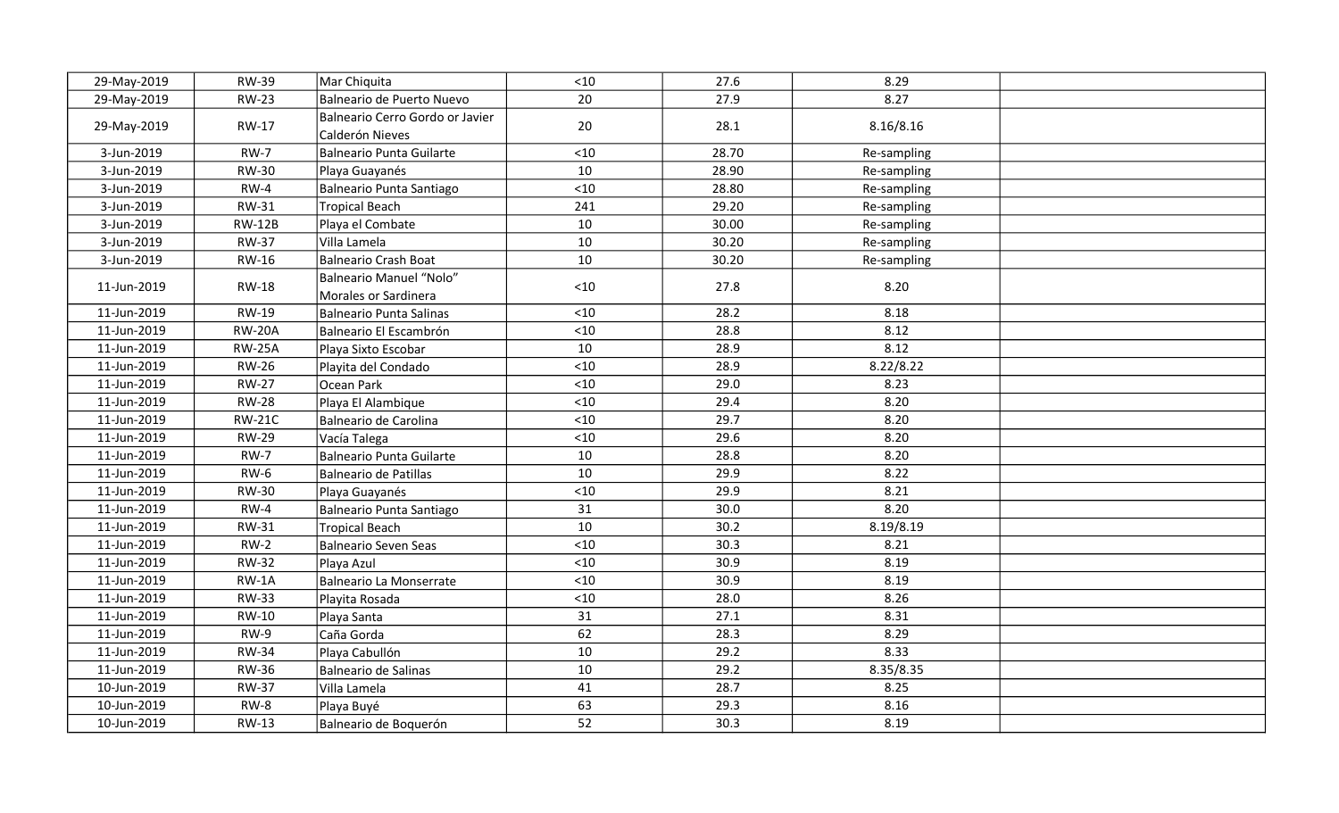| | | | | | | |
|---|---|---|---|---|---|---|
| 29-May-2019 | RW-39 | Mar Chiquita | <10 | 27.6 | 8.29 | |
| 29-May-2019 | RW-23 | Balneario de Puerto Nuevo | 20 | 27.9 | 8.27 | |
| 29-May-2019 | RW-17 | Balneario Cerro Gordo or Javier Calderón Nieves | 20 | 28.1 | 8.16/8.16 | |
| 3-Jun-2019 | RW-7 | Balneario Punta Guilarte | <10 | 28.70 | Re-sampling | |
| 3-Jun-2019 | RW-30 | Playa Guayanés | 10 | 28.90 | Re-sampling | |
| 3-Jun-2019 | RW-4 | Balneario Punta Santiago | <10 | 28.80 | Re-sampling | |
| 3-Jun-2019 | RW-31 | Tropical Beach | 241 | 29.20 | Re-sampling | |
| 3-Jun-2019 | RW-12B | Playa el Combate | 10 | 30.00 | Re-sampling | |
| 3-Jun-2019 | RW-37 | Villa Lamela | 10 | 30.20 | Re-sampling | |
| 3-Jun-2019 | RW-16 | Balneario Crash Boat | 10 | 30.20 | Re-sampling | |
| 11-Jun-2019 | RW-18 | Balneario Manuel "Nolo" Morales or Sardinera | <10 | 27.8 | 8.20 | |
| 11-Jun-2019 | RW-19 | Balneario Punta Salinas | <10 | 28.2 | 8.18 | |
| 11-Jun-2019 | RW-20A | Balneario El Escambrón | <10 | 28.8 | 8.12 | |
| 11-Jun-2019 | RW-25A | Playa Sixto Escobar | 10 | 28.9 | 8.12 | |
| 11-Jun-2019 | RW-26 | Playita del Condado | <10 | 28.9 | 8.22/8.22 | |
| 11-Jun-2019 | RW-27 | Ocean Park | <10 | 29.0 | 8.23 | |
| 11-Jun-2019 | RW-28 | Playa El Alambique | <10 | 29.4 | 8.20 | |
| 11-Jun-2019 | RW-21C | Balneario de Carolina | <10 | 29.7 | 8.20 | |
| 11-Jun-2019 | RW-29 | Vacía Talega | <10 | 29.6 | 8.20 | |
| 11-Jun-2019 | RW-7 | Balneario Punta Guilarte | 10 | 28.8 | 8.20 | |
| 11-Jun-2019 | RW-6 | Balneario de Patillas | 10 | 29.9 | 8.22 | |
| 11-Jun-2019 | RW-30 | Playa Guayanés | <10 | 29.9 | 8.21 | |
| 11-Jun-2019 | RW-4 | Balneario Punta Santiago | 31 | 30.0 | 8.20 | |
| 11-Jun-2019 | RW-31 | Tropical Beach | 10 | 30.2 | 8.19/8.19 | |
| 11-Jun-2019 | RW-2 | Balneario Seven Seas | <10 | 30.3 | 8.21 | |
| 11-Jun-2019 | RW-32 | Playa Azul | <10 | 30.9 | 8.19 | |
| 11-Jun-2019 | RW-1A | Balneario La Monserrate | <10 | 30.9 | 8.19 | |
| 11-Jun-2019 | RW-33 | Playita Rosada | <10 | 28.0 | 8.26 | |
| 11-Jun-2019 | RW-10 | Playa Santa | 31 | 27.1 | 8.31 | |
| 11-Jun-2019 | RW-9 | Caña Gorda | 62 | 28.3 | 8.29 | |
| 11-Jun-2019 | RW-34 | Playa Cabullón | 10 | 29.2 | 8.33 | |
| 11-Jun-2019 | RW-36 | Balneario de Salinas | 10 | 29.2 | 8.35/8.35 | |
| 10-Jun-2019 | RW-37 | Villa Lamela | 41 | 28.7 | 8.25 | |
| 10-Jun-2019 | RW-8 | Playa Buyé | 63 | 29.3 | 8.16 | |
| 10-Jun-2019 | RW-13 | Balneario de Boquerón | 52 | 30.3 | 8.19 | |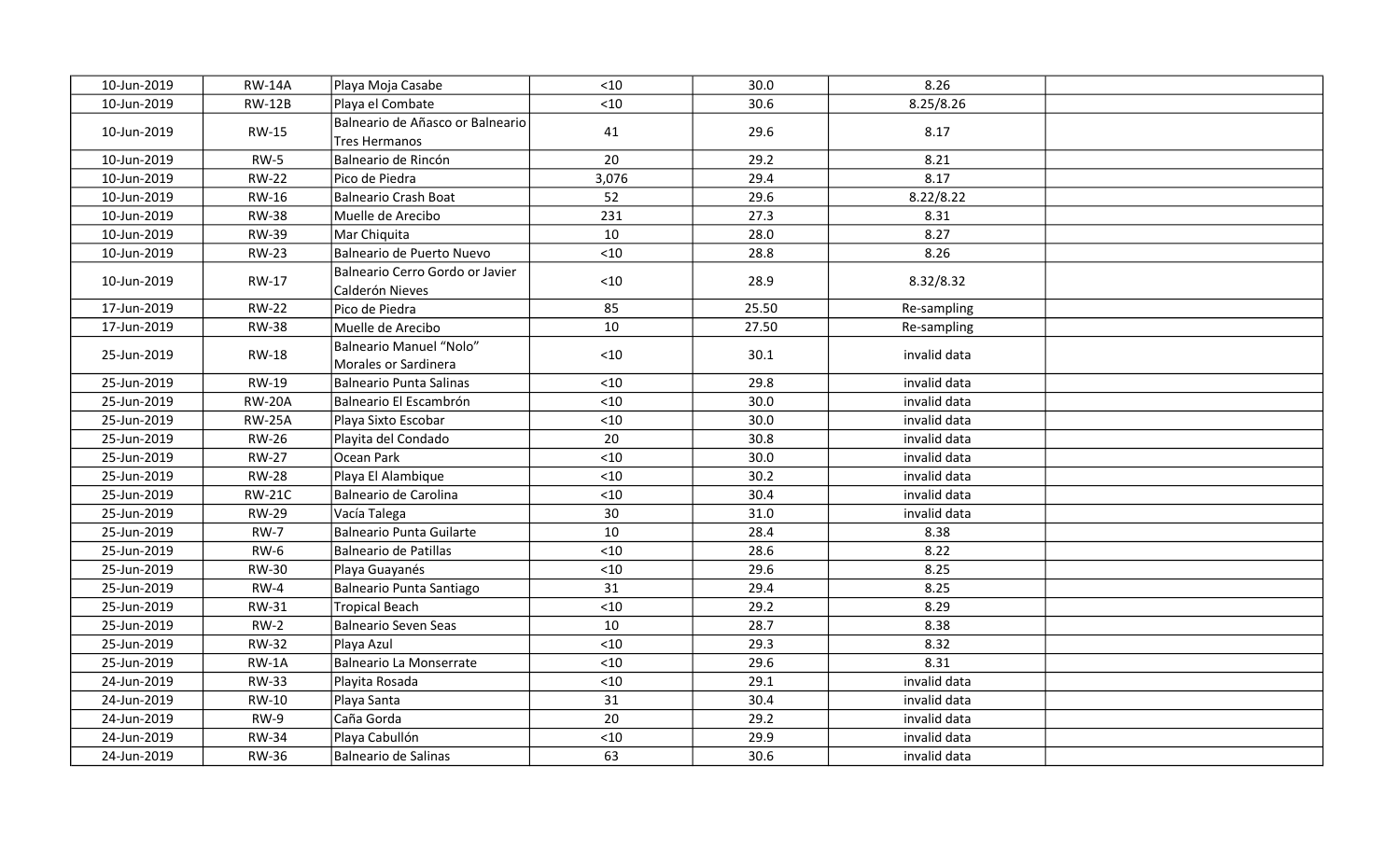| | | | | | | |
|---|---|---|---|---|---|---|
| 10-Jun-2019 | RW-14A | Playa Moja Casabe | <10 | 30.0 | 8.26 | |
| 10-Jun-2019 | RW-12B | Playa el Combate | <10 | 30.6 | 8.25/8.26 | |
| 10-Jun-2019 | RW-15 | Balneario de Añasco or Balneario Tres Hermanos | 41 | 29.6 | 8.17 | |
| 10-Jun-2019 | RW-5 | Balneario de Rincón | 20 | 29.2 | 8.21 | |
| 10-Jun-2019 | RW-22 | Pico de Piedra | 3,076 | 29.4 | 8.17 | |
| 10-Jun-2019 | RW-16 | Balneario Crash Boat | 52 | 29.6 | 8.22/8.22 | |
| 10-Jun-2019 | RW-38 | Muelle de Arecibo | 231 | 27.3 | 8.31 | |
| 10-Jun-2019 | RW-39 | Mar Chiquita | 10 | 28.0 | 8.27 | |
| 10-Jun-2019 | RW-23 | Balneario de Puerto Nuevo | <10 | 28.8 | 8.26 | |
| 10-Jun-2019 | RW-17 | Balneario Cerro Gordo or Javier Calderón Nieves | <10 | 28.9 | 8.32/8.32 | |
| 17-Jun-2019 | RW-22 | Pico de Piedra | 85 | 25.50 | Re-sampling | |
| 17-Jun-2019 | RW-38 | Muelle de Arecibo | 10 | 27.50 | Re-sampling | |
| 25-Jun-2019 | RW-18 | Balneario Manuel "Nolo" Morales or Sardinera | <10 | 30.1 | invalid data | |
| 25-Jun-2019 | RW-19 | Balneario Punta Salinas | <10 | 29.8 | invalid data | |
| 25-Jun-2019 | RW-20A | Balneario El Escambrón | <10 | 30.0 | invalid data | |
| 25-Jun-2019 | RW-25A | Playa Sixto Escobar | <10 | 30.0 | invalid data | |
| 25-Jun-2019 | RW-26 | Playita del Condado | 20 | 30.8 | invalid data | |
| 25-Jun-2019 | RW-27 | Ocean Park | <10 | 30.0 | invalid data | |
| 25-Jun-2019 | RW-28 | Playa El Alambique | <10 | 30.2 | invalid data | |
| 25-Jun-2019 | RW-21C | Balneario de Carolina | <10 | 30.4 | invalid data | |
| 25-Jun-2019 | RW-29 | Vacía Talega | 30 | 31.0 | invalid data | |
| 25-Jun-2019 | RW-7 | Balneario Punta Guilarte | 10 | 28.4 | 8.38 | |
| 25-Jun-2019 | RW-6 | Balneario de Patillas | <10 | 28.6 | 8.22 | |
| 25-Jun-2019 | RW-30 | Playa Guayanés | <10 | 29.6 | 8.25 | |
| 25-Jun-2019 | RW-4 | Balneario Punta Santiago | 31 | 29.4 | 8.25 | |
| 25-Jun-2019 | RW-31 | Tropical Beach | <10 | 29.2 | 8.29 | |
| 25-Jun-2019 | RW-2 | Balneario Seven Seas | 10 | 28.7 | 8.38 | |
| 25-Jun-2019 | RW-32 | Playa Azul | <10 | 29.3 | 8.32 | |
| 25-Jun-2019 | RW-1A | Balneario La Monserrate | <10 | 29.6 | 8.31 | |
| 24-Jun-2019 | RW-33 | Playita Rosada | <10 | 29.1 | invalid data | |
| 24-Jun-2019 | RW-10 | Playa Santa | 31 | 30.4 | invalid data | |
| 24-Jun-2019 | RW-9 | Caña Gorda | 20 | 29.2 | invalid data | |
| 24-Jun-2019 | RW-34 | Playa Cabullón | <10 | 29.9 | invalid data | |
| 24-Jun-2019 | RW-36 | Balneario de Salinas | 63 | 30.6 | invalid data | |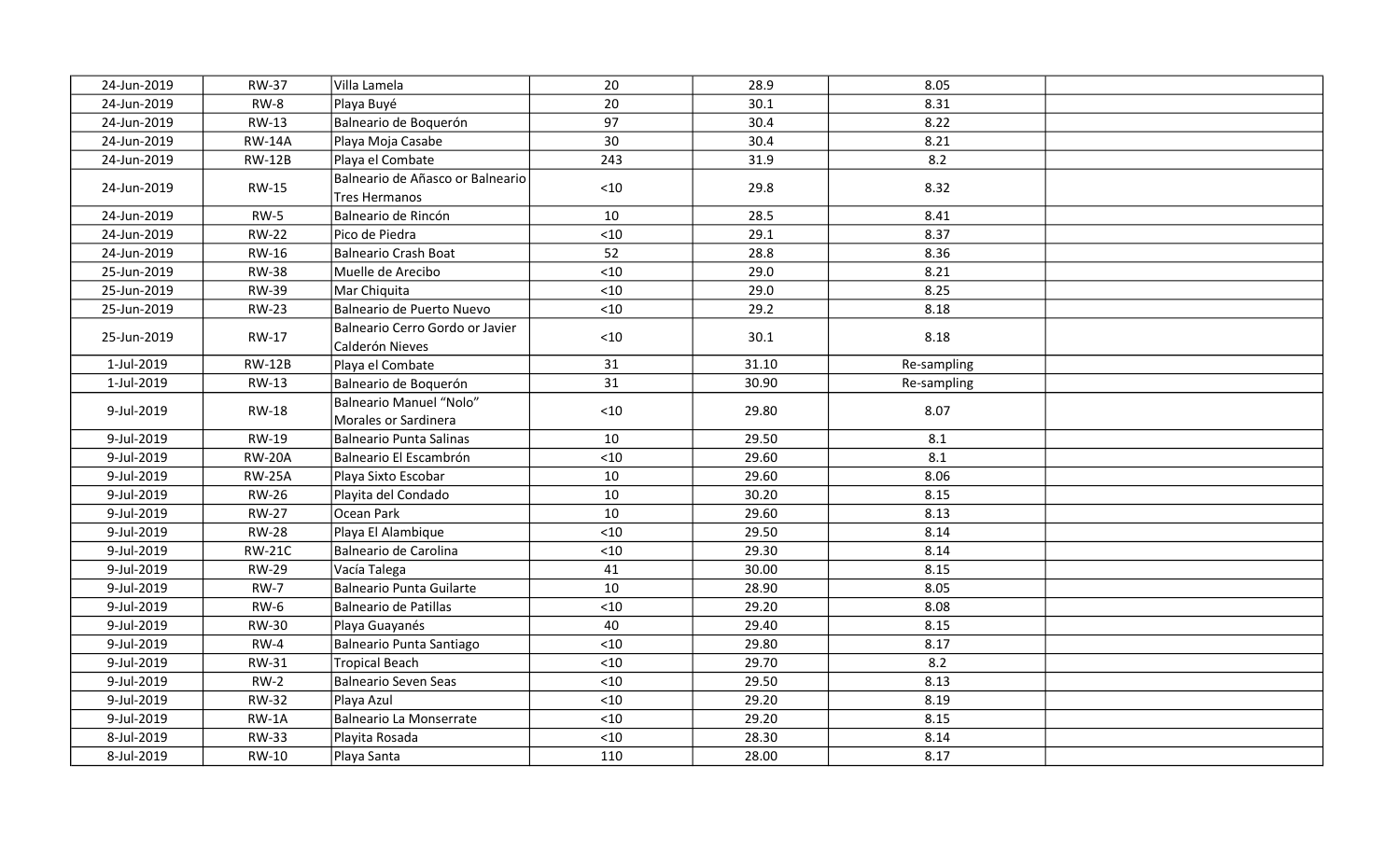| | | | | | | |
|---|---|---|---|---|---|---|
| 24-Jun-2019 | RW-37 | Villa Lamela | 20 | 28.9 | 8.05 | |
| 24-Jun-2019 | RW-8 | Playa Buyé | 20 | 30.1 | 8.31 | |
| 24-Jun-2019 | RW-13 | Balneario de Boquerón | 97 | 30.4 | 8.22 | |
| 24-Jun-2019 | RW-14A | Playa Moja Casabe | 30 | 30.4 | 8.21 | |
| 24-Jun-2019 | RW-12B | Playa el Combate | 243 | 31.9 | 8.2 | |
| 24-Jun-2019 | RW-15 | Balneario de Añasco or Balneario Tres Hermanos | <10 | 29.8 | 8.32 | |
| 24-Jun-2019 | RW-5 | Balneario de Rincón | 10 | 28.5 | 8.41 | |
| 24-Jun-2019 | RW-22 | Pico de Piedra | <10 | 29.1 | 8.37 | |
| 24-Jun-2019 | RW-16 | Balneario Crash Boat | 52 | 28.8 | 8.36 | |
| 25-Jun-2019 | RW-38 | Muelle de Arecibo | <10 | 29.0 | 8.21 | |
| 25-Jun-2019 | RW-39 | Mar Chiquita | <10 | 29.0 | 8.25 | |
| 25-Jun-2019 | RW-23 | Balneario de Puerto Nuevo | <10 | 29.2 | 8.18 | |
| 25-Jun-2019 | RW-17 | Balneario Cerro Gordo or Javier Calderón Nieves | <10 | 30.1 | 8.18 | |
| 1-Jul-2019 | RW-12B | Playa el Combate | 31 | 31.10 | Re-sampling | |
| 1-Jul-2019 | RW-13 | Balneario de Boquerón | 31 | 30.90 | Re-sampling | |
| 9-Jul-2019 | RW-18 | Balneario Manuel "Nolo" Morales or Sardinera | <10 | 29.80 | 8.07 | |
| 9-Jul-2019 | RW-19 | Balneario Punta Salinas | 10 | 29.50 | 8.1 | |
| 9-Jul-2019 | RW-20A | Balneario El Escambrón | <10 | 29.60 | 8.1 | |
| 9-Jul-2019 | RW-25A | Playa Sixto Escobar | 10 | 29.60 | 8.06 | |
| 9-Jul-2019 | RW-26 | Playita del Condado | 10 | 30.20 | 8.15 | |
| 9-Jul-2019 | RW-27 | Ocean Park | 10 | 29.60 | 8.13 | |
| 9-Jul-2019 | RW-28 | Playa El Alambique | <10 | 29.50 | 8.14 | |
| 9-Jul-2019 | RW-21C | Balneario de Carolina | <10 | 29.30 | 8.14 | |
| 9-Jul-2019 | RW-29 | Vacía Talega | 41 | 30.00 | 8.15 | |
| 9-Jul-2019 | RW-7 | Balneario Punta Guilarte | 10 | 28.90 | 8.05 | |
| 9-Jul-2019 | RW-6 | Balneario de Patillas | <10 | 29.20 | 8.08 | |
| 9-Jul-2019 | RW-30 | Playa Guayanés | 40 | 29.40 | 8.15 | |
| 9-Jul-2019 | RW-4 | Balneario Punta Santiago | <10 | 29.80 | 8.17 | |
| 9-Jul-2019 | RW-31 | Tropical Beach | <10 | 29.70 | 8.2 | |
| 9-Jul-2019 | RW-2 | Balneario Seven Seas | <10 | 29.50 | 8.13 | |
| 9-Jul-2019 | RW-32 | Playa Azul | <10 | 29.20 | 8.19 | |
| 9-Jul-2019 | RW-1A | Balneario La Monserrate | <10 | 29.20 | 8.15 | |
| 8-Jul-2019 | RW-33 | Playita Rosada | <10 | 28.30 | 8.14 | |
| 8-Jul-2019 | RW-10 | Playa Santa | 110 | 28.00 | 8.17 | |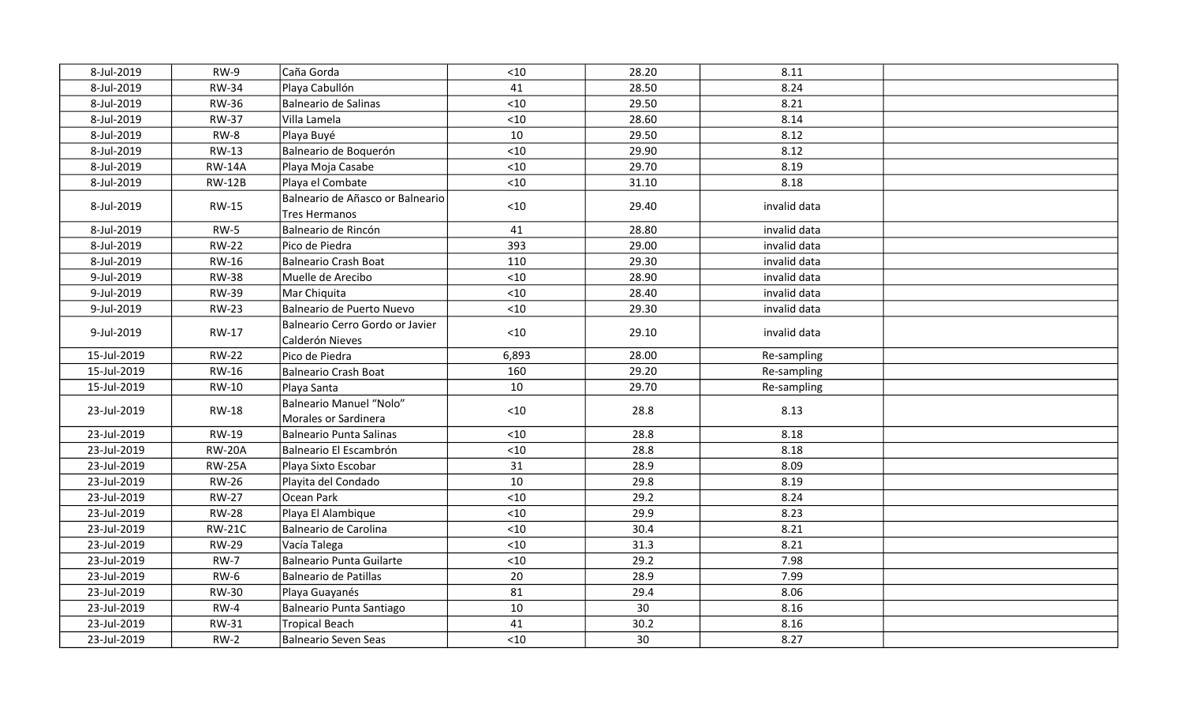| | | | | | | |
|---|---|---|---|---|---|---|
| 8-Jul-2019 | RW-9 | Caña Gorda | <10 | 28.20 | 8.11 | |
| 8-Jul-2019 | RW-34 | Playa Cabullón | 41 | 28.50 | 8.24 | |
| 8-Jul-2019 | RW-36 | Balneario de Salinas | <10 | 29.50 | 8.21 | |
| 8-Jul-2019 | RW-37 | Villa Lamela | <10 | 28.60 | 8.14 | |
| 8-Jul-2019 | RW-8 | Playa Buyé | 10 | 29.50 | 8.12 | |
| 8-Jul-2019 | RW-13 | Balneario de Boquerón | <10 | 29.90 | 8.12 | |
| 8-Jul-2019 | RW-14A | Playa Moja Casabe | <10 | 29.70 | 8.19 | |
| 8-Jul-2019 | RW-12B | Playa el Combate | <10 | 31.10 | 8.18 | |
| 8-Jul-2019 | RW-15 | Balneario de Añasco or Balneario Tres Hermanos | <10 | 29.40 | invalid data | |
| 8-Jul-2019 | RW-5 | Balneario de Rincón | 41 | 28.80 | invalid data | |
| 8-Jul-2019 | RW-22 | Pico de Piedra | 393 | 29.00 | invalid data | |
| 8-Jul-2019 | RW-16 | Balneario Crash Boat | 110 | 29.30 | invalid data | |
| 9-Jul-2019 | RW-38 | Muelle de Arecibo | <10 | 28.90 | invalid data | |
| 9-Jul-2019 | RW-39 | Mar Chiquita | <10 | 28.40 | invalid data | |
| 9-Jul-2019 | RW-23 | Balneario de Puerto Nuevo | <10 | 29.30 | invalid data | |
| 9-Jul-2019 | RW-17 | Balneario Cerro Gordo or Javier Calderón Nieves | <10 | 29.10 | invalid data | |
| 15-Jul-2019 | RW-22 | Pico de Piedra | 6,893 | 28.00 | Re-sampling | |
| 15-Jul-2019 | RW-16 | Balneario Crash Boat | 160 | 29.20 | Re-sampling | |
| 15-Jul-2019 | RW-10 | Playa Santa | 10 | 29.70 | Re-sampling | |
| 23-Jul-2019 | RW-18 | Balneario Manuel "Nolo" Morales or Sardinera | <10 | 28.8 | 8.13 | |
| 23-Jul-2019 | RW-19 | Balneario Punta Salinas | <10 | 28.8 | 8.18 | |
| 23-Jul-2019 | RW-20A | Balneario El Escambrón | <10 | 28.8 | 8.18 | |
| 23-Jul-2019 | RW-25A | Playa Sixto Escobar | 31 | 28.9 | 8.09 | |
| 23-Jul-2019 | RW-26 | Playita del Condado | 10 | 29.8 | 8.19 | |
| 23-Jul-2019 | RW-27 | Ocean Park | <10 | 29.2 | 8.24 | |
| 23-Jul-2019 | RW-28 | Playa El Alambique | <10 | 29.9 | 8.23 | |
| 23-Jul-2019 | RW-21C | Balneario de Carolina | <10 | 30.4 | 8.21 | |
| 23-Jul-2019 | RW-29 | Vacía Talega | <10 | 31.3 | 8.21 | |
| 23-Jul-2019 | RW-7 | Balneario Punta Guilarte | <10 | 29.2 | 7.98 | |
| 23-Jul-2019 | RW-6 | Balneario de Patillas | 20 | 28.9 | 7.99 | |
| 23-Jul-2019 | RW-30 | Playa Guayanés | 81 | 29.4 | 8.06 | |
| 23-Jul-2019 | RW-4 | Balneario Punta Santiago | 10 | 30 | 8.16 | |
| 23-Jul-2019 | RW-31 | Tropical Beach | 41 | 30.2 | 8.16 | |
| 23-Jul-2019 | RW-2 | Balneario Seven Seas | <10 | 30 | 8.27 | |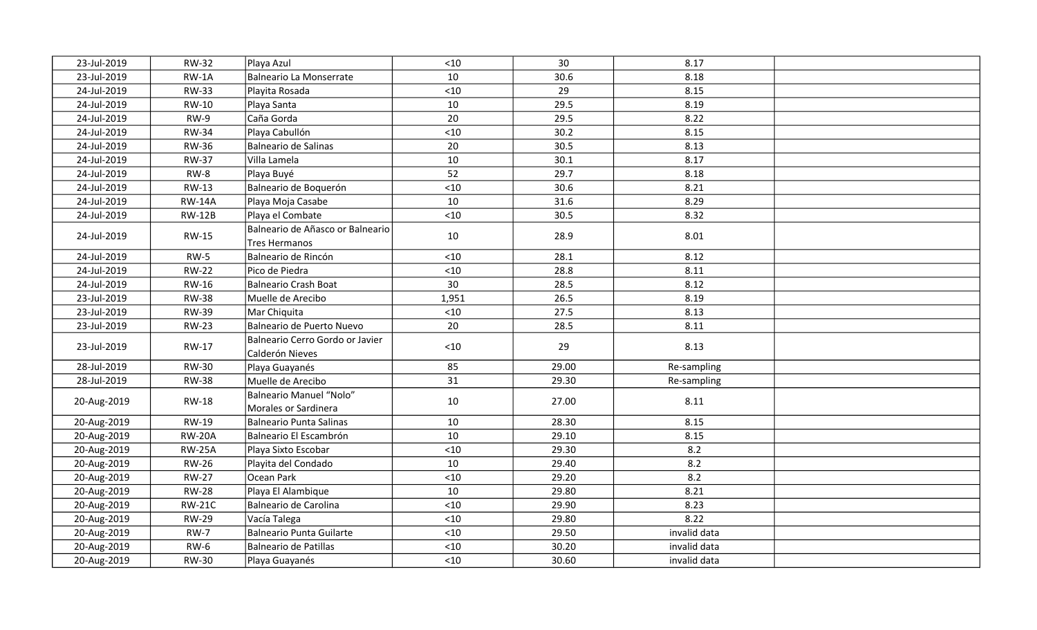|  |  |  |  |  |  |  |
|---|---|---|---|---|---|---|
| 23-Jul-2019 | RW-32 | Playa Azul | <10 | 30 | 8.17 |  |
| 23-Jul-2019 | RW-1A | Balneario La Monserrate | 10 | 30.6 | 8.18 |  |
| 24-Jul-2019 | RW-33 | Playita Rosada | <10 | 29 | 8.15 |  |
| 24-Jul-2019 | RW-10 | Playa Santa | 10 | 29.5 | 8.19 |  |
| 24-Jul-2019 | RW-9 | Caña Gorda | 20 | 29.5 | 8.22 |  |
| 24-Jul-2019 | RW-34 | Playa Cabullón | <10 | 30.2 | 8.15 |  |
| 24-Jul-2019 | RW-36 | Balneario de Salinas | 20 | 30.5 | 8.13 |  |
| 24-Jul-2019 | RW-37 | Villa Lamela | 10 | 30.1 | 8.17 |  |
| 24-Jul-2019 | RW-8 | Playa Buyé | 52 | 29.7 | 8.18 |  |
| 24-Jul-2019 | RW-13 | Balneario de Boquerón | <10 | 30.6 | 8.21 |  |
| 24-Jul-2019 | RW-14A | Playa Moja Casabe | 10 | 31.6 | 8.29 |  |
| 24-Jul-2019 | RW-12B | Playa el Combate | <10 | 30.5 | 8.32 |  |
| 24-Jul-2019 | RW-15 | Balneario de Añasco or Balneario Tres Hermanos | 10 | 28.9 | 8.01 |  |
| 24-Jul-2019 | RW-5 | Balneario de Rincón | <10 | 28.1 | 8.12 |  |
| 24-Jul-2019 | RW-22 | Pico de Piedra | <10 | 28.8 | 8.11 |  |
| 24-Jul-2019 | RW-16 | Balneario Crash Boat | 30 | 28.5 | 8.12 |  |
| 23-Jul-2019 | RW-38 | Muelle de Arecibo | 1,951 | 26.5 | 8.19 |  |
| 23-Jul-2019 | RW-39 | Mar Chiquita | <10 | 27.5 | 8.13 |  |
| 23-Jul-2019 | RW-23 | Balneario de Puerto Nuevo | 20 | 28.5 | 8.11 |  |
| 23-Jul-2019 | RW-17 | Balneario Cerro Gordo or Javier Calderón Nieves | <10 | 29 | 8.13 |  |
| 28-Jul-2019 | RW-30 | Playa Guayanés | 85 | 29.00 | Re-sampling |  |
| 28-Jul-2019 | RW-38 | Muelle de Arecibo | 31 | 29.30 | Re-sampling |  |
| 20-Aug-2019 | RW-18 | Balneario Manuel "Nolo" Morales or Sardinera | 10 | 27.00 | 8.11 |  |
| 20-Aug-2019 | RW-19 | Balneario Punta Salinas | 10 | 28.30 | 8.15 |  |
| 20-Aug-2019 | RW-20A | Balneario El Escambrón | 10 | 29.10 | 8.15 |  |
| 20-Aug-2019 | RW-25A | Playa Sixto Escobar | <10 | 29.30 | 8.2 |  |
| 20-Aug-2019 | RW-26 | Playita del Condado | 10 | 29.40 | 8.2 |  |
| 20-Aug-2019 | RW-27 | Ocean Park | <10 | 29.20 | 8.2 |  |
| 20-Aug-2019 | RW-28 | Playa El Alambique | 10 | 29.80 | 8.21 |  |
| 20-Aug-2019 | RW-21C | Balneario de Carolina | <10 | 29.90 | 8.23 |  |
| 20-Aug-2019 | RW-29 | Vacía Talega | <10 | 29.80 | 8.22 |  |
| 20-Aug-2019 | RW-7 | Balneario Punta Guilarte | <10 | 29.50 | invalid data |  |
| 20-Aug-2019 | RW-6 | Balneario de Patillas | <10 | 30.20 | invalid data |  |
| 20-Aug-2019 | RW-30 | Playa Guayanés | <10 | 30.60 | invalid data |  |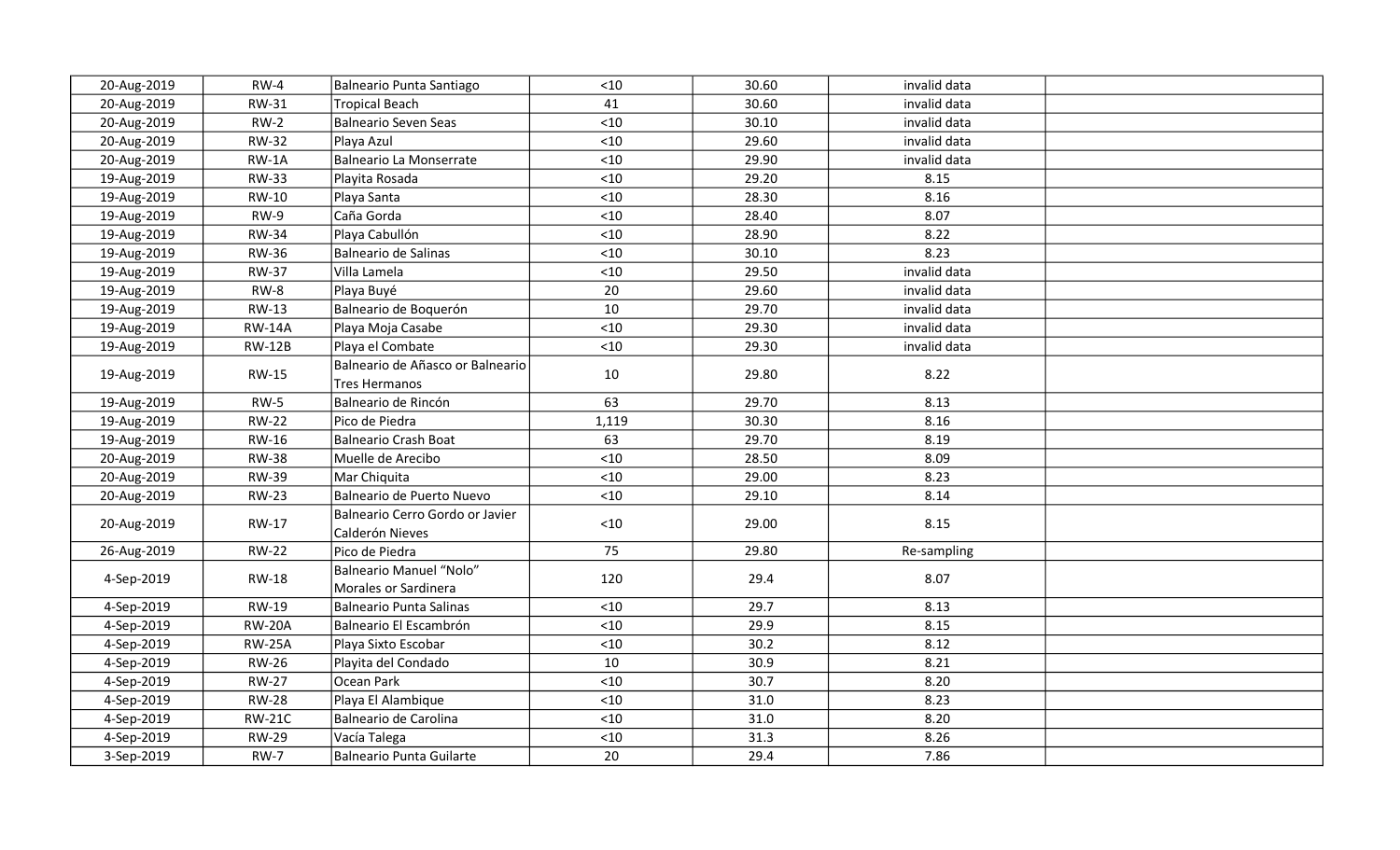| | | | | | | |
|---|---|---|---|---|---|---|
| 20-Aug-2019 | RW-4 | Balneario Punta Santiago | <10 | 30.60 | invalid data | |
| 20-Aug-2019 | RW-31 | Tropical Beach | 41 | 30.60 | invalid data | |
| 20-Aug-2019 | RW-2 | Balneario Seven Seas | <10 | 30.10 | invalid data | |
| 20-Aug-2019 | RW-32 | Playa Azul | <10 | 29.60 | invalid data | |
| 20-Aug-2019 | RW-1A | Balneario La Monserrate | <10 | 29.90 | invalid data | |
| 19-Aug-2019 | RW-33 | Playita Rosada | <10 | 29.20 | 8.15 | |
| 19-Aug-2019 | RW-10 | Playa Santa | <10 | 28.30 | 8.16 | |
| 19-Aug-2019 | RW-9 | Caña Gorda | <10 | 28.40 | 8.07 | |
| 19-Aug-2019 | RW-34 | Playa Cabullón | <10 | 28.90 | 8.22 | |
| 19-Aug-2019 | RW-36 | Balneario de Salinas | <10 | 30.10 | 8.23 | |
| 19-Aug-2019 | RW-37 | Villa Lamela | <10 | 29.50 | invalid data | |
| 19-Aug-2019 | RW-8 | Playa Buyé | 20 | 29.60 | invalid data | |
| 19-Aug-2019 | RW-13 | Balneario de Boquerón | 10 | 29.70 | invalid data | |
| 19-Aug-2019 | RW-14A | Playa Moja Casabe | <10 | 29.30 | invalid data | |
| 19-Aug-2019 | RW-12B | Playa el Combate | <10 | 29.30 | invalid data | |
| 19-Aug-2019 | RW-15 | Balneario de Añasco or Balneario Tres Hermanos | 10 | 29.80 | 8.22 | |
| 19-Aug-2019 | RW-5 | Balneario de Rincón | 63 | 29.70 | 8.13 | |
| 19-Aug-2019 | RW-22 | Pico de Piedra | 1,119 | 30.30 | 8.16 | |
| 19-Aug-2019 | RW-16 | Balneario Crash Boat | 63 | 29.70 | 8.19 | |
| 20-Aug-2019 | RW-38 | Muelle de Arecibo | <10 | 28.50 | 8.09 | |
| 20-Aug-2019 | RW-39 | Mar Chiquita | <10 | 29.00 | 8.23 | |
| 20-Aug-2019 | RW-23 | Balneario de Puerto Nuevo | <10 | 29.10 | 8.14 | |
| 20-Aug-2019 | RW-17 | Balneario Cerro Gordo or Javier Calderón Nieves | <10 | 29.00 | 8.15 | |
| 26-Aug-2019 | RW-22 | Pico de Piedra | 75 | 29.80 | Re-sampling | |
| 4-Sep-2019 | RW-18 | Balneario Manuel "Nolo" Morales or Sardinera | 120 | 29.4 | 8.07 | |
| 4-Sep-2019 | RW-19 | Balneario Punta Salinas | <10 | 29.7 | 8.13 | |
| 4-Sep-2019 | RW-20A | Balneario El Escambrón | <10 | 29.9 | 8.15 | |
| 4-Sep-2019 | RW-25A | Playa Sixto Escobar | <10 | 30.2 | 8.12 | |
| 4-Sep-2019 | RW-26 | Playita del Condado | 10 | 30.9 | 8.21 | |
| 4-Sep-2019 | RW-27 | Ocean Park | <10 | 30.7 | 8.20 | |
| 4-Sep-2019 | RW-28 | Playa El Alambique | <10 | 31.0 | 8.23 | |
| 4-Sep-2019 | RW-21C | Balneario de Carolina | <10 | 31.0 | 8.20 | |
| 4-Sep-2019 | RW-29 | Vacía Talega | <10 | 31.3 | 8.26 | |
| 3-Sep-2019 | RW-7 | Balneario Punta Guilarte | 20 | 29.4 | 7.86 | |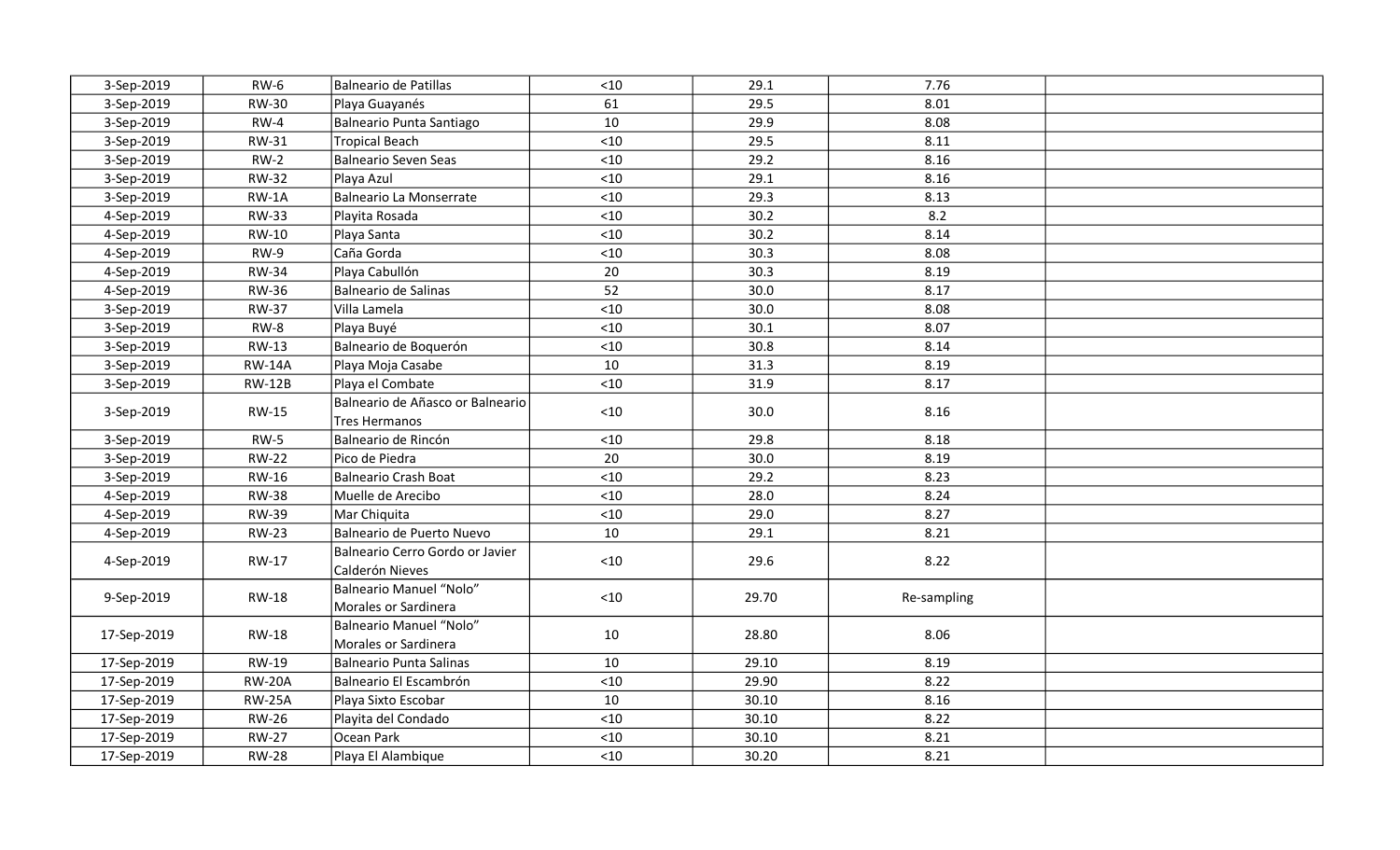| | | | | | | |
|---|---|---|---|---|---|---|
| 3-Sep-2019 | RW-6 | Balneario de Patillas | <10 | 29.1 | 7.76 | |
| 3-Sep-2019 | RW-30 | Playa Guayanés | 61 | 29.5 | 8.01 | |
| 3-Sep-2019 | RW-4 | Balneario Punta Santiago | 10 | 29.9 | 8.08 | |
| 3-Sep-2019 | RW-31 | Tropical Beach | <10 | 29.5 | 8.11 | |
| 3-Sep-2019 | RW-2 | Balneario Seven Seas | <10 | 29.2 | 8.16 | |
| 3-Sep-2019 | RW-32 | Playa Azul | <10 | 29.1 | 8.16 | |
| 3-Sep-2019 | RW-1A | Balneario La Monserrate | <10 | 29.3 | 8.13 | |
| 4-Sep-2019 | RW-33 | Playita Rosada | <10 | 30.2 | 8.2 | |
| 4-Sep-2019 | RW-10 | Playa Santa | <10 | 30.2 | 8.14 | |
| 4-Sep-2019 | RW-9 | Caña Gorda | <10 | 30.3 | 8.08 | |
| 4-Sep-2019 | RW-34 | Playa Cabullón | 20 | 30.3 | 8.19 | |
| 4-Sep-2019 | RW-36 | Balneario de Salinas | 52 | 30.0 | 8.17 | |
| 3-Sep-2019 | RW-37 | Villa Lamela | <10 | 30.0 | 8.08 | |
| 3-Sep-2019 | RW-8 | Playa Buyé | <10 | 30.1 | 8.07 | |
| 3-Sep-2019 | RW-13 | Balneario de Boquerón | <10 | 30.8 | 8.14 | |
| 3-Sep-2019 | RW-14A | Playa Moja Casabe | 10 | 31.3 | 8.19 | |
| 3-Sep-2019 | RW-12B | Playa el Combate | <10 | 31.9 | 8.17 | |
| 3-Sep-2019 | RW-15 | Balneario de Añasco or Balneario Tres Hermanos | <10 | 30.0 | 8.16 | |
| 3-Sep-2019 | RW-5 | Balneario de Rincón | <10 | 29.8 | 8.18 | |
| 3-Sep-2019 | RW-22 | Pico de Piedra | 20 | 30.0 | 8.19 | |
| 3-Sep-2019 | RW-16 | Balneario Crash Boat | <10 | 29.2 | 8.23 | |
| 4-Sep-2019 | RW-38 | Muelle de Arecibo | <10 | 28.0 | 8.24 | |
| 4-Sep-2019 | RW-39 | Mar Chiquita | <10 | 29.0 | 8.27 | |
| 4-Sep-2019 | RW-23 | Balneario de Puerto Nuevo | 10 | 29.1 | 8.21 | |
| 4-Sep-2019 | RW-17 | Balneario Cerro Gordo or Javier Calderón Nieves | <10 | 29.6 | 8.22 | |
| 9-Sep-2019 | RW-18 | Balneario Manuel "Nolo" Morales or Sardinera | <10 | 29.70 | Re-sampling | |
| 17-Sep-2019 | RW-18 | Balneario Manuel "Nolo" Morales or Sardinera | 10 | 28.80 | 8.06 | |
| 17-Sep-2019 | RW-19 | Balneario Punta Salinas | 10 | 29.10 | 8.19 | |
| 17-Sep-2019 | RW-20A | Balneario El Escambrón | <10 | 29.90 | 8.22 | |
| 17-Sep-2019 | RW-25A | Playa Sixto Escobar | 10 | 30.10 | 8.16 | |
| 17-Sep-2019 | RW-26 | Playita del Condado | <10 | 30.10 | 8.22 | |
| 17-Sep-2019 | RW-27 | Ocean Park | <10 | 30.10 | 8.21 | |
| 17-Sep-2019 | RW-28 | Playa El Alambique | <10 | 30.20 | 8.21 | |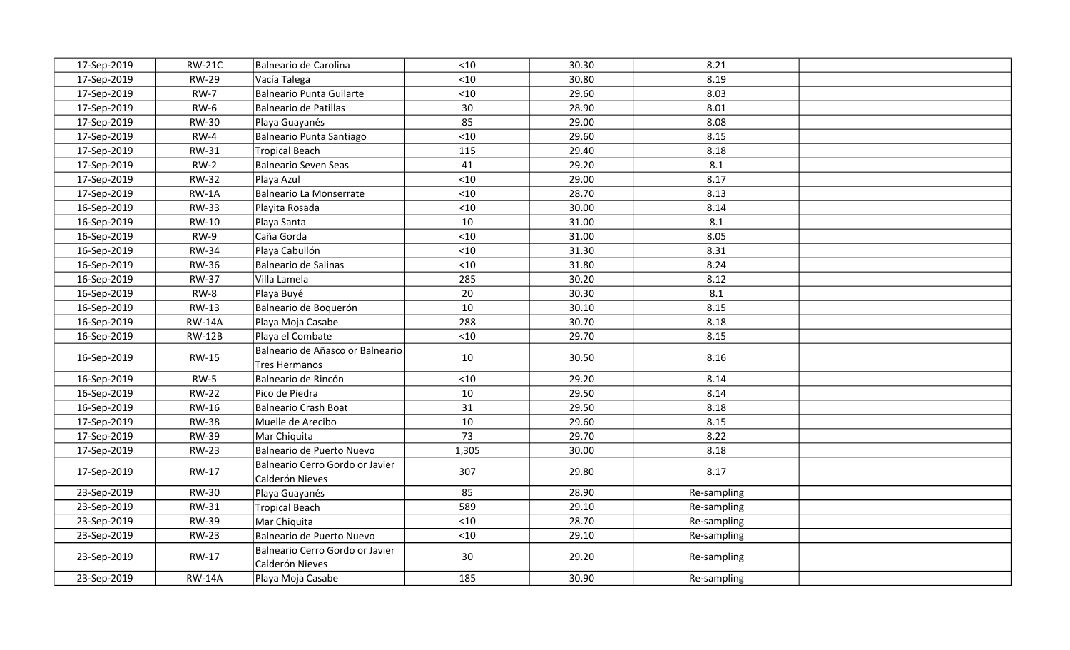| | | | | | | |
|---|---|---|---|---|---|---|
| 17-Sep-2019 | RW-21C | Balneario de Carolina | <10 | 30.30 | 8.21 | |
| 17-Sep-2019 | RW-29 | Vacía Talega | <10 | 30.80 | 8.19 | |
| 17-Sep-2019 | RW-7 | Balneario Punta Guilarte | <10 | 29.60 | 8.03 | |
| 17-Sep-2019 | RW-6 | Balneario de Patillas | 30 | 28.90 | 8.01 | |
| 17-Sep-2019 | RW-30 | Playa Guayanés | 85 | 29.00 | 8.08 | |
| 17-Sep-2019 | RW-4 | Balneario Punta Santiago | <10 | 29.60 | 8.15 | |
| 17-Sep-2019 | RW-31 | Tropical Beach | 115 | 29.40 | 8.18 | |
| 17-Sep-2019 | RW-2 | Balneario Seven Seas | 41 | 29.20 | 8.1 | |
| 17-Sep-2019 | RW-32 | Playa Azul | <10 | 29.00 | 8.17 | |
| 17-Sep-2019 | RW-1A | Balneario La Monserrate | <10 | 28.70 | 8.13 | |
| 16-Sep-2019 | RW-33 | Playita Rosada | <10 | 30.00 | 8.14 | |
| 16-Sep-2019 | RW-10 | Playa Santa | 10 | 31.00 | 8.1 | |
| 16-Sep-2019 | RW-9 | Caña Gorda | <10 | 31.00 | 8.05 | |
| 16-Sep-2019 | RW-34 | Playa Cabullón | <10 | 31.30 | 8.31 | |
| 16-Sep-2019 | RW-36 | Balneario de Salinas | <10 | 31.80 | 8.24 | |
| 16-Sep-2019 | RW-37 | Villa Lamela | 285 | 30.20 | 8.12 | |
| 16-Sep-2019 | RW-8 | Playa Buyé | 20 | 30.30 | 8.1 | |
| 16-Sep-2019 | RW-13 | Balneario de Boquerón | 10 | 30.10 | 8.15 | |
| 16-Sep-2019 | RW-14A | Playa Moja Casabe | 288 | 30.70 | 8.18 | |
| 16-Sep-2019 | RW-12B | Playa el Combate | <10 | 29.70 | 8.15 | |
| 16-Sep-2019 | RW-15 | Balneario de Añasco or Balneario Tres Hermanos | 10 | 30.50 | 8.16 | |
| 16-Sep-2019 | RW-5 | Balneario de Rincón | <10 | 29.20 | 8.14 | |
| 16-Sep-2019 | RW-22 | Pico de Piedra | 10 | 29.50 | 8.14 | |
| 16-Sep-2019 | RW-16 | Balneario Crash Boat | 31 | 29.50 | 8.18 | |
| 17-Sep-2019 | RW-38 | Muelle de Arecibo | 10 | 29.60 | 8.15 | |
| 17-Sep-2019 | RW-39 | Mar Chiquita | 73 | 29.70 | 8.22 | |
| 17-Sep-2019 | RW-23 | Balneario de Puerto Nuevo | 1,305 | 30.00 | 8.18 | |
| 17-Sep-2019 | RW-17 | Balneario Cerro Gordo or Javier Calderón Nieves | 307 | 29.80 | 8.17 | |
| 23-Sep-2019 | RW-30 | Playa Guayanés | 85 | 28.90 | Re-sampling | |
| 23-Sep-2019 | RW-31 | Tropical Beach | 589 | 29.10 | Re-sampling | |
| 23-Sep-2019 | RW-39 | Mar Chiquita | <10 | 28.70 | Re-sampling | |
| 23-Sep-2019 | RW-23 | Balneario de Puerto Nuevo | <10 | 29.10 | Re-sampling | |
| 23-Sep-2019 | RW-17 | Balneario Cerro Gordo or Javier Calderón Nieves | 30 | 29.20 | Re-sampling | |
| 23-Sep-2019 | RW-14A | Playa Moja Casabe | 185 | 30.90 | Re-sampling | |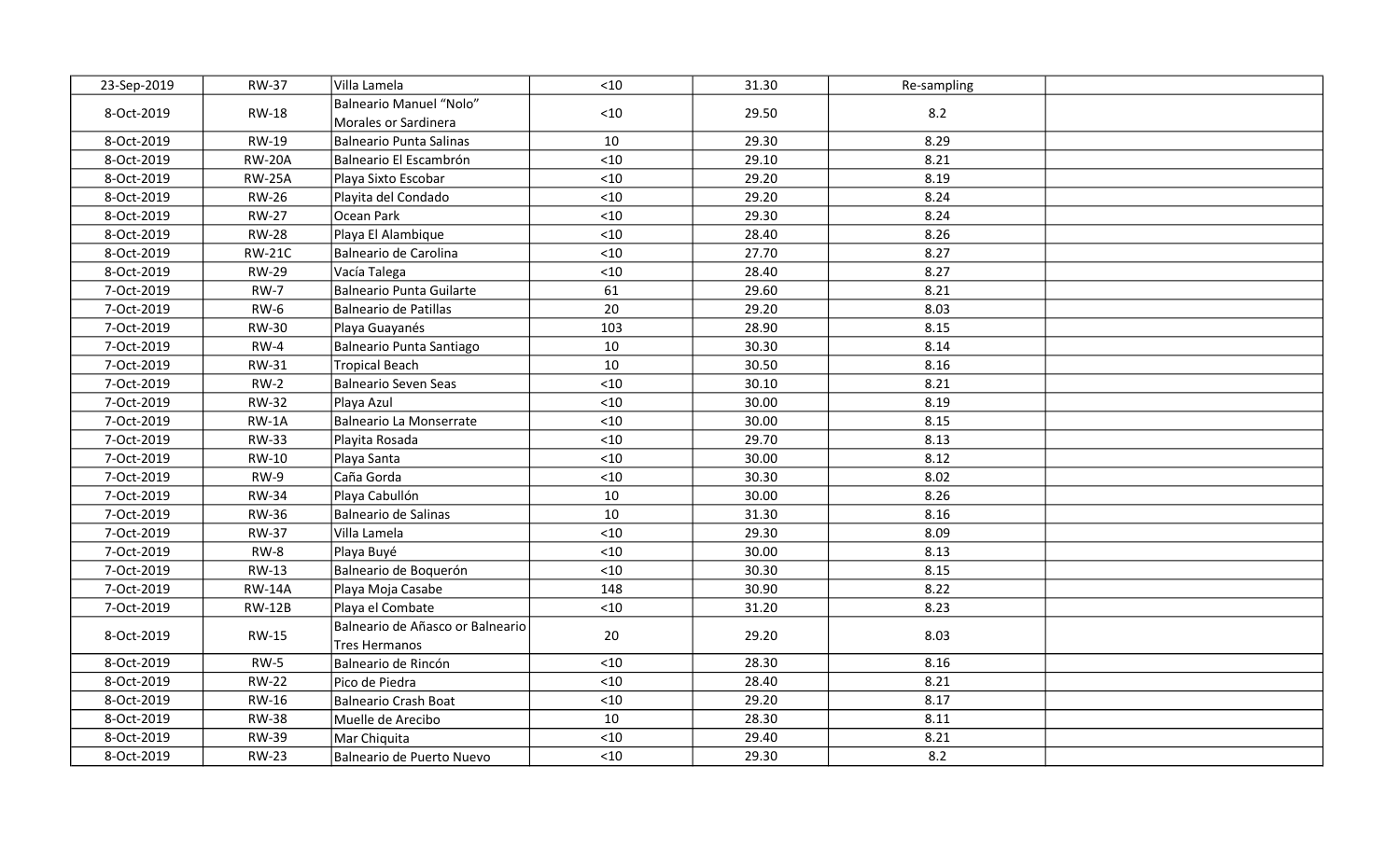| | | | | | | |
|---|---|---|---|---|---|---|
| 23-Sep-2019 | RW-37 | Villa Lamela | <10 | 31.30 | Re-sampling | |
| 8-Oct-2019 | RW-18 | Balneario Manuel “Nolo” Morales or Sardinera | <10 | 29.50 | 8.2 | |
| 8-Oct-2019 | RW-19 | Balneario Punta Salinas | 10 | 29.30 | 8.29 | |
| 8-Oct-2019 | RW-20A | Balneario El Escambrón | <10 | 29.10 | 8.21 | |
| 8-Oct-2019 | RW-25A | Playa Sixto Escobar | <10 | 29.20 | 8.19 | |
| 8-Oct-2019 | RW-26 | Playita del Condado | <10 | 29.20 | 8.24 | |
| 8-Oct-2019 | RW-27 | Ocean Park | <10 | 29.30 | 8.24 | |
| 8-Oct-2019 | RW-28 | Playa El Alambique | <10 | 28.40 | 8.26 | |
| 8-Oct-2019 | RW-21C | Balneario de Carolina | <10 | 27.70 | 8.27 | |
| 8-Oct-2019 | RW-29 | Vacía Talega | <10 | 28.40 | 8.27 | |
| 7-Oct-2019 | RW-7 | Balneario Punta Guilarte | 61 | 29.60 | 8.21 | |
| 7-Oct-2019 | RW-6 | Balneario de Patillas | 20 | 29.20 | 8.03 | |
| 7-Oct-2019 | RW-30 | Playa Guayanés | 103 | 28.90 | 8.15 | |
| 7-Oct-2019 | RW-4 | Balneario Punta Santiago | 10 | 30.30 | 8.14 | |
| 7-Oct-2019 | RW-31 | Tropical Beach | 10 | 30.50 | 8.16 | |
| 7-Oct-2019 | RW-2 | Balneario Seven Seas | <10 | 30.10 | 8.21 | |
| 7-Oct-2019 | RW-32 | Playa Azul | <10 | 30.00 | 8.19 | |
| 7-Oct-2019 | RW-1A | Balneario La Monserrate | <10 | 30.00 | 8.15 | |
| 7-Oct-2019 | RW-33 | Playita Rosada | <10 | 29.70 | 8.13 | |
| 7-Oct-2019 | RW-10 | Playa Santa | <10 | 30.00 | 8.12 | |
| 7-Oct-2019 | RW-9 | Caña Gorda | <10 | 30.30 | 8.02 | |
| 7-Oct-2019 | RW-34 | Playa Cabullón | 10 | 30.00 | 8.26 | |
| 7-Oct-2019 | RW-36 | Balneario de Salinas | 10 | 31.30 | 8.16 | |
| 7-Oct-2019 | RW-37 | Villa Lamela | <10 | 29.30 | 8.09 | |
| 7-Oct-2019 | RW-8 | Playa Buyé | <10 | 30.00 | 8.13 | |
| 7-Oct-2019 | RW-13 | Balneario de Boquerón | <10 | 30.30 | 8.15 | |
| 7-Oct-2019 | RW-14A | Playa Moja Casabe | 148 | 30.90 | 8.22 | |
| 7-Oct-2019 | RW-12B | Playa el Combate | <10 | 31.20 | 8.23 | |
| 8-Oct-2019 | RW-15 | Balneario de Añasco or Balneario Tres Hermanos | 20 | 29.20 | 8.03 | |
| 8-Oct-2019 | RW-5 | Balneario de Rincón | <10 | 28.30 | 8.16 | |
| 8-Oct-2019 | RW-22 | Pico de Piedra | <10 | 28.40 | 8.21 | |
| 8-Oct-2019 | RW-16 | Balneario Crash Boat | <10 | 29.20 | 8.17 | |
| 8-Oct-2019 | RW-38 | Muelle de Arecibo | 10 | 28.30 | 8.11 | |
| 8-Oct-2019 | RW-39 | Mar Chiquita | <10 | 29.40 | 8.21 | |
| 8-Oct-2019 | RW-23 | Balneario de Puerto Nuevo | <10 | 29.30 | 8.2 | |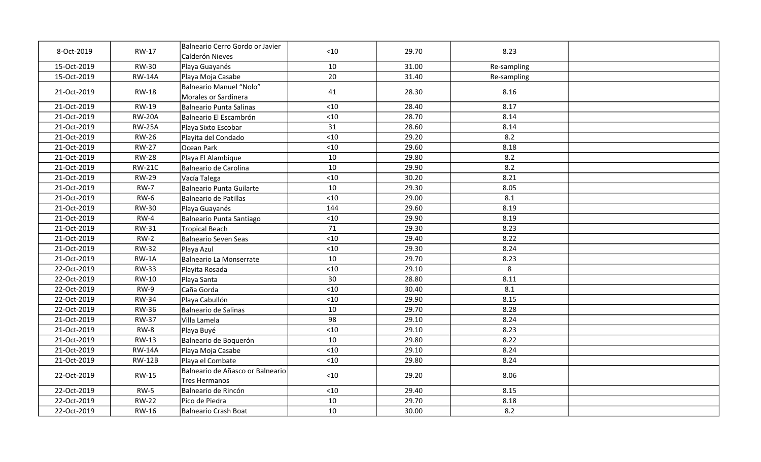| | | | | | | |
|---|---|---|---|---|---|---|
| 8-Oct-2019 | RW-17 | Balneario Cerro Gordo or Javier Calderón Nieves | <10 | 29.70 | 8.23 | |
| 15-Oct-2019 | RW-30 | Playa Guayanés | 10 | 31.00 | Re-sampling | |
| 15-Oct-2019 | RW-14A | Playa Moja Casabe | 20 | 31.40 | Re-sampling | |
| 21-Oct-2019 | RW-18 | Balneario Manuel "Nolo" Morales or Sardinera | 41 | 28.30 | 8.16 | |
| 21-Oct-2019 | RW-19 | Balneario Punta Salinas | <10 | 28.40 | 8.17 | |
| 21-Oct-2019 | RW-20A | Balneario El Escambrón | <10 | 28.70 | 8.14 | |
| 21-Oct-2019 | RW-25A | Playa Sixto Escobar | 31 | 28.60 | 8.14 | |
| 21-Oct-2019 | RW-26 | Playita del Condado | <10 | 29.20 | 8.2 | |
| 21-Oct-2019 | RW-27 | Ocean Park | <10 | 29.60 | 8.18 | |
| 21-Oct-2019 | RW-28 | Playa El Alambique | 10 | 29.80 | 8.2 | |
| 21-Oct-2019 | RW-21C | Balneario de Carolina | 10 | 29.90 | 8.2 | |
| 21-Oct-2019 | RW-29 | Vacía Talega | <10 | 30.20 | 8.21 | |
| 21-Oct-2019 | RW-7 | Balneario Punta Guilarte | 10 | 29.30 | 8.05 | |
| 21-Oct-2019 | RW-6 | Balneario de Patillas | <10 | 29.00 | 8.1 | |
| 21-Oct-2019 | RW-30 | Playa Guayanés | 144 | 29.60 | 8.19 | |
| 21-Oct-2019 | RW-4 | Balneario Punta Santiago | <10 | 29.90 | 8.19 | |
| 21-Oct-2019 | RW-31 | Tropical Beach | 71 | 29.30 | 8.23 | |
| 21-Oct-2019 | RW-2 | Balneario Seven Seas | <10 | 29.40 | 8.22 | |
| 21-Oct-2019 | RW-32 | Playa Azul | <10 | 29.30 | 8.24 | |
| 21-Oct-2019 | RW-1A | Balneario La Monserrate | 10 | 29.70 | 8.23 | |
| 22-Oct-2019 | RW-33 | Playita Rosada | <10 | 29.10 | 8 | |
| 22-Oct-2019 | RW-10 | Playa Santa | 30 | 28.80 | 8.11 | |
| 22-Oct-2019 | RW-9 | Caña Gorda | <10 | 30.40 | 8.1 | |
| 22-Oct-2019 | RW-34 | Playa Cabullón | <10 | 29.90 | 8.15 | |
| 22-Oct-2019 | RW-36 | Balneario de Salinas | 10 | 29.70 | 8.28 | |
| 21-Oct-2019 | RW-37 | Villa Lamela | 98 | 29.10 | 8.24 | |
| 21-Oct-2019 | RW-8 | Playa Buyé | <10 | 29.10 | 8.23 | |
| 21-Oct-2019 | RW-13 | Balneario de Boquerón | 10 | 29.80 | 8.22 | |
| 21-Oct-2019 | RW-14A | Playa Moja Casabe | <10 | 29.10 | 8.24 | |
| 21-Oct-2019 | RW-12B | Playa el Combate | <10 | 29.80 | 8.24 | |
| 22-Oct-2019 | RW-15 | Balneario de Añasco or Balneario Tres Hermanos | <10 | 29.20 | 8.06 | |
| 22-Oct-2019 | RW-5 | Balneario de Rincón | <10 | 29.40 | 8.15 | |
| 22-Oct-2019 | RW-22 | Pico de Piedra | 10 | 29.70 | 8.18 | |
| 22-Oct-2019 | RW-16 | Balneario Crash Boat | 10 | 30.00 | 8.2 | |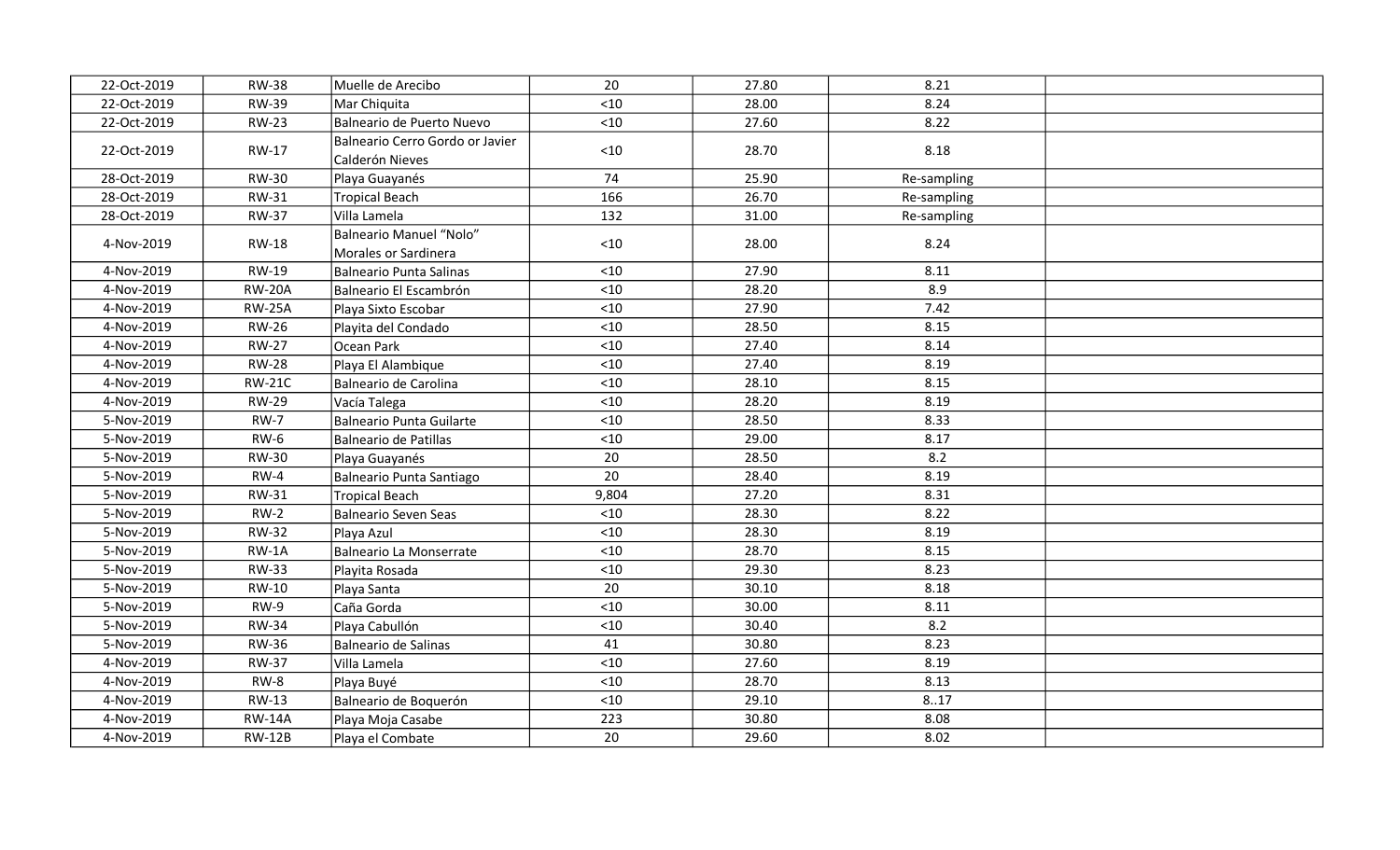| | | | | | | |
|---|---|---|---|---|---|---|
| 22-Oct-2019 | RW-38 | Muelle de Arecibo | 20 | 27.80 | 8.21 | |
| 22-Oct-2019 | RW-39 | Mar Chiquita | <10 | 28.00 | 8.24 | |
| 22-Oct-2019 | RW-23 | Balneario de Puerto Nuevo | <10 | 27.60 | 8.22 | |
| 22-Oct-2019 | RW-17 | Balneario Cerro Gordo or Javier Calderón Nieves | <10 | 28.70 | 8.18 | |
| 28-Oct-2019 | RW-30 | Playa Guayanés | 74 | 25.90 | Re-sampling | |
| 28-Oct-2019 | RW-31 | Tropical Beach | 166 | 26.70 | Re-sampling | |
| 28-Oct-2019 | RW-37 | Villa Lamela | 132 | 31.00 | Re-sampling | |
| 4-Nov-2019 | RW-18 | Balneario Manuel "Nolo" Morales or Sardinera | <10 | 28.00 | 8.24 | |
| 4-Nov-2019 | RW-19 | Balneario Punta Salinas | <10 | 27.90 | 8.11 | |
| 4-Nov-2019 | RW-20A | Balneario El Escambrón | <10 | 28.20 | 8.9 | |
| 4-Nov-2019 | RW-25A | Playa Sixto Escobar | <10 | 27.90 | 7.42 | |
| 4-Nov-2019 | RW-26 | Playita del Condado | <10 | 28.50 | 8.15 | |
| 4-Nov-2019 | RW-27 | Ocean Park | <10 | 27.40 | 8.14 | |
| 4-Nov-2019 | RW-28 | Playa El Alambique | <10 | 27.40 | 8.19 | |
| 4-Nov-2019 | RW-21C | Balneario de Carolina | <10 | 28.10 | 8.15 | |
| 4-Nov-2019 | RW-29 | Vacía Talega | <10 | 28.20 | 8.19 | |
| 5-Nov-2019 | RW-7 | Balneario Punta Guilarte | <10 | 28.50 | 8.33 | |
| 5-Nov-2019 | RW-6 | Balneario de Patillas | <10 | 29.00 | 8.17 | |
| 5-Nov-2019 | RW-30 | Playa Guayanés | 20 | 28.50 | 8.2 | |
| 5-Nov-2019 | RW-4 | Balneario Punta Santiago | 20 | 28.40 | 8.19 | |
| 5-Nov-2019 | RW-31 | Tropical Beach | 9,804 | 27.20 | 8.31 | |
| 5-Nov-2019 | RW-2 | Balneario Seven Seas | <10 | 28.30 | 8.22 | |
| 5-Nov-2019 | RW-32 | Playa Azul | <10 | 28.30 | 8.19 | |
| 5-Nov-2019 | RW-1A | Balneario La Monserrate | <10 | 28.70 | 8.15 | |
| 5-Nov-2019 | RW-33 | Playita Rosada | <10 | 29.30 | 8.23 | |
| 5-Nov-2019 | RW-10 | Playa Santa | 20 | 30.10 | 8.18 | |
| 5-Nov-2019 | RW-9 | Caña Gorda | <10 | 30.00 | 8.11 | |
| 5-Nov-2019 | RW-34 | Playa Cabullón | <10 | 30.40 | 8.2 | |
| 5-Nov-2019 | RW-36 | Balneario de Salinas | 41 | 30.80 | 8.23 | |
| 4-Nov-2019 | RW-37 | Villa Lamela | <10 | 27.60 | 8.19 | |
| 4-Nov-2019 | RW-8 | Playa Buyé | <10 | 28.70 | 8.13 | |
| 4-Nov-2019 | RW-13 | Balneario de Boquerón | <10 | 29.10 | 8..17 | |
| 4-Nov-2019 | RW-14A | Playa Moja Casabe | 223 | 30.80 | 8.08 | |
| 4-Nov-2019 | RW-12B | Playa el Combate | 20 | 29.60 | 8.02 | |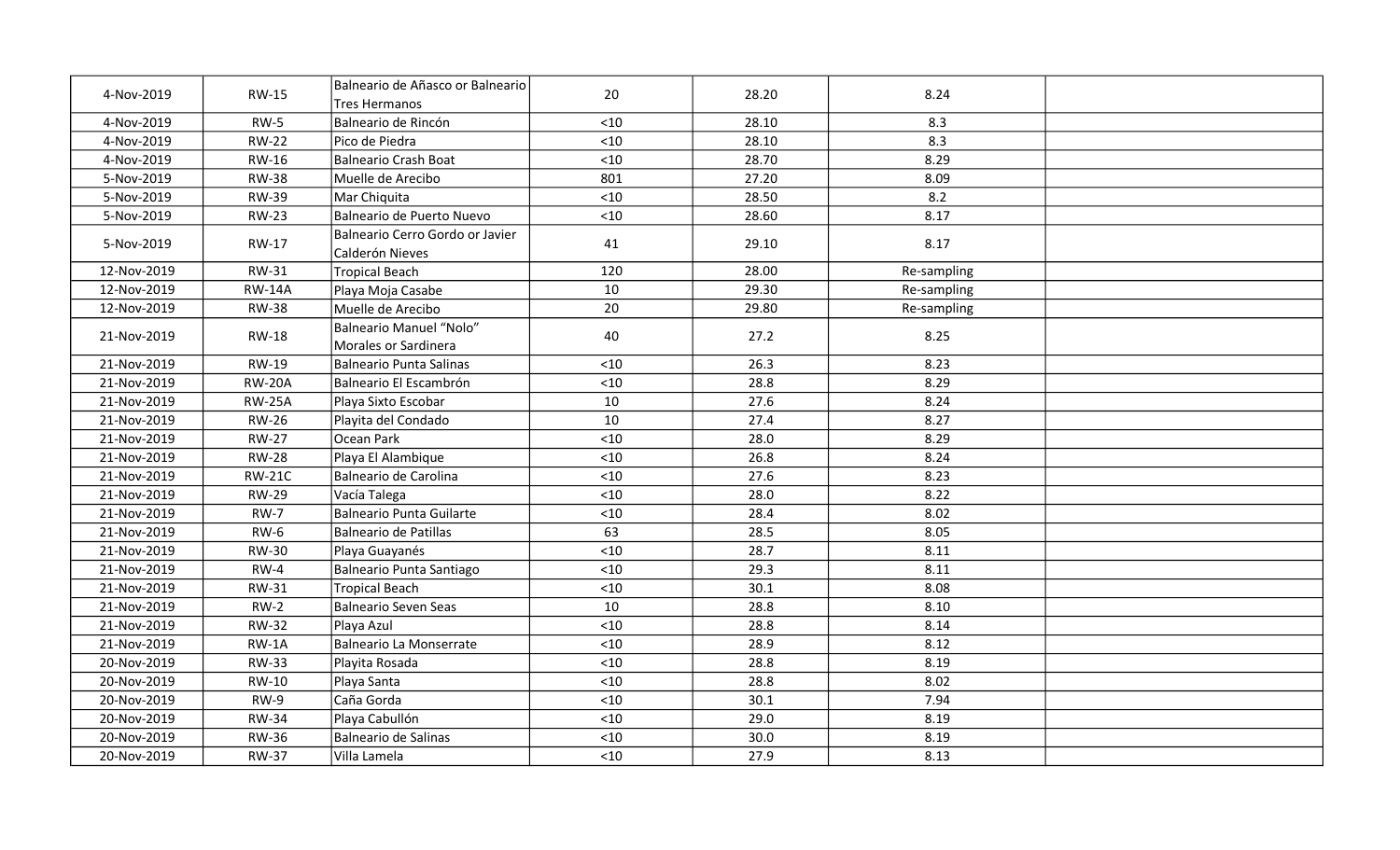| | | | | | | |
|---|---|---|---|---|---|---|
| 4-Nov-2019 | RW-15 | Balneario de Añasco or Balneario Tres Hermanos | 20 | 28.20 | 8.24 | |
| 4-Nov-2019 | RW-5 | Balneario de Rincón | <10 | 28.10 | 8.3 | |
| 4-Nov-2019 | RW-22 | Pico de Piedra | <10 | 28.10 | 8.3 | |
| 4-Nov-2019 | RW-16 | Balneario Crash Boat | <10 | 28.70 | 8.29 | |
| 5-Nov-2019 | RW-38 | Muelle de Arecibo | 801 | 27.20 | 8.09 | |
| 5-Nov-2019 | RW-39 | Mar Chiquita | <10 | 28.50 | 8.2 | |
| 5-Nov-2019 | RW-23 | Balneario de Puerto Nuevo | <10 | 28.60 | 8.17 | |
| 5-Nov-2019 | RW-17 | Balneario Cerro Gordo or Javier Calderón Nieves | 41 | 29.10 | 8.17 | |
| 12-Nov-2019 | RW-31 | Tropical Beach | 120 | 28.00 | Re-sampling | |
| 12-Nov-2019 | RW-14A | Playa Moja Casabe | 10 | 29.30 | Re-sampling | |
| 12-Nov-2019 | RW-38 | Muelle de Arecibo | 20 | 29.80 | Re-sampling | |
| 21-Nov-2019 | RW-18 | Balneario Manuel "Nolo" Morales or Sardinera | 40 | 27.2 | 8.25 | |
| 21-Nov-2019 | RW-19 | Balneario Punta Salinas | <10 | 26.3 | 8.23 | |
| 21-Nov-2019 | RW-20A | Balneario El Escambrón | <10 | 28.8 | 8.29 | |
| 21-Nov-2019 | RW-25A | Playa Sixto Escobar | 10 | 27.6 | 8.24 | |
| 21-Nov-2019 | RW-26 | Playita del Condado | 10 | 27.4 | 8.27 | |
| 21-Nov-2019 | RW-27 | Ocean Park | <10 | 28.0 | 8.29 | |
| 21-Nov-2019 | RW-28 | Playa El Alambique | <10 | 26.8 | 8.24 | |
| 21-Nov-2019 | RW-21C | Balneario de Carolina | <10 | 27.6 | 8.23 | |
| 21-Nov-2019 | RW-29 | Vacía Talega | <10 | 28.0 | 8.22 | |
| 21-Nov-2019 | RW-7 | Balneario Punta Guilarte | <10 | 28.4 | 8.02 | |
| 21-Nov-2019 | RW-6 | Balneario de Patillas | 63 | 28.5 | 8.05 | |
| 21-Nov-2019 | RW-30 | Playa Guayanés | <10 | 28.7 | 8.11 | |
| 21-Nov-2019 | RW-4 | Balneario Punta Santiago | <10 | 29.3 | 8.11 | |
| 21-Nov-2019 | RW-31 | Tropical Beach | <10 | 30.1 | 8.08 | |
| 21-Nov-2019 | RW-2 | Balneario Seven Seas | 10 | 28.8 | 8.10 | |
| 21-Nov-2019 | RW-32 | Playa Azul | <10 | 28.8 | 8.14 | |
| 21-Nov-2019 | RW-1A | Balneario La Monserrate | <10 | 28.9 | 8.12 | |
| 20-Nov-2019 | RW-33 | Playita Rosada | <10 | 28.8 | 8.19 | |
| 20-Nov-2019 | RW-10 | Playa Santa | <10 | 28.8 | 8.02 | |
| 20-Nov-2019 | RW-9 | Caña Gorda | <10 | 30.1 | 7.94 | |
| 20-Nov-2019 | RW-34 | Playa Cabullón | <10 | 29.0 | 8.19 | |
| 20-Nov-2019 | RW-36 | Balneario de Salinas | <10 | 30.0 | 8.19 | |
| 20-Nov-2019 | RW-37 | Villa Lamela | <10 | 27.9 | 8.13 | |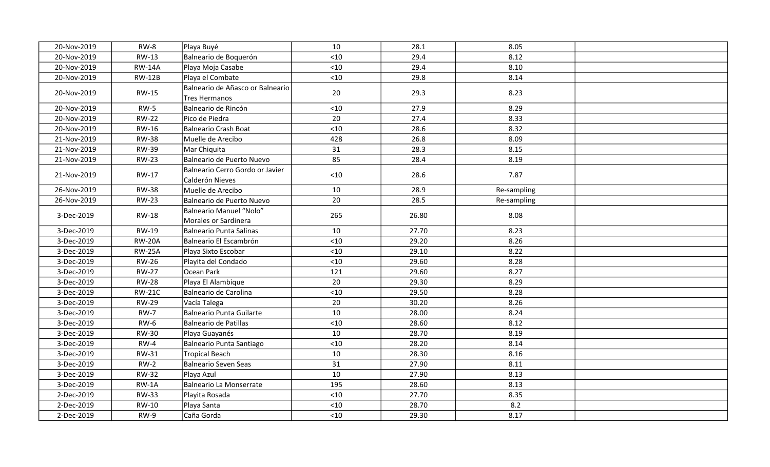| | | | | | | |
|---|---|---|---|---|---|---|
| 20-Nov-2019 | RW-8 | Playa Buyé | 10 | 28.1 | 8.05 | |
| 20-Nov-2019 | RW-13 | Balneario de Boquerón | <10 | 29.4 | 8.12 | |
| 20-Nov-2019 | RW-14A | Playa Moja Casabe | <10 | 29.4 | 8.10 | |
| 20-Nov-2019 | RW-12B | Playa el Combate | <10 | 29.8 | 8.14 | |
| 20-Nov-2019 | RW-15 | Balneario de Añasco or Balneario Tres Hermanos | 20 | 29.3 | 8.23 | |
| 20-Nov-2019 | RW-5 | Balneario de Rincón | <10 | 27.9 | 8.29 | |
| 20-Nov-2019 | RW-22 | Pico de Piedra | 20 | 27.4 | 8.33 | |
| 20-Nov-2019 | RW-16 | Balneario Crash Boat | <10 | 28.6 | 8.32 | |
| 21-Nov-2019 | RW-38 | Muelle de Arecibo | 428 | 26.8 | 8.09 | |
| 21-Nov-2019 | RW-39 | Mar Chiquita | 31 | 28.3 | 8.15 | |
| 21-Nov-2019 | RW-23 | Balneario de Puerto Nuevo | 85 | 28.4 | 8.19 | |
| 21-Nov-2019 | RW-17 | Balneario Cerro Gordo or Javier Calderón Nieves | <10 | 28.6 | 7.87 | |
| 26-Nov-2019 | RW-38 | Muelle de Arecibo | 10 | 28.9 | Re-sampling | |
| 26-Nov-2019 | RW-23 | Balneario de Puerto Nuevo | 20 | 28.5 | Re-sampling | |
| 3-Dec-2019 | RW-18 | Balneario Manuel "Nolo" Morales or Sardinera | 265 | 26.80 | 8.08 | |
| 3-Dec-2019 | RW-19 | Balneario Punta Salinas | 10 | 27.70 | 8.23 | |
| 3-Dec-2019 | RW-20A | Balneario El Escambrón | <10 | 29.20 | 8.26 | |
| 3-Dec-2019 | RW-25A | Playa Sixto Escobar | <10 | 29.10 | 8.22 | |
| 3-Dec-2019 | RW-26 | Playita del Condado | <10 | 29.60 | 8.28 | |
| 3-Dec-2019 | RW-27 | Ocean Park | 121 | 29.60 | 8.27 | |
| 3-Dec-2019 | RW-28 | Playa El Alambique | 20 | 29.30 | 8.29 | |
| 3-Dec-2019 | RW-21C | Balneario de Carolina | <10 | 29.50 | 8.28 | |
| 3-Dec-2019 | RW-29 | Vacía Talega | 20 | 30.20 | 8.26 | |
| 3-Dec-2019 | RW-7 | Balneario Punta Guilarte | 10 | 28.00 | 8.24 | |
| 3-Dec-2019 | RW-6 | Balneario de Patillas | <10 | 28.60 | 8.12 | |
| 3-Dec-2019 | RW-30 | Playa Guayanés | 10 | 28.70 | 8.19 | |
| 3-Dec-2019 | RW-4 | Balneario Punta Santiago | <10 | 28.20 | 8.14 | |
| 3-Dec-2019 | RW-31 | Tropical Beach | 10 | 28.30 | 8.16 | |
| 3-Dec-2019 | RW-2 | Balneario Seven Seas | 31 | 27.90 | 8.11 | |
| 3-Dec-2019 | RW-32 | Playa Azul | 10 | 27.90 | 8.13 | |
| 3-Dec-2019 | RW-1A | Balneario La Monserrate | 195 | 28.60 | 8.13 | |
| 2-Dec-2019 | RW-33 | Playita Rosada | <10 | 27.70 | 8.35 | |
| 2-Dec-2019 | RW-10 | Playa Santa | <10 | 28.70 | 8.2 | |
| 2-Dec-2019 | RW-9 | Caña Gorda | <10 | 29.30 | 8.17 | |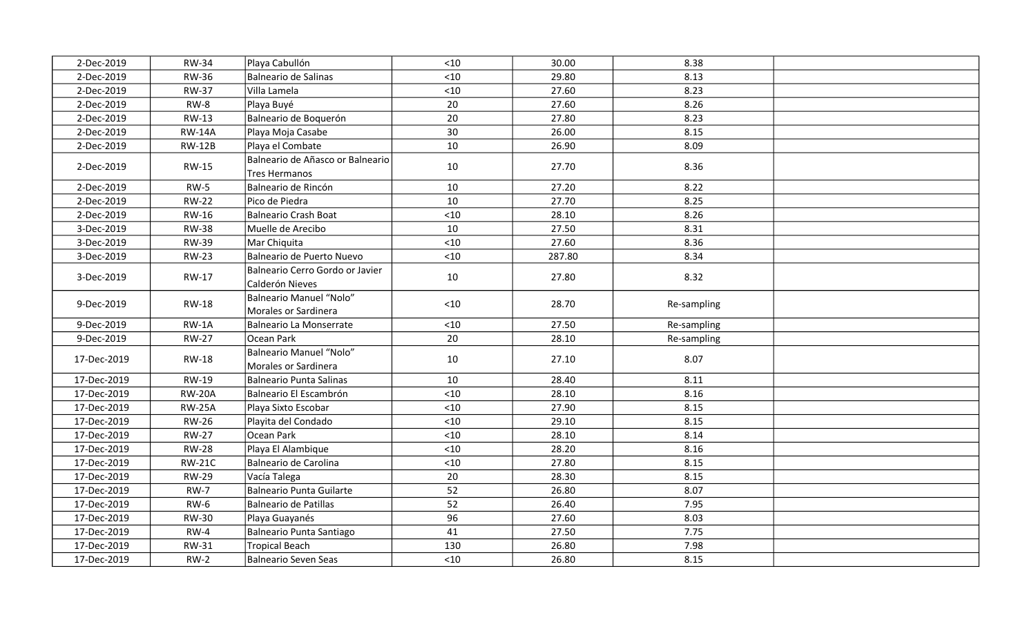| | | | | | | |
|---|---|---|---|---|---|---|
| 2-Dec-2019 | RW-34 | Playa Cabullón | <10 | 30.00 | 8.38 | |
| 2-Dec-2019 | RW-36 | Balneario de Salinas | <10 | 29.80 | 8.13 | |
| 2-Dec-2019 | RW-37 | Villa Lamela | <10 | 27.60 | 8.23 | |
| 2-Dec-2019 | RW-8 | Playa Buyé | 20 | 27.60 | 8.26 | |
| 2-Dec-2019 | RW-13 | Balneario de Boquerón | 20 | 27.80 | 8.23 | |
| 2-Dec-2019 | RW-14A | Playa Moja Casabe | 30 | 26.00 | 8.15 | |
| 2-Dec-2019 | RW-12B | Playa el Combate | 10 | 26.90 | 8.09 | |
| 2-Dec-2019 | RW-15 | Balneario de Añasco or Balneario Tres Hermanos | 10 | 27.70 | 8.36 | |
| 2-Dec-2019 | RW-5 | Balneario de Rincón | 10 | 27.20 | 8.22 | |
| 2-Dec-2019 | RW-22 | Pico de Piedra | 10 | 27.70 | 8.25 | |
| 2-Dec-2019 | RW-16 | Balneario Crash Boat | <10 | 28.10 | 8.26 | |
| 3-Dec-2019 | RW-38 | Muelle de Arecibo | 10 | 27.50 | 8.31 | |
| 3-Dec-2019 | RW-39 | Mar Chiquita | <10 | 27.60 | 8.36 | |
| 3-Dec-2019 | RW-23 | Balneario de Puerto Nuevo | <10 | 287.80 | 8.34 | |
| 3-Dec-2019 | RW-17 | Balneario Cerro Gordo or Javier Calderón Nieves | 10 | 27.80 | 8.32 | |
| 9-Dec-2019 | RW-18 | Balneario Manuel "Nolo" Morales or Sardinera | <10 | 28.70 | Re-sampling | |
| 9-Dec-2019 | RW-1A | Balneario La Monserrate | <10 | 27.50 | Re-sampling | |
| 9-Dec-2019 | RW-27 | Ocean Park | 20 | 28.10 | Re-sampling | |
| 17-Dec-2019 | RW-18 | Balneario Manuel "Nolo" Morales or Sardinera | 10 | 27.10 | 8.07 | |
| 17-Dec-2019 | RW-19 | Balneario Punta Salinas | 10 | 28.40 | 8.11 | |
| 17-Dec-2019 | RW-20A | Balneario El Escambrón | <10 | 28.10 | 8.16 | |
| 17-Dec-2019 | RW-25A | Playa Sixto Escobar | <10 | 27.90 | 8.15 | |
| 17-Dec-2019 | RW-26 | Playita del Condado | <10 | 29.10 | 8.15 | |
| 17-Dec-2019 | RW-27 | Ocean Park | <10 | 28.10 | 8.14 | |
| 17-Dec-2019 | RW-28 | Playa El Alambique | <10 | 28.20 | 8.16 | |
| 17-Dec-2019 | RW-21C | Balneario de Carolina | <10 | 27.80 | 8.15 | |
| 17-Dec-2019 | RW-29 | Vacía Talega | 20 | 28.30 | 8.15 | |
| 17-Dec-2019 | RW-7 | Balneario Punta Guilarte | 52 | 26.80 | 8.07 | |
| 17-Dec-2019 | RW-6 | Balneario de Patillas | 52 | 26.40 | 7.95 | |
| 17-Dec-2019 | RW-30 | Playa Guayanés | 96 | 27.60 | 8.03 | |
| 17-Dec-2019 | RW-4 | Balneario Punta Santiago | 41 | 27.50 | 7.75 | |
| 17-Dec-2019 | RW-31 | Tropical Beach | 130 | 26.80 | 7.98 | |
| 17-Dec-2019 | RW-2 | Balneario Seven Seas | <10 | 26.80 | 8.15 | |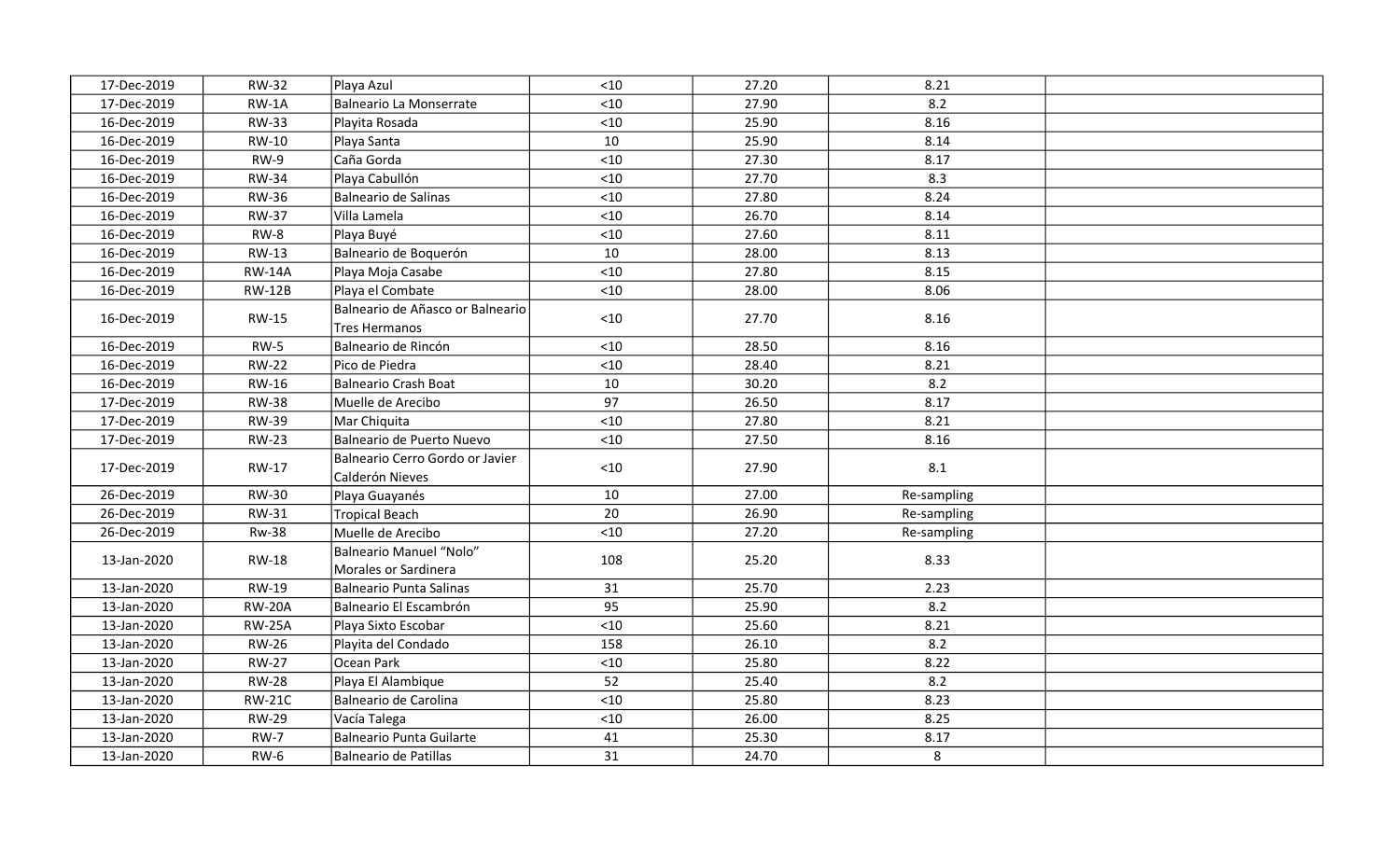| | | | | | | |
|---|---|---|---|---|---|---|
| 17-Dec-2019 | RW-32 | Playa Azul | <10 | 27.20 | 8.21 | |
| 17-Dec-2019 | RW-1A | Balneario La Monserrate | <10 | 27.90 | 8.2 | |
| 16-Dec-2019 | RW-33 | Playita Rosada | <10 | 25.90 | 8.16 | |
| 16-Dec-2019 | RW-10 | Playa Santa | 10 | 25.90 | 8.14 | |
| 16-Dec-2019 | RW-9 | Caña Gorda | <10 | 27.30 | 8.17 | |
| 16-Dec-2019 | RW-34 | Playa Cabullón | <10 | 27.70 | 8.3 | |
| 16-Dec-2019 | RW-36 | Balneario de Salinas | <10 | 27.80 | 8.24 | |
| 16-Dec-2019 | RW-37 | Villa Lamela | <10 | 26.70 | 8.14 | |
| 16-Dec-2019 | RW-8 | Playa Buyé | <10 | 27.60 | 8.11 | |
| 16-Dec-2019 | RW-13 | Balneario de Boquerón | 10 | 28.00 | 8.13 | |
| 16-Dec-2019 | RW-14A | Playa Moja Casabe | <10 | 27.80 | 8.15 | |
| 16-Dec-2019 | RW-12B | Playa el Combate | <10 | 28.00 | 8.06 | |
| 16-Dec-2019 | RW-15 | Balneario de Añasco or Balneario Tres Hermanos | <10 | 27.70 | 8.16 | |
| 16-Dec-2019 | RW-5 | Balneario de Rincón | <10 | 28.50 | 8.16 | |
| 16-Dec-2019 | RW-22 | Pico de Piedra | <10 | 28.40 | 8.21 | |
| 16-Dec-2019 | RW-16 | Balneario Crash Boat | 10 | 30.20 | 8.2 | |
| 17-Dec-2019 | RW-38 | Muelle de Arecibo | 97 | 26.50 | 8.17 | |
| 17-Dec-2019 | RW-39 | Mar Chiquita | <10 | 27.80 | 8.21 | |
| 17-Dec-2019 | RW-23 | Balneario de Puerto Nuevo | <10 | 27.50 | 8.16 | |
| 17-Dec-2019 | RW-17 | Balneario Cerro Gordo or Javier Calderón Nieves | <10 | 27.90 | 8.1 | |
| 26-Dec-2019 | RW-30 | Playa Guayanés | 10 | 27.00 | Re-sampling | |
| 26-Dec-2019 | RW-31 | Tropical Beach | 20 | 26.90 | Re-sampling | |
| 26-Dec-2019 | Rw-38 | Muelle de Arecibo | <10 | 27.20 | Re-sampling | |
| 13-Jan-2020 | RW-18 | Balneario Manuel "Nolo" Morales or Sardinera | 108 | 25.20 | 8.33 | |
| 13-Jan-2020 | RW-19 | Balneario Punta Salinas | 31 | 25.70 | 2.23 | |
| 13-Jan-2020 | RW-20A | Balneario El Escambrón | 95 | 25.90 | 8.2 | |
| 13-Jan-2020 | RW-25A | Playa Sixto Escobar | <10 | 25.60 | 8.21 | |
| 13-Jan-2020 | RW-26 | Playita del Condado | 158 | 26.10 | 8.2 | |
| 13-Jan-2020 | RW-27 | Ocean Park | <10 | 25.80 | 8.22 | |
| 13-Jan-2020 | RW-28 | Playa El Alambique | 52 | 25.40 | 8.2 | |
| 13-Jan-2020 | RW-21C | Balneario de Carolina | <10 | 25.80 | 8.23 | |
| 13-Jan-2020 | RW-29 | Vacía Talega | <10 | 26.00 | 8.25 | |
| 13-Jan-2020 | RW-7 | Balneario Punta Guilarte | 41 | 25.30 | 8.17 | |
| 13-Jan-2020 | RW-6 | Balneario de Patillas | 31 | 24.70 | 8 | |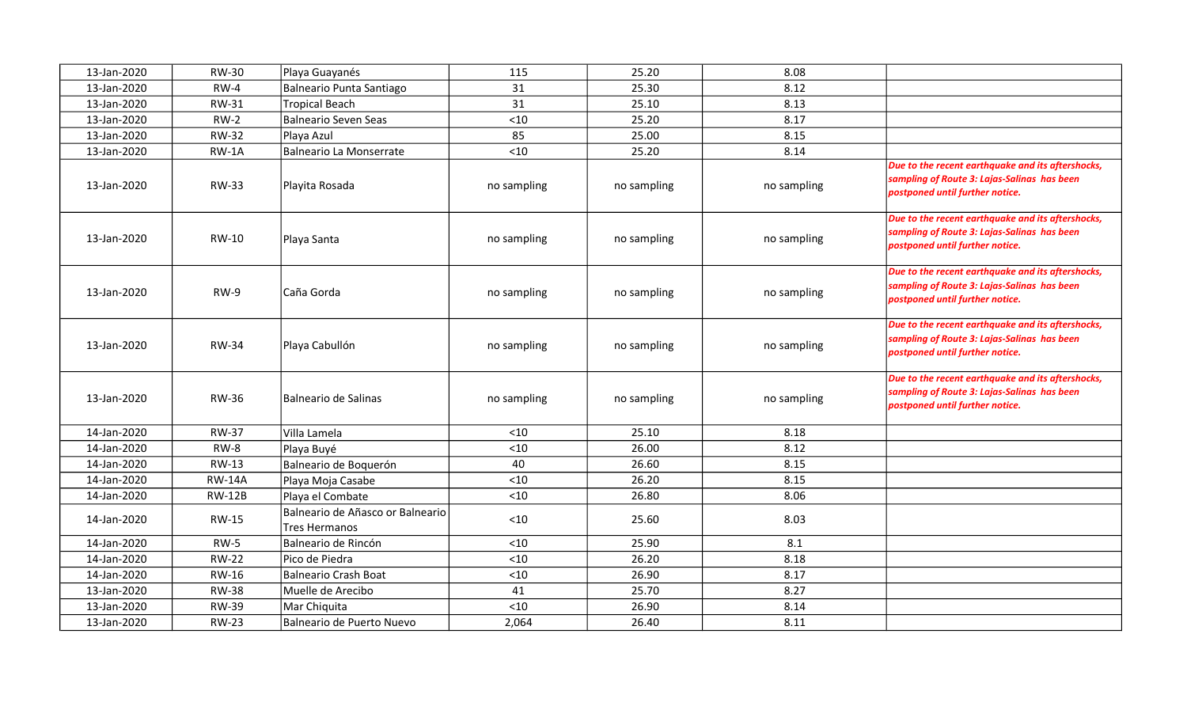| | | | | | | |
|---|---|---|---|---|---|---|
| 13-Jan-2020 | RW-30 | Playa Guayanés | 115 | 25.20 | 8.08 | |
| 13-Jan-2020 | RW-4 | Balneario Punta Santiago | 31 | 25.30 | 8.12 | |
| 13-Jan-2020 | RW-31 | Tropical Beach | 31 | 25.10 | 8.13 | |
| 13-Jan-2020 | RW-2 | Balneario Seven Seas | <10 | 25.20 | 8.17 | |
| 13-Jan-2020 | RW-32 | Playa Azul | 85 | 25.00 | 8.15 | |
| 13-Jan-2020 | RW-1A | Balneario La Monserrate | <10 | 25.20 | 8.14 | |
| 13-Jan-2020 | RW-33 | Playita Rosada | no sampling | no sampling | no sampling | ***Due to the recent earthquake and its aftershocks, sampling of Route 3: Lajas-Salinas has been postponed until further notice.*** |
| 13-Jan-2020 | RW-10 | Playa Santa | no sampling | no sampling | no sampling | ***Due to the recent earthquake and its aftershocks, sampling of Route 3: Lajas-Salinas has been postponed until further notice.*** |
| 13-Jan-2020 | RW-9 | Caña Gorda | no sampling | no sampling | no sampling | ***Due to the recent earthquake and its aftershocks, sampling of Route 3: Lajas-Salinas has been postponed until further notice.*** |
| 13-Jan-2020 | RW-34 | Playa Cabullón | no sampling | no sampling | no sampling | ***Due to the recent earthquake and its aftershocks, sampling of Route 3: Lajas-Salinas has been postponed until further notice.*** |
| 13-Jan-2020 | RW-36 | Balneario de Salinas | no sampling | no sampling | no sampling | ***Due to the recent earthquake and its aftershocks, sampling of Route 3: Lajas-Salinas has been postponed until further notice.*** |
| 14-Jan-2020 | RW-37 | Villa Lamela | <10 | 25.10 | 8.18 | |
| 14-Jan-2020 | RW-8 | Playa Buyé | <10 | 26.00 | 8.12 | |
| 14-Jan-2020 | RW-13 | Balneario de Boquerón | 40 | 26.60 | 8.15 | |
| 14-Jan-2020 | RW-14A | Playa Moja Casabe | <10 | 26.20 | 8.15 | |
| 14-Jan-2020 | RW-12B | Playa el Combate | <10 | 26.80 | 8.06 | |
| 14-Jan-2020 | RW-15 | Balneario de Añasco or Balneario Tres Hermanos | <10 | 25.60 | 8.03 | |
| 14-Jan-2020 | RW-5 | Balneario de Rincón | <10 | 25.90 | 8.1 | |
| 14-Jan-2020 | RW-22 | Pico de Piedra | <10 | 26.20 | 8.18 | |
| 14-Jan-2020 | RW-16 | Balneario Crash Boat | <10 | 26.90 | 8.17 | |
| 13-Jan-2020 | RW-38 | Muelle de Arecibo | 41 | 25.70 | 8.27 | |
| 13-Jan-2020 | RW-39 | Mar Chiquita | <10 | 26.90 | 8.14 | |
| 13-Jan-2020 | RW-23 | Balneario de Puerto Nuevo | 2,064 | 26.40 | 8.11 | |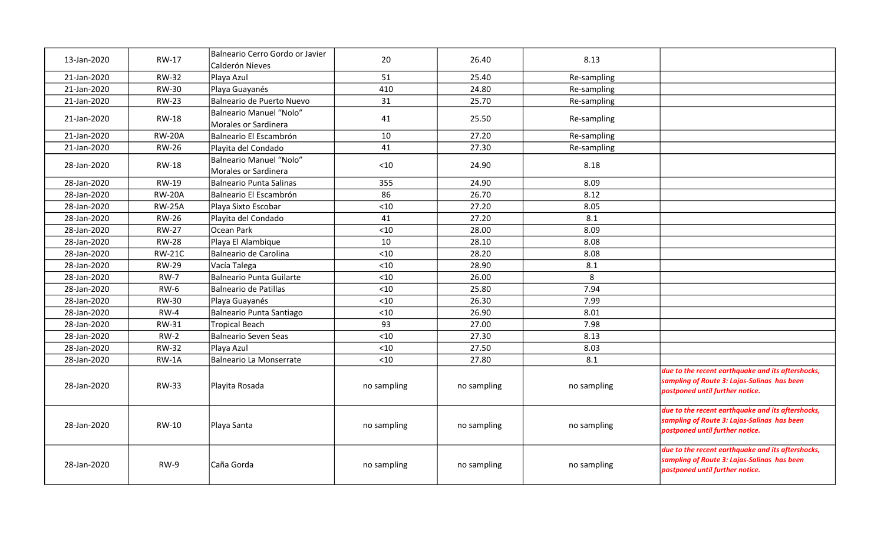| | | | | | | |
|---|---|---|---|---|---|---|
| 13-Jan-2020 | RW-17 | Balneario Cerro Gordo or Javier Calderón Nieves | 20 | 26.40 | 8.13 | |
| 21-Jan-2020 | RW-32 | Playa Azul | 51 | 25.40 | Re-sampling | |
| 21-Jan-2020 | RW-30 | Playa Guayanés | 410 | 24.80 | Re-sampling | |
| 21-Jan-2020 | RW-23 | Balneario de Puerto Nuevo | 31 | 25.70 | Re-sampling | |
| 21-Jan-2020 | RW-18 | Balneario Manuel "Nolo" Morales or Sardinera | 41 | 25.50 | Re-sampling | |
| 21-Jan-2020 | RW-20A | Balneario El Escambrón | 10 | 27.20 | Re-sampling | |
| 21-Jan-2020 | RW-26 | Playita del Condado | 41 | 27.30 | Re-sampling | |
| 28-Jan-2020 | RW-18 | Balneario Manuel "Nolo" Morales or Sardinera | <10 | 24.90 | 8.18 | |
| 28-Jan-2020 | RW-19 | Balneario Punta Salinas | 355 | 24.90 | 8.09 | |
| 28-Jan-2020 | RW-20A | Balneario El Escambrón | 86 | 26.70 | 8.12 | |
| 28-Jan-2020 | RW-25A | Playa Sixto Escobar | <10 | 27.20 | 8.05 | |
| 28-Jan-2020 | RW-26 | Playita del Condado | 41 | 27.20 | 8.1 | |
| 28-Jan-2020 | RW-27 | Ocean Park | <10 | 28.00 | 8.09 | |
| 28-Jan-2020 | RW-28 | Playa El Alambique | 10 | 28.10 | 8.08 | |
| 28-Jan-2020 | RW-21C | Balneario de Carolina | <10 | 28.20 | 8.08 | |
| 28-Jan-2020 | RW-29 | Vacía Talega | <10 | 28.90 | 8.1 | |
| 28-Jan-2020 | RW-7 | Balneario Punta Guilarte | <10 | 26.00 | 8 | |
| 28-Jan-2020 | RW-6 | Balneario de Patillas | <10 | 25.80 | 7.94 | |
| 28-Jan-2020 | RW-30 | Playa Guayanés | <10 | 26.30 | 7.99 | |
| 28-Jan-2020 | RW-4 | Balneario Punta Santiago | <10 | 26.90 | 8.01 | |
| 28-Jan-2020 | RW-31 | Tropical Beach | 93 | 27.00 | 7.98 | |
| 28-Jan-2020 | RW-2 | Balneario Seven Seas | <10 | 27.30 | 8.13 | |
| 28-Jan-2020 | RW-32 | Playa Azul | <10 | 27.50 | 8.03 | |
| 28-Jan-2020 | RW-1A | Balneario La Monserrate | <10 | 27.80 | 8.1 | |
| 28-Jan-2020 | RW-33 | Playita Rosada | no sampling | no sampling | no sampling | ***due to the recent earthquake and its aftershocks, sampling of Route 3: Lajas-Salinas has been postponed until further notice.*** |
| 28-Jan-2020 | RW-10 | Playa Santa | no sampling | no sampling | no sampling | ***due to the recent earthquake and its aftershocks, sampling of Route 3: Lajas-Salinas has been postponed until further notice.*** |
| 28-Jan-2020 | RW-9 | Caña Gorda | no sampling | no sampling | no sampling | ***due to the recent earthquake and its aftershocks, sampling of Route 3: Lajas-Salinas has been postponed until further notice.*** |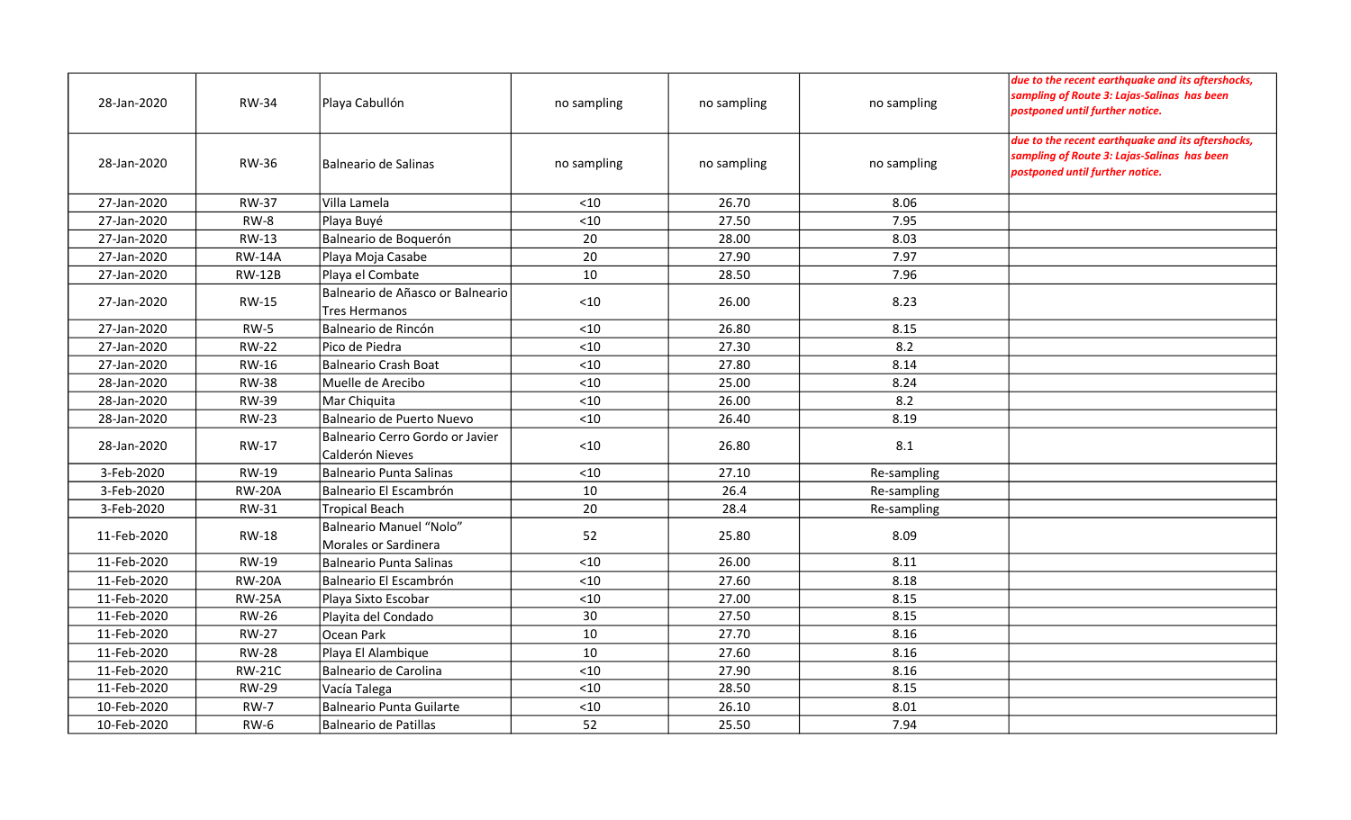| | | | | | | |
|---|---|---|---|---|---|---|
| 28-Jan-2020 | RW-34 | Playa Cabullón | no sampling | no sampling | no sampling | *due to the recent earthquake and its aftershocks, sampling of Route 3: Lajas-Salinas has been postponed until further notice.* |
| 28-Jan-2020 | RW-36 | Balneario de Salinas | no sampling | no sampling | no sampling | *due to the recent earthquake and its aftershocks, sampling of Route 3: Lajas-Salinas has been postponed until further notice.* |
| 27-Jan-2020 | RW-37 | Villa Lamela | <10 | 26.70 | 8.06 | |
| 27-Jan-2020 | RW-8 | Playa Buyé | <10 | 27.50 | 7.95 | |
| 27-Jan-2020 | RW-13 | Balneario de Boquerón | 20 | 28.00 | 8.03 | |
| 27-Jan-2020 | RW-14A | Playa Moja Casabe | 20 | 27.90 | 7.97 | |
| 27-Jan-2020 | RW-12B | Playa el Combate | 10 | 28.50 | 7.96 | |
| 27-Jan-2020 | RW-15 | Balneario de Añasco or Balneario Tres Hermanos | <10 | 26.00 | 8.23 | |
| 27-Jan-2020 | RW-5 | Balneario de Rincón | <10 | 26.80 | 8.15 | |
| 27-Jan-2020 | RW-22 | Pico de Piedra | <10 | 27.30 | 8.2 | |
| 27-Jan-2020 | RW-16 | Balneario Crash Boat | <10 | 27.80 | 8.14 | |
| 28-Jan-2020 | RW-38 | Muelle de Arecibo | <10 | 25.00 | 8.24 | |
| 28-Jan-2020 | RW-39 | Mar Chiquita | <10 | 26.00 | 8.2 | |
| 28-Jan-2020 | RW-23 | Balneario de Puerto Nuevo | <10 | 26.40 | 8.19 | |
| 28-Jan-2020 | RW-17 | Balneario Cerro Gordo or Javier Calderón Nieves | <10 | 26.80 | 8.1 | |
| 3-Feb-2020 | RW-19 | Balneario Punta Salinas | <10 | 27.10 | Re-sampling | |
| 3-Feb-2020 | RW-20A | Balneario El Escambrón | 10 | 26.4 | Re-sampling | |
| 3-Feb-2020 | RW-31 | Tropical Beach | 20 | 28.4 | Re-sampling | |
| 11-Feb-2020 | RW-18 | Balneario Manuel "Nolo" Morales or Sardinera | 52 | 25.80 | 8.09 | |
| 11-Feb-2020 | RW-19 | Balneario Punta Salinas | <10 | 26.00 | 8.11 | |
| 11-Feb-2020 | RW-20A | Balneario El Escambrón | <10 | 27.60 | 8.18 | |
| 11-Feb-2020 | RW-25A | Playa Sixto Escobar | <10 | 27.00 | 8.15 | |
| 11-Feb-2020 | RW-26 | Playita del Condado | 30 | 27.50 | 8.15 | |
| 11-Feb-2020 | RW-27 | Ocean Park | 10 | 27.70 | 8.16 | |
| 11-Feb-2020 | RW-28 | Playa El Alambique | 10 | 27.60 | 8.16 | |
| 11-Feb-2020 | RW-21C | Balneario de Carolina | <10 | 27.90 | 8.16 | |
| 11-Feb-2020 | RW-29 | Vacía Talega | <10 | 28.50 | 8.15 | |
| 10-Feb-2020 | RW-7 | Balneario Punta Guilarte | <10 | 26.10 | 8.01 | |
| 10-Feb-2020 | RW-6 | Balneario de Patillas | 52 | 25.50 | 7.94 | |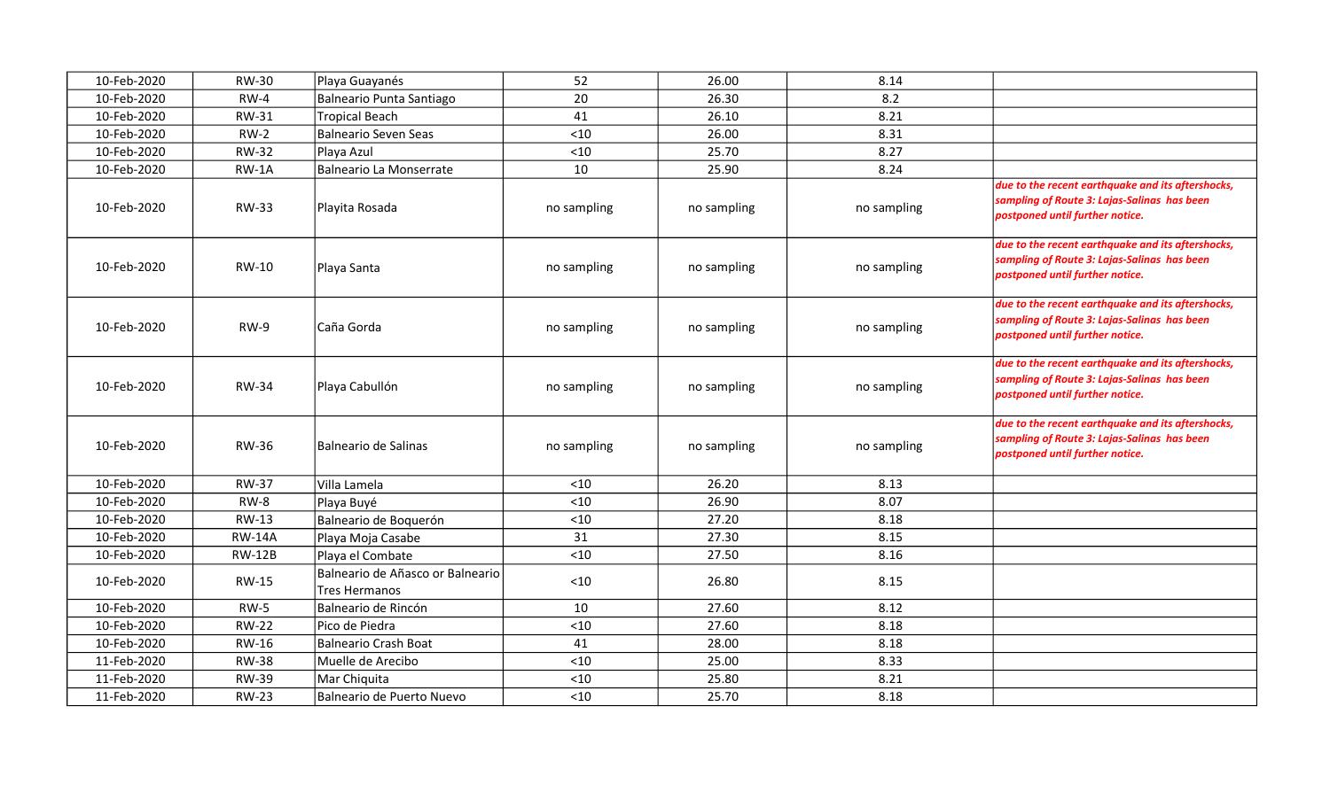| | | | | | | |
|---|---|---|---|---|---|---|
| 10-Feb-2020 | RW-30 | Playa Guayanés | 52 | 26.00 | 8.14 | |
| 10-Feb-2020 | RW-4 | Balneario Punta Santiago | 20 | 26.30 | 8.2 | |
| 10-Feb-2020 | RW-31 | Tropical Beach | 41 | 26.10 | 8.21 | |
| 10-Feb-2020 | RW-2 | Balneario Seven Seas | <10 | 26.00 | 8.31 | |
| 10-Feb-2020 | RW-32 | Playa Azul | <10 | 25.70 | 8.27 | |
| 10-Feb-2020 | RW-1A | Balneario La Monserrate | 10 | 25.90 | 8.24 | |
| 10-Feb-2020 | RW-33 | Playita Rosada | no sampling | no sampling | no sampling | ***due to the recent earthquake and its aftershocks, sampling of Route 3: Lajas-Salinas has been postponed until further notice.*** |
| 10-Feb-2020 | RW-10 | Playa Santa | no sampling | no sampling | no sampling | ***due to the recent earthquake and its aftershocks, sampling of Route 3: Lajas-Salinas has been postponed until further notice.*** |
| 10-Feb-2020 | RW-9 | Caña Gorda | no sampling | no sampling | no sampling | ***due to the recent earthquake and its aftershocks, sampling of Route 3: Lajas-Salinas has been postponed until further notice.*** |
| 10-Feb-2020 | RW-34 | Playa Cabullón | no sampling | no sampling | no sampling | ***due to the recent earthquake and its aftershocks, sampling of Route 3: Lajas-Salinas has been postponed until further notice.*** |
| 10-Feb-2020 | RW-36 | Balneario de Salinas | no sampling | no sampling | no sampling | ***due to the recent earthquake and its aftershocks, sampling of Route 3: Lajas-Salinas has been postponed until further notice.*** |
| 10-Feb-2020 | RW-37 | Villa Lamela | <10 | 26.20 | 8.13 | |
| 10-Feb-2020 | RW-8 | Playa Buyé | <10 | 26.90 | 8.07 | |
| 10-Feb-2020 | RW-13 | Balneario de Boquerón | <10 | 27.20 | 8.18 | |
| 10-Feb-2020 | RW-14A | Playa Moja Casabe | 31 | 27.30 | 8.15 | |
| 10-Feb-2020 | RW-12B | Playa el Combate | <10 | 27.50 | 8.16 | |
| 10-Feb-2020 | RW-15 | Balneario de Añasco or Balneario Tres Hermanos | <10 | 26.80 | 8.15 | |
| 10-Feb-2020 | RW-5 | Balneario de Rincón | 10 | 27.60 | 8.12 | |
| 10-Feb-2020 | RW-22 | Pico de Piedra | <10 | 27.60 | 8.18 | |
| 10-Feb-2020 | RW-16 | Balneario Crash Boat | 41 | 28.00 | 8.18 | |
| 11-Feb-2020 | RW-38 | Muelle de Arecibo | <10 | 25.00 | 8.33 | |
| 11-Feb-2020 | RW-39 | Mar Chiquita | <10 | 25.80 | 8.21 | |
| 11-Feb-2020 | RW-23 | Balneario de Puerto Nuevo | <10 | 25.70 | 8.18 | |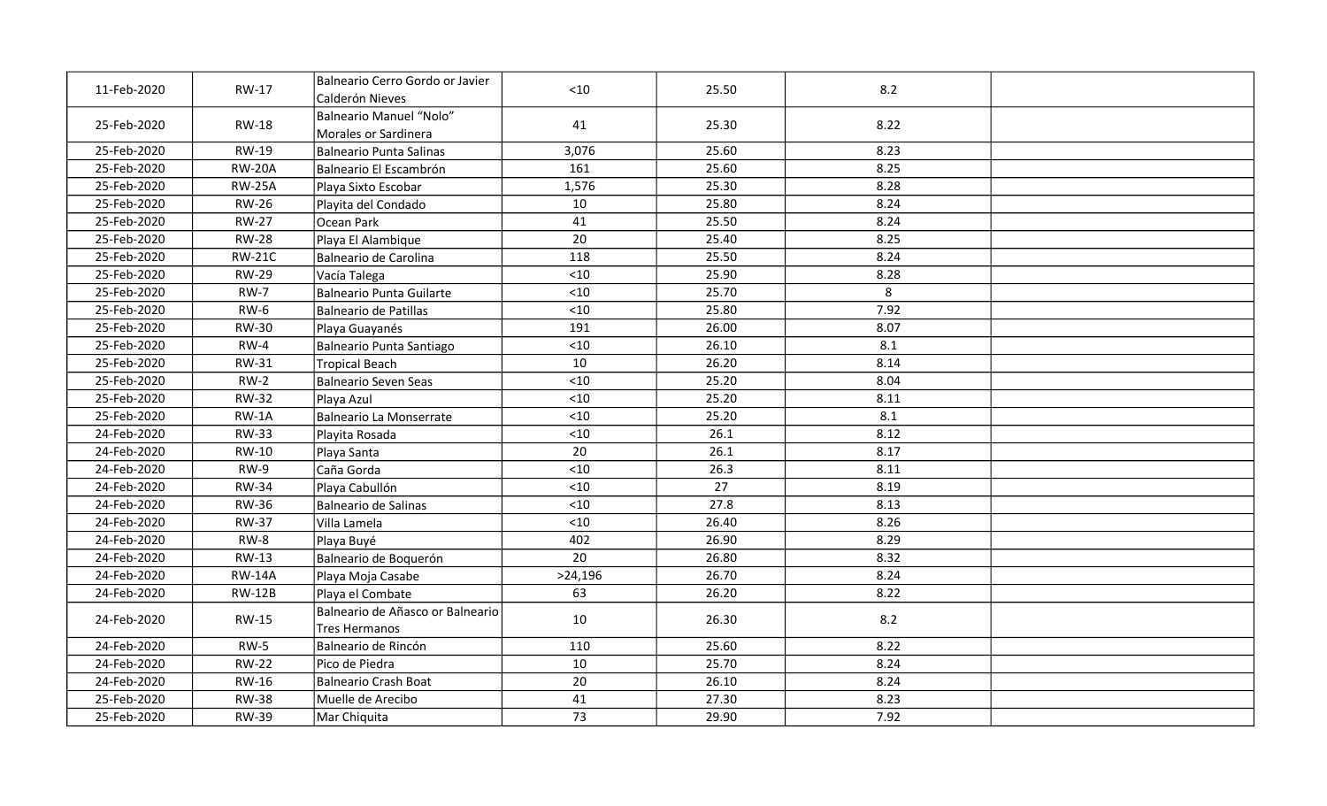| | | | | | | |
|---|---|---|---|---|---|---|
| 11-Feb-2020 | RW-17 | Balneario Cerro Gordo or Javier Calderón Nieves | <10 | 25.50 | 8.2 | |
| 25-Feb-2020 | RW-18 | Balneario Manuel “Nolo” Morales or Sardinera | 41 | 25.30 | 8.22 | |
| 25-Feb-2020 | RW-19 | Balneario Punta Salinas | 3,076 | 25.60 | 8.23 | |
| 25-Feb-2020 | RW-20A | Balneario El Escambrón | 161 | 25.60 | 8.25 | |
| 25-Feb-2020 | RW-25A | Playa Sixto Escobar | 1,576 | 25.30 | 8.28 | |
| 25-Feb-2020 | RW-26 | Playita del Condado | 10 | 25.80 | 8.24 | |
| 25-Feb-2020 | RW-27 | Ocean Park | 41 | 25.50 | 8.24 | |
| 25-Feb-2020 | RW-28 | Playa El Alambique | 20 | 25.40 | 8.25 | |
| 25-Feb-2020 | RW-21C | Balneario de Carolina | 118 | 25.50 | 8.24 | |
| 25-Feb-2020 | RW-29 | Vacía Talega | <10 | 25.90 | 8.28 | |
| 25-Feb-2020 | RW-7 | Balneario Punta Guilarte | <10 | 25.70 | 8 | |
| 25-Feb-2020 | RW-6 | Balneario de Patillas | <10 | 25.80 | 7.92 | |
| 25-Feb-2020 | RW-30 | Playa Guayanés | 191 | 26.00 | 8.07 | |
| 25-Feb-2020 | RW-4 | Balneario Punta Santiago | <10 | 26.10 | 8.1 | |
| 25-Feb-2020 | RW-31 | Tropical Beach | 10 | 26.20 | 8.14 | |
| 25-Feb-2020 | RW-2 | Balneario Seven Seas | <10 | 25.20 | 8.04 | |
| 25-Feb-2020 | RW-32 | Playa Azul | <10 | 25.20 | 8.11 | |
| 25-Feb-2020 | RW-1A | Balneario La Monserrate | <10 | 25.20 | 8.1 | |
| 24-Feb-2020 | RW-33 | Playita Rosada | <10 | 26.1 | 8.12 | |
| 24-Feb-2020 | RW-10 | Playa Santa | 20 | 26.1 | 8.17 | |
| 24-Feb-2020 | RW-9 | Caña Gorda | <10 | 26.3 | 8.11 | |
| 24-Feb-2020 | RW-34 | Playa Cabullón | <10 | 27 | 8.19 | |
| 24-Feb-2020 | RW-36 | Balneario de Salinas | <10 | 27.8 | 8.13 | |
| 24-Feb-2020 | RW-37 | Villa Lamela | <10 | 26.40 | 8.26 | |
| 24-Feb-2020 | RW-8 | Playa Buyé | 402 | 26.90 | 8.29 | |
| 24-Feb-2020 | RW-13 | Balneario de Boquerón | 20 | 26.80 | 8.32 | |
| 24-Feb-2020 | RW-14A | Playa Moja Casabe | >24,196 | 26.70 | 8.24 | |
| 24-Feb-2020 | RW-12B | Playa el Combate | 63 | 26.20 | 8.22 | |
| 24-Feb-2020 | RW-15 | Balneario de Añasco or Balneario Tres Hermanos | 10 | 26.30 | 8.2 | |
| 24-Feb-2020 | RW-5 | Balneario de Rincón | 110 | 25.60 | 8.22 | |
| 24-Feb-2020 | RW-22 | Pico de Piedra | 10 | 25.70 | 8.24 | |
| 24-Feb-2020 | RW-16 | Balneario Crash Boat | 20 | 26.10 | 8.24 | |
| 25-Feb-2020 | RW-38 | Muelle de Arecibo | 41 | 27.30 | 8.23 | |
| 25-Feb-2020 | RW-39 | Mar Chiquita | 73 | 29.90 | 7.92 | |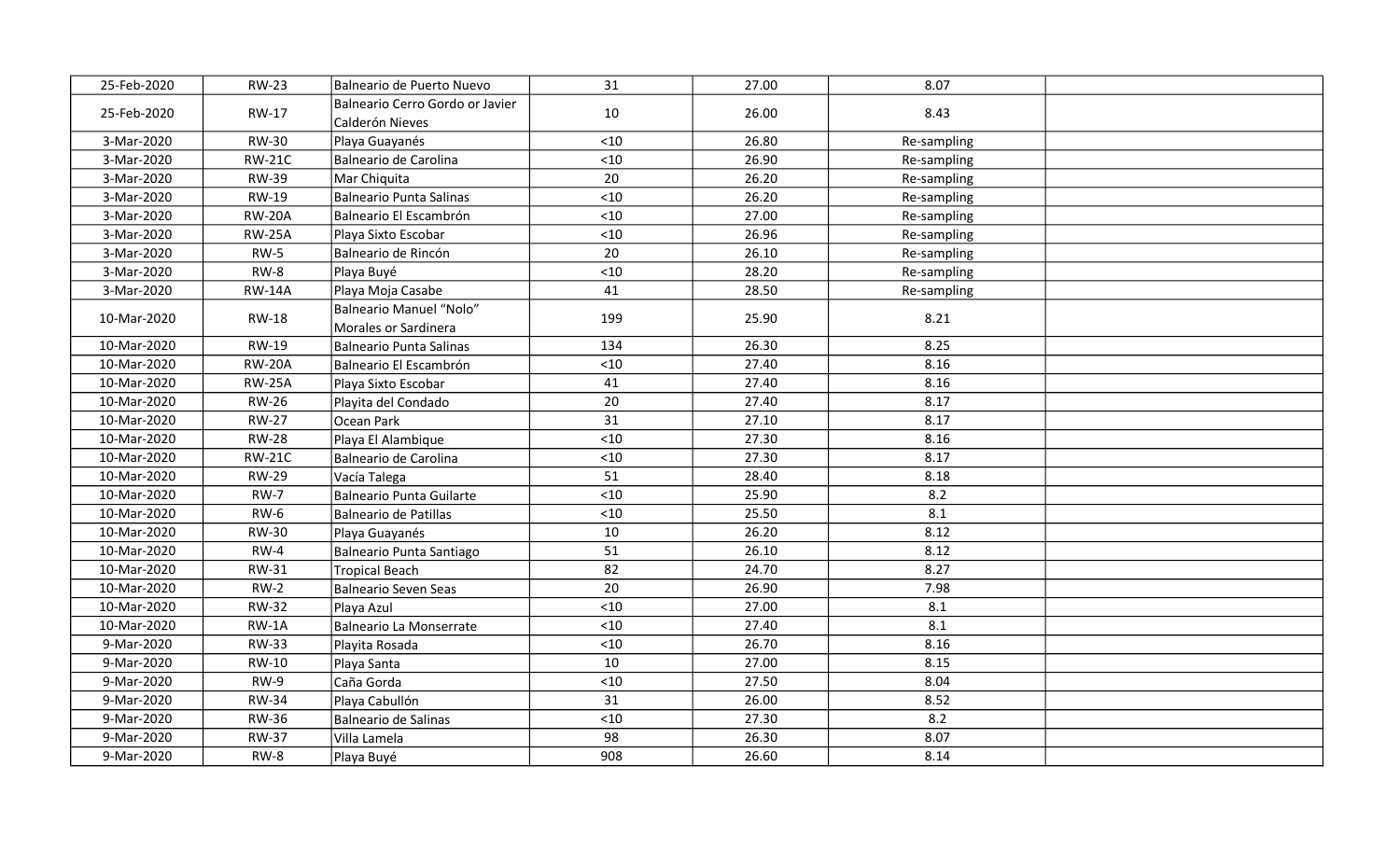| | | | | | | |
|---|---|---|---|---|---|---|
| 25-Feb-2020 | RW-23 | Balneario de Puerto Nuevo | 31 | 27.00 | 8.07 | |
| 25-Feb-2020 | RW-17 | Balneario Cerro Gordo or Javier Calderón Nieves | 10 | 26.00 | 8.43 | |
| 3-Mar-2020 | RW-30 | Playa Guayanés | <10 | 26.80 | Re-sampling | |
| 3-Mar-2020 | RW-21C | Balneario de Carolina | <10 | 26.90 | Re-sampling | |
| 3-Mar-2020 | RW-39 | Mar Chiquita | 20 | 26.20 | Re-sampling | |
| 3-Mar-2020 | RW-19 | Balneario Punta Salinas | <10 | 26.20 | Re-sampling | |
| 3-Mar-2020 | RW-20A | Balneario El Escambrón | <10 | 27.00 | Re-sampling | |
| 3-Mar-2020 | RW-25A | Playa Sixto Escobar | <10 | 26.96 | Re-sampling | |
| 3-Mar-2020 | RW-5 | Balneario de Rincón | 20 | 26.10 | Re-sampling | |
| 3-Mar-2020 | RW-8 | Playa Buyé | <10 | 28.20 | Re-sampling | |
| 3-Mar-2020 | RW-14A | Playa Moja Casabe | 41 | 28.50 | Re-sampling | |
| 10-Mar-2020 | RW-18 | Balneario Manuel “Nolo” Morales or Sardinera | 199 | 25.90 | 8.21 | |
| 10-Mar-2020 | RW-19 | Balneario Punta Salinas | 134 | 26.30 | 8.25 | |
| 10-Mar-2020 | RW-20A | Balneario El Escambrón | <10 | 27.40 | 8.16 | |
| 10-Mar-2020 | RW-25A | Playa Sixto Escobar | 41 | 27.40 | 8.16 | |
| 10-Mar-2020 | RW-26 | Playita del Condado | 20 | 27.40 | 8.17 | |
| 10-Mar-2020 | RW-27 | Ocean Park | 31 | 27.10 | 8.17 | |
| 10-Mar-2020 | RW-28 | Playa El Alambique | <10 | 27.30 | 8.16 | |
| 10-Mar-2020 | RW-21C | Balneario de Carolina | <10 | 27.30 | 8.17 | |
| 10-Mar-2020 | RW-29 | Vacía Talega | 51 | 28.40 | 8.18 | |
| 10-Mar-2020 | RW-7 | Balneario Punta Guilarte | <10 | 25.90 | 8.2 | |
| 10-Mar-2020 | RW-6 | Balneario de Patillas | <10 | 25.50 | 8.1 | |
| 10-Mar-2020 | RW-30 | Playa Guayanés | 10 | 26.20 | 8.12 | |
| 10-Mar-2020 | RW-4 | Balneario Punta Santiago | 51 | 26.10 | 8.12 | |
| 10-Mar-2020 | RW-31 | Tropical Beach | 82 | 24.70 | 8.27 | |
| 10-Mar-2020 | RW-2 | Balneario Seven Seas | 20 | 26.90 | 7.98 | |
| 10-Mar-2020 | RW-32 | Playa Azul | <10 | 27.00 | 8.1 | |
| 10-Mar-2020 | RW-1A | Balneario La Monserrate | <10 | 27.40 | 8.1 | |
| 9-Mar-2020 | RW-33 | Playita Rosada | <10 | 26.70 | 8.16 | |
| 9-Mar-2020 | RW-10 | Playa Santa | 10 | 27.00 | 8.15 | |
| 9-Mar-2020 | RW-9 | Caña Gorda | <10 | 27.50 | 8.04 | |
| 9-Mar-2020 | RW-34 | Playa Cabullón | 31 | 26.00 | 8.52 | |
| 9-Mar-2020 | RW-36 | Balneario de Salinas | <10 | 27.30 | 8.2 | |
| 9-Mar-2020 | RW-37 | Villa Lamela | 98 | 26.30 | 8.07 | |
| 9-Mar-2020 | RW-8 | Playa Buyé | 908 | 26.60 | 8.14 | |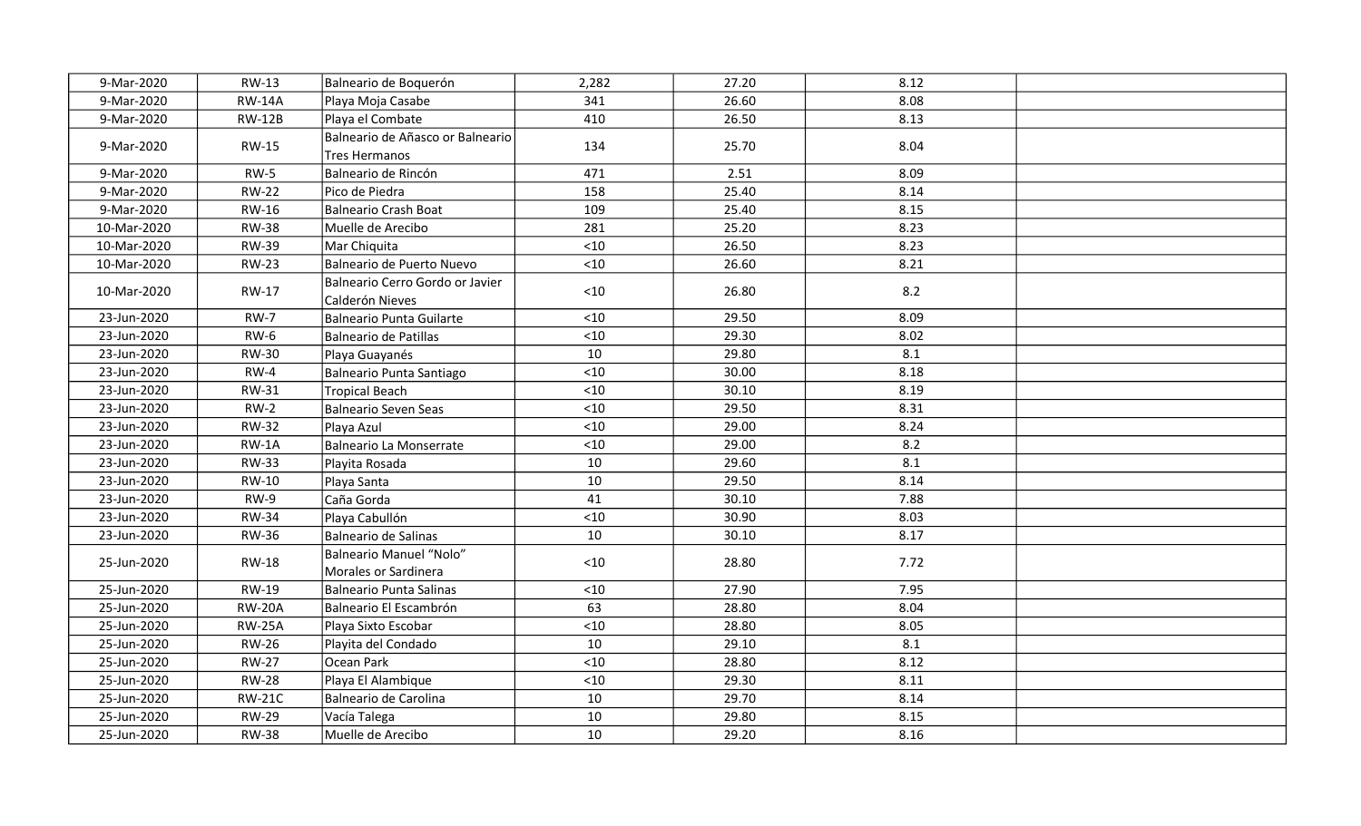| | | | | | | |
|---|---|---|---|---|---|---|
| 9-Mar-2020 | RW-13 | Balneario de Boquerón | 2,282 | 27.20 | 8.12 | |
| 9-Mar-2020 | RW-14A | Playa Moja Casabe | 341 | 26.60 | 8.08 | |
| 9-Mar-2020 | RW-12B | Playa el Combate | 410 | 26.50 | 8.13 | |
| 9-Mar-2020 | RW-15 | Balneario de Añasco or Balneario Tres Hermanos | 134 | 25.70 | 8.04 | |
| 9-Mar-2020 | RW-5 | Balneario de Rincón | 471 | 2.51 | 8.09 | |
| 9-Mar-2020 | RW-22 | Pico de Piedra | 158 | 25.40 | 8.14 | |
| 9-Mar-2020 | RW-16 | Balneario Crash Boat | 109 | 25.40 | 8.15 | |
| 10-Mar-2020 | RW-38 | Muelle de Arecibo | 281 | 25.20 | 8.23 | |
| 10-Mar-2020 | RW-39 | Mar Chiquita | <10 | 26.50 | 8.23 | |
| 10-Mar-2020 | RW-23 | Balneario de Puerto Nuevo | <10 | 26.60 | 8.21 | |
| 10-Mar-2020 | RW-17 | Balneario Cerro Gordo or Javier Calderón Nieves | <10 | 26.80 | 8.2 | |
| 23-Jun-2020 | RW-7 | Balneario Punta Guilarte | <10 | 29.50 | 8.09 | |
| 23-Jun-2020 | RW-6 | Balneario de Patillas | <10 | 29.30 | 8.02 | |
| 23-Jun-2020 | RW-30 | Playa Guayanés | 10 | 29.80 | 8.1 | |
| 23-Jun-2020 | RW-4 | Balneario Punta Santiago | <10 | 30.00 | 8.18 | |
| 23-Jun-2020 | RW-31 | Tropical Beach | <10 | 30.10 | 8.19 | |
| 23-Jun-2020 | RW-2 | Balneario Seven Seas | <10 | 29.50 | 8.31 | |
| 23-Jun-2020 | RW-32 | Playa Azul | <10 | 29.00 | 8.24 | |
| 23-Jun-2020 | RW-1A | Balneario La Monserrate | <10 | 29.00 | 8.2 | |
| 23-Jun-2020 | RW-33 | Playita Rosada | 10 | 29.60 | 8.1 | |
| 23-Jun-2020 | RW-10 | Playa Santa | 10 | 29.50 | 8.14 | |
| 23-Jun-2020 | RW-9 | Caña Gorda | 41 | 30.10 | 7.88 | |
| 23-Jun-2020 | RW-34 | Playa Cabullón | <10 | 30.90 | 8.03 | |
| 23-Jun-2020 | RW-36 | Balneario de Salinas | 10 | 30.10 | 8.17 | |
| 25-Jun-2020 | RW-18 | Balneario Manuel “Nolo” Morales or Sardinera | <10 | 28.80 | 7.72 | |
| 25-Jun-2020 | RW-19 | Balneario Punta Salinas | <10 | 27.90 | 7.95 | |
| 25-Jun-2020 | RW-20A | Balneario El Escambrón | 63 | 28.80 | 8.04 | |
| 25-Jun-2020 | RW-25A | Playa Sixto Escobar | <10 | 28.80 | 8.05 | |
| 25-Jun-2020 | RW-26 | Playita del Condado | 10 | 29.10 | 8.1 | |
| 25-Jun-2020 | RW-27 | Ocean Park | <10 | 28.80 | 8.12 | |
| 25-Jun-2020 | RW-28 | Playa El Alambique | <10 | 29.30 | 8.11 | |
| 25-Jun-2020 | RW-21C | Balneario de Carolina | 10 | 29.70 | 8.14 | |
| 25-Jun-2020 | RW-29 | Vacía Talega | 10 | 29.80 | 8.15 | |
| 25-Jun-2020 | RW-38 | Muelle de Arecibo | 10 | 29.20 | 8.16 | |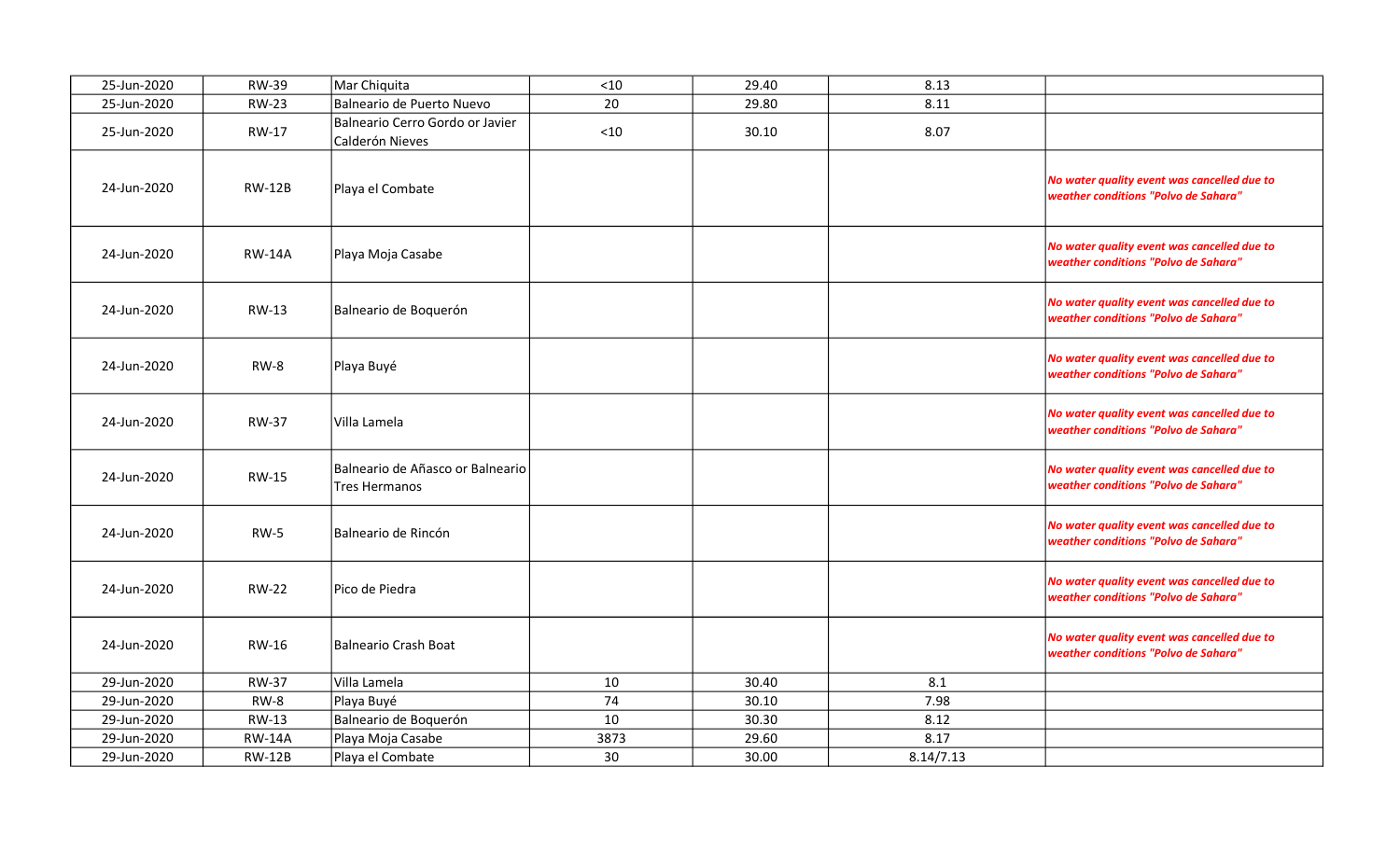| | | | | | | |
|---|---|---|---|---|---|---|
| 25-Jun-2020 | RW-39 | Mar Chiquita | <10 | 29.40 | 8.13 | |
| 25-Jun-2020 | RW-23 | Balneario de Puerto Nuevo | 20 | 29.80 | 8.11 | |
| 25-Jun-2020 | RW-17 | Balneario Cerro Gordo or Javier Calderón Nieves | <10 | 30.10 | 8.07 | |
| 24-Jun-2020 | RW-12B | Playa el Combate | | | | *No water quality event was cancelled due to weather conditions "Polvo de Sahara"* |
| 24-Jun-2020 | RW-14A | Playa Moja Casabe | | | | *No water quality event was cancelled due to weather conditions "Polvo de Sahara"* |
| 24-Jun-2020 | RW-13 | Balneario de Boquerón | | | | *No water quality event was cancelled due to weather conditions "Polvo de Sahara"* |
| 24-Jun-2020 | RW-8 | Playa Buyé | | | | *No water quality event was cancelled due to weather conditions "Polvo de Sahara"* |
| 24-Jun-2020 | RW-37 | Villa Lamela | | | | *No water quality event was cancelled due to weather conditions "Polvo de Sahara"* |
| 24-Jun-2020 | RW-15 | Balneario de Añasco or Balneario Tres Hermanos | | | | *No water quality event was cancelled due to weather conditions "Polvo de Sahara"* |
| 24-Jun-2020 | RW-5 | Balneario de Rincón | | | | *No water quality event was cancelled due to weather conditions "Polvo de Sahara"* |
| 24-Jun-2020 | RW-22 | Pico de Piedra | | | | *No water quality event was cancelled due to weather conditions "Polvo de Sahara"* |
| 24-Jun-2020 | RW-16 | Balneario Crash Boat | | | | *No water quality event was cancelled due to weather conditions "Polvo de Sahara"* |
| 29-Jun-2020 | RW-37 | Villa Lamela | 10 | 30.40 | 8.1 | |
| 29-Jun-2020 | RW-8 | Playa Buyé | 74 | 30.10 | 7.98 | |
| 29-Jun-2020 | RW-13 | Balneario de Boquerón | 10 | 30.30 | 8.12 | |
| 29-Jun-2020 | RW-14A | Playa Moja Casabe | 3873 | 29.60 | 8.17 | |
| 29-Jun-2020 | RW-12B | Playa el Combate | 30 | 30.00 | 8.14/7.13 | |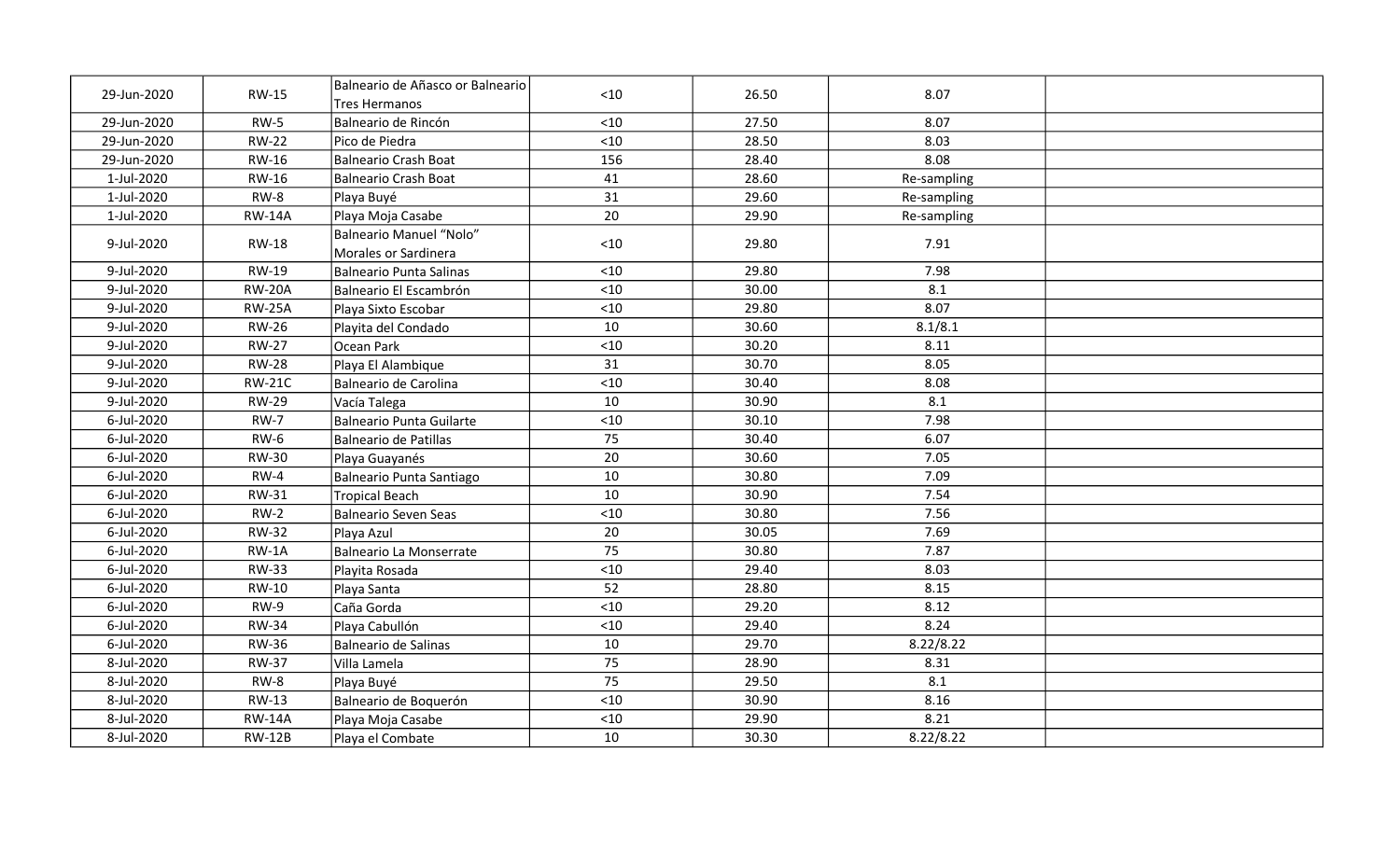| | | | | | | |
|---|---|---|---|---|---|---|
| 29-Jun-2020 | RW-15 | Balneario de Añasco or Balneario Tres Hermanos | <10 | 26.50 | 8.07 | |
| 29-Jun-2020 | RW-5 | Balneario de Rincón | <10 | 27.50 | 8.07 | |
| 29-Jun-2020 | RW-22 | Pico de Piedra | <10 | 28.50 | 8.03 | |
| 29-Jun-2020 | RW-16 | Balneario Crash Boat | 156 | 28.40 | 8.08 | |
| 1-Jul-2020 | RW-16 | Balneario Crash Boat | 41 | 28.60 | Re-sampling | |
| 1-Jul-2020 | RW-8 | Playa Buyé | 31 | 29.60 | Re-sampling | |
| 1-Jul-2020 | RW-14A | Playa Moja Casabe | 20 | 29.90 | Re-sampling | |
| 9-Jul-2020 | RW-18 | Balneario Manuel "Nolo" Morales or Sardinera | <10 | 29.80 | 7.91 | |
| 9-Jul-2020 | RW-19 | Balneario Punta Salinas | <10 | 29.80 | 7.98 | |
| 9-Jul-2020 | RW-20A | Balneario El Escambrón | <10 | 30.00 | 8.1 | |
| 9-Jul-2020 | RW-25A | Playa Sixto Escobar | <10 | 29.80 | 8.07 | |
| 9-Jul-2020 | RW-26 | Playita del Condado | 10 | 30.60 | 8.1/8.1 | |
| 9-Jul-2020 | RW-27 | Ocean Park | <10 | 30.20 | 8.11 | |
| 9-Jul-2020 | RW-28 | Playa El Alambique | 31 | 30.70 | 8.05 | |
| 9-Jul-2020 | RW-21C | Balneario de Carolina | <10 | 30.40 | 8.08 | |
| 9-Jul-2020 | RW-29 | Vacía Talega | 10 | 30.90 | 8.1 | |
| 6-Jul-2020 | RW-7 | Balneario Punta Guilarte | <10 | 30.10 | 7.98 | |
| 6-Jul-2020 | RW-6 | Balneario de Patillas | 75 | 30.40 | 6.07 | |
| 6-Jul-2020 | RW-30 | Playa Guayanés | 20 | 30.60 | 7.05 | |
| 6-Jul-2020 | RW-4 | Balneario Punta Santiago | 10 | 30.80 | 7.09 | |
| 6-Jul-2020 | RW-31 | Tropical Beach | 10 | 30.90 | 7.54 | |
| 6-Jul-2020 | RW-2 | Balneario Seven Seas | <10 | 30.80 | 7.56 | |
| 6-Jul-2020 | RW-32 | Playa Azul | 20 | 30.05 | 7.69 | |
| 6-Jul-2020 | RW-1A | Balneario La Monserrate | 75 | 30.80 | 7.87 | |
| 6-Jul-2020 | RW-33 | Playita Rosada | <10 | 29.40 | 8.03 | |
| 6-Jul-2020 | RW-10 | Playa Santa | 52 | 28.80 | 8.15 | |
| 6-Jul-2020 | RW-9 | Caña Gorda | <10 | 29.20 | 8.12 | |
| 6-Jul-2020 | RW-34 | Playa Cabullón | <10 | 29.40 | 8.24 | |
| 6-Jul-2020 | RW-36 | Balneario de Salinas | 10 | 29.70 | 8.22/8.22 | |
| 8-Jul-2020 | RW-37 | Villa Lamela | 75 | 28.90 | 8.31 | |
| 8-Jul-2020 | RW-8 | Playa Buyé | 75 | 29.50 | 8.1 | |
| 8-Jul-2020 | RW-13 | Balneario de Boquerón | <10 | 30.90 | 8.16 | |
| 8-Jul-2020 | RW-14A | Playa Moja Casabe | <10 | 29.90 | 8.21 | |
| 8-Jul-2020 | RW-12B | Playa el Combate | 10 | 30.30 | 8.22/8.22 | |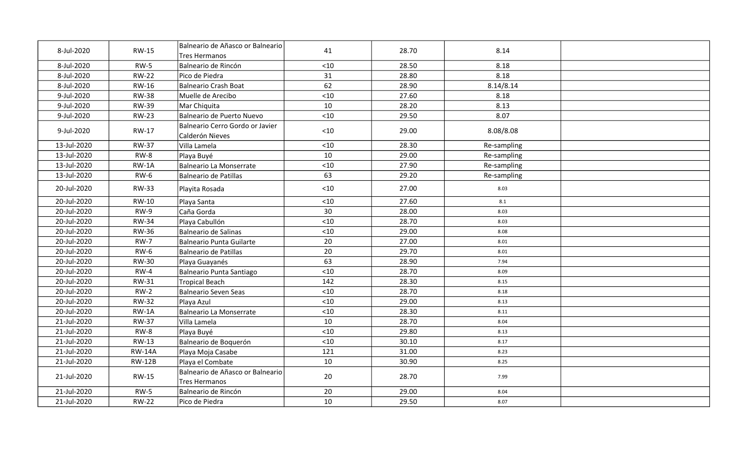| | | | | | | |
|---|---|---|---|---|---|---|
| 8-Jul-2020 | RW-15 | Balneario de Añasco or Balneario Tres Hermanos | 41 | 28.70 | 8.14 | |
| 8-Jul-2020 | RW-5 | Balneario de Rincón | <10 | 28.50 | 8.18 | |
| 8-Jul-2020 | RW-22 | Pico de Piedra | 31 | 28.80 | 8.18 | |
| 8-Jul-2020 | RW-16 | Balneario Crash Boat | 62 | 28.90 | 8.14/8.14 | |
| 9-Jul-2020 | RW-38 | Muelle de Arecibo | <10 | 27.60 | 8.18 | |
| 9-Jul-2020 | RW-39 | Mar Chiquita | 10 | 28.20 | 8.13 | |
| 9-Jul-2020 | RW-23 | Balneario de Puerto Nuevo | <10 | 29.50 | 8.07 | |
| 9-Jul-2020 | RW-17 | Balneario Cerro Gordo or Javier Calderón Nieves | <10 | 29.00 | 8.08/8.08 | |
| 13-Jul-2020 | RW-37 | Villa Lamela | <10 | 28.30 | Re-sampling | |
| 13-Jul-2020 | RW-8 | Playa Buyé | 10 | 29.00 | Re-sampling | |
| 13-Jul-2020 | RW-1A | Balneario La Monserrate | <10 | 27.90 | Re-sampling | |
| 13-Jul-2020 | RW-6 | Balneario de Patillas | 63 | 29.20 | Re-sampling | |
| 20-Jul-2020 | RW-33 | Playita Rosada | <10 | 27.00 | 8.03 | |
| 20-Jul-2020 | RW-10 | Playa Santa | <10 | 27.60 | 8.1 | |
| 20-Jul-2020 | RW-9 | Caña Gorda | 30 | 28.00 | 8.03 | |
| 20-Jul-2020 | RW-34 | Playa Cabullón | <10 | 28.70 | 8.03 | |
| 20-Jul-2020 | RW-36 | Balneario de Salinas | <10 | 29.00 | 8.08 | |
| 20-Jul-2020 | RW-7 | Balneario Punta Guilarte | 20 | 27.00 | 8.01 | |
| 20-Jul-2020 | RW-6 | Balneario de Patillas | 20 | 29.70 | 8.01 | |
| 20-Jul-2020 | RW-30 | Playa Guayanés | 63 | 28.90 | 7.94 | |
| 20-Jul-2020 | RW-4 | Balneario Punta Santiago | <10 | 28.70 | 8.09 | |
| 20-Jul-2020 | RW-31 | Tropical Beach | 142 | 28.30 | 8.15 | |
| 20-Jul-2020 | RW-2 | Balneario Seven Seas | <10 | 28.70 | 8.18 | |
| 20-Jul-2020 | RW-32 | Playa Azul | <10 | 29.00 | 8.13 | |
| 20-Jul-2020 | RW-1A | Balneario La Monserrate | <10 | 28.30 | 8.11 | |
| 21-Jul-2020 | RW-37 | Villa Lamela | 10 | 28.70 | 8.04 | |
| 21-Jul-2020 | RW-8 | Playa Buyé | <10 | 29.80 | 8.13 | |
| 21-Jul-2020 | RW-13 | Balneario de Boquerón | <10 | 30.10 | 8.17 | |
| 21-Jul-2020 | RW-14A | Playa Moja Casabe | 121 | 31.00 | 8.23 | |
| 21-Jul-2020 | RW-12B | Playa el Combate | 10 | 30.90 | 8.25 | |
| 21-Jul-2020 | RW-15 | Balneario de Añasco or Balneario Tres Hermanos | 20 | 28.70 | 7.99 | |
| 21-Jul-2020 | RW-5 | Balneario de Rincón | 20 | 29.00 | 8.04 | |
| 21-Jul-2020 | RW-22 | Pico de Piedra | 10 | 29.50 | 8.07 | |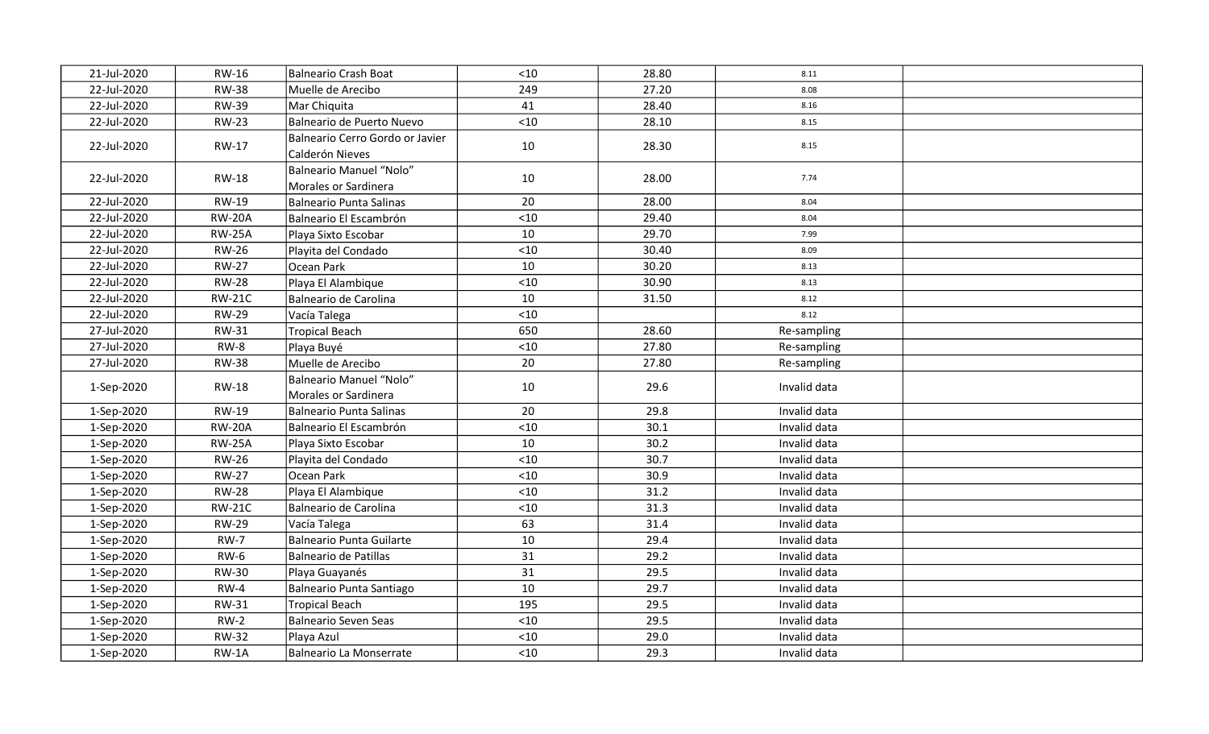| | | | | | | |
|---|---|---|---|---|---|---|
| 21-Jul-2020 | RW-16 | Balneario Crash Boat | <10 | 28.80 | 8.11 | |
| 22-Jul-2020 | RW-38 | Muelle de Arecibo | 249 | 27.20 | 8.08 | |
| 22-Jul-2020 | RW-39 | Mar Chiquita | 41 | 28.40 | 8.16 | |
| 22-Jul-2020 | RW-23 | Balneario de Puerto Nuevo | <10 | 28.10 | 8.15 | |
| 22-Jul-2020 | RW-17 | Balneario Cerro Gordo or Javier Calderón Nieves | 10 | 28.30 | 8.15 | |
| 22-Jul-2020 | RW-18 | Balneario Manuel “Nolo” Morales or Sardinera | 10 | 28.00 | 7.74 | |
| 22-Jul-2020 | RW-19 | Balneario Punta Salinas | 20 | 28.00 | 8.04 | |
| 22-Jul-2020 | RW-20A | Balneario El Escambrón | <10 | 29.40 | 8.04 | |
| 22-Jul-2020 | RW-25A | Playa Sixto Escobar | 10 | 29.70 | 7.99 | |
| 22-Jul-2020 | RW-26 | Playita del Condado | <10 | 30.40 | 8.09 | |
| 22-Jul-2020 | RW-27 | Ocean Park | 10 | 30.20 | 8.13 | |
| 22-Jul-2020 | RW-28 | Playa El Alambique | <10 | 30.90 | 8.13 | |
| 22-Jul-2020 | RW-21C | Balneario de Carolina | 10 | 31.50 | 8.12 | |
| 22-Jul-2020 | RW-29 | Vacía Talega | <10 | | 8.12 | |
| 27-Jul-2020 | RW-31 | Tropical Beach | 650 | 28.60 | Re-sampling | |
| 27-Jul-2020 | RW-8 | Playa Buyé | <10 | 27.80 | Re-sampling | |
| 27-Jul-2020 | RW-38 | Muelle de Arecibo | 20 | 27.80 | Re-sampling | |
| 1-Sep-2020 | RW-18 | Balneario Manuel “Nolo” Morales or Sardinera | 10 | 29.6 | Invalid data | |
| 1-Sep-2020 | RW-19 | Balneario Punta Salinas | 20 | 29.8 | Invalid data | |
| 1-Sep-2020 | RW-20A | Balneario El Escambrón | <10 | 30.1 | Invalid data | |
| 1-Sep-2020 | RW-25A | Playa Sixto Escobar | 10 | 30.2 | Invalid data | |
| 1-Sep-2020 | RW-26 | Playita del Condado | <10 | 30.7 | Invalid data | |
| 1-Sep-2020 | RW-27 | Ocean Park | <10 | 30.9 | Invalid data | |
| 1-Sep-2020 | RW-28 | Playa El Alambique | <10 | 31.2 | Invalid data | |
| 1-Sep-2020 | RW-21C | Balneario de Carolina | <10 | 31.3 | Invalid data | |
| 1-Sep-2020 | RW-29 | Vacía Talega | 63 | 31.4 | Invalid data | |
| 1-Sep-2020 | RW-7 | Balneario Punta Guilarte | 10 | 29.4 | Invalid data | |
| 1-Sep-2020 | RW-6 | Balneario de Patillas | 31 | 29.2 | Invalid data | |
| 1-Sep-2020 | RW-30 | Playa Guayanés | 31 | 29.5 | Invalid data | |
| 1-Sep-2020 | RW-4 | Balneario Punta Santiago | 10 | 29.7 | Invalid data | |
| 1-Sep-2020 | RW-31 | Tropical Beach | 195 | 29.5 | Invalid data | |
| 1-Sep-2020 | RW-2 | Balneario Seven Seas | <10 | 29.5 | Invalid data | |
| 1-Sep-2020 | RW-32 | Playa Azul | <10 | 29.0 | Invalid data | |
| 1-Sep-2020 | RW-1A | Balneario La Monserrate | <10 | 29.3 | Invalid data | |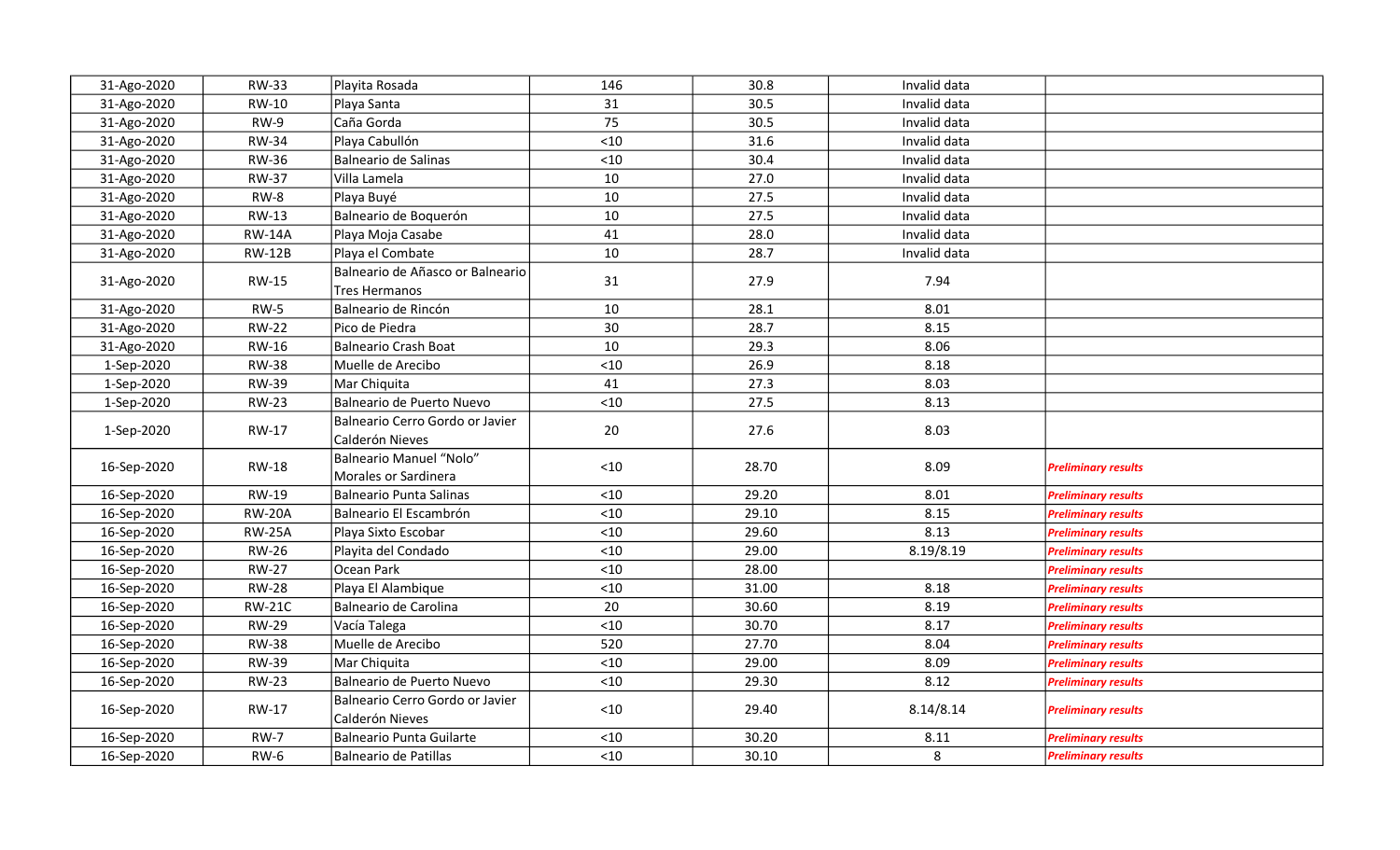| | | | | | | |
|---|---|---|---|---|---|---|
| 31-Ago-2020 | RW-33 | Playita Rosada | 146 | 30.8 | Invalid data | |
| 31-Ago-2020 | RW-10 | Playa Santa | 31 | 30.5 | Invalid data | |
| 31-Ago-2020 | RW-9 | Caña Gorda | 75 | 30.5 | Invalid data | |
| 31-Ago-2020 | RW-34 | Playa Cabullón | <10 | 31.6 | Invalid data | |
| 31-Ago-2020 | RW-36 | Balneario de Salinas | <10 | 30.4 | Invalid data | |
| 31-Ago-2020 | RW-37 | Villa Lamela | 10 | 27.0 | Invalid data | |
| 31-Ago-2020 | RW-8 | Playa Buyé | 10 | 27.5 | Invalid data | |
| 31-Ago-2020 | RW-13 | Balneario de Boquerón | 10 | 27.5 | Invalid data | |
| 31-Ago-2020 | RW-14A | Playa Moja Casabe | 41 | 28.0 | Invalid data | |
| 31-Ago-2020 | RW-12B | Playa el Combate | 10 | 28.7 | Invalid data | |
| 31-Ago-2020 | RW-15 | Balneario de Añasco or Balneario Tres Hermanos | 31 | 27.9 | 7.94 | |
| 31-Ago-2020 | RW-5 | Balneario de Rincón | 10 | 28.1 | 8.01 | |
| 31-Ago-2020 | RW-22 | Pico de Piedra | 30 | 28.7 | 8.15 | |
| 31-Ago-2020 | RW-16 | Balneario Crash Boat | 10 | 29.3 | 8.06 | |
| 1-Sep-2020 | RW-38 | Muelle de Arecibo | <10 | 26.9 | 8.18 | |
| 1-Sep-2020 | RW-39 | Mar Chiquita | 41 | 27.3 | 8.03 | |
| 1-Sep-2020 | RW-23 | Balneario de Puerto Nuevo | <10 | 27.5 | 8.13 | |
| 1-Sep-2020 | RW-17 | Balneario Cerro Gordo or Javier Calderón Nieves | 20 | 27.6 | 8.03 | |
| 16-Sep-2020 | RW-18 | Balneario Manuel "Nolo" Morales or Sardinera | <10 | 28.70 | 8.09 | ***Preliminary results*** |
| 16-Sep-2020 | RW-19 | Balneario Punta Salinas | <10 | 29.20 | 8.01 | ***Preliminary results*** |
| 16-Sep-2020 | RW-20A | Balneario El Escambrón | <10 | 29.10 | 8.15 | ***Preliminary results*** |
| 16-Sep-2020 | RW-25A | Playa Sixto Escobar | <10 | 29.60 | 8.13 | ***Preliminary results*** |
| 16-Sep-2020 | RW-26 | Playita del Condado | <10 | 29.00 | 8.19/8.19 | ***Preliminary results*** |
| 16-Sep-2020 | RW-27 | Ocean Park | <10 | 28.00 | | ***Preliminary results*** |
| 16-Sep-2020 | RW-28 | Playa El Alambique | <10 | 31.00 | 8.18 | ***Preliminary results*** |
| 16-Sep-2020 | RW-21C | Balneario de Carolina | 20 | 30.60 | 8.19 | ***Preliminary results*** |
| 16-Sep-2020 | RW-29 | Vacía Talega | <10 | 30.70 | 8.17 | ***Preliminary results*** |
| 16-Sep-2020 | RW-38 | Muelle de Arecibo | 520 | 27.70 | 8.04 | ***Preliminary results*** |
| 16-Sep-2020 | RW-39 | Mar Chiquita | <10 | 29.00 | 8.09 | ***Preliminary results*** |
| 16-Sep-2020 | RW-23 | Balneario de Puerto Nuevo | <10 | 29.30 | 8.12 | ***Preliminary results*** |
| 16-Sep-2020 | RW-17 | Balneario Cerro Gordo or Javier Calderón Nieves | <10 | 29.40 | 8.14/8.14 | ***Preliminary results*** |
| 16-Sep-2020 | RW-7 | Balneario Punta Guilarte | <10 | 30.20 | 8.11 | ***Preliminary results*** |
| 16-Sep-2020 | RW-6 | Balneario de Patillas | <10 | 30.10 | 8 | ***Preliminary results*** |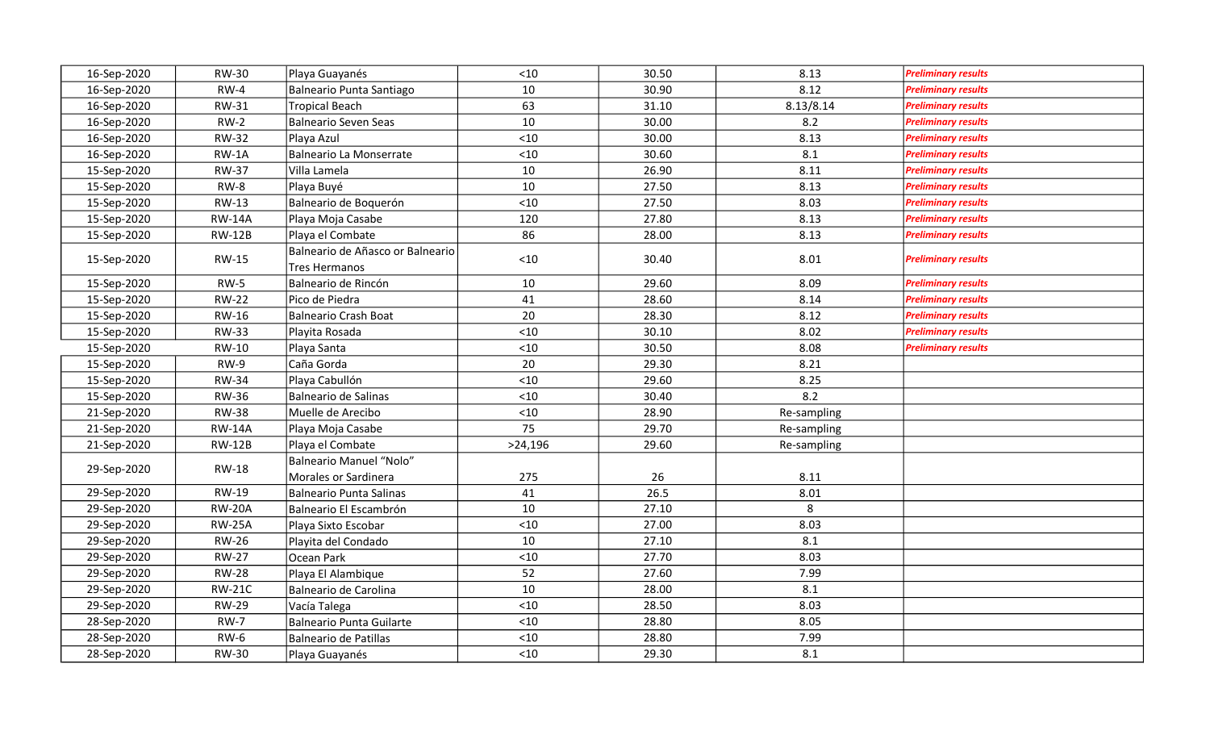| | | | | | | |
|---|---|---|---|---|---|---|
| 16-Sep-2020 | RW-30 | Playa Guayanés | <10 | 30.50 | 8.13 | ***Preliminary results*** |
| 16-Sep-2020 | RW-4 | Balneario Punta Santiago | 10 | 30.90 | 8.12 | ***Preliminary results*** |
| 16-Sep-2020 | RW-31 | Tropical Beach | 63 | 31.10 | 8.13/8.14 | ***Preliminary results*** |
| 16-Sep-2020 | RW-2 | Balneario Seven Seas | 10 | 30.00 | 8.2 | ***Preliminary results*** |
| 16-Sep-2020 | RW-32 | Playa Azul | <10 | 30.00 | 8.13 | ***Preliminary results*** |
| 16-Sep-2020 | RW-1A | Balneario La Monserrate | <10 | 30.60 | 8.1 | ***Preliminary results*** |
| 15-Sep-2020 | RW-37 | Villa Lamela | 10 | 26.90 | 8.11 | ***Preliminary results*** |
| 15-Sep-2020 | RW-8 | Playa Buyé | 10 | 27.50 | 8.13 | ***Preliminary results*** |
| 15-Sep-2020 | RW-13 | Balneario de Boquerón | <10 | 27.50 | 8.03 | ***Preliminary results*** |
| 15-Sep-2020 | RW-14A | Playa Moja Casabe | 120 | 27.80 | 8.13 | ***Preliminary results*** |
| 15-Sep-2020 | RW-12B | Playa el Combate | 86 | 28.00 | 8.13 | ***Preliminary results*** |
| 15-Sep-2020 | RW-15 | Balneario de Añasco or Balneario Tres Hermanos | <10 | 30.40 | 8.01 | ***Preliminary results*** |
| 15-Sep-2020 | RW-5 | Balneario de Rincón | 10 | 29.60 | 8.09 | ***Preliminary results*** |
| 15-Sep-2020 | RW-22 | Pico de Piedra | 41 | 28.60 | 8.14 | ***Preliminary results*** |
| 15-Sep-2020 | RW-16 | Balneario Crash Boat | 20 | 28.30 | 8.12 | ***Preliminary results*** |
| 15-Sep-2020 | RW-33 | Playita Rosada | <10 | 30.10 | 8.02 | ***Preliminary results*** |
| 15-Sep-2020 | RW-10 | Playa Santa | <10 | 30.50 | 8.08 | ***Preliminary results*** |
| 15-Sep-2020 | RW-9 | Caña Gorda | 20 | 29.30 | 8.21 | |
| 15-Sep-2020 | RW-34 | Playa Cabullón | <10 | 29.60 | 8.25 | |
| 15-Sep-2020 | RW-36 | Balneario de Salinas | <10 | 30.40 | 8.2 | |
| 21-Sep-2020 | RW-38 | Muelle de Arecibo | <10 | 28.90 | Re-sampling | |
| 21-Sep-2020 | RW-14A | Playa Moja Casabe | 75 | 29.70 | Re-sampling | |
| 21-Sep-2020 | RW-12B | Playa el Combate | >24,196 | 29.60 | Re-sampling | |
| 29-Sep-2020 | RW-18 | Balneario Manuel "Nolo" Morales or Sardinera | 275 | 26 | 8.11 | |
| 29-Sep-2020 | RW-19 | Balneario Punta Salinas | 41 | 26.5 | 8.01 | |
| 29-Sep-2020 | RW-20A | Balneario El Escambrón | 10 | 27.10 | 8 | |
| 29-Sep-2020 | RW-25A | Playa Sixto Escobar | <10 | 27.00 | 8.03 | |
| 29-Sep-2020 | RW-26 | Playita del Condado | 10 | 27.10 | 8.1 | |
| 29-Sep-2020 | RW-27 | Ocean Park | <10 | 27.70 | 8.03 | |
| 29-Sep-2020 | RW-28 | Playa El Alambique | 52 | 27.60 | 7.99 | |
| 29-Sep-2020 | RW-21C | Balneario de Carolina | 10 | 28.00 | 8.1 | |
| 29-Sep-2020 | RW-29 | Vacía Talega | <10 | 28.50 | 8.03 | |
| 28-Sep-2020 | RW-7 | Balneario Punta Guilarte | <10 | 28.80 | 8.05 | |
| 28-Sep-2020 | RW-6 | Balneario de Patillas | <10 | 28.80 | 7.99 | |
| 28-Sep-2020 | RW-30 | Playa Guayanés | <10 | 29.30 | 8.1 | |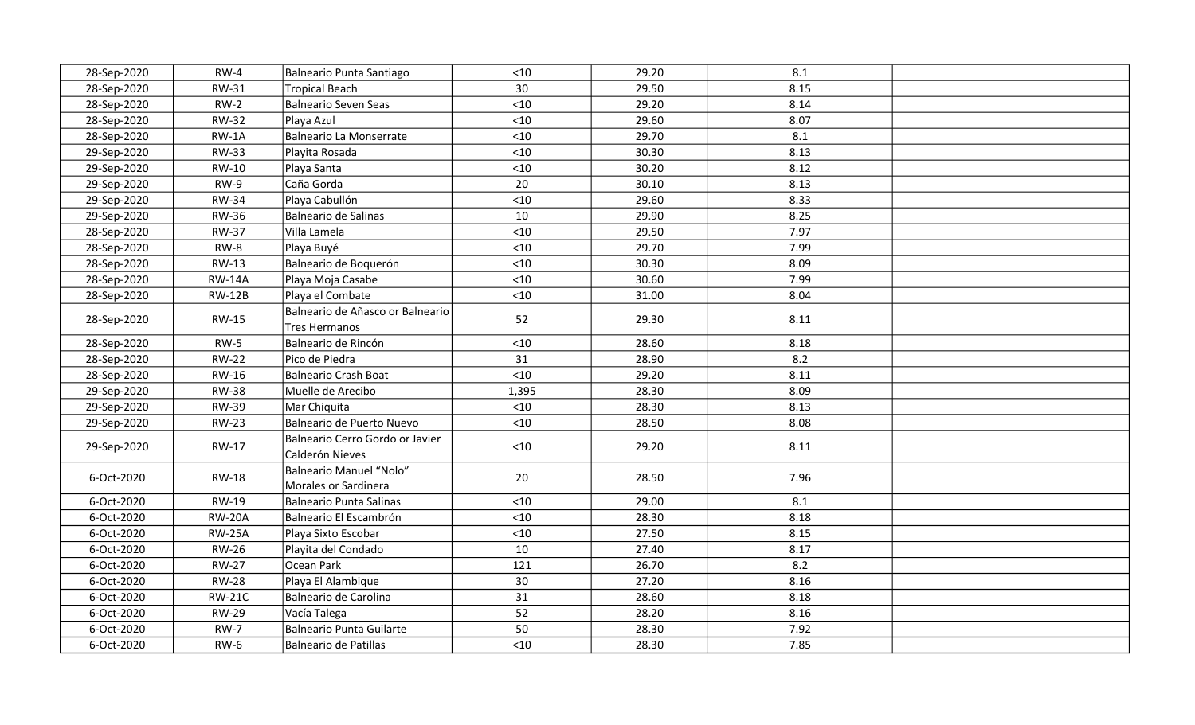| | | | | | | |
|---|---|---|---|---|---|---|
| 28-Sep-2020 | RW-4 | Balneario Punta Santiago | <10 | 29.20 | 8.1 | |
| 28-Sep-2020 | RW-31 | Tropical Beach | 30 | 29.50 | 8.15 | |
| 28-Sep-2020 | RW-2 | Balneario Seven Seas | <10 | 29.20 | 8.14 | |
| 28-Sep-2020 | RW-32 | Playa Azul | <10 | 29.60 | 8.07 | |
| 28-Sep-2020 | RW-1A | Balneario La Monserrate | <10 | 29.70 | 8.1 | |
| 29-Sep-2020 | RW-33 | Playita Rosada | <10 | 30.30 | 8.13 | |
| 29-Sep-2020 | RW-10 | Playa Santa | <10 | 30.20 | 8.12 | |
| 29-Sep-2020 | RW-9 | Caña Gorda | 20 | 30.10 | 8.13 | |
| 29-Sep-2020 | RW-34 | Playa Cabullón | <10 | 29.60 | 8.33 | |
| 29-Sep-2020 | RW-36 | Balneario de Salinas | 10 | 29.90 | 8.25 | |
| 28-Sep-2020 | RW-37 | Villa Lamela | <10 | 29.50 | 7.97 | |
| 28-Sep-2020 | RW-8 | Playa Buyé | <10 | 29.70 | 7.99 | |
| 28-Sep-2020 | RW-13 | Balneario de Boquerón | <10 | 30.30 | 8.09 | |
| 28-Sep-2020 | RW-14A | Playa Moja Casabe | <10 | 30.60 | 7.99 | |
| 28-Sep-2020 | RW-12B | Playa el Combate | <10 | 31.00 | 8.04 | |
| 28-Sep-2020 | RW-15 | Balneario de Añasco or Balneario Tres Hermanos | 52 | 29.30 | 8.11 | |
| 28-Sep-2020 | RW-5 | Balneario de Rincón | <10 | 28.60 | 8.18 | |
| 28-Sep-2020 | RW-22 | Pico de Piedra | 31 | 28.90 | 8.2 | |
| 28-Sep-2020 | RW-16 | Balneario Crash Boat | <10 | 29.20 | 8.11 | |
| 29-Sep-2020 | RW-38 | Muelle de Arecibo | 1,395 | 28.30 | 8.09 | |
| 29-Sep-2020 | RW-39 | Mar Chiquita | <10 | 28.30 | 8.13 | |
| 29-Sep-2020 | RW-23 | Balneario de Puerto Nuevo | <10 | 28.50 | 8.08 | |
| 29-Sep-2020 | RW-17 | Balneario Cerro Gordo or Javier Calderón Nieves | <10 | 29.20 | 8.11 | |
| 6-Oct-2020 | RW-18 | Balneario Manuel “Nolo” Morales or Sardinera | 20 | 28.50 | 7.96 | |
| 6-Oct-2020 | RW-19 | Balneario Punta Salinas | <10 | 29.00 | 8.1 | |
| 6-Oct-2020 | RW-20A | Balneario El Escambrón | <10 | 28.30 | 8.18 | |
| 6-Oct-2020 | RW-25A | Playa Sixto Escobar | <10 | 27.50 | 8.15 | |
| 6-Oct-2020 | RW-26 | Playita del Condado | 10 | 27.40 | 8.17 | |
| 6-Oct-2020 | RW-27 | Ocean Park | 121 | 26.70 | 8.2 | |
| 6-Oct-2020 | RW-28 | Playa El Alambique | 30 | 27.20 | 8.16 | |
| 6-Oct-2020 | RW-21C | Balneario de Carolina | 31 | 28.60 | 8.18 | |
| 6-Oct-2020 | RW-29 | Vacía Talega | 52 | 28.20 | 8.16 | |
| 6-Oct-2020 | RW-7 | Balneario Punta Guilarte | 50 | 28.30 | 7.92 | |
| 6-Oct-2020 | RW-6 | Balneario de Patillas | <10 | 28.30 | 7.85 | |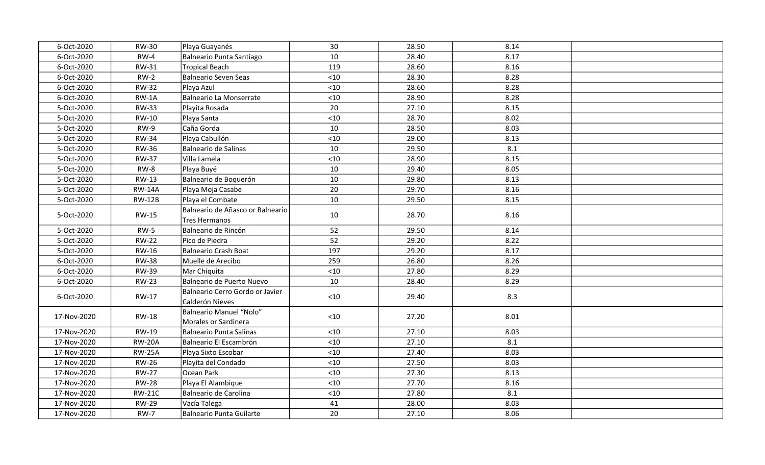| | | | | | | |
|---|---|---|---|---|---|---|
| 6-Oct-2020 | RW-30 | Playa Guayanés | 30 | 28.50 | 8.14 | |
| 6-Oct-2020 | RW-4 | Balneario Punta Santiago | 10 | 28.40 | 8.17 | |
| 6-Oct-2020 | RW-31 | Tropical Beach | 119 | 28.60 | 8.16 | |
| 6-Oct-2020 | RW-2 | Balneario Seven Seas | <10 | 28.30 | 8.28 | |
| 6-Oct-2020 | RW-32 | Playa Azul | <10 | 28.60 | 8.28 | |
| 6-Oct-2020 | RW-1A | Balneario La Monserrate | <10 | 28.90 | 8.28 | |
| 5-Oct-2020 | RW-33 | Playita Rosada | 20 | 27.10 | 8.15 | |
| 5-Oct-2020 | RW-10 | Playa Santa | <10 | 28.70 | 8.02 | |
| 5-Oct-2020 | RW-9 | Caña Gorda | 10 | 28.50 | 8.03 | |
| 5-Oct-2020 | RW-34 | Playa Cabullón | <10 | 29.00 | 8.13 | |
| 5-Oct-2020 | RW-36 | Balneario de Salinas | 10 | 29.50 | 8.1 | |
| 5-Oct-2020 | RW-37 | Villa Lamela | <10 | 28.90 | 8.15 | |
| 5-Oct-2020 | RW-8 | Playa Buyé | 10 | 29.40 | 8.05 | |
| 5-Oct-2020 | RW-13 | Balneario de Boquerón | 10 | 29.80 | 8.13 | |
| 5-Oct-2020 | RW-14A | Playa Moja Casabe | 20 | 29.70 | 8.16 | |
| 5-Oct-2020 | RW-12B | Playa el Combate | 10 | 29.50 | 8.15 | |
| 5-Oct-2020 | RW-15 | Balneario de Añasco or Balneario Tres Hermanos | 10 | 28.70 | 8.16 | |
| 5-Oct-2020 | RW-5 | Balneario de Rincón | 52 | 29.50 | 8.14 | |
| 5-Oct-2020 | RW-22 | Pico de Piedra | 52 | 29.20 | 8.22 | |
| 5-Oct-2020 | RW-16 | Balneario Crash Boat | 197 | 29.20 | 8.17 | |
| 6-Oct-2020 | RW-38 | Muelle de Arecibo | 259 | 26.80 | 8.26 | |
| 6-Oct-2020 | RW-39 | Mar Chiquita | <10 | 27.80 | 8.29 | |
| 6-Oct-2020 | RW-23 | Balneario de Puerto Nuevo | 10 | 28.40 | 8.29 | |
| 6-Oct-2020 | RW-17 | Balneario Cerro Gordo or Javier Calderón Nieves | <10 | 29.40 | 8.3 | |
| 17-Nov-2020 | RW-18 | Balneario Manuel "Nolo" Morales or Sardinera | <10 | 27.20 | 8.01 | |
| 17-Nov-2020 | RW-19 | Balneario Punta Salinas | <10 | 27.10 | 8.03 | |
| 17-Nov-2020 | RW-20A | Balneario El Escambrón | <10 | 27.10 | 8.1 | |
| 17-Nov-2020 | RW-25A | Playa Sixto Escobar | <10 | 27.40 | 8.03 | |
| 17-Nov-2020 | RW-26 | Playita del Condado | <10 | 27.50 | 8.03 | |
| 17-Nov-2020 | RW-27 | Ocean Park | <10 | 27.30 | 8.13 | |
| 17-Nov-2020 | RW-28 | Playa El Alambique | <10 | 27.70 | 8.16 | |
| 17-Nov-2020 | RW-21C | Balneario de Carolina | <10 | 27.80 | 8.1 | |
| 17-Nov-2020 | RW-29 | Vacía Talega | 41 | 28.00 | 8.03 | |
| 17-Nov-2020 | RW-7 | Balneario Punta Guilarte | 20 | 27.10 | 8.06 | |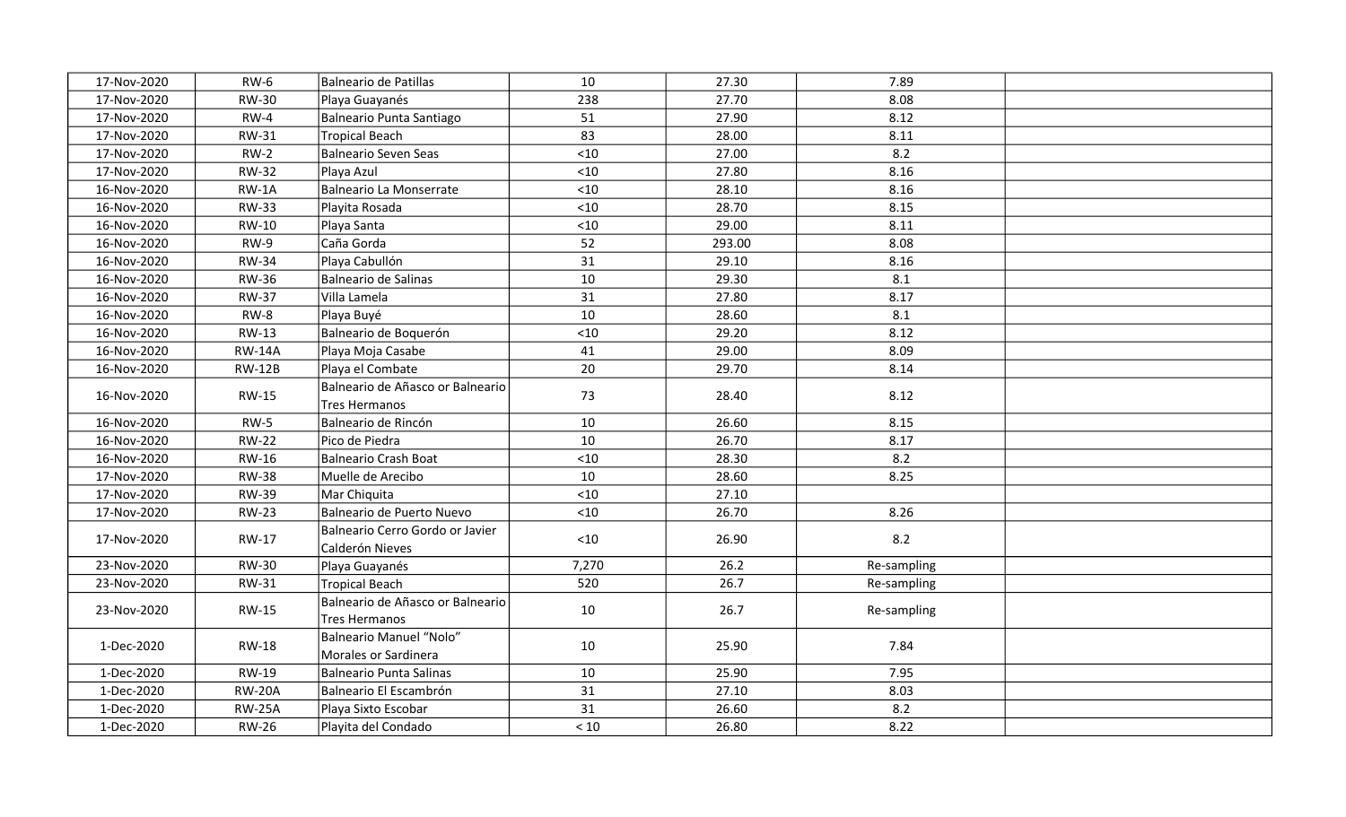| | | | | | | |
|---|---|---|---|---|---|---|
| 17-Nov-2020 | RW-6 | Balneario de Patillas | 10 | 27.30 | 7.89 | |
| 17-Nov-2020 | RW-30 | Playa Guayanés | 238 | 27.70 | 8.08 | |
| 17-Nov-2020 | RW-4 | Balneario Punta Santiago | 51 | 27.90 | 8.12 | |
| 17-Nov-2020 | RW-31 | Tropical Beach | 83 | 28.00 | 8.11 | |
| 17-Nov-2020 | RW-2 | Balneario Seven Seas | <10 | 27.00 | 8.2 | |
| 17-Nov-2020 | RW-32 | Playa Azul | <10 | 27.80 | 8.16 | |
| 16-Nov-2020 | RW-1A | Balneario La Monserrate | <10 | 28.10 | 8.16 | |
| 16-Nov-2020 | RW-33 | Playita Rosada | <10 | 28.70 | 8.15 | |
| 16-Nov-2020 | RW-10 | Playa Santa | <10 | 29.00 | 8.11 | |
| 16-Nov-2020 | RW-9 | Caña Gorda | 52 | 293.00 | 8.08 | |
| 16-Nov-2020 | RW-34 | Playa Cabullón | 31 | 29.10 | 8.16 | |
| 16-Nov-2020 | RW-36 | Balneario de Salinas | 10 | 29.30 | 8.1 | |
| 16-Nov-2020 | RW-37 | Villa Lamela | 31 | 27.80 | 8.17 | |
| 16-Nov-2020 | RW-8 | Playa Buyé | 10 | 28.60 | 8.1 | |
| 16-Nov-2020 | RW-13 | Balneario de Boquerón | <10 | 29.20 | 8.12 | |
| 16-Nov-2020 | RW-14A | Playa Moja Casabe | 41 | 29.00 | 8.09 | |
| 16-Nov-2020 | RW-12B | Playa el Combate | 20 | 29.70 | 8.14 | |
| 16-Nov-2020 | RW-15 | Balneario de Añasco or Balneario Tres Hermanos | 73 | 28.40 | 8.12 | |
| 16-Nov-2020 | RW-5 | Balneario de Rincón | 10 | 26.60 | 8.15 | |
| 16-Nov-2020 | RW-22 | Pico de Piedra | 10 | 26.70 | 8.17 | |
| 16-Nov-2020 | RW-16 | Balnerio Crash Boat | <10 | 28.30 | 8.2 | |
| 17-Nov-2020 | RW-38 | Muelle de Arecibo | 10 | 28.60 | 8.25 | |
| 17-Nov-2020 | RW-39 | Mar Chiquita | <10 | 27.10 | | |
| 17-Nov-2020 | RW-23 | Balneario de Puerto Nuevo | <10 | 26.70 | 8.26 | |
| 17-Nov-2020 | RW-17 | Balneario Cerro Gordo or Javier Calderón Nieves | <10 | 26.90 | 8.2 | |
| 23-Nov-2020 | RW-30 | Playa Guayanés | 7,270 | 26.2 | Re-sampling | |
| 23-Nov-2020 | RW-31 | Tropical Beach | 520 | 26.7 | Re-sampling | |
| 23-Nov-2020 | RW-15 | Balneario de Añasco or Balneario Tres Hermanos | 10 | 26.7 | Re-sampling | |
| 1-Dec-2020 | RW-18 | Balneario Manuel "Nolo" Morales or Sardinera | 10 | 25.90 | 7.84 | |
| 1-Dec-2020 | RW-19 | Balneario Punta Salinas | 10 | 25.90 | 7.95 | |
| 1-Dec-2020 | RW-20A | Balneario El Escambrón | 31 | 27.10 | 8.03 | |
| 1-Dec-2020 | RW-25A | Playa Sixto Escobar | 31 | 26.60 | 8.2 | |
| 1-Dec-2020 | RW-26 | Playita del Condado | < 10 | 26.80 | 8.22 | |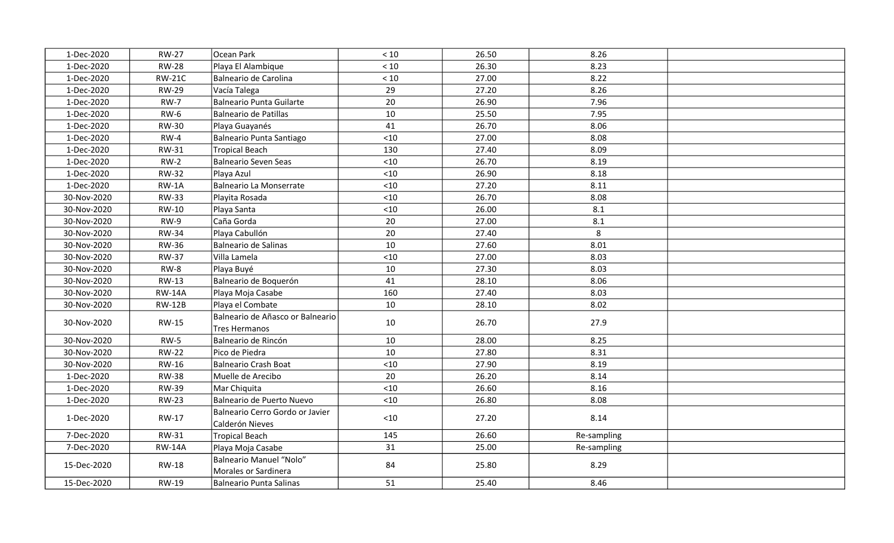| | | | | | | |
|---|---|---|---|---|---|---|
| 1-Dec-2020 | RW-27 | Ocean Park | < 10 | 26.50 | 8.26 | |
| 1-Dec-2020 | RW-28 | Playa El Alambique | < 10 | 26.30 | 8.23 | |
| 1-Dec-2020 | RW-21C | Balneario de Carolina | < 10 | 27.00 | 8.22 | |
| 1-Dec-2020 | RW-29 | Vacía Talega | 29 | 27.20 | 8.26 | |
| 1-Dec-2020 | RW-7 | Balneario Punta Guilarte | 20 | 26.90 | 7.96 | |
| 1-Dec-2020 | RW-6 | Balneario de Patillas | 10 | 25.50 | 7.95 | |
| 1-Dec-2020 | RW-30 | Playa Guayanés | 41 | 26.70 | 8.06 | |
| 1-Dec-2020 | RW-4 | Balneario Punta Santiago | <10 | 27.00 | 8.08 | |
| 1-Dec-2020 | RW-31 | Tropical Beach | 130 | 27.40 | 8.09 | |
| 1-Dec-2020 | RW-2 | Balneario Seven Seas | <10 | 26.70 | 8.19 | |
| 1-Dec-2020 | RW-32 | Playa Azul | <10 | 26.90 | 8.18 | |
| 1-Dec-2020 | RW-1A | Balneario La Monserrate | <10 | 27.20 | 8.11 | |
| 30-Nov-2020 | RW-33 | Playita Rosada | <10 | 26.70 | 8.08 | |
| 30-Nov-2020 | RW-10 | Playa Santa | <10 | 26.00 | 8.1 | |
| 30-Nov-2020 | RW-9 | Caña Gorda | 20 | 27.00 | 8.1 | |
| 30-Nov-2020 | RW-34 | Playa Cabullón | 20 | 27.40 | 8 | |
| 30-Nov-2020 | RW-36 | Balneario de Salinas | 10 | 27.60 | 8.01 | |
| 30-Nov-2020 | RW-37 | Villa Lamela | <10 | 27.00 | 8.03 | |
| 30-Nov-2020 | RW-8 | Playa Buyé | 10 | 27.30 | 8.03 | |
| 30-Nov-2020 | RW-13 | Balneario de Boquerón | 41 | 28.10 | 8.06 | |
| 30-Nov-2020 | RW-14A | Playa Moja Casabe | 160 | 27.40 | 8.03 | |
| 30-Nov-2020 | RW-12B | Playa el Combate | 10 | 28.10 | 8.02 | |
| 30-Nov-2020 | RW-15 | Balneario de Añasco or Balneario Tres Hermanos | 10 | 26.70 | 27.9 | |
| 30-Nov-2020 | RW-5 | Balneario de Rincón | 10 | 28.00 | 8.25 | |
| 30-Nov-2020 | RW-22 | Pico de Piedra | 10 | 27.80 | 8.31 | |
| 30-Nov-2020 | RW-16 | Balneario Crash Boat | <10 | 27.90 | 8.19 | |
| 1-Dec-2020 | RW-38 | Muelle de Arecibo | 20 | 26.20 | 8.14 | |
| 1-Dec-2020 | RW-39 | Mar Chiquita | <10 | 26.60 | 8.16 | |
| 1-Dec-2020 | RW-23 | Balneario de Puerto Nuevo | <10 | 26.80 | 8.08 | |
| 1-Dec-2020 | RW-17 | Balneario Cerro Gordo or Javier Calderón Nieves | <10 | 27.20 | 8.14 | |
| 7-Dec-2020 | RW-31 | Tropical Beach | 145 | 26.60 | Re-sampling | |
| 7-Dec-2020 | RW-14A | Playa Moja Casabe | 31 | 25.00 | Re-sampling | |
| 15-Dec-2020 | RW-18 | Balneario Manuel “Nolo” Morales or Sardinera | 84 | 25.80 | 8.29 | |
| 15-Dec-2020 | RW-19 | Balneario Punta Salinas | 51 | 25.40 | 8.46 | |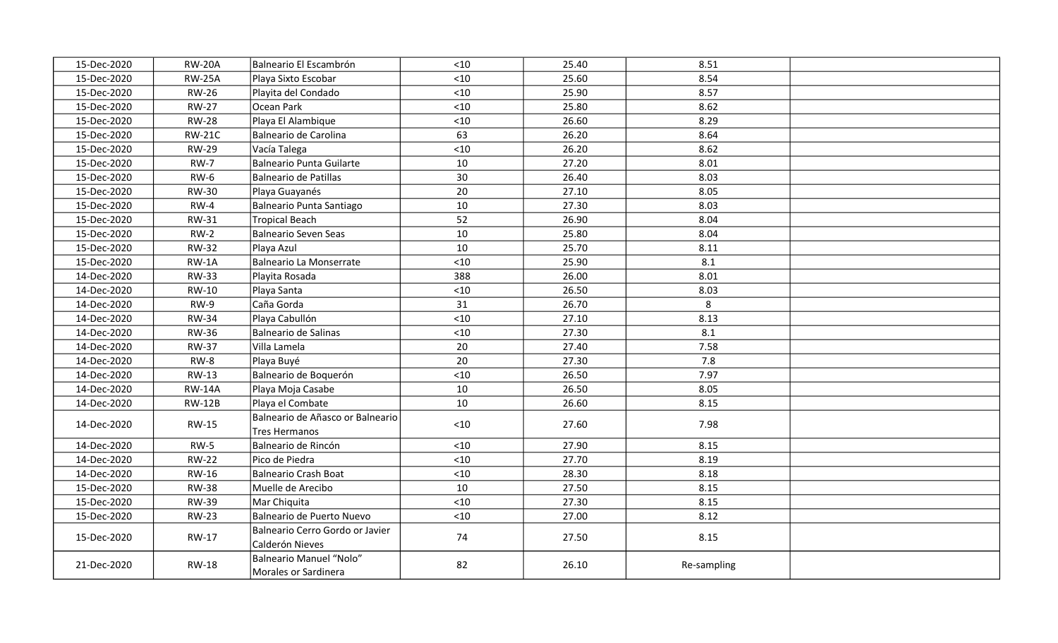| 15-Dec-2020 | RW-20A | Balneario El Escambrón | <10 | 25.40 | 8.51 | |
|---|---|---|---|---|---|---|
| 15-Dec-2020 | RW-25A | Playa Sixto Escobar | <10 | 25.60 | 8.54 | |
| 15-Dec-2020 | RW-26 | Playita del Condado | <10 | 25.90 | 8.57 | |
| 15-Dec-2020 | RW-27 | Ocean Park | <10 | 25.80 | 8.62 | |
| 15-Dec-2020 | RW-28 | Playa El Alambique | <10 | 26.60 | 8.29 | |
| 15-Dec-2020 | RW-21C | Balneario de Carolina | 63 | 26.20 | 8.64 | |
| 15-Dec-2020 | RW-29 | Vacía Talega | <10 | 26.20 | 8.62 | |
| 15-Dec-2020 | RW-7 | Balneario Punta Guilarte | 10 | 27.20 | 8.01 | |
| 15-Dec-2020 | RW-6 | Balneario de Patillas | 30 | 26.40 | 8.03 | |
| 15-Dec-2020 | RW-30 | Playa Guayanés | 20 | 27.10 | 8.05 | |
| 15-Dec-2020 | RW-4 | Balneario Punta Santiago | 10 | 27.30 | 8.03 | |
| 15-Dec-2020 | RW-31 | Tropical Beach | 52 | 26.90 | 8.04 | |
| 15-Dec-2020 | RW-2 | Balneario Seven Seas | 10 | 25.80 | 8.04 | |
| 15-Dec-2020 | RW-32 | Playa Azul | 10 | 25.70 | 8.11 | |
| 15-Dec-2020 | RW-1A | Balneario La Monserrate | <10 | 25.90 | 8.1 | |
| 14-Dec-2020 | RW-33 | Playita Rosada | 388 | 26.00 | 8.01 | |
| 14-Dec-2020 | RW-10 | Playa Santa | <10 | 26.50 | 8.03 | |
| 14-Dec-2020 | RW-9 | Caña Gorda | 31 | 26.70 | 8 | |
| 14-Dec-2020 | RW-34 | Playa Cabullón | <10 | 27.10 | 8.13 | |
| 14-Dec-2020 | RW-36 | Balneario de Salinas | <10 | 27.30 | 8.1 | |
| 14-Dec-2020 | RW-37 | Villa Lamela | 20 | 27.40 | 7.58 | |
| 14-Dec-2020 | RW-8 | Playa Buyé | 20 | 27.30 | 7.8 | |
| 14-Dec-2020 | RW-13 | Balneario de Boquerón | <10 | 26.50 | 7.97 | |
| 14-Dec-2020 | RW-14A | Playa Moja Casabe | 10 | 26.50 | 8.05 | |
| 14-Dec-2020 | RW-12B | Playa el Combate | 10 | 26.60 | 8.15 | |
| 14-Dec-2020 | RW-15 | Balneario de Añasco or Balneario Tres Hermanos | <10 | 27.60 | 7.98 | |
| 14-Dec-2020 | RW-5 | Balneario de Rincón | <10 | 27.90 | 8.15 | |
| 14-Dec-2020 | RW-22 | Pico de Piedra | <10 | 27.70 | 8.19 | |
| 14-Dec-2020 | RW-16 | Balneario Crash Boat | <10 | 28.30 | 8.18 | |
| 15-Dec-2020 | RW-38 | Muelle de Arecibo | 10 | 27.50 | 8.15 | |
| 15-Dec-2020 | RW-39 | Mar Chiquita | <10 | 27.30 | 8.15 | |
| 15-Dec-2020 | RW-23 | Balneario de Puerto Nuevo | <10 | 27.00 | 8.12 | |
| 15-Dec-2020 | RW-17 | Balneario Cerro Gordo or Javier Calderón Nieves | 74 | 27.50 | 8.15 | |
| 21-Dec-2020 | RW-18 | Balneario Manuel "Nolo" Morales or Sardinera | 82 | 26.10 | Re-sampling | |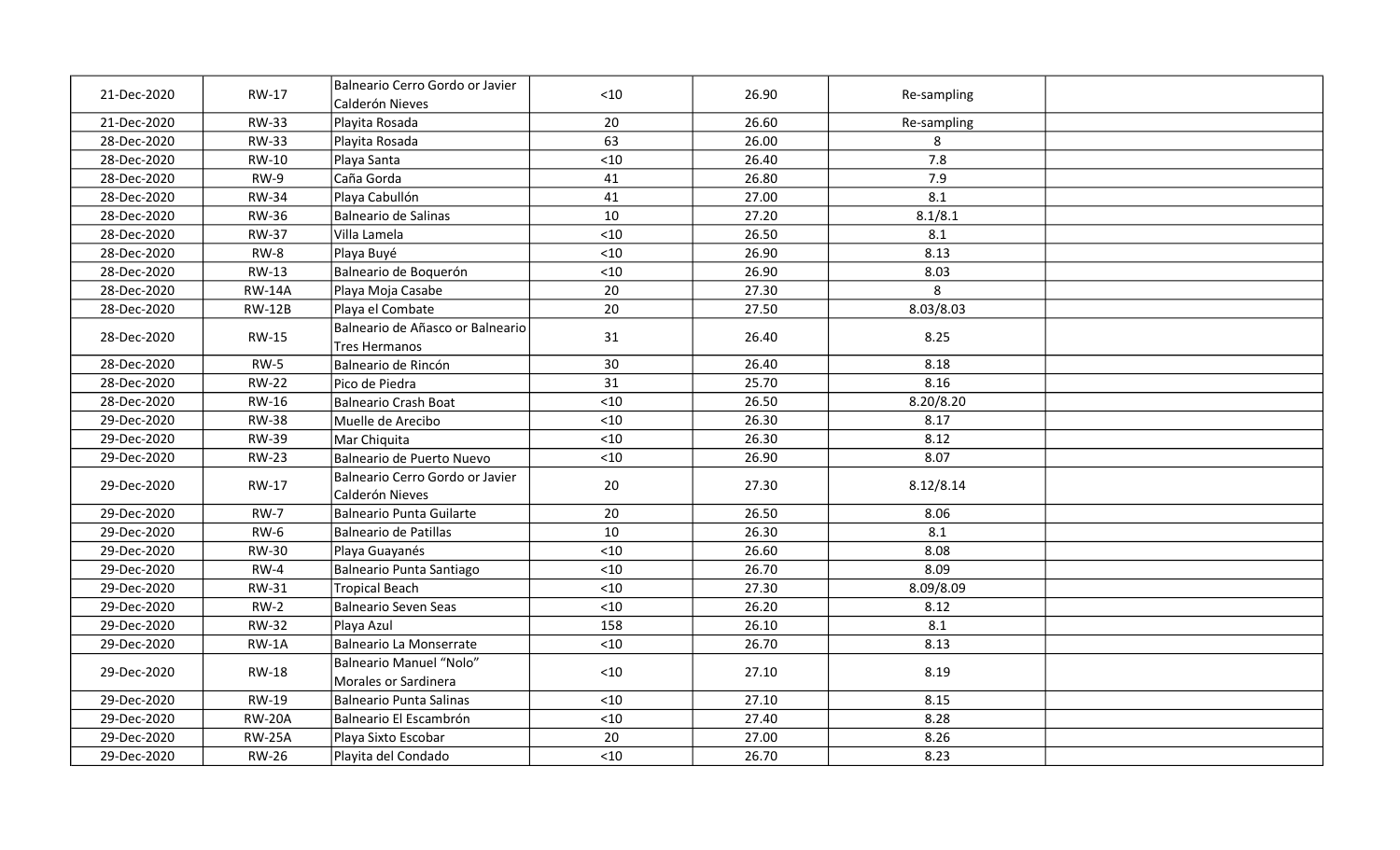| | | | | | | |
|---|---|---|---|---|---|---|
| 21-Dec-2020 | RW-17 | Balneario Cerro Gordo or Javier Calderón Nieves | <10 | 26.90 | Re-sampling | |
| 21-Dec-2020 | RW-33 | Playita Rosada | 20 | 26.60 | Re-sampling | |
| 28-Dec-2020 | RW-33 | Playita Rosada | 63 | 26.00 | 8 | |
| 28-Dec-2020 | RW-10 | Playa Santa | <10 | 26.40 | 7.8 | |
| 28-Dec-2020 | RW-9 | Caña Gorda | 41 | 26.80 | 7.9 | |
| 28-Dec-2020 | RW-34 | Playa Cabullón | 41 | 27.00 | 8.1 | |
| 28-Dec-2020 | RW-36 | Balneario de Salinas | 10 | 27.20 | 8.1/8.1 | |
| 28-Dec-2020 | RW-37 | Villa Lamela | <10 | 26.50 | 8.1 | |
| 28-Dec-2020 | RW-8 | Playa Buyé | <10 | 26.90 | 8.13 | |
| 28-Dec-2020 | RW-13 | Balneario de Boquerón | <10 | 26.90 | 8.03 | |
| 28-Dec-2020 | RW-14A | Playa Moja Casabe | 20 | 27.30 | 8 | |
| 28-Dec-2020 | RW-12B | Playa el Combate | 20 | 27.50 | 8.03/8.03 | |
| 28-Dec-2020 | RW-15 | Balneario de Añasco or Balneario Tres Hermanos | 31 | 26.40 | 8.25 | |
| 28-Dec-2020 | RW-5 | Balneario de Rincón | 30 | 26.40 | 8.18 | |
| 28-Dec-2020 | RW-22 | Pico de Piedra | 31 | 25.70 | 8.16 | |
| 28-Dec-2020 | RW-16 | Balneario Crash Boat | <10 | 26.50 | 8.20/8.20 | |
| 29-Dec-2020 | RW-38 | Muelle de Arecibo | <10 | 26.30 | 8.17 | |
| 29-Dec-2020 | RW-39 | Mar Chiquita | <10 | 26.30 | 8.12 | |
| 29-Dec-2020 | RW-23 | Balneario de Puerto Nuevo | <10 | 26.90 | 8.07 | |
| 29-Dec-2020 | RW-17 | Balneario Cerro Gordo or Javier Calderón Nieves | 20 | 27.30 | 8.12/8.14 | |
| 29-Dec-2020 | RW-7 | Balneario Punta Guilarte | 20 | 26.50 | 8.06 | |
| 29-Dec-2020 | RW-6 | Balneario de Patillas | 10 | 26.30 | 8.1 | |
| 29-Dec-2020 | RW-30 | Playa Guayanés | <10 | 26.60 | 8.08 | |
| 29-Dec-2020 | RW-4 | Balneario Punta Santiago | <10 | 26.70 | 8.09 | |
| 29-Dec-2020 | RW-31 | Tropical Beach | <10 | 27.30 | 8.09/8.09 | |
| 29-Dec-2020 | RW-2 | Balneario Seven Seas | <10 | 26.20 | 8.12 | |
| 29-Dec-2020 | RW-32 | Playa Azul | 158 | 26.10 | 8.1 | |
| 29-Dec-2020 | RW-1A | Balneario La Monserrate | <10 | 26.70 | 8.13 | |
| 29-Dec-2020 | RW-18 | Balneario Manuel "Nolo" Morales or Sardinera | <10 | 27.10 | 8.19 | |
| 29-Dec-2020 | RW-19 | Balneario Punta Salinas | <10 | 27.10 | 8.15 | |
| 29-Dec-2020 | RW-20A | Balneario El Escambrón | <10 | 27.40 | 8.28 | |
| 29-Dec-2020 | RW-25A | Playa Sixto Escobar | 20 | 27.00 | 8.26 | |
| 29-Dec-2020 | RW-26 | Playita del Condado | <10 | 26.70 | 8.23 | |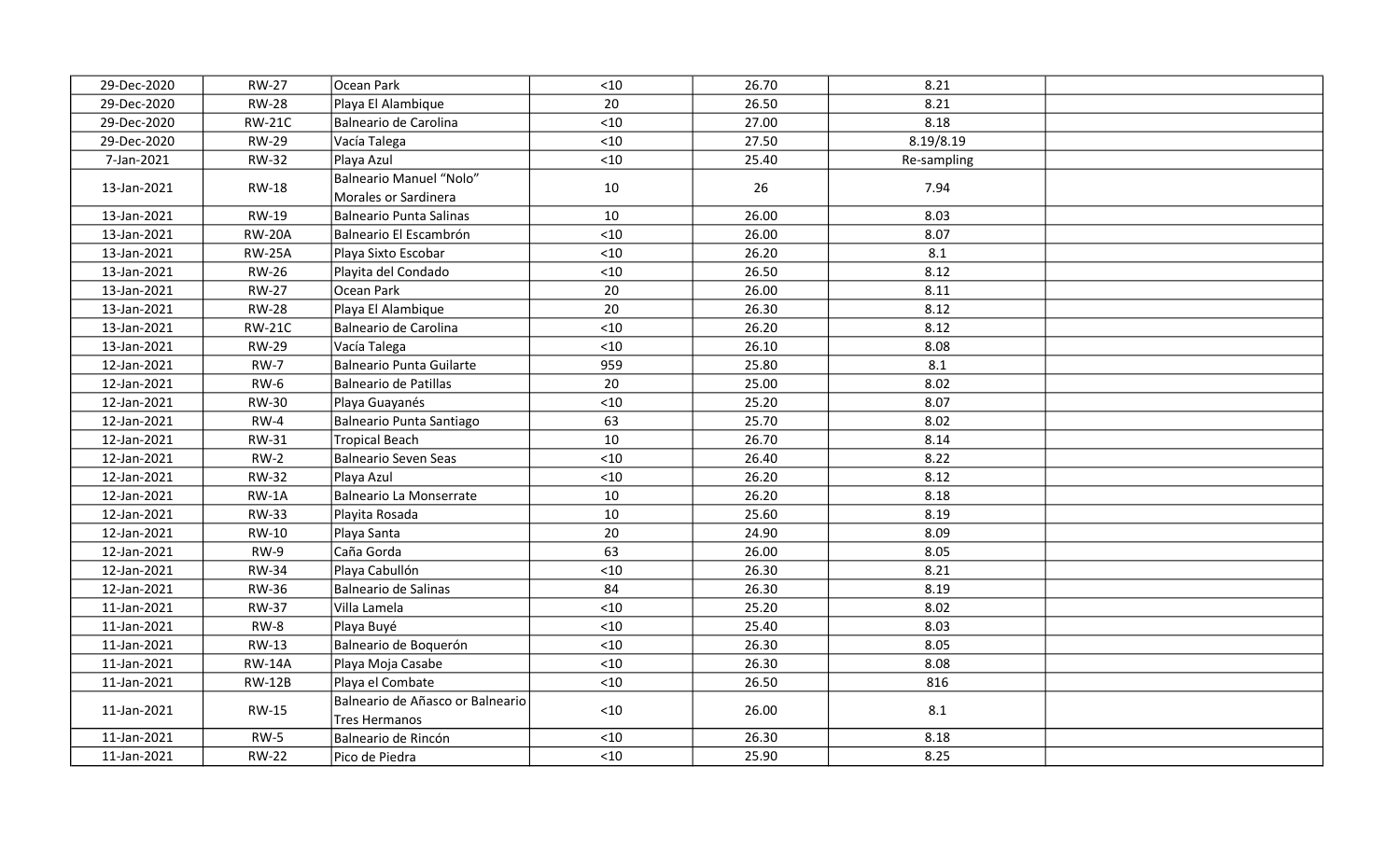| 29-Dec-2020 | RW-27 | Ocean Park | <10 | 26.70 | 8.21 | |
|---|---|---|---|---|---|---|
| 29-Dec-2020 | RW-28 | Playa El Alambique | 20 | 26.50 | 8.21 | |
| 29-Dec-2020 | RW-21C | Balneario de Carolina | <10 | 27.00 | 8.18 | |
| 29-Dec-2020 | RW-29 | Vacía Talega | <10 | 27.50 | 8.19/8.19 | |
| 7-Jan-2021 | RW-32 | Playa Azul | <10 | 25.40 | Re-sampling | |
| 13-Jan-2021 | RW-18 | Balneario Manuel “Nolo” Morales or Sardinera | 10 | 26 | 7.94 | |
| 13-Jan-2021 | RW-19 | Balneario Punta Salinas | 10 | 26.00 | 8.03 | |
| 13-Jan-2021 | RW-20A | Balneario El Escambrón | <10 | 26.00 | 8.07 | |
| 13-Jan-2021 | RW-25A | Playa Sixto Escobar | <10 | 26.20 | 8.1 | |
| 13-Jan-2021 | RW-26 | Playita del Condado | <10 | 26.50 | 8.12 | |
| 13-Jan-2021 | RW-27 | Ocean Park | 20 | 26.00 | 8.11 | |
| 13-Jan-2021 | RW-28 | Playa El Alambique | 20 | 26.30 | 8.12 | |
| 13-Jan-2021 | RW-21C | Balneario de Carolina | <10 | 26.20 | 8.12 | |
| 13-Jan-2021 | RW-29 | Vacía Talega | <10 | 26.10 | 8.08 | |
| 12-Jan-2021 | RW-7 | Balneario Punta Guilarte | 959 | 25.80 | 8.1 | |
| 12-Jan-2021 | RW-6 | Balneario de Patillas | 20 | 25.00 | 8.02 | |
| 12-Jan-2021 | RW-30 | Playa Guayanés | <10 | 25.20 | 8.07 | |
| 12-Jan-2021 | RW-4 | Balneario Punta Santiago | 63 | 25.70 | 8.02 | |
| 12-Jan-2021 | RW-31 | Tropical Beach | 10 | 26.70 | 8.14 | |
| 12-Jan-2021 | RW-2 | Balneario Seven Seas | <10 | 26.40 | 8.22 | |
| 12-Jan-2021 | RW-32 | Playa Azul | <10 | 26.20 | 8.12 | |
| 12-Jan-2021 | RW-1A | Balneario La Monserrate | 10 | 26.20 | 8.18 | |
| 12-Jan-2021 | RW-33 | Playita Rosada | 10 | 25.60 | 8.19 | |
| 12-Jan-2021 | RW-10 | Playa Santa | 20 | 24.90 | 8.09 | |
| 12-Jan-2021 | RW-9 | Caña Gorda | 63 | 26.00 | 8.05 | |
| 12-Jan-2021 | RW-34 | Playa Cabullón | <10 | 26.30 | 8.21 | |
| 12-Jan-2021 | RW-36 | Balneario de Salinas | 84 | 26.30 | 8.19 | |
| 11-Jan-2021 | RW-37 | Villa Lamela | <10 | 25.20 | 8.02 | |
| 11-Jan-2021 | RW-8 | Playa Buyé | <10 | 25.40 | 8.03 | |
| 11-Jan-2021 | RW-13 | Balneario de Boquerón | <10 | 26.30 | 8.05 | |
| 11-Jan-2021 | RW-14A | Playa Moja Casabe | <10 | 26.30 | 8.08 | |
| 11-Jan-2021 | RW-12B | Playa el Combate | <10 | 26.50 | 816 | |
| 11-Jan-2021 | RW-15 | Balneario de Añasco or Balneario Tres Hermanos | <10 | 26.00 | 8.1 | |
| 11-Jan-2021 | RW-5 | Balneario de Rincón | <10 | 26.30 | 8.18 | |
| 11-Jan-2021 | RW-22 | Pico de Piedra | <10 | 25.90 | 8.25 | |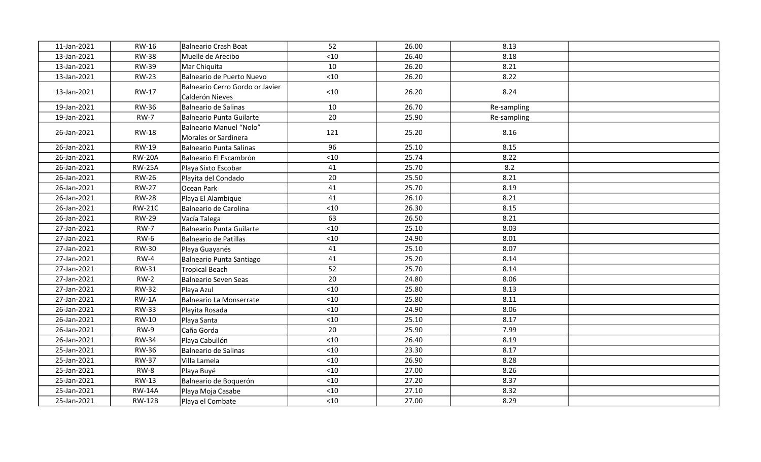| | | | | | | |
|---|---|---|---|---|---|---|
| 11-Jan-2021 | RW-16 | Balneario Crash Boat | 52 | 26.00 | 8.13 | |
| 13-Jan-2021 | RW-38 | Muelle de Arecibo | <10 | 26.40 | 8.18 | |
| 13-Jan-2021 | RW-39 | Mar Chiquita | 10 | 26.20 | 8.21 | |
| 13-Jan-2021 | RW-23 | Balneario de Puerto Nuevo | <10 | 26.20 | 8.22 | |
| 13-Jan-2021 | RW-17 | Balneario Cerro Gordo or Javier Calderón Nieves | <10 | 26.20 | 8.24 | |
| 19-Jan-2021 | RW-36 | Balneario de Salinas | 10 | 26.70 | Re-sampling | |
| 19-Jan-2021 | RW-7 | Balneario Punta Guilarte | 20 | 25.90 | Re-sampling | |
| 26-Jan-2021 | RW-18 | Balneario Manuel "Nolo" Morales or Sardinera | 121 | 25.20 | 8.16 | |
| 26-Jan-2021 | RW-19 | Balneario Punta Salinas | 96 | 25.10 | 8.15 | |
| 26-Jan-2021 | RW-20A | Balneario El Escambrón | <10 | 25.74 | 8.22 | |
| 26-Jan-2021 | RW-25A | Playa Sixto Escobar | 41 | 25.70 | 8.2 | |
| 26-Jan-2021 | RW-26 | Playita del Condado | 20 | 25.50 | 8.21 | |
| 26-Jan-2021 | RW-27 | Ocean Park | 41 | 25.70 | 8.19 | |
| 26-Jan-2021 | RW-28 | Playa El Alambique | 41 | 26.10 | 8.21 | |
| 26-Jan-2021 | RW-21C | Balneario de Carolina | <10 | 26.30 | 8.15 | |
| 26-Jan-2021 | RW-29 | Vacía Talega | 63 | 26.50 | 8.21 | |
| 27-Jan-2021 | RW-7 | Balneario Punta Guilarte | <10 | 25.10 | 8.03 | |
| 27-Jan-2021 | RW-6 | Balneario de Patillas | <10 | 24.90 | 8.01 | |
| 27-Jan-2021 | RW-30 | Playa Guayanés | 41 | 25.10 | 8.07 | |
| 27-Jan-2021 | RW-4 | Balneario Punta Santiago | 41 | 25.20 | 8.14 | |
| 27-Jan-2021 | RW-31 | Tropical Beach | 52 | 25.70 | 8.14 | |
| 27-Jan-2021 | RW-2 | Balneario Seven Seas | 20 | 24.80 | 8.06 | |
| 27-Jan-2021 | RW-32 | Playa Azul | <10 | 25.80 | 8.13 | |
| 27-Jan-2021 | RW-1A | Balneario La Monserrate | <10 | 25.80 | 8.11 | |
| 26-Jan-2021 | RW-33 | Playita Rosada | <10 | 24.90 | 8.06 | |
| 26-Jan-2021 | RW-10 | Playa Santa | <10 | 25.10 | 8.17 | |
| 26-Jan-2021 | RW-9 | Caña Gorda | 20 | 25.90 | 7.99 | |
| 26-Jan-2021 | RW-34 | Playa Cabullón | <10 | 26.40 | 8.19 | |
| 25-Jan-2021 | RW-36 | Balneario de Salinas | <10 | 23.30 | 8.17 | |
| 25-Jan-2021 | RW-37 | Villa Lamela | <10 | 26.90 | 8.28 | |
| 25-Jan-2021 | RW-8 | Playa Buyé | <10 | 27.00 | 8.26 | |
| 25-Jan-2021 | RW-13 | Balneario de Boquerón | <10 | 27.20 | 8.37 | |
| 25-Jan-2021 | RW-14A | Playa Moja Casabe | <10 | 27.10 | 8.32 | |
| 25-Jan-2021 | RW-12B | Playa el Combate | <10 | 27.00 | 8.29 | |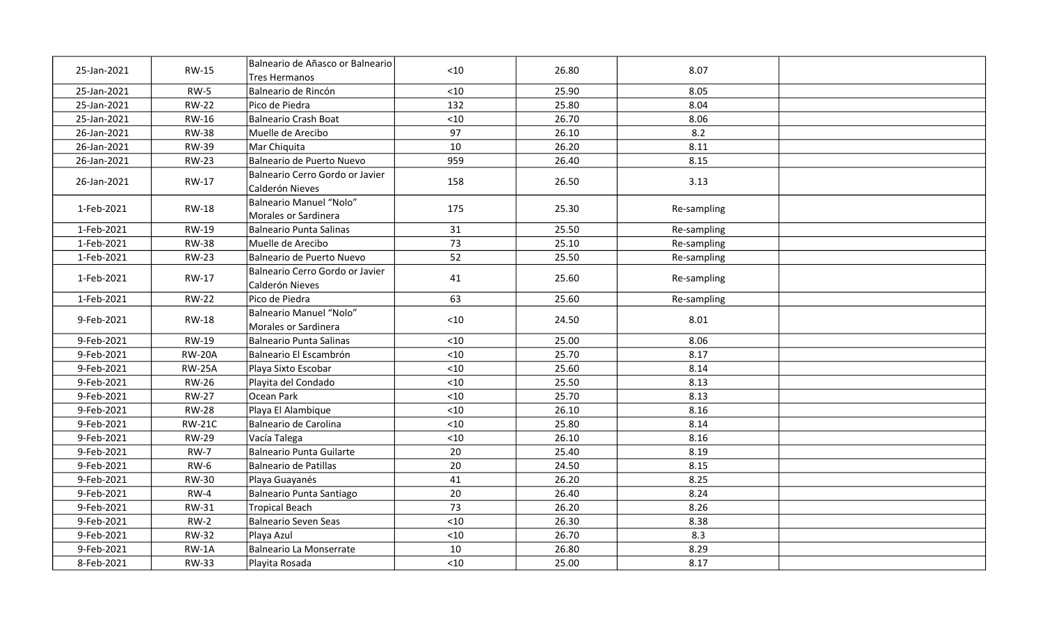| | | | | | | |
|---|---|---|---|---|---|---|
| 25-Jan-2021 | RW-15 | Balneario de Añasco or Balneario Tres Hermanos | <10 | 26.80 | 8.07 | |
| 25-Jan-2021 | RW-5 | Balneario de Rincón | <10 | 25.90 | 8.05 | |
| 25-Jan-2021 | RW-22 | Pico de Piedra | 132 | 25.80 | 8.04 | |
| 25-Jan-2021 | RW-16 | Balneario Crash Boat | <10 | 26.70 | 8.06 | |
| 26-Jan-2021 | RW-38 | Muelle de Arecibo | 97 | 26.10 | 8.2 | |
| 26-Jan-2021 | RW-39 | Mar Chiquita | 10 | 26.20 | 8.11 | |
| 26-Jan-2021 | RW-23 | Balneario de Puerto Nuevo | 959 | 26.40 | 8.15 | |
| 26-Jan-2021 | RW-17 | Balneario Cerro Gordo or Javier Calderón Nieves | 158 | 26.50 | 3.13 | |
| 1-Feb-2021 | RW-18 | Balneario Manuel “Nolo” Morales or Sardinera | 175 | 25.30 | Re-sampling | |
| 1-Feb-2021 | RW-19 | Balneario Punta Salinas | 31 | 25.50 | Re-sampling | |
| 1-Feb-2021 | RW-38 | Muelle de Arecibo | 73 | 25.10 | Re-sampling | |
| 1-Feb-2021 | RW-23 | Balneario de Puerto Nuevo | 52 | 25.50 | Re-sampling | |
| 1-Feb-2021 | RW-17 | Balneario Cerro Gordo or Javier Calderón Nieves | 41 | 25.60 | Re-sampling | |
| 1-Feb-2021 | RW-22 | Pico de Piedra | 63 | 25.60 | Re-sampling | |
| 9-Feb-2021 | RW-18 | Balneario Manuel “Nolo” Morales or Sardinera | <10 | 24.50 | 8.01 | |
| 9-Feb-2021 | RW-19 | Balneario Punta Salinas | <10 | 25.00 | 8.06 | |
| 9-Feb-2021 | RW-20A | Balneario El Escambrón | <10 | 25.70 | 8.17 | |
| 9-Feb-2021 | RW-25A | Playa Sixto Escobar | <10 | 25.60 | 8.14 | |
| 9-Feb-2021 | RW-26 | Playita del Condado | <10 | 25.50 | 8.13 | |
| 9-Feb-2021 | RW-27 | Ocean Park | <10 | 25.70 | 8.13 | |
| 9-Feb-2021 | RW-28 | Playa El Alambique | <10 | 26.10 | 8.16 | |
| 9-Feb-2021 | RW-21C | Balneario de Carolina | <10 | 25.80 | 8.14 | |
| 9-Feb-2021 | RW-29 | Vacía Talega | <10 | 26.10 | 8.16 | |
| 9-Feb-2021 | RW-7 | Balneario Punta Guilarte | 20 | 25.40 | 8.19 | |
| 9-Feb-2021 | RW-6 | Balneario de Patillas | 20 | 24.50 | 8.15 | |
| 9-Feb-2021 | RW-30 | Playa Guayanés | 41 | 26.20 | 8.25 | |
| 9-Feb-2021 | RW-4 | Balneario Punta Santiago | 20 | 26.40 | 8.24 | |
| 9-Feb-2021 | RW-31 | Tropical Beach | 73 | 26.20 | 8.26 | |
| 9-Feb-2021 | RW-2 | Balneario Seven Seas | <10 | 26.30 | 8.38 | |
| 9-Feb-2021 | RW-32 | Playa Azul | <10 | 26.70 | 8.3 | |
| 9-Feb-2021 | RW-1A | Balneario La Monserrate | 10 | 26.80 | 8.29 | |
| 8-Feb-2021 | RW-33 | Playita Rosada | <10 | 25.00 | 8.17 | |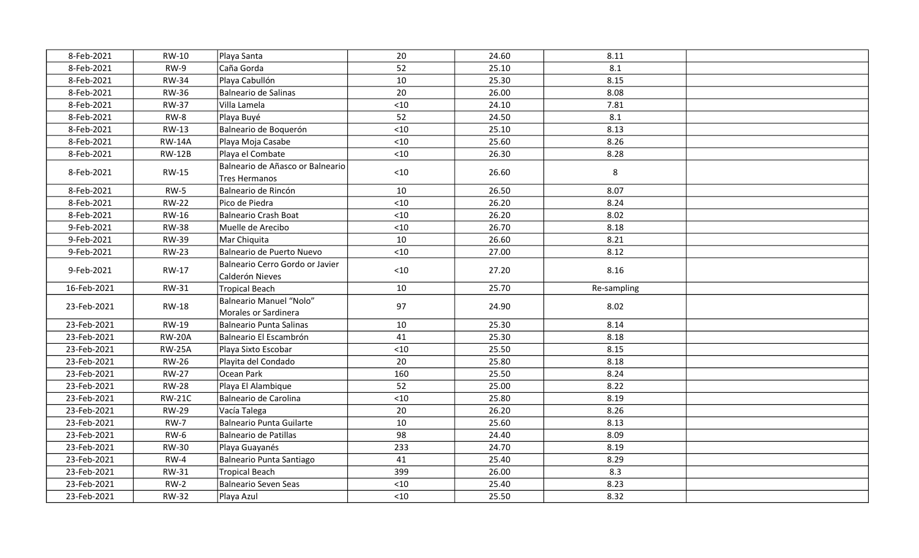| | | | | | | |
|---|---|---|---|---|---|---|
| 8-Feb-2021 | RW-10 | Playa Santa | 20 | 24.60 | 8.11 | |
| 8-Feb-2021 | RW-9 | Caña Gorda | 52 | 25.10 | 8.1 | |
| 8-Feb-2021 | RW-34 | Playa Cabullón | 10 | 25.30 | 8.15 | |
| 8-Feb-2021 | RW-36 | Balneario de Salinas | 20 | 26.00 | 8.08 | |
| 8-Feb-2021 | RW-37 | Villa Lamela | <10 | 24.10 | 7.81 | |
| 8-Feb-2021 | RW-8 | Playa Buyé | 52 | 24.50 | 8.1 | |
| 8-Feb-2021 | RW-13 | Balneario de Boquerón | <10 | 25.10 | 8.13 | |
| 8-Feb-2021 | RW-14A | Playa Moja Casabe | <10 | 25.60 | 8.26 | |
| 8-Feb-2021 | RW-12B | Playa el Combate | <10 | 26.30 | 8.28 | |
| 8-Feb-2021 | RW-15 | Balneario de Añasco or Balneario Tres Hermanos | <10 | 26.60 | 8 | |
| 8-Feb-2021 | RW-5 | Balneario de Rincón | 10 | 26.50 | 8.07 | |
| 8-Feb-2021 | RW-22 | Pico de Piedra | <10 | 26.20 | 8.24 | |
| 8-Feb-2021 | RW-16 | Balneario Crash Boat | <10 | 26.20 | 8.02 | |
| 9-Feb-2021 | RW-38 | Muelle de Arecibo | <10 | 26.70 | 8.18 | |
| 9-Feb-2021 | RW-39 | Mar Chiquita | 10 | 26.60 | 8.21 | |
| 9-Feb-2021 | RW-23 | Balneario de Puerto Nuevo | <10 | 27.00 | 8.12 | |
| 9-Feb-2021 | RW-17 | Balneario Cerro Gordo or Javier Calderón Nieves | <10 | 27.20 | 8.16 | |
| 16-Feb-2021 | RW-31 | Tropical Beach | 10 | 25.70 | Re-sampling | |
| 23-Feb-2021 | RW-18 | Balneario Manuel "Nolo" Morales or Sardinera | 97 | 24.90 | 8.02 | |
| 23-Feb-2021 | RW-19 | Balneario Punta Salinas | 10 | 25.30 | 8.14 | |
| 23-Feb-2021 | RW-20A | Balneario El Escambrón | 41 | 25.30 | 8.18 | |
| 23-Feb-2021 | RW-25A | Playa Sixto Escobar | <10 | 25.50 | 8.15 | |
| 23-Feb-2021 | RW-26 | Playita del Condado | 20 | 25.80 | 8.18 | |
| 23-Feb-2021 | RW-27 | Ocean Park | 160 | 25.50 | 8.24 | |
| 23-Feb-2021 | RW-28 | Playa El Alambique | 52 | 25.00 | 8.22 | |
| 23-Feb-2021 | RW-21C | Balneario de Carolina | <10 | 25.80 | 8.19 | |
| 23-Feb-2021 | RW-29 | Vacía Talega | 20 | 26.20 | 8.26 | |
| 23-Feb-2021 | RW-7 | Balneario Punta Guilarte | 10 | 25.60 | 8.13 | |
| 23-Feb-2021 | RW-6 | Balneario de Patillas | 98 | 24.40 | 8.09 | |
| 23-Feb-2021 | RW-30 | Playa Guayanés | 233 | 24.70 | 8.19 | |
| 23-Feb-2021 | RW-4 | Balneario Punta Santiago | 41 | 25.40 | 8.29 | |
| 23-Feb-2021 | RW-31 | Tropical Beach | 399 | 26.00 | 8.3 | |
| 23-Feb-2021 | RW-2 | Balneario Seven Seas | <10 | 25.40 | 8.23 | |
| 23-Feb-2021 | RW-32 | Playa Azul | <10 | 25.50 | 8.32 | |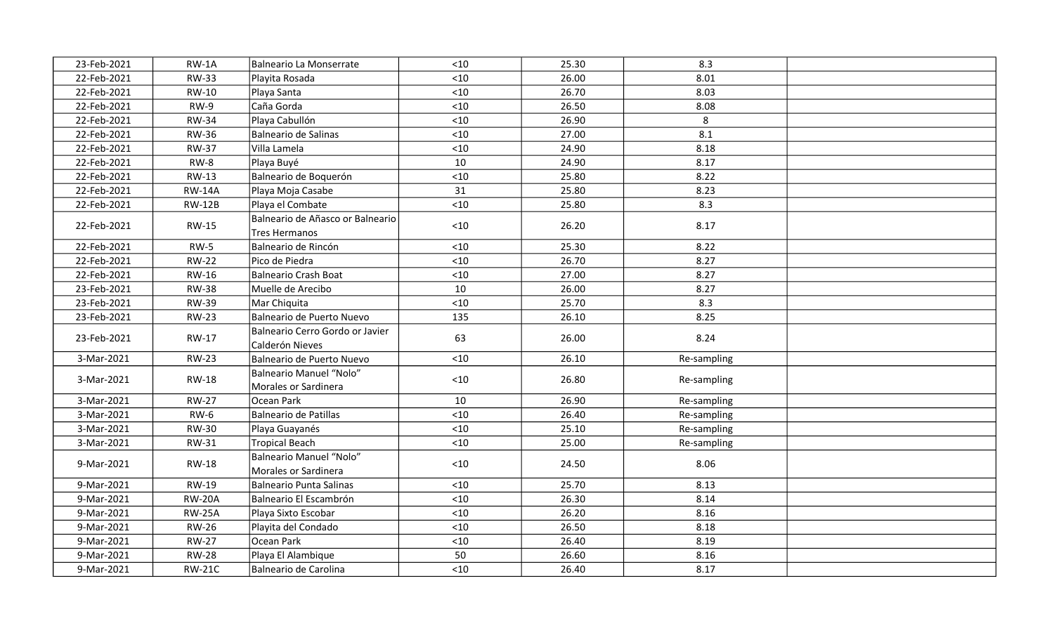| | | | | | | |
|---|---|---|---|---|---|---|
| 23-Feb-2021 | RW-1A | Balneario La Monserrate | <10 | 25.30 | 8.3 | |
| 22-Feb-2021 | RW-33 | Playita Rosada | <10 | 26.00 | 8.01 | |
| 22-Feb-2021 | RW-10 | Playa Santa | <10 | 26.70 | 8.03 | |
| 22-Feb-2021 | RW-9 | Caña Gorda | <10 | 26.50 | 8.08 | |
| 22-Feb-2021 | RW-34 | Playa Cabullón | <10 | 26.90 | 8 | |
| 22-Feb-2021 | RW-36 | Balneario de Salinas | <10 | 27.00 | 8.1 | |
| 22-Feb-2021 | RW-37 | Villa Lamela | <10 | 24.90 | 8.18 | |
| 22-Feb-2021 | RW-8 | Playa Buyé | 10 | 24.90 | 8.17 | |
| 22-Feb-2021 | RW-13 | Balneario de Boquerón | <10 | 25.80 | 8.22 | |
| 22-Feb-2021 | RW-14A | Playa Moja Casabe | 31 | 25.80 | 8.23 | |
| 22-Feb-2021 | RW-12B | Playa el Combate | <10 | 25.80 | 8.3 | |
| 22-Feb-2021 | RW-15 | Balneario de Añasco or Balneario Tres Hermanos | <10 | 26.20 | 8.17 | |
| 22-Feb-2021 | RW-5 | Balneario de Rincón | <10 | 25.30 | 8.22 | |
| 22-Feb-2021 | RW-22 | Pico de Piedra | <10 | 26.70 | 8.27 | |
| 22-Feb-2021 | RW-16 | Balneario Crash Boat | <10 | 27.00 | 8.27 | |
| 23-Feb-2021 | RW-38 | Muelle de Arecibo | 10 | 26.00 | 8.27 | |
| 23-Feb-2021 | RW-39 | Mar Chiquita | <10 | 25.70 | 8.3 | |
| 23-Feb-2021 | RW-23 | Balneario de Puerto Nuevo | 135 | 26.10 | 8.25 | |
| 23-Feb-2021 | RW-17 | Balneario Cerro Gordo or Javier Calderón Nieves | 63 | 26.00 | 8.24 | |
| 3-Mar-2021 | RW-23 | Balneario de Puerto Nuevo | <10 | 26.10 | Re-sampling | |
| 3-Mar-2021 | RW-18 | Balneario Manuel “Nolo” Morales or Sardinera | <10 | 26.80 | Re-sampling | |
| 3-Mar-2021 | RW-27 | Ocean Park | 10 | 26.90 | Re-sampling | |
| 3-Mar-2021 | RW-6 | Balneario de Patillas | <10 | 26.40 | Re-sampling | |
| 3-Mar-2021 | RW-30 | Playa Guayanés | <10 | 25.10 | Re-sampling | |
| 3-Mar-2021 | RW-31 | Tropical Beach | <10 | 25.00 | Re-sampling | |
| 9-Mar-2021 | RW-18 | Balneario Manuel “Nolo” Morales or Sardinera | <10 | 24.50 | 8.06 | |
| 9-Mar-2021 | RW-19 | Balneario Punta Salinas | <10 | 25.70 | 8.13 | |
| 9-Mar-2021 | RW-20A | Balneario El Escambrón | <10 | 26.30 | 8.14 | |
| 9-Mar-2021 | RW-25A | Playa Sixto Escobar | <10 | 26.20 | 8.16 | |
| 9-Mar-2021 | RW-26 | Playita del Condado | <10 | 26.50 | 8.18 | |
| 9-Mar-2021 | RW-27 | Ocean Park | <10 | 26.40 | 8.19 | |
| 9-Mar-2021 | RW-28 | Playa El Alambique | 50 | 26.60 | 8.16 | |
| 9-Mar-2021 | RW-21C | Balneario de Carolina | <10 | 26.40 | 8.17 | |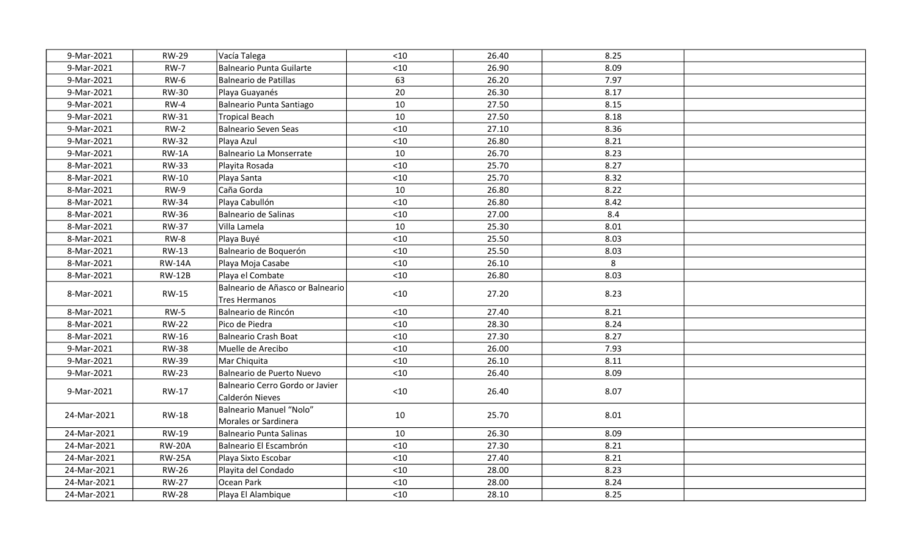| | | | | | | |
|---|---|---|---|---|---|---|
| 9-Mar-2021 | RW-29 | Vacía Talega | <10 | 26.40 | 8.25 | |
| 9-Mar-2021 | RW-7 | Balneario Punta Guilarte | <10 | 26.90 | 8.09 | |
| 9-Mar-2021 | RW-6 | Balneario de Patillas | 63 | 26.20 | 7.97 | |
| 9-Mar-2021 | RW-30 | Playa Guayanés | 20 | 26.30 | 8.17 | |
| 9-Mar-2021 | RW-4 | Balneario Punta Santiago | 10 | 27.50 | 8.15 | |
| 9-Mar-2021 | RW-31 | Tropical Beach | 10 | 27.50 | 8.18 | |
| 9-Mar-2021 | RW-2 | Balneario Seven Seas | <10 | 27.10 | 8.36 | |
| 9-Mar-2021 | RW-32 | Playa Azul | <10 | 26.80 | 8.21 | |
| 9-Mar-2021 | RW-1A | Balneario La Monserrate | 10 | 26.70 | 8.23 | |
| 8-Mar-2021 | RW-33 | Playita Rosada | <10 | 25.70 | 8.27 | |
| 8-Mar-2021 | RW-10 | Playa Santa | <10 | 25.70 | 8.32 | |
| 8-Mar-2021 | RW-9 | Caña Gorda | 10 | 26.80 | 8.22 | |
| 8-Mar-2021 | RW-34 | Playa Cabullón | <10 | 26.80 | 8.42 | |
| 8-Mar-2021 | RW-36 | Balneario de Salinas | <10 | 27.00 | 8.4 | |
| 8-Mar-2021 | RW-37 | Villa Lamela | 10 | 25.30 | 8.01 | |
| 8-Mar-2021 | RW-8 | Playa Buyé | <10 | 25.50 | 8.03 | |
| 8-Mar-2021 | RW-13 | Balneario de Boquerón | <10 | 25.50 | 8.03 | |
| 8-Mar-2021 | RW-14A | Playa Moja Casabe | <10 | 26.10 | 8 | |
| 8-Mar-2021 | RW-12B | Playa el Combate | <10 | 26.80 | 8.03 | |
| 8-Mar-2021 | RW-15 | Balneario de Añasco or Balneario Tres Hermanos | <10 | 27.20 | 8.23 | |
| 8-Mar-2021 | RW-5 | Balneario de Rincón | <10 | 27.40 | 8.21 | |
| 8-Mar-2021 | RW-22 | Pico de Piedra | <10 | 28.30 | 8.24 | |
| 8-Mar-2021 | RW-16 | Balneario Crash Boat | <10 | 27.30 | 8.27 | |
| 9-Mar-2021 | RW-38 | Muelle de Arecibo | <10 | 26.00 | 7.93 | |
| 9-Mar-2021 | RW-39 | Mar Chiquita | <10 | 26.10 | 8.11 | |
| 9-Mar-2021 | RW-23 | Balneario de Puerto Nuevo | <10 | 26.40 | 8.09 | |
| 9-Mar-2021 | RW-17 | Balneario Cerro Gordo or Javier Calderón Nieves | <10 | 26.40 | 8.07 | |
| 24-Mar-2021 | RW-18 | Balneario Manuel "Nolo" Morales or Sardinera | 10 | 25.70 | 8.01 | |
| 24-Mar-2021 | RW-19 | Balneario Punta Salinas | 10 | 26.30 | 8.09 | |
| 24-Mar-2021 | RW-20A | Balneario El Escambrón | <10 | 27.30 | 8.21 | |
| 24-Mar-2021 | RW-25A | Playa Sixto Escobar | <10 | 27.40 | 8.21 | |
| 24-Mar-2021 | RW-26 | Playita del Condado | <10 | 28.00 | 8.23 | |
| 24-Mar-2021 | RW-27 | Ocean Park | <10 | 28.00 | 8.24 | |
| 24-Mar-2021 | RW-28 | Playa El Alambique | <10 | 28.10 | 8.25 | |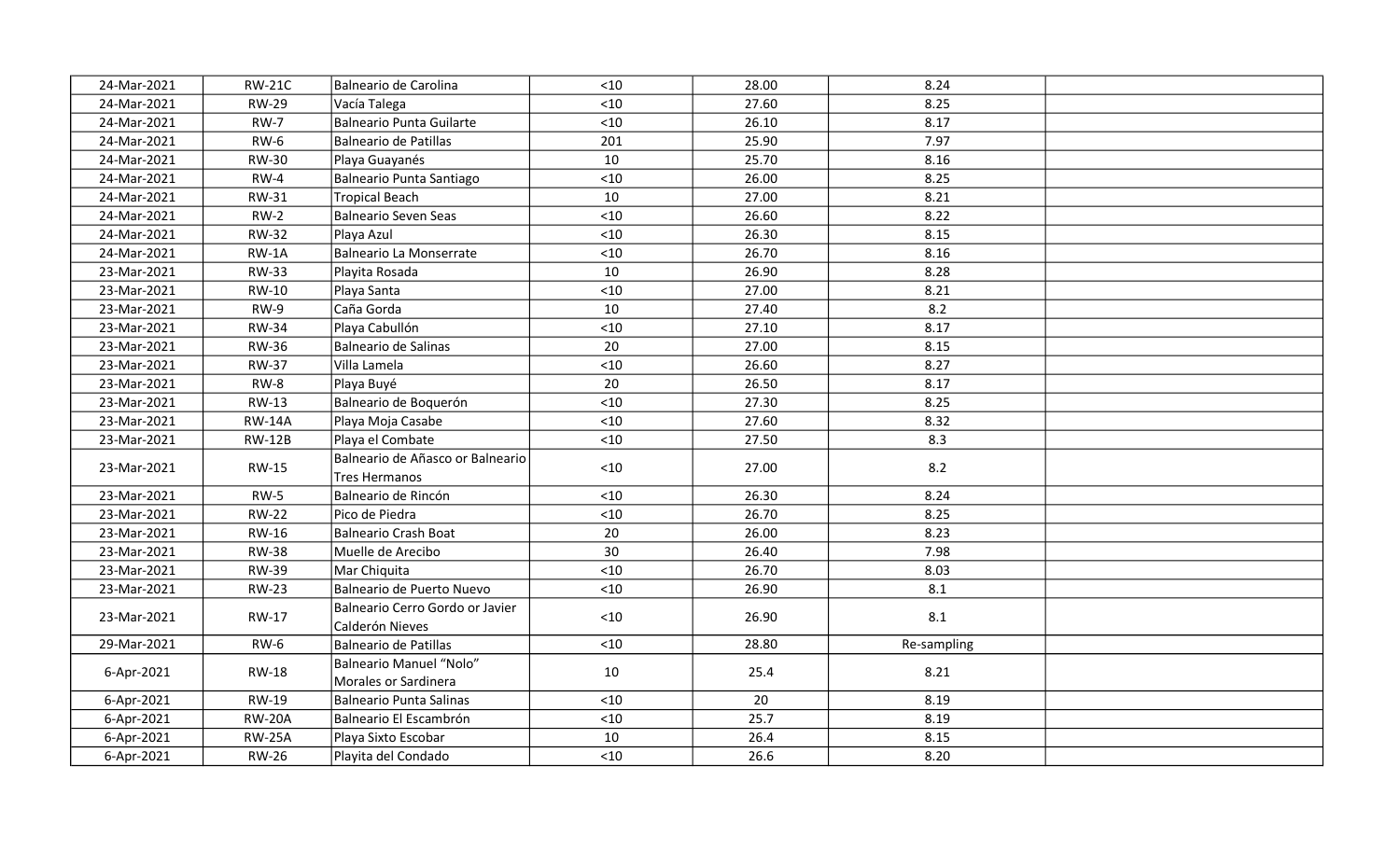| | | | | | | |
|---|---|---|---|---|---|---|
| 24-Mar-2021 | RW-21C | Balneario de Carolina | <10 | 28.00 | 8.24 | |
| 24-Mar-2021 | RW-29 | Vacía Talega | <10 | 27.60 | 8.25 | |
| 24-Mar-2021 | RW-7 | Balneario Punta Guilarte | <10 | 26.10 | 8.17 | |
| 24-Mar-2021 | RW-6 | Balneario de Patillas | 201 | 25.90 | 7.97 | |
| 24-Mar-2021 | RW-30 | Playa Guayanés | 10 | 25.70 | 8.16 | |
| 24-Mar-2021 | RW-4 | Balneario Punta Santiago | <10 | 26.00 | 8.25 | |
| 24-Mar-2021 | RW-31 | Tropical Beach | 10 | 27.00 | 8.21 | |
| 24-Mar-2021 | RW-2 | Balneario Seven Seas | <10 | 26.60 | 8.22 | |
| 24-Mar-2021 | RW-32 | Playa Azul | <10 | 26.30 | 8.15 | |
| 24-Mar-2021 | RW-1A | Balneario La Monserrate | <10 | 26.70 | 8.16 | |
| 23-Mar-2021 | RW-33 | Playita Rosada | 10 | 26.90 | 8.28 | |
| 23-Mar-2021 | RW-10 | Playa Santa | <10 | 27.00 | 8.21 | |
| 23-Mar-2021 | RW-9 | Caña Gorda | 10 | 27.40 | 8.2 | |
| 23-Mar-2021 | RW-34 | Playa Cabullón | <10 | 27.10 | 8.17 | |
| 23-Mar-2021 | RW-36 | Balneario de Salinas | 20 | 27.00 | 8.15 | |
| 23-Mar-2021 | RW-37 | Villa Lamela | <10 | 26.60 | 8.27 | |
| 23-Mar-2021 | RW-8 | Playa Buyé | 20 | 26.50 | 8.17 | |
| 23-Mar-2021 | RW-13 | Balneario de Boquerón | <10 | 27.30 | 8.25 | |
| 23-Mar-2021 | RW-14A | Playa Moja Casabe | <10 | 27.60 | 8.32 | |
| 23-Mar-2021 | RW-12B | Playa el Combate | <10 | 27.50 | 8.3 | |
| 23-Mar-2021 | RW-15 | Balneario de Añasco or Balneario Tres Hermanos | <10 | 27.00 | 8.2 | |
| 23-Mar-2021 | RW-5 | Balneario de Rincón | <10 | 26.30 | 8.24 | |
| 23-Mar-2021 | RW-22 | Pico de Piedra | <10 | 26.70 | 8.25 | |
| 23-Mar-2021 | RW-16 | Balneario Crash Boat | 20 | 26.00 | 8.23 | |
| 23-Mar-2021 | RW-38 | Muelle de Arecibo | 30 | 26.40 | 7.98 | |
| 23-Mar-2021 | RW-39 | Mar Chiquita | <10 | 26.70 | 8.03 | |
| 23-Mar-2021 | RW-23 | Balneario de Puerto Nuevo | <10 | 26.90 | 8.1 | |
| 23-Mar-2021 | RW-17 | Balneario Cerro Gordo or Javier Calderón Nieves | <10 | 26.90 | 8.1 | |
| 29-Mar-2021 | RW-6 | Balneario de Patillas | <10 | 28.80 | Re-sampling | |
| 6-Apr-2021 | RW-18 | Balneario Manuel "Nolo" Morales or Sardinera | 10 | 25.4 | 8.21 | |
| 6-Apr-2021 | RW-19 | Balneario Punta Salinas | <10 | 20 | 8.19 | |
| 6-Apr-2021 | RW-20A | Balneario El Escambrón | <10 | 25.7 | 8.19 | |
| 6-Apr-2021 | RW-25A | Playa Sixto Escobar | 10 | 26.4 | 8.15 | |
| 6-Apr-2021 | RW-26 | Playita del Condado | <10 | 26.6 | 8.20 | |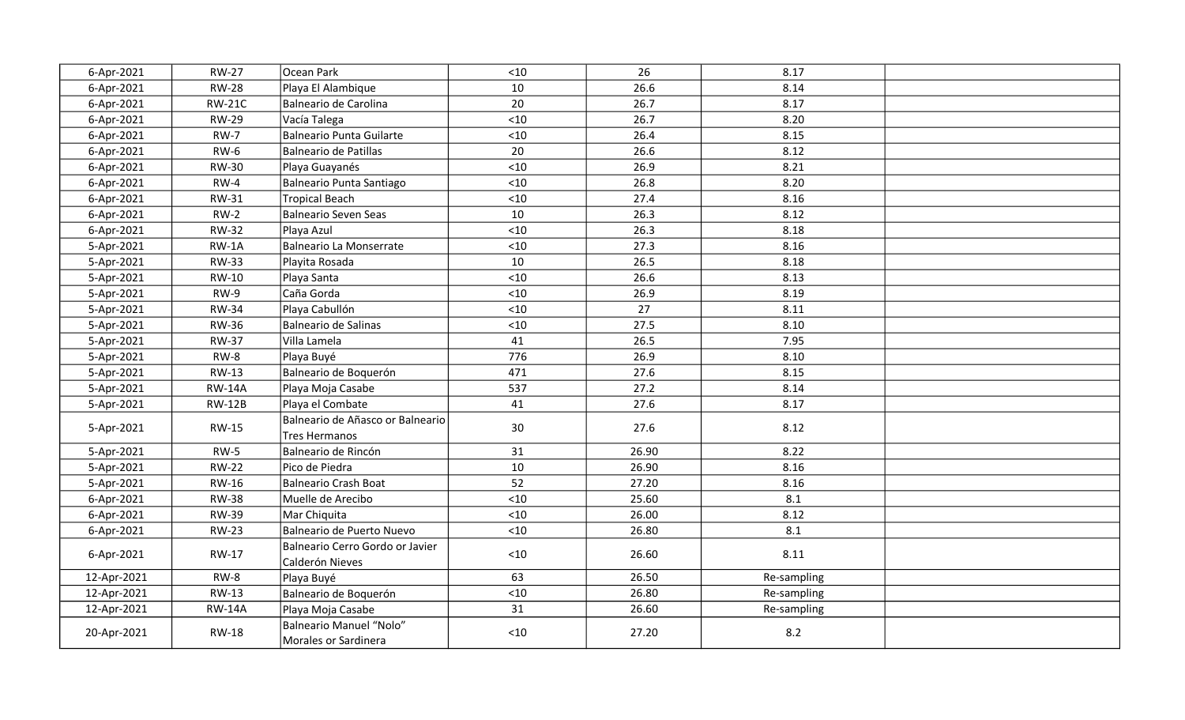| | | | | | | |
|---|---|---|---|---|---|---|
| 6-Apr-2021 | RW-27 | Ocean Park | <10 | 26 | 8.17 | |
| 6-Apr-2021 | RW-28 | Playa El Alambique | 10 | 26.6 | 8.14 | |
| 6-Apr-2021 | RW-21C | Balneario de Carolina | 20 | 26.7 | 8.17 | |
| 6-Apr-2021 | RW-29 | Vacía Talega | <10 | 26.7 | 8.20 | |
| 6-Apr-2021 | RW-7 | Balneario Punta Guilarte | <10 | 26.4 | 8.15 | |
| 6-Apr-2021 | RW-6 | Balneario de Patillas | 20 | 26.6 | 8.12 | |
| 6-Apr-2021 | RW-30 | Playa Guayanés | <10 | 26.9 | 8.21 | |
| 6-Apr-2021 | RW-4 | Balneario Punta Santiago | <10 | 26.8 | 8.20 | |
| 6-Apr-2021 | RW-31 | Tropical Beach | <10 | 27.4 | 8.16 | |
| 6-Apr-2021 | RW-2 | Balneario Seven Seas | 10 | 26.3 | 8.12 | |
| 6-Apr-2021 | RW-32 | Playa Azul | <10 | 26.3 | 8.18 | |
| 5-Apr-2021 | RW-1A | Balneario La Monserrate | <10 | 27.3 | 8.16 | |
| 5-Apr-2021 | RW-33 | Playita Rosada | 10 | 26.5 | 8.18 | |
| 5-Apr-2021 | RW-10 | Playa Santa | <10 | 26.6 | 8.13 | |
| 5-Apr-2021 | RW-9 | Caña Gorda | <10 | 26.9 | 8.19 | |
| 5-Apr-2021 | RW-34 | Playa Cabullón | <10 | 27 | 8.11 | |
| 5-Apr-2021 | RW-36 | Balneario de Salinas | <10 | 27.5 | 8.10 | |
| 5-Apr-2021 | RW-37 | Villa Lamela | 41 | 26.5 | 7.95 | |
| 5-Apr-2021 | RW-8 | Playa Buyé | 776 | 26.9 | 8.10 | |
| 5-Apr-2021 | RW-13 | Balneario de Boquerón | 471 | 27.6 | 8.15 | |
| 5-Apr-2021 | RW-14A | Playa Moja Casabe | 537 | 27.2 | 8.14 | |
| 5-Apr-2021 | RW-12B | Playa el Combate | 41 | 27.6 | 8.17 | |
| 5-Apr-2021 | RW-15 | Balneario de Añasco or Balneario Tres Hermanos | 30 | 27.6 | 8.12 | |
| 5-Apr-2021 | RW-5 | Balneario de Rincón | 31 | 26.90 | 8.22 | |
| 5-Apr-2021 | RW-22 | Pico de Piedra | 10 | 26.90 | 8.16 | |
| 5-Apr-2021 | RW-16 | Balneario Crash Boat | 52 | 27.20 | 8.16 | |
| 6-Apr-2021 | RW-38 | Muelle de Arecibo | <10 | 25.60 | 8.1 | |
| 6-Apr-2021 | RW-39 | Mar Chiquita | <10 | 26.00 | 8.12 | |
| 6-Apr-2021 | RW-23 | Balneario de Puerto Nuevo | <10 | 26.80 | 8.1 | |
| 6-Apr-2021 | RW-17 | Balneario Cerro Gordo or Javier Calderón Nieves | <10 | 26.60 | 8.11 | |
| 12-Apr-2021 | RW-8 | Playa Buyé | 63 | 26.50 | Re-sampling | |
| 12-Apr-2021 | RW-13 | Balneario de Boquerón | <10 | 26.80 | Re-sampling | |
| 12-Apr-2021 | RW-14A | Playa Moja Casabe | 31 | 26.60 | Re-sampling | |
| 20-Apr-2021 | RW-18 | Balneario Manuel "Nolo" Morales or Sardinera | <10 | 27.20 | 8.2 | |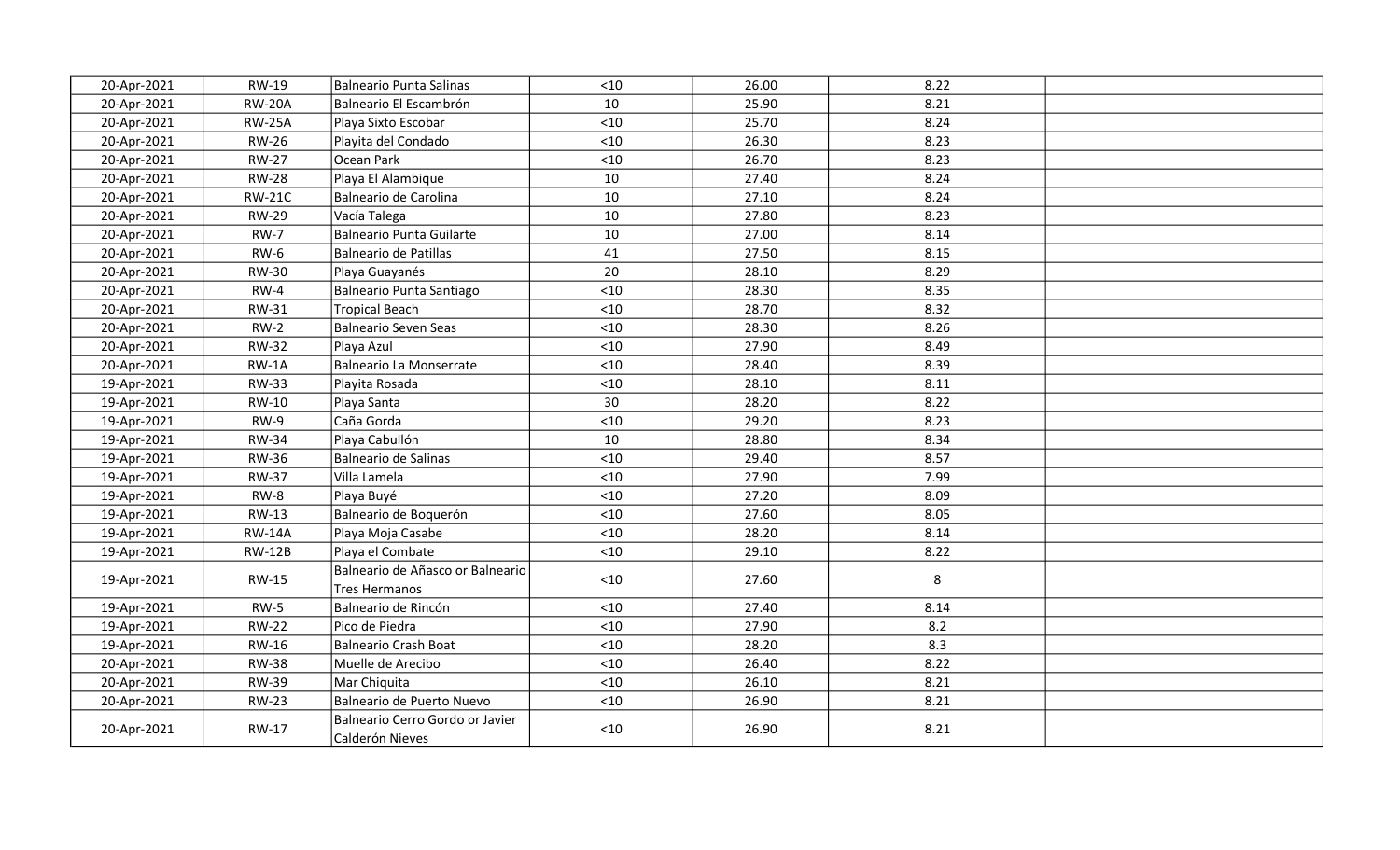| | | | | | | |
|---|---|---|---|---|---|---|
| 20-Apr-2021 | RW-19 | Balneario Punta Salinas | <10 | 26.00 | 8.22 | |
| 20-Apr-2021 | RW-20A | Balneario El Escambrón | 10 | 25.90 | 8.21 | |
| 20-Apr-2021 | RW-25A | Playa Sixto Escobar | <10 | 25.70 | 8.24 | |
| 20-Apr-2021 | RW-26 | Playita del Condado | <10 | 26.30 | 8.23 | |
| 20-Apr-2021 | RW-27 | Ocean Park | <10 | 26.70 | 8.23 | |
| 20-Apr-2021 | RW-28 | Playa El Alambique | 10 | 27.40 | 8.24 | |
| 20-Apr-2021 | RW-21C | Balneario de Carolina | 10 | 27.10 | 8.24 | |
| 20-Apr-2021 | RW-29 | Vacía Talega | 10 | 27.80 | 8.23 | |
| 20-Apr-2021 | RW-7 | Balneario Punta Guilarte | 10 | 27.00 | 8.14 | |
| 20-Apr-2021 | RW-6 | Balneario de Patillas | 41 | 27.50 | 8.15 | |
| 20-Apr-2021 | RW-30 | Playa Guayanés | 20 | 28.10 | 8.29 | |
| 20-Apr-2021 | RW-4 | Balneario Punta Santiago | <10 | 28.30 | 8.35 | |
| 20-Apr-2021 | RW-31 | Tropical Beach | <10 | 28.70 | 8.32 | |
| 20-Apr-2021 | RW-2 | Balneario Seven Seas | <10 | 28.30 | 8.26 | |
| 20-Apr-2021 | RW-32 | Playa Azul | <10 | 27.90 | 8.49 | |
| 20-Apr-2021 | RW-1A | Balneario La Monserrate | <10 | 28.40 | 8.39 | |
| 19-Apr-2021 | RW-33 | Playita Rosada | <10 | 28.10 | 8.11 | |
| 19-Apr-2021 | RW-10 | Playa Santa | 30 | 28.20 | 8.22 | |
| 19-Apr-2021 | RW-9 | Caña Gorda | <10 | 29.20 | 8.23 | |
| 19-Apr-2021 | RW-34 | Playa Cabullón | 10 | 28.80 | 8.34 | |
| 19-Apr-2021 | RW-36 | Balneario de Salinas | <10 | 29.40 | 8.57 | |
| 19-Apr-2021 | RW-37 | Villa Lamela | <10 | 27.90 | 7.99 | |
| 19-Apr-2021 | RW-8 | Playa Buyé | <10 | 27.20 | 8.09 | |
| 19-Apr-2021 | RW-13 | Balneario de Boquerón | <10 | 27.60 | 8.05 | |
| 19-Apr-2021 | RW-14A | Playa Moja Casabe | <10 | 28.20 | 8.14 | |
| 19-Apr-2021 | RW-12B | Playa el Combate | <10 | 29.10 | 8.22 | |
| 19-Apr-2021 | RW-15 | Balneario de Añasco or Balneario Tres Hermanos | <10 | 27.60 | 8 | |
| 19-Apr-2021 | RW-5 | Balneario de Rincón | <10 | 27.40 | 8.14 | |
| 19-Apr-2021 | RW-22 | Pico de Piedra | <10 | 27.90 | 8.2 | |
| 19-Apr-2021 | RW-16 | Balneario Crash Boat | <10 | 28.20 | 8.3 | |
| 20-Apr-2021 | RW-38 | Muelle de Arecibo | <10 | 26.40 | 8.22 | |
| 20-Apr-2021 | RW-39 | Mar Chiquita | <10 | 26.10 | 8.21 | |
| 20-Apr-2021 | RW-23 | Balneario de Puerto Nuevo | <10 | 26.90 | 8.21 | |
| 20-Apr-2021 | RW-17 | Balneario Cerro Gordo or Javier Calderón Nieves | <10 | 26.90 | 8.21 | |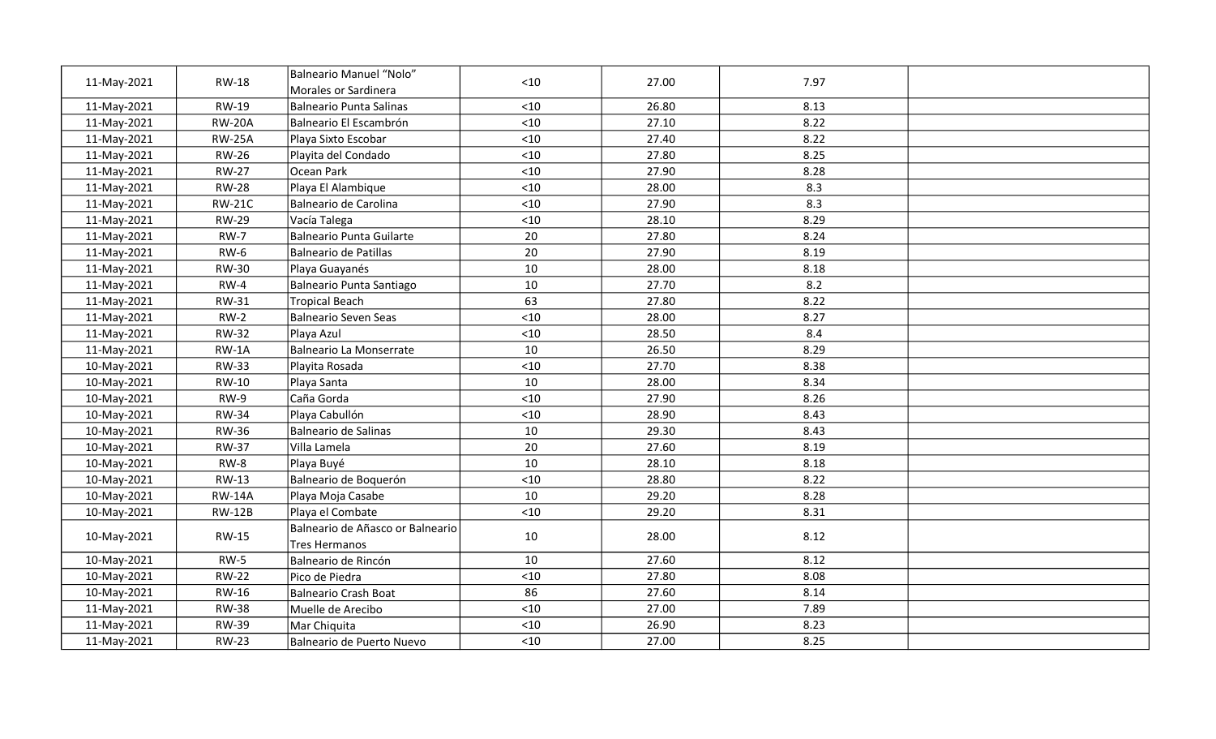| | | | | | | |
|---|---|---|---|---|---|---|
| 11-May-2021 | RW-18 | Balneario Manuel “Nolo” Morales or Sardinera | <10 | 27.00 | 7.97 | |
| 11-May-2021 | RW-19 | Balneario Punta Salinas | <10 | 26.80 | 8.13 | |
| 11-May-2021 | RW-20A | Balneario El Escambrón | <10 | 27.10 | 8.22 | |
| 11-May-2021 | RW-25A | Playa Sixto Escobar | <10 | 27.40 | 8.22 | |
| 11-May-2021 | RW-26 | Playita del Condado | <10 | 27.80 | 8.25 | |
| 11-May-2021 | RW-27 | Ocean Park | <10 | 27.90 | 8.28 | |
| 11-May-2021 | RW-28 | Playa El Alambique | <10 | 28.00 | 8.3 | |
| 11-May-2021 | RW-21C | Balneario de Carolina | <10 | 27.90 | 8.3 | |
| 11-May-2021 | RW-29 | Vacía Talega | <10 | 28.10 | 8.29 | |
| 11-May-2021 | RW-7 | Balneario Punta Guilarte | 20 | 27.80 | 8.24 | |
| 11-May-2021 | RW-6 | Balneario de Patillas | 20 | 27.90 | 8.19 | |
| 11-May-2021 | RW-30 | Playa Guayanés | 10 | 28.00 | 8.18 | |
| 11-May-2021 | RW-4 | Balneario Punta Santiago | 10 | 27.70 | 8.2 | |
| 11-May-2021 | RW-31 | Tropical Beach | 63 | 27.80 | 8.22 | |
| 11-May-2021 | RW-2 | Balneario Seven Seas | <10 | 28.00 | 8.27 | |
| 11-May-2021 | RW-32 | Playa Azul | <10 | 28.50 | 8.4 | |
| 11-May-2021 | RW-1A | Balneario La Monserrate | 10 | 26.50 | 8.29 | |
| 10-May-2021 | RW-33 | Playita Rosada | <10 | 27.70 | 8.38 | |
| 10-May-2021 | RW-10 | Playa Santa | 10 | 28.00 | 8.34 | |
| 10-May-2021 | RW-9 | Caña Gorda | <10 | 27.90 | 8.26 | |
| 10-May-2021 | RW-34 | Playa Cabullón | <10 | 28.90 | 8.43 | |
| 10-May-2021 | RW-36 | Balneario de Salinas | 10 | 29.30 | 8.43 | |
| 10-May-2021 | RW-37 | Villa Lamela | 20 | 27.60 | 8.19 | |
| 10-May-2021 | RW-8 | Playa Buyé | 10 | 28.10 | 8.18 | |
| 10-May-2021 | RW-13 | Balneario de Boquerón | <10 | 28.80 | 8.22 | |
| 10-May-2021 | RW-14A | Playa Moja Casabe | 10 | 29.20 | 8.28 | |
| 10-May-2021 | RW-12B | Playa el Combate | <10 | 29.20 | 8.31 | |
| 10-May-2021 | RW-15 | Balneario de Añasco or Balneario Tres Hermanos | 10 | 28.00 | 8.12 | |
| 10-May-2021 | RW-5 | Balneario de Rincón | 10 | 27.60 | 8.12 | |
| 10-May-2021 | RW-22 | Pico de Piedra | <10 | 27.80 | 8.08 | |
| 10-May-2021 | RW-16 | Balneario Crash Boat | 86 | 27.60 | 8.14 | |
| 11-May-2021 | RW-38 | Muelle de Arecibo | <10 | 27.00 | 7.89 | |
| 11-May-2021 | RW-39 | Mar Chiquita | <10 | 26.90 | 8.23 | |
| 11-May-2021 | RW-23 | Balneario de Puerto Nuevo | <10 | 27.00 | 8.25 | |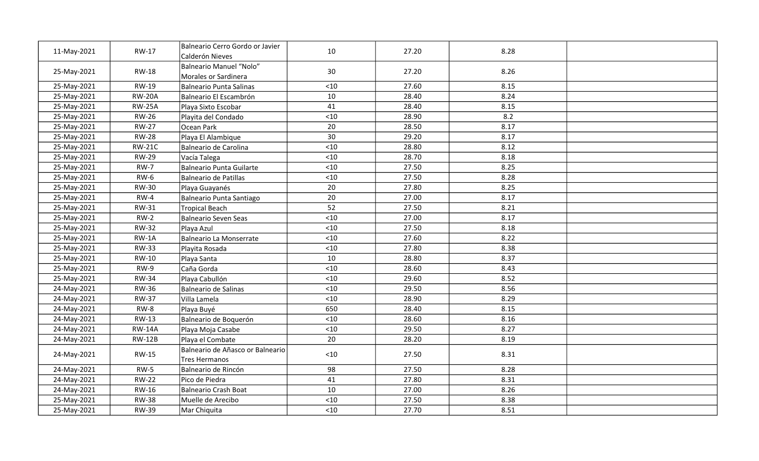| | | | | | | |
|---|---|---|---|---|---|---|
| 11-May-2021 | RW-17 | Balneario Cerro Gordo or Javier Calderón Nieves | 10 | 27.20 | 8.28 | |
| 25-May-2021 | RW-18 | Balneario Manuel “Nolo” Morales or Sardinera | 30 | 27.20 | 8.26 | |
| 25-May-2021 | RW-19 | Balneario Punta Salinas | <10 | 27.60 | 8.15 | |
| 25-May-2021 | RW-20A | Balneario El Escambrón | 10 | 28.40 | 8.24 | |
| 25-May-2021 | RW-25A | Playa Sixto Escobar | 41 | 28.40 | 8.15 | |
| 25-May-2021 | RW-26 | Playita del Condado | <10 | 28.90 | 8.2 | |
| 25-May-2021 | RW-27 | Ocean Park | 20 | 28.50 | 8.17 | |
| 25-May-2021 | RW-28 | Playa El Alambique | 30 | 29.20 | 8.17 | |
| 25-May-2021 | RW-21C | Balneario de Carolina | <10 | 28.80 | 8.12 | |
| 25-May-2021 | RW-29 | Vacía Talega | <10 | 28.70 | 8.18 | |
| 25-May-2021 | RW-7 | Balneario Punta Guilarte | <10 | 27.50 | 8.25 | |
| 25-May-2021 | RW-6 | Balneario de Patillas | <10 | 27.50 | 8.28 | |
| 25-May-2021 | RW-30 | Playa Guayanés | 20 | 27.80 | 8.25 | |
| 25-May-2021 | RW-4 | Balneario Punta Santiago | 20 | 27.00 | 8.17 | |
| 25-May-2021 | RW-31 | Tropical Beach | 52 | 27.50 | 8.21 | |
| 25-May-2021 | RW-2 | Balneario Seven Seas | <10 | 27.00 | 8.17 | |
| 25-May-2021 | RW-32 | Playa Azul | <10 | 27.50 | 8.18 | |
| 25-May-2021 | RW-1A | Balneario La Monserrate | <10 | 27.60 | 8.22 | |
| 25-May-2021 | RW-33 | Playita Rosada | <10 | 27.80 | 8.38 | |
| 25-May-2021 | RW-10 | Playa Santa | 10 | 28.80 | 8.37 | |
| 25-May-2021 | RW-9 | Caña Gorda | <10 | 28.60 | 8.43 | |
| 25-May-2021 | RW-34 | Playa Cabullón | <10 | 29.60 | 8.52 | |
| 24-May-2021 | RW-36 | Balneario de Salinas | <10 | 29.50 | 8.56 | |
| 24-May-2021 | RW-37 | Villa Lamela | <10 | 28.90 | 8.29 | |
| 24-May-2021 | RW-8 | Playa Buyé | 650 | 28.40 | 8.15 | |
| 24-May-2021 | RW-13 | Balneario de Boquerón | <10 | 28.60 | 8.16 | |
| 24-May-2021 | RW-14A | Playa Moja Casabe | <10 | 29.50 | 8.27 | |
| 24-May-2021 | RW-12B | Playa el Combate | 20 | 28.20 | 8.19 | |
| 24-May-2021 | RW-15 | Balneario de Añasco or Balneario Tres Hermanos | <10 | 27.50 | 8.31 | |
| 24-May-2021 | RW-5 | Balneario de Rincón | 98 | 27.50 | 8.28 | |
| 24-May-2021 | RW-22 | Pico de Piedra | 41 | 27.80 | 8.31 | |
| 24-May-2021 | RW-16 | Balneario Crash Boat | 10 | 27.00 | 8.26 | |
| 25-May-2021 | RW-38 | Muelle de Arecibo | <10 | 27.50 | 8.38 | |
| 25-May-2021 | RW-39 | Mar Chiquita | <10 | 27.70 | 8.51 | |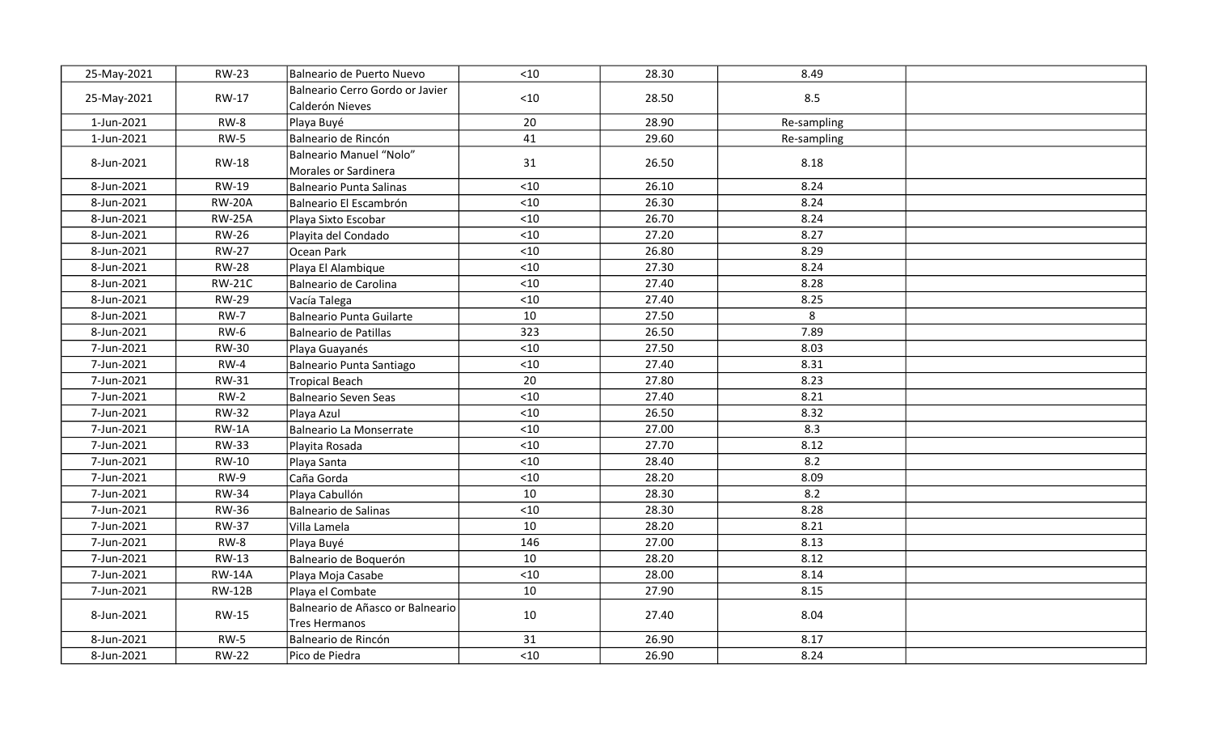| | | | | | | |
|---|---|---|---|---|---|---|
| 25-May-2021 | RW-23 | Balneario de Puerto Nuevo | <10 | 28.30 | 8.49 | |
| 25-May-2021 | RW-17 | Balneario Cerro Gordo or Javier Calderón Nieves | <10 | 28.50 | 8.5 | |
| 1-Jun-2021 | RW-8 | Playa Buyé | 20 | 28.90 | Re-sampling | |
| 1-Jun-2021 | RW-5 | Balneario de Rincón | 41 | 29.60 | Re-sampling | |
| 8-Jun-2021 | RW-18 | Balneario Manuel "Nolo" Morales or Sardinera | 31 | 26.50 | 8.18 | |
| 8-Jun-2021 | RW-19 | Balneario Punta Salinas | <10 | 26.10 | 8.24 | |
| 8-Jun-2021 | RW-20A | Balneario El Escambrón | <10 | 26.30 | 8.24 | |
| 8-Jun-2021 | RW-25A | Playa Sixto Escobar | <10 | 26.70 | 8.24 | |
| 8-Jun-2021 | RW-26 | Playita del Condado | <10 | 27.20 | 8.27 | |
| 8-Jun-2021 | RW-27 | Ocean Park | <10 | 26.80 | 8.29 | |
| 8-Jun-2021 | RW-28 | Playa El Alambique | <10 | 27.30 | 8.24 | |
| 8-Jun-2021 | RW-21C | Balneario de Carolina | <10 | 27.40 | 8.28 | |
| 8-Jun-2021 | RW-29 | Vacía Talega | <10 | 27.40 | 8.25 | |
| 8-Jun-2021 | RW-7 | Balneario Punta Guilarte | 10 | 27.50 | 8 | |
| 8-Jun-2021 | RW-6 | Balneario de Patillas | 323 | 26.50 | 7.89 | |
| 7-Jun-2021 | RW-30 | Playa Guayanés | <10 | 27.50 | 8.03 | |
| 7-Jun-2021 | RW-4 | Balneario Punta Santiago | <10 | 27.40 | 8.31 | |
| 7-Jun-2021 | RW-31 | Tropical Beach | 20 | 27.80 | 8.23 | |
| 7-Jun-2021 | RW-2 | Balneario Seven Seas | <10 | 27.40 | 8.21 | |
| 7-Jun-2021 | RW-32 | Playa Azul | <10 | 26.50 | 8.32 | |
| 7-Jun-2021 | RW-1A | Balneario La Monserrate | <10 | 27.00 | 8.3 | |
| 7-Jun-2021 | RW-33 | Playita Rosada | <10 | 27.70 | 8.12 | |
| 7-Jun-2021 | RW-10 | Playa Santa | <10 | 28.40 | 8.2 | |
| 7-Jun-2021 | RW-9 | Caña Gorda | <10 | 28.20 | 8.09 | |
| 7-Jun-2021 | RW-34 | Playa Cabullón | 10 | 28.30 | 8.2 | |
| 7-Jun-2021 | RW-36 | Balneario de Salinas | <10 | 28.30 | 8.28 | |
| 7-Jun-2021 | RW-37 | Villa Lamela | 10 | 28.20 | 8.21 | |
| 7-Jun-2021 | RW-8 | Playa Buyé | 146 | 27.00 | 8.13 | |
| 7-Jun-2021 | RW-13 | Balneario de Boquerón | 10 | 28.20 | 8.12 | |
| 7-Jun-2021 | RW-14A | Playa Moja Casabe | <10 | 28.00 | 8.14 | |
| 7-Jun-2021 | RW-12B | Playa el Combate | 10 | 27.90 | 8.15 | |
| 8-Jun-2021 | RW-15 | Balneario de Añasco or Balneario Tres Hermanos | 10 | 27.40 | 8.04 | |
| 8-Jun-2021 | RW-5 | Balneario de Rincón | 31 | 26.90 | 8.17 | |
| 8-Jun-2021 | RW-22 | Pico de Piedra | <10 | 26.90 | 8.24 | |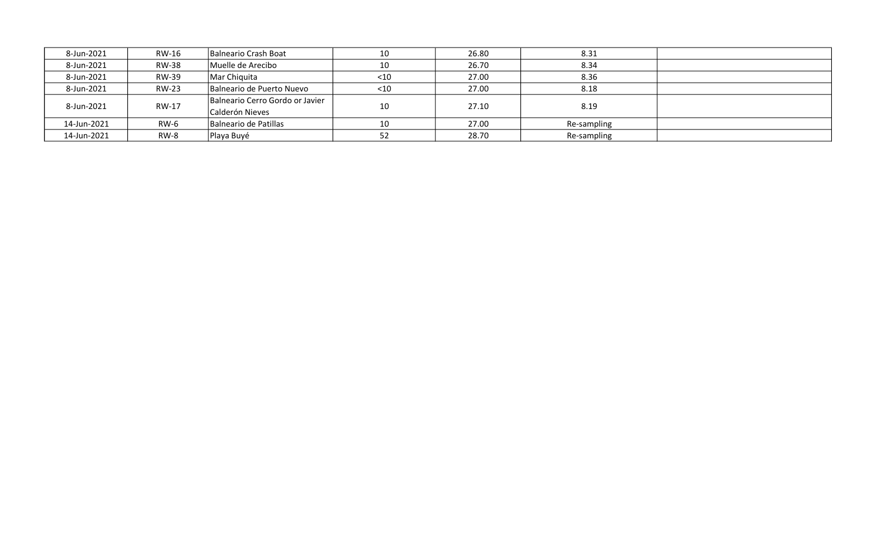| | | | | | | |
|---|---|---|---|---|---|---|
| 8-Jun-2021 | RW-16 | Balneario Crash Boat | 10 | 26.80 | 8.31 | |
| 8-Jun-2021 | RW-38 | Muelle de Arecibo | 10 | 26.70 | 8.34 | |
| 8-Jun-2021 | RW-39 | Mar Chiquita | <10 | 27.00 | 8.36 | |
| 8-Jun-2021 | RW-23 | Balneario de Puerto Nuevo | <10 | 27.00 | 8.18 | |
| 8-Jun-2021 | RW-17 | Balneario Cerro Gordo or Javier Calderón Nieves | 10 | 27.10 | 8.19 | |
| 14-Jun-2021 | RW-6 | Balneario de Patillas | 10 | 27.00 | Re-sampling | |
| 14-Jun-2021 | RW-8 | Playa Buyé | 52 | 28.70 | Re-sampling | |